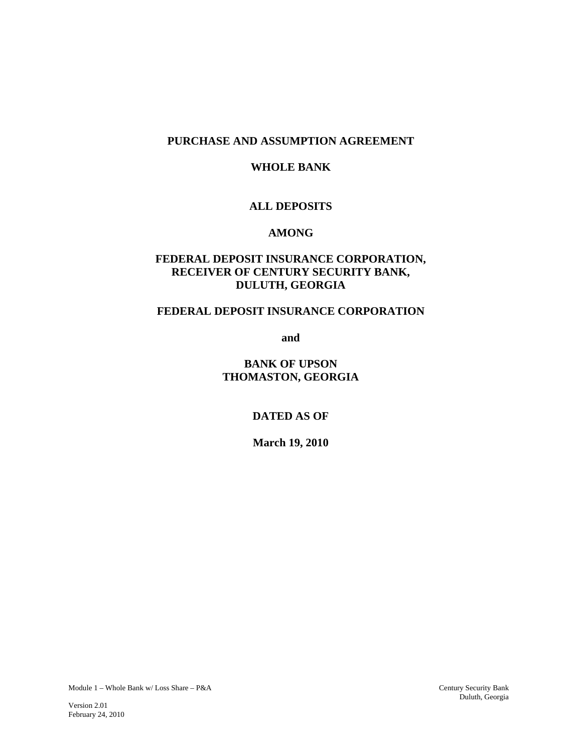# PURCHASE AND ASSUMPTION AGREEMENT

## WHOLE BANK

## ALL DEPOSITS

## AMONG

## FEDERAL DEPOSIT INSURANCE CORPORATION, RECEIVER OF CENTURY SECURITY BANK, DULUTH, GEORGIA

## FEDERAL DEPOSIT INSURANCE CORPORATION

**and**

## BANK OF UPSON THOMASTON, GEORGIA

**DATED AS OF**

**March 19, 2010**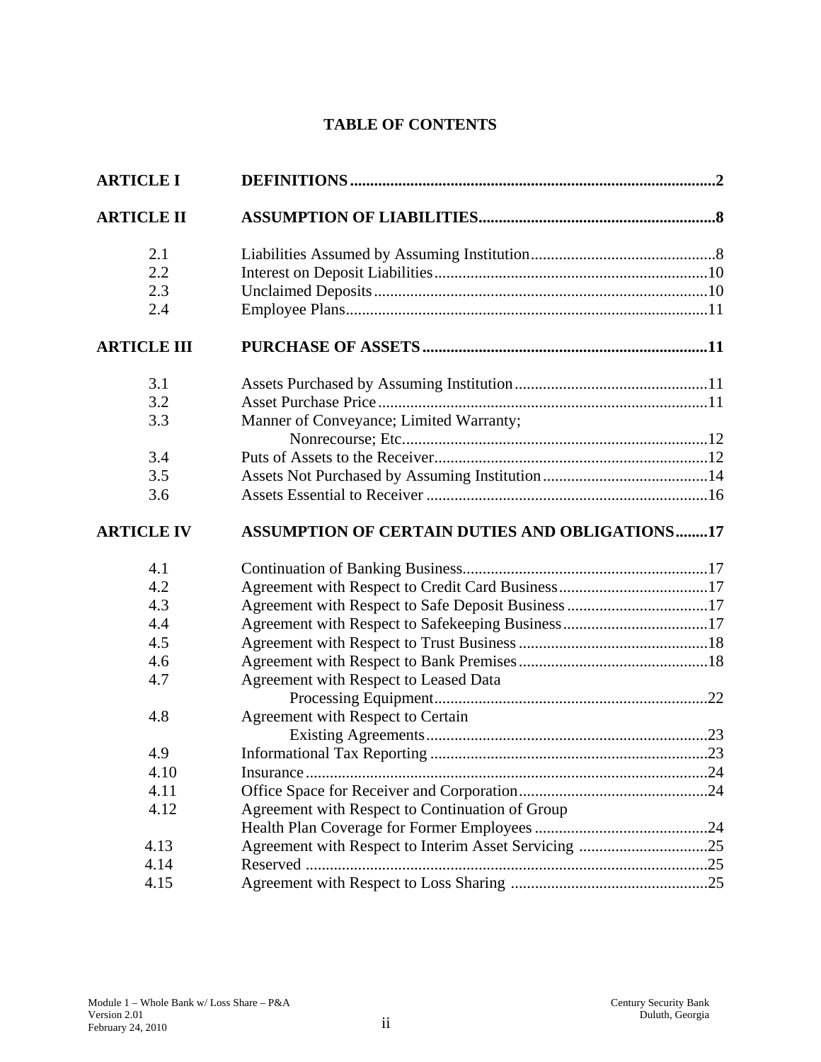# TABLE OF CONTENTS

| | | |
|---|---|---|
| **ARTICLE I** | **DEFINITIONS** | **2** |
| **ARTICLE II** | **ASSUMPTION OF LIABILITIES** | **8** |
| 2.1 | Liabilities Assumed by Assuming Institution | 8 |
| 2.2 | Interest on Deposit Liabilities | 10 |
| 2.3 | Unclaimed Deposits | 10 |
| 2.4 | Employee Plans | 11 |
| **ARTICLE III** | **PURCHASE OF ASSETS** | **11** |
| 3.1 | Assets Purchased by Assuming Institution | 11 |
| 3.2 | Asset Purchase Price | 11 |
| 3.3 | Manner of Conveyance; Limited Warranty; Nonrecourse; Etc. | 12 |
| 3.4 | Puts of Assets to the Receiver | 12 |
| 3.5 | Assets Not Purchased by Assuming Institution | 14 |
| 3.6 | Assets Essential to Receiver | 16 |
| **ARTICLE IV** | **ASSUMPTION OF CERTAIN DUTIES AND OBLIGATIONS** | **17** |
| 4.1 | Continuation of Banking Business | 17 |
| 4.2 | Agreement with Respect to Credit Card Business | 17 |
| 4.3 | Agreement with Respect to Safe Deposit Business | 17 |
| 4.4 | Agreement with Respect to Safekeeping Business | 17 |
| 4.5 | Agreement with Respect to Trust Business | 18 |
| 4.6 | Agreement with Respect to Bank Premises | 18 |
| 4.7 | Agreement with Respect to Leased Data Processing Equipment | 22 |
| 4.8 | Agreement with Respect to Certain Existing Agreements | 23 |
| 4.9 | Informational Tax Reporting | 23 |
| 4.10 | Insurance | 24 |
| 4.11 | Office Space for Receiver and Corporation | 24 |
| 4.12 | Agreement with Respect to Continuation of Group Health Plan Coverage for Former Employees | 24 |
| 4.13 | Agreement with Respect to Interim Asset Servicing | 25 |
| 4.14 | Reserved | 25 |
| 4.15 | Agreement with Respect to Loss Sharing | 25 |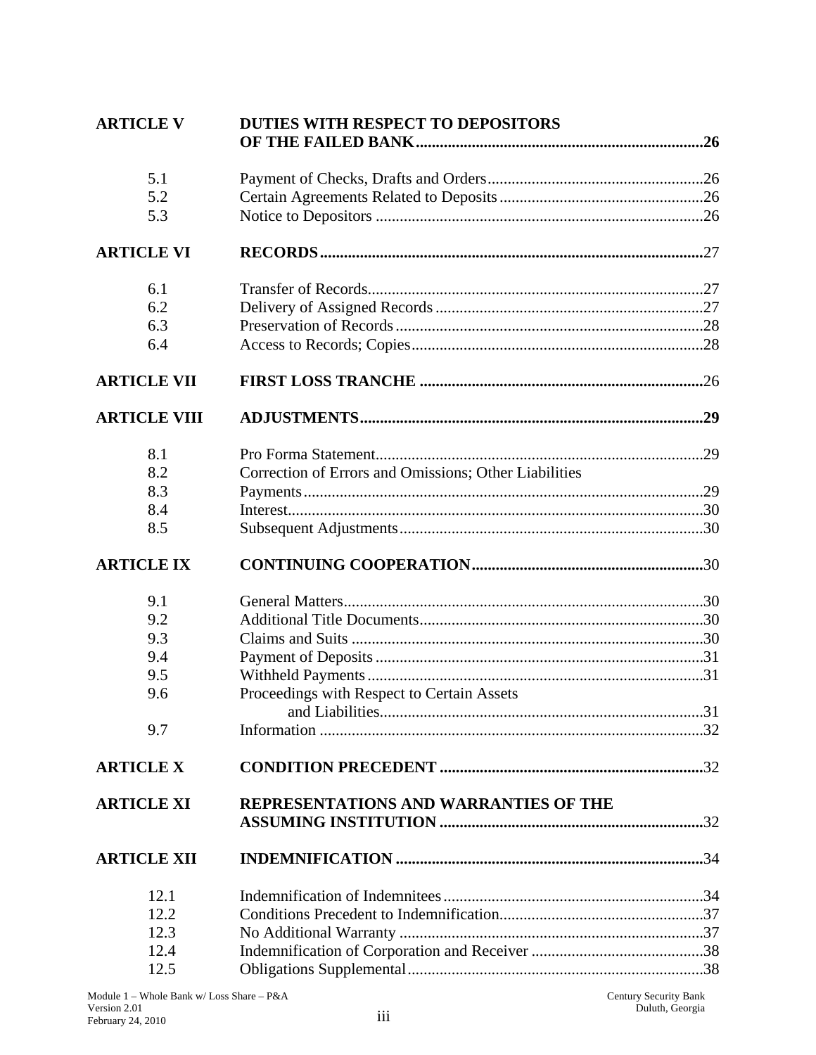| | | |
|---|---|---|
| **ARTICLE V** | **DUTIES WITH RESPECT TO DEPOSITORS OF THE FAILED BANK** | **26** |
| 5.1 | Payment of Checks, Drafts and Orders | 26 |
| 5.2 | Certain Agreements Related to Deposits | 26 |
| 5.3 | Notice to Depositors | 26 |
| **ARTICLE VI** | **RECORDS** | 27 |
| 6.1 | Transfer of Records | 27 |
| 6.2 | Delivery of Assigned Records | 27 |
| 6.3 | Preservation of Records | 28 |
| 6.4 | Access to Records; Copies | 28 |
| **ARTICLE VII** | **FIRST LOSS TRANCHE** | 26 |
| **ARTICLE VIII** | **ADJUSTMENTS** | **29** |
| 8.1 | Pro Forma Statement | 29 |
| 8.2 | Correction of Errors and Omissions; Other Liabilities | |
| 8.3 | Payments | 29 |
| 8.4 | Interest | 30 |
| 8.5 | Subsequent Adjustments | 30 |
| **ARTICLE IX** | **CONTINUING COOPERATION** | 30 |
| 9.1 | General Matters | 30 |
| 9.2 | Additional Title Documents | 30 |
| 9.3 | Claims and Suits | 30 |
| 9.4 | Payment of Deposits | 31 |
| 9.5 | Withheld Payments | 31 |
| 9.6 | Proceedings with Respect to Certain Assets and Liabilities | 31 |
| 9.7 | Information | 32 |
| **ARTICLE X** | **CONDITION PRECEDENT** | 32 |
| **ARTICLE XI** | **REPRESENTATIONS AND WARRANTIES OF THE ASSUMING INSTITUTION** | 32 |
| **ARTICLE XII** | **INDEMNIFICATION** | 34 |
| 12.1 | Indemnification of Indemnitees | 34 |
| 12.2 | Conditions Precedent to Indemnification | 37 |
| 12.3 | No Additional Warranty | 37 |
| 12.4 | Indemnification of Corporation and Receiver | 38 |
| 12.5 | Obligations Supplemental | 38 |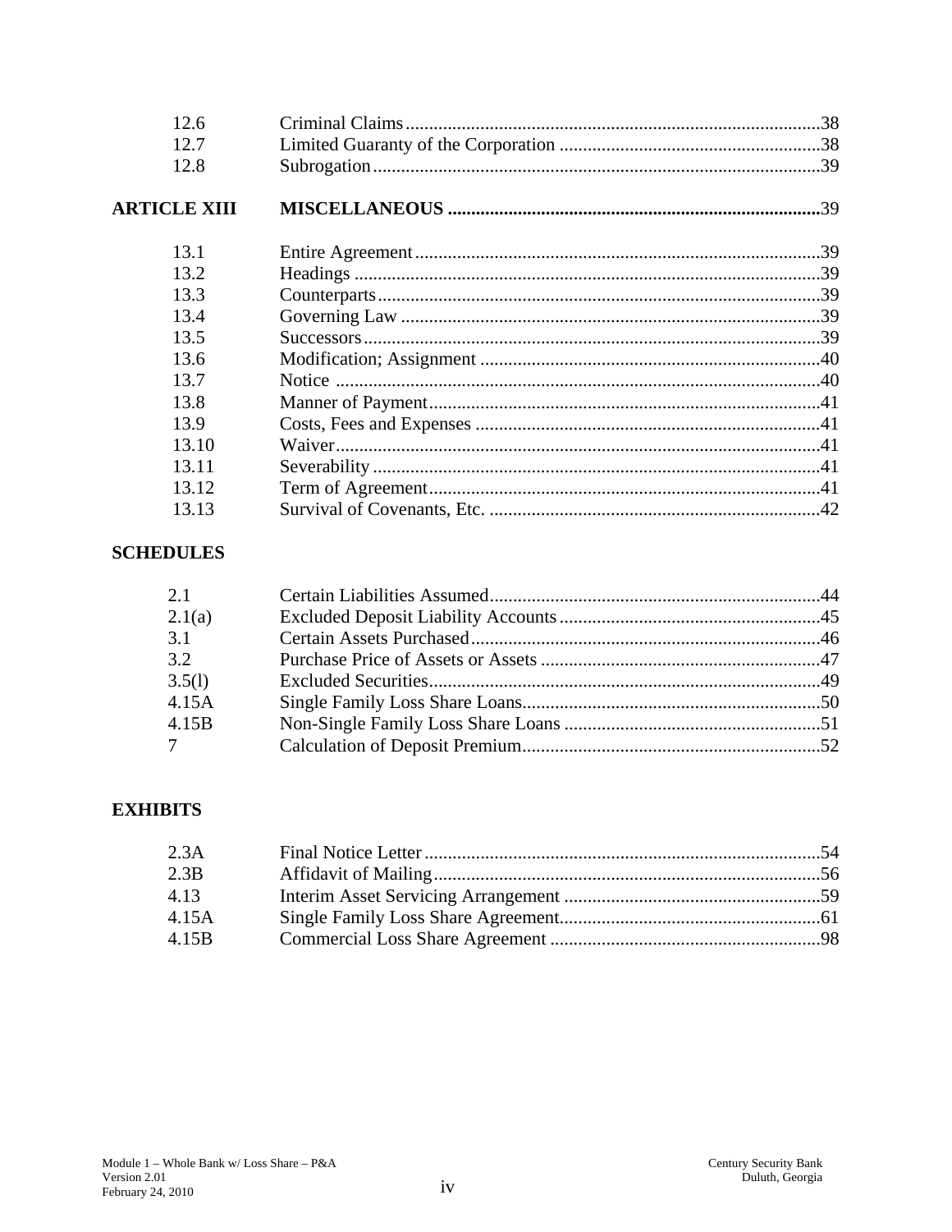| | | |
|---|---|---|
| 12.6 | Criminal Claims | 38 |
| 12.7 | Limited Guaranty of the Corporation | 38 |
| 12.8 | Subrogation | 39 |
| **ARTICLE XIII** | **MISCELLANEOUS** | 39 |
| 13.1 | Entire Agreement | 39 |
| 13.2 | Headings | 39 |
| 13.3 | Counterparts | 39 |
| 13.4 | Governing Law | 39 |
| 13.5 | Successors | 39 |
| 13.6 | Modification; Assignment | 40 |
| 13.7 | Notice | 40 |
| 13.8 | Manner of Payment | 41 |
| 13.9 | Costs, Fees and Expenses | 41 |
| 13.10 | Waiver | 41 |
| 13.11 | Severability | 41 |
| 13.12 | Term of Agreement | 41 |
| 13.13 | Survival of Covenants, Etc. | 42 |

**SCHEDULES**

| | | |
|---|---|---|
| 2.1 | Certain Liabilities Assumed | 44 |
| 2.1(a) | Excluded Deposit Liability Accounts | 45 |
| 3.1 | Certain Assets Purchased | 46 |
| 3.2 | Purchase Price of Assets or Assets | 47 |
| 3.5(l) | Excluded Securities | 49 |
| 4.15A | Single Family Loss Share Loans | 50 |
| 4.15B | Non-Single Family Loss Share Loans | 51 |
| 7 | Calculation of Deposit Premium | 52 |

**EXHIBITS**

| | | |
|---|---|---|
| 2.3A | Final Notice Letter | 54 |
| 2.3B | Affidavit of Mailing | 56 |
| 4.13 | Interim Asset Servicing Arrangement | 59 |
| 4.15A | Single Family Loss Share Agreement | 61 |
| 4.15B | Commercial Loss Share Agreement | 98 |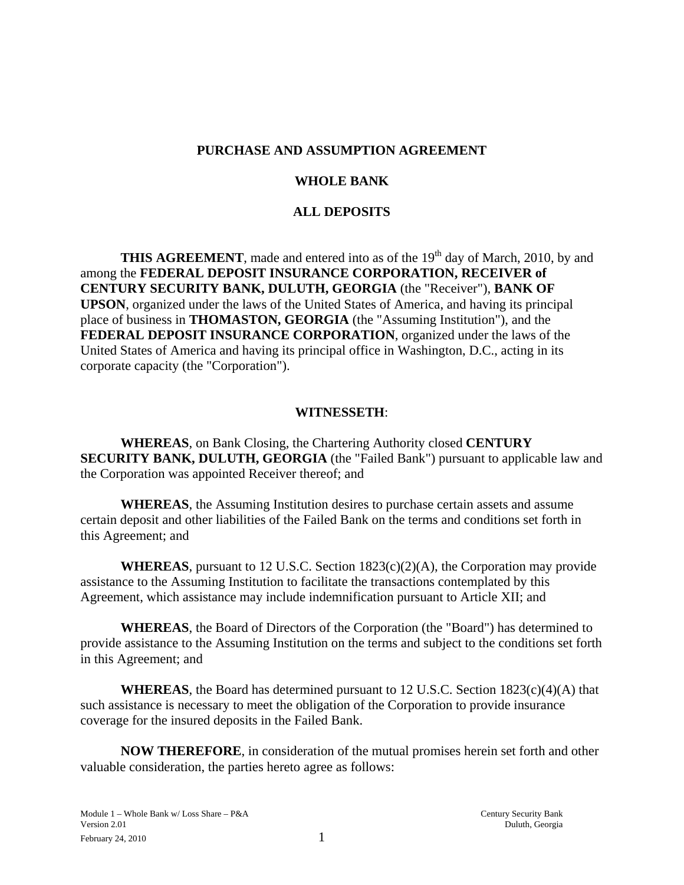**PURCHASE AND ASSUMPTION AGREEMENT**

**WHOLE BANK**

**ALL DEPOSITS**

**THIS AGREEMENT**, made and entered into as of the 19th day of March, 2010, by and among the **FEDERAL DEPOSIT INSURANCE CORPORATION, RECEIVER of CENTURY SECURITY BANK, DULUTH, GEORGIA** (the "Receiver"), **BANK OF UPSON**, organized under the laws of the United States of America, and having its principal place of business in **THOMASTON, GEORGIA** (the "Assuming Institution"), and the **FEDERAL DEPOSIT INSURANCE CORPORATION**, organized under the laws of the United States of America and having its principal office in Washington, D.C., acting in its corporate capacity (the "Corporation").

**WITNESSETH**:

**WHEREAS**, on Bank Closing, the Chartering Authority closed **CENTURY SECURITY BANK, DULUTH, GEORGIA** (the "Failed Bank") pursuant to applicable law and the Corporation was appointed Receiver thereof; and

**WHEREAS**, the Assuming Institution desires to purchase certain assets and assume certain deposit and other liabilities of the Failed Bank on the terms and conditions set forth in this Agreement; and

**WHEREAS**, pursuant to 12 U.S.C. Section 1823(c)(2)(A), the Corporation may provide assistance to the Assuming Institution to facilitate the transactions contemplated by this Agreement, which assistance may include indemnification pursuant to Article XII; and

**WHEREAS**, the Board of Directors of the Corporation (the "Board") has determined to provide assistance to the Assuming Institution on the terms and subject to the conditions set forth in this Agreement; and

**WHEREAS**, the Board has determined pursuant to 12 U.S.C. Section 1823(c)(4)(A) that such assistance is necessary to meet the obligation of the Corporation to provide insurance coverage for the insured deposits in the Failed Bank.

**NOW THEREFORE**, in consideration of the mutual promises herein set forth and other valuable consideration, the parties hereto agree as follows: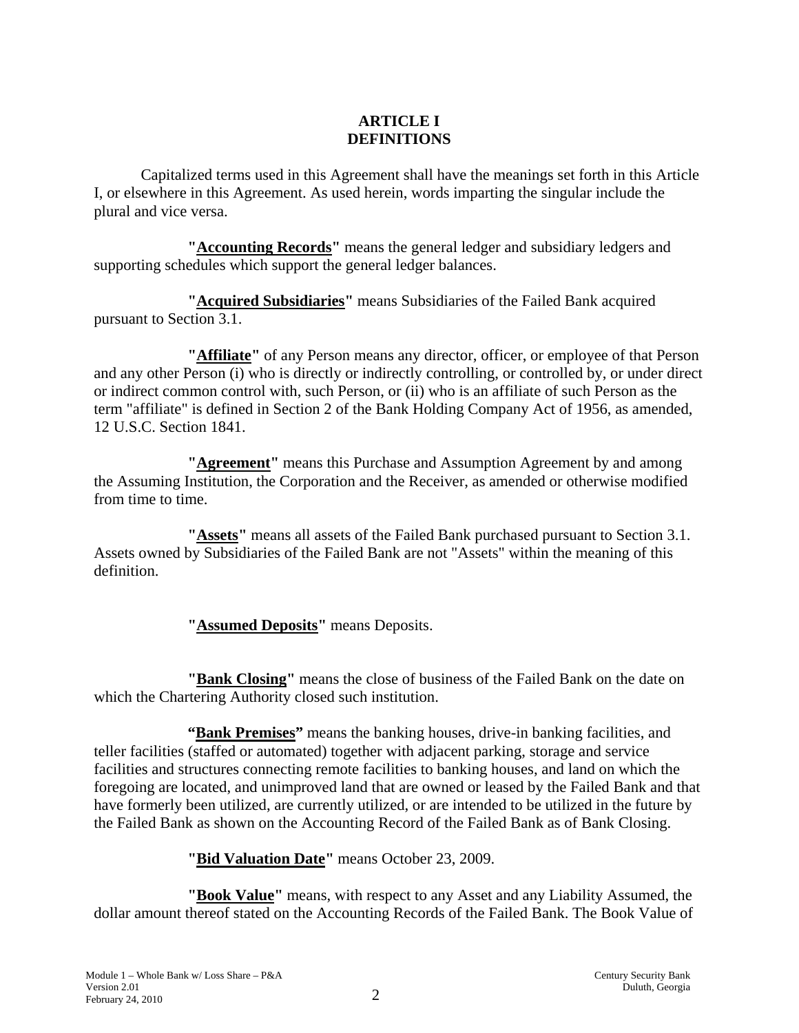# ARTICLE I
# DEFINITIONS

Capitalized terms used in this Agreement shall have the meanings set forth in this Article I, or elsewhere in this Agreement. As used herein, words imparting the singular include the plural and vice versa.

**"Accounting Records"** means the general ledger and subsidiary ledgers and supporting schedules which support the general ledger balances.

**"Acquired Subsidiaries"** means Subsidiaries of the Failed Bank acquired pursuant to Section 3.1.

**"Affiliate"** of any Person means any director, officer, or employee of that Person and any other Person (i) who is directly or indirectly controlling, or controlled by, or under direct or indirect common control with, such Person, or (ii) who is an affiliate of such Person as the term "affiliate" is defined in Section 2 of the Bank Holding Company Act of 1956, as amended, 12 U.S.C. Section 1841.

**"Agreement"** means this Purchase and Assumption Agreement by and among the Assuming Institution, the Corporation and the Receiver, as amended or otherwise modified from time to time.

**"Assets"** means all assets of the Failed Bank purchased pursuant to Section 3.1. Assets owned by Subsidiaries of the Failed Bank are not "Assets" within the meaning of this definition.

**"Assumed Deposits"** means Deposits.

**"Bank Closing"** means the close of business of the Failed Bank on the date on which the Chartering Authority closed such institution.

**"Bank Premises"** means the banking houses, drive-in banking facilities, and teller facilities (staffed or automated) together with adjacent parking, storage and service facilities and structures connecting remote facilities to banking houses, and land on which the foregoing are located, and unimproved land that are owned or leased by the Failed Bank and that have formerly been utilized, are currently utilized, or are intended to be utilized in the future by the Failed Bank as shown on the Accounting Record of the Failed Bank as of Bank Closing.

**"Bid Valuation Date"** means October 23, 2009.

**"Book Value"** means, with respect to any Asset and any Liability Assumed, the dollar amount thereof stated on the Accounting Records of the Failed Bank. The Book Value of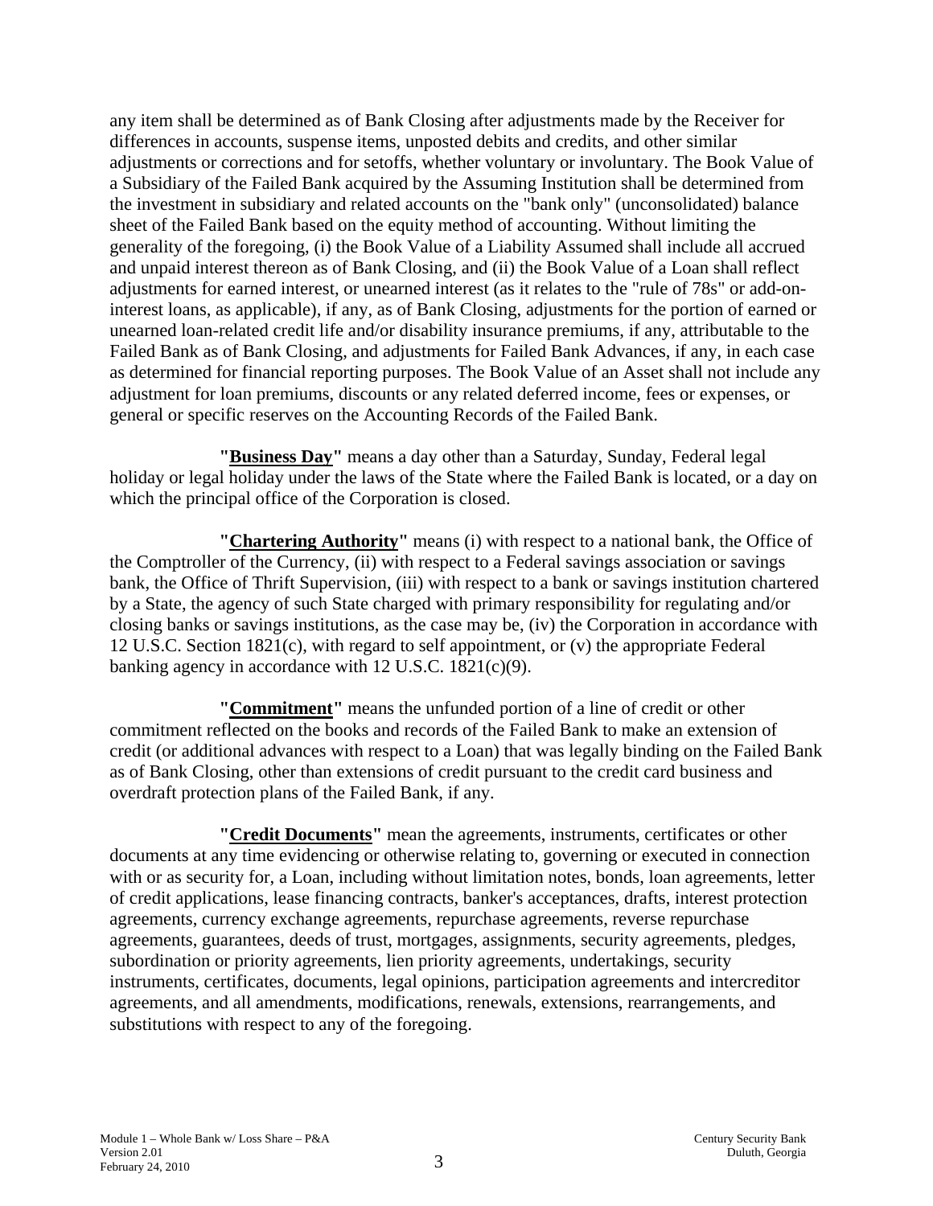any item shall be determined as of Bank Closing after adjustments made by the Receiver for differences in accounts, suspense items, unposted debits and credits, and other similar adjustments or corrections and for setoffs, whether voluntary or involuntary. The Book Value of a Subsidiary of the Failed Bank acquired by the Assuming Institution shall be determined from the investment in subsidiary and related accounts on the "bank only" (unconsolidated) balance sheet of the Failed Bank based on the equity method of accounting. Without limiting the generality of the foregoing, (i) the Book Value of a Liability Assumed shall include all accrued and unpaid interest thereon as of Bank Closing, and (ii) the Book Value of a Loan shall reflect adjustments for earned interest, or unearned interest (as it relates to the "rule of 78s" or add-on-interest loans, as applicable), if any, as of Bank Closing, adjustments for the portion of earned or unearned loan-related credit life and/or disability insurance premiums, if any, attributable to the Failed Bank as of Bank Closing, and adjustments for Failed Bank Advances, if any, in each case as determined for financial reporting purposes. The Book Value of an Asset shall not include any adjustment for loan premiums, discounts or any related deferred income, fees or expenses, or general or specific reserves on the Accounting Records of the Failed Bank.

**"Business Day"** means a day other than a Saturday, Sunday, Federal legal holiday or legal holiday under the laws of the State where the Failed Bank is located, or a day on which the principal office of the Corporation is closed.

**"Chartering Authority"** means (i) with respect to a national bank, the Office of the Comptroller of the Currency, (ii) with respect to a Federal savings association or savings bank, the Office of Thrift Supervision, (iii) with respect to a bank or savings institution chartered by a State, the agency of such State charged with primary responsibility for regulating and/or closing banks or savings institutions, as the case may be, (iv) the Corporation in accordance with 12 U.S.C. Section 1821(c), with regard to self appointment, or (v) the appropriate Federal banking agency in accordance with 12 U.S.C. 1821(c)(9).

**"Commitment"** means the unfunded portion of a line of credit or other commitment reflected on the books and records of the Failed Bank to make an extension of credit (or additional advances with respect to a Loan) that was legally binding on the Failed Bank as of Bank Closing, other than extensions of credit pursuant to the credit card business and overdraft protection plans of the Failed Bank, if any.

**"Credit Documents"** mean the agreements, instruments, certificates or other documents at any time evidencing or otherwise relating to, governing or executed in connection with or as security for, a Loan, including without limitation notes, bonds, loan agreements, letter of credit applications, lease financing contracts, banker's acceptances, drafts, interest protection agreements, currency exchange agreements, repurchase agreements, reverse repurchase agreements, guarantees, deeds of trust, mortgages, assignments, security agreements, pledges, subordination or priority agreements, lien priority agreements, undertakings, security instruments, certificates, documents, legal opinions, participation agreements and intercreditor agreements, and all amendments, modifications, renewals, extensions, rearrangements, and substitutions with respect to any of the foregoing.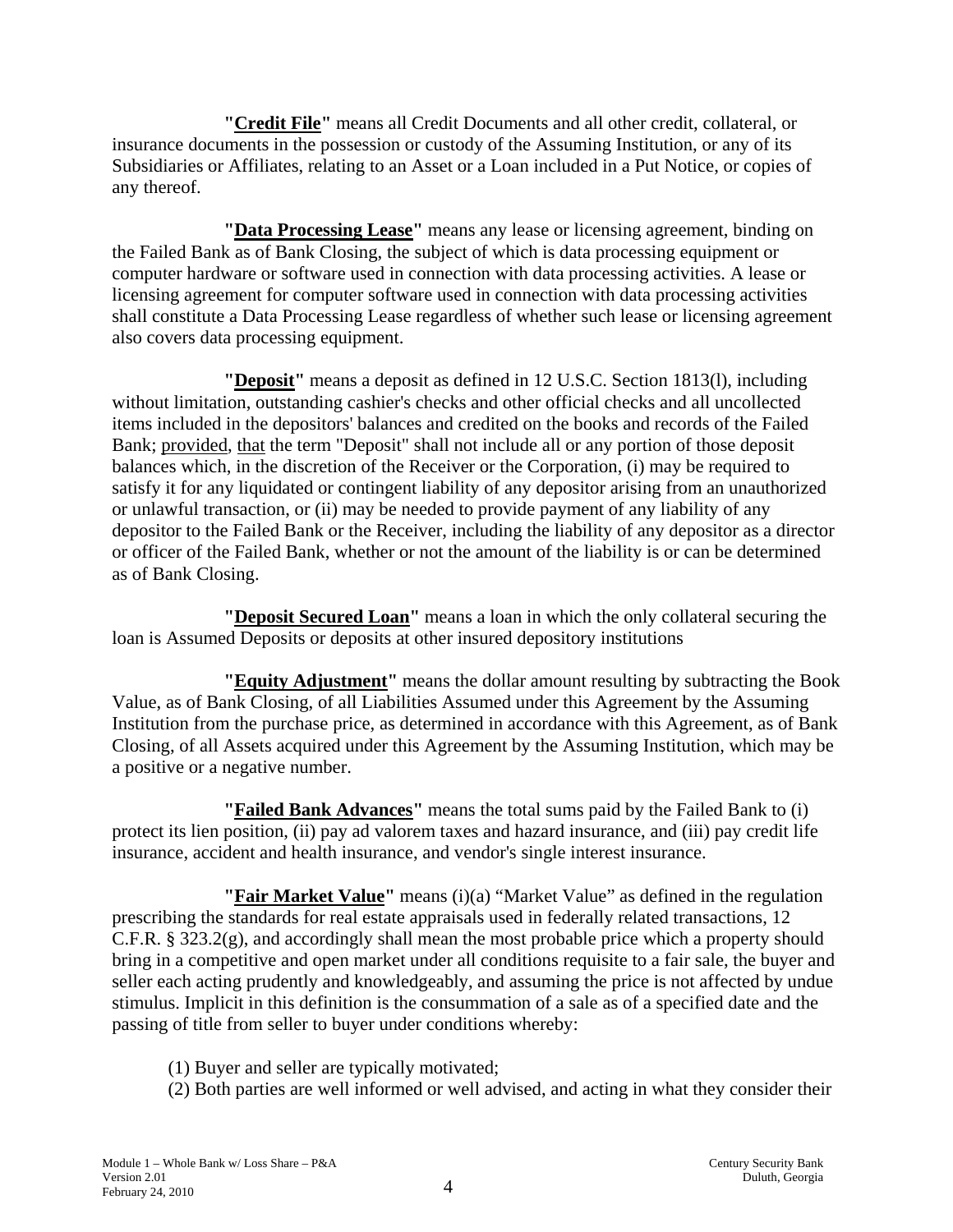**"Credit File"** means all Credit Documents and all other credit, collateral, or insurance documents in the possession or custody of the Assuming Institution, or any of its Subsidiaries or Affiliates, relating to an Asset or a Loan included in a Put Notice, or copies of any thereof.

**"Data Processing Lease"** means any lease or licensing agreement, binding on the Failed Bank as of Bank Closing, the subject of which is data processing equipment or computer hardware or software used in connection with data processing activities. A lease or licensing agreement for computer software used in connection with data processing activities shall constitute a Data Processing Lease regardless of whether such lease or licensing agreement also covers data processing equipment.

**"Deposit"** means a deposit as defined in 12 U.S.C. Section 1813(l), including without limitation, outstanding cashier's checks and other official checks and all uncollected items included in the depositors' balances and credited on the books and records of the Failed Bank; provided, that the term "Deposit" shall not include all or any portion of those deposit balances which, in the discretion of the Receiver or the Corporation, (i) may be required to satisfy it for any liquidated or contingent liability of any depositor arising from an unauthorized or unlawful transaction, or (ii) may be needed to provide payment of any liability of any depositor to the Failed Bank or the Receiver, including the liability of any depositor as a director or officer of the Failed Bank, whether or not the amount of the liability is or can be determined as of Bank Closing.

**"Deposit Secured Loan"** means a loan in which the only collateral securing the loan is Assumed Deposits or deposits at other insured depository institutions

**"Equity Adjustment"** means the dollar amount resulting by subtracting the Book Value, as of Bank Closing, of all Liabilities Assumed under this Agreement by the Assuming Institution from the purchase price, as determined in accordance with this Agreement, as of Bank Closing, of all Assets acquired under this Agreement by the Assuming Institution, which may be a positive or a negative number.

**"Failed Bank Advances"** means the total sums paid by the Failed Bank to (i) protect its lien position, (ii) pay ad valorem taxes and hazard insurance, and (iii) pay credit life insurance, accident and health insurance, and vendor's single interest insurance.

**"Fair Market Value"** means (i)(a) "Market Value" as defined in the regulation prescribing the standards for real estate appraisals used in federally related transactions, 12 C.F.R. § 323.2(g), and accordingly shall mean the most probable price which a property should bring in a competitive and open market under all conditions requisite to a fair sale, the buyer and seller each acting prudently and knowledgeably, and assuming the price is not affected by undue stimulus. Implicit in this definition is the consummation of a sale as of a specified date and the passing of title from seller to buyer under conditions whereby:

(1) Buyer and seller are typically motivated;
(2) Both parties are well informed or well advised, and acting in what they consider their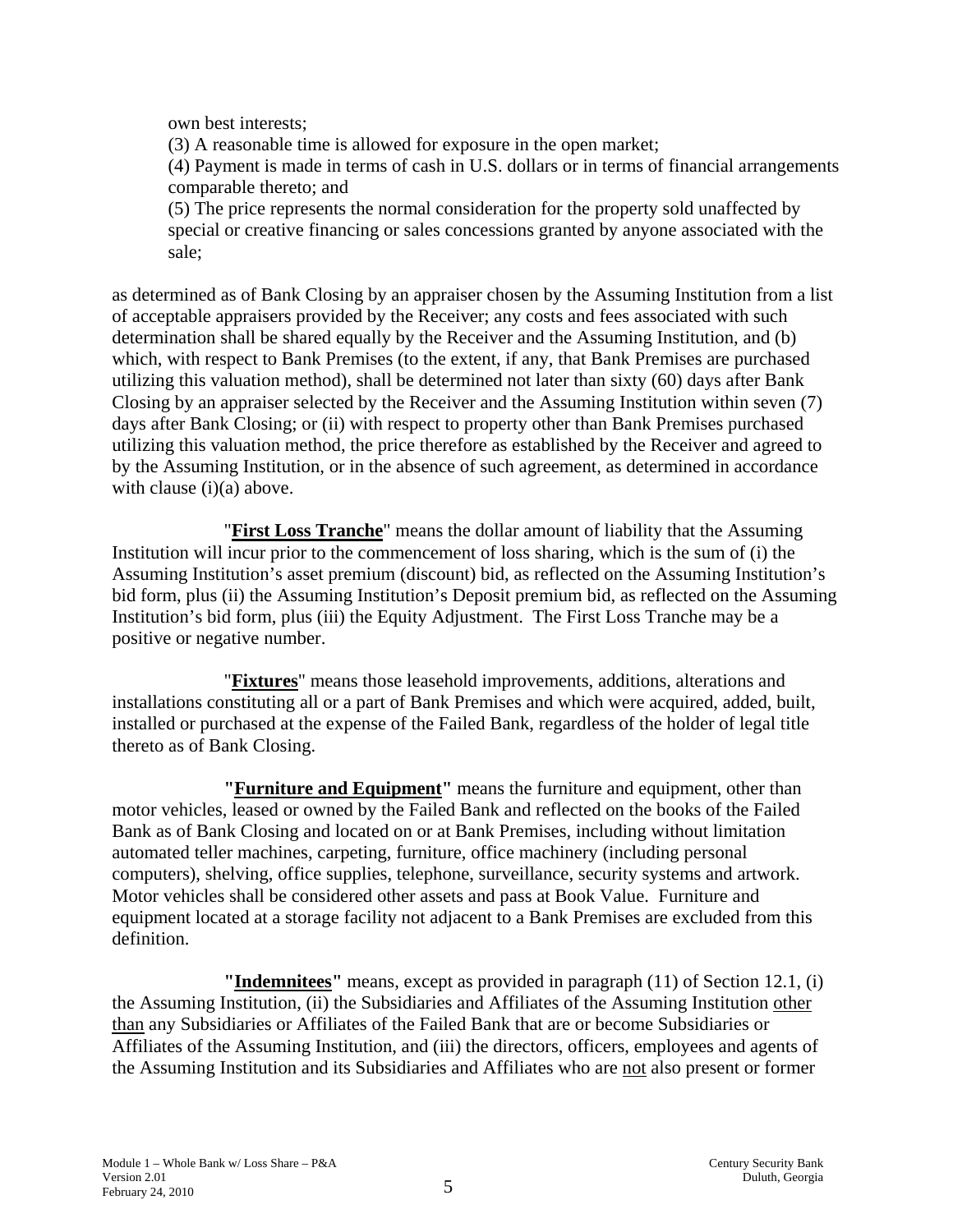own best interests;

(3) A reasonable time is allowed for exposure in the open market;

(4) Payment is made in terms of cash in U.S. dollars or in terms of financial arrangements comparable thereto; and

(5) The price represents the normal consideration for the property sold unaffected by special or creative financing or sales concessions granted by anyone associated with the sale;

as determined as of Bank Closing by an appraiser chosen by the Assuming Institution from a list of acceptable appraisers provided by the Receiver; any costs and fees associated with such determination shall be shared equally by the Receiver and the Assuming Institution, and (b) which, with respect to Bank Premises (to the extent, if any, that Bank Premises are purchased utilizing this valuation method), shall be determined not later than sixty (60) days after Bank Closing by an appraiser selected by the Receiver and the Assuming Institution within seven (7) days after Bank Closing; or (ii) with respect to property other than Bank Premises purchased utilizing this valuation method, the price therefore as established by the Receiver and agreed to by the Assuming Institution, or in the absence of such agreement, as determined in accordance with clause (i)(a) above.

"**First Loss Tranche**" means the dollar amount of liability that the Assuming Institution will incur prior to the commencement of loss sharing, which is the sum of (i) the Assuming Institution's asset premium (discount) bid, as reflected on the Assuming Institution's bid form, plus (ii) the Assuming Institution's Deposit premium bid, as reflected on the Assuming Institution's bid form, plus (iii) the Equity Adjustment. The First Loss Tranche may be a positive or negative number.

"**Fixtures**" means those leasehold improvements, additions, alterations and installations constituting all or a part of Bank Premises and which were acquired, added, built, installed or purchased at the expense of the Failed Bank, regardless of the holder of legal title thereto as of Bank Closing.

**"Furniture and Equipment"** means the furniture and equipment, other than motor vehicles, leased or owned by the Failed Bank and reflected on the books of the Failed Bank as of Bank Closing and located on or at Bank Premises, including without limitation automated teller machines, carpeting, furniture, office machinery (including personal computers), shelving, office supplies, telephone, surveillance, security systems and artwork. Motor vehicles shall be considered other assets and pass at Book Value. Furniture and equipment located at a storage facility not adjacent to a Bank Premises are excluded from this definition.

**"Indemnitees"** means, except as provided in paragraph (11) of Section 12.1, (i) the Assuming Institution, (ii) the Subsidiaries and Affiliates of the Assuming Institution other than any Subsidiaries or Affiliates of the Failed Bank that are or become Subsidiaries or Affiliates of the Assuming Institution, and (iii) the directors, officers, employees and agents of the Assuming Institution and its Subsidiaries and Affiliates who are not also present or former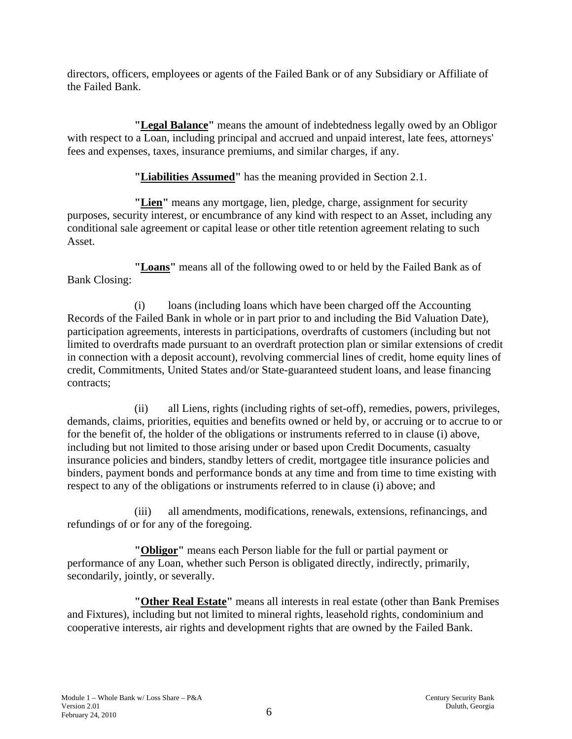directors, officers, employees or agents of the Failed Bank or of any Subsidiary or Affiliate of the Failed Bank.

**"Legal Balance"** means the amount of indebtedness legally owed by an Obligor with respect to a Loan, including principal and accrued and unpaid interest, late fees, attorneys' fees and expenses, taxes, insurance premiums, and similar charges, if any.

**"Liabilities Assumed"** has the meaning provided in Section 2.1.

**"Lien"** means any mortgage, lien, pledge, charge, assignment for security purposes, security interest, or encumbrance of any kind with respect to an Asset, including any conditional sale agreement or capital lease or other title retention agreement relating to such Asset.

**"Loans"** means all of the following owed to or held by the Failed Bank as of Bank Closing:

(i) loans (including loans which have been charged off the Accounting Records of the Failed Bank in whole or in part prior to and including the Bid Valuation Date), participation agreements, interests in participations, overdrafts of customers (including but not limited to overdrafts made pursuant to an overdraft protection plan or similar extensions of credit in connection with a deposit account), revolving commercial lines of credit, home equity lines of credit, Commitments, United States and/or State-guaranteed student loans, and lease financing contracts;

(ii) all Liens, rights (including rights of set-off), remedies, powers, privileges, demands, claims, priorities, equities and benefits owned or held by, or accruing or to accrue to or for the benefit of, the holder of the obligations or instruments referred to in clause (i) above, including but not limited to those arising under or based upon Credit Documents, casualty insurance policies and binders, standby letters of credit, mortgagee title insurance policies and binders, payment bonds and performance bonds at any time and from time to time existing with respect to any of the obligations or instruments referred to in clause (i) above; and

(iii) all amendments, modifications, renewals, extensions, refinancings, and refundings of or for any of the foregoing.

**"Obligor"** means each Person liable for the full or partial payment or performance of any Loan, whether such Person is obligated directly, indirectly, primarily, secondarily, jointly, or severally.

**"Other Real Estate"** means all interests in real estate (other than Bank Premises and Fixtures), including but not limited to mineral rights, leasehold rights, condominium and cooperative interests, air rights and development rights that are owned by the Failed Bank.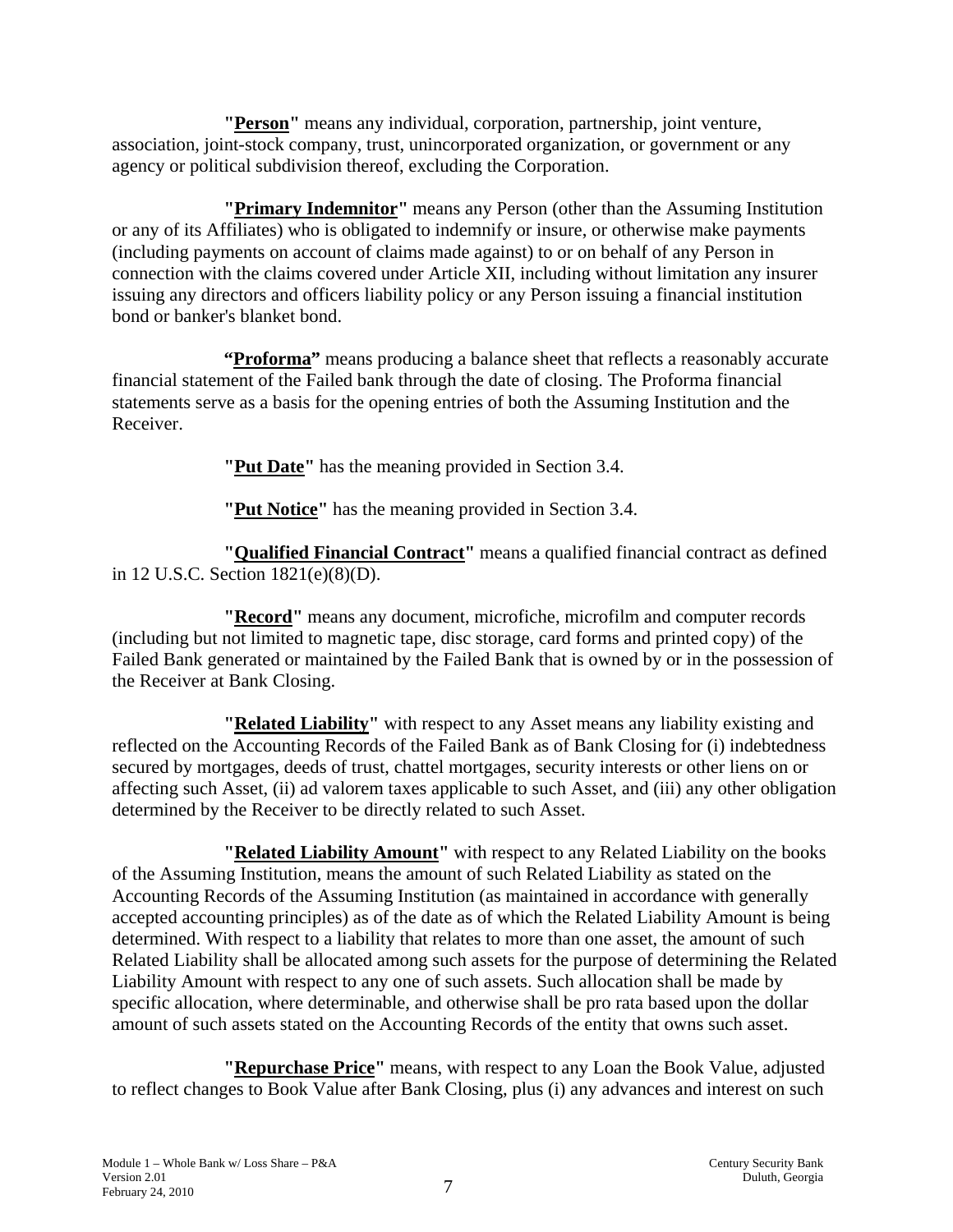**"Person"** means any individual, corporation, partnership, joint venture, association, joint-stock company, trust, unincorporated organization, or government or any agency or political subdivision thereof, excluding the Corporation.

**"Primary Indemnitor"** means any Person (other than the Assuming Institution or any of its Affiliates) who is obligated to indemnify or insure, or otherwise make payments (including payments on account of claims made against) to or on behalf of any Person in connection with the claims covered under Article XII, including without limitation any insurer issuing any directors and officers liability policy or any Person issuing a financial institution bond or banker's blanket bond.

**"Proforma"** means producing a balance sheet that reflects a reasonably accurate financial statement of the Failed bank through the date of closing. The Proforma financial statements serve as a basis for the opening entries of both the Assuming Institution and the Receiver.

**"Put Date"** has the meaning provided in Section 3.4.

**"Put Notice"** has the meaning provided in Section 3.4.

**"Qualified Financial Contract"** means a qualified financial contract as defined in 12 U.S.C. Section 1821(e)(8)(D).

**"Record"** means any document, microfiche, microfilm and computer records (including but not limited to magnetic tape, disc storage, card forms and printed copy) of the Failed Bank generated or maintained by the Failed Bank that is owned by or in the possession of the Receiver at Bank Closing.

**"Related Liability"** with respect to any Asset means any liability existing and reflected on the Accounting Records of the Failed Bank as of Bank Closing for (i) indebtedness secured by mortgages, deeds of trust, chattel mortgages, security interests or other liens on or affecting such Asset, (ii) ad valorem taxes applicable to such Asset, and (iii) any other obligation determined by the Receiver to be directly related to such Asset.

**"Related Liability Amount"** with respect to any Related Liability on the books of the Assuming Institution, means the amount of such Related Liability as stated on the Accounting Records of the Assuming Institution (as maintained in accordance with generally accepted accounting principles) as of the date as of which the Related Liability Amount is being determined. With respect to a liability that relates to more than one asset, the amount of such Related Liability shall be allocated among such assets for the purpose of determining the Related Liability Amount with respect to any one of such assets. Such allocation shall be made by specific allocation, where determinable, and otherwise shall be pro rata based upon the dollar amount of such assets stated on the Accounting Records of the entity that owns such asset.

**"Repurchase Price"** means, with respect to any Loan the Book Value, adjusted to reflect changes to Book Value after Bank Closing, plus (i) any advances and interest on such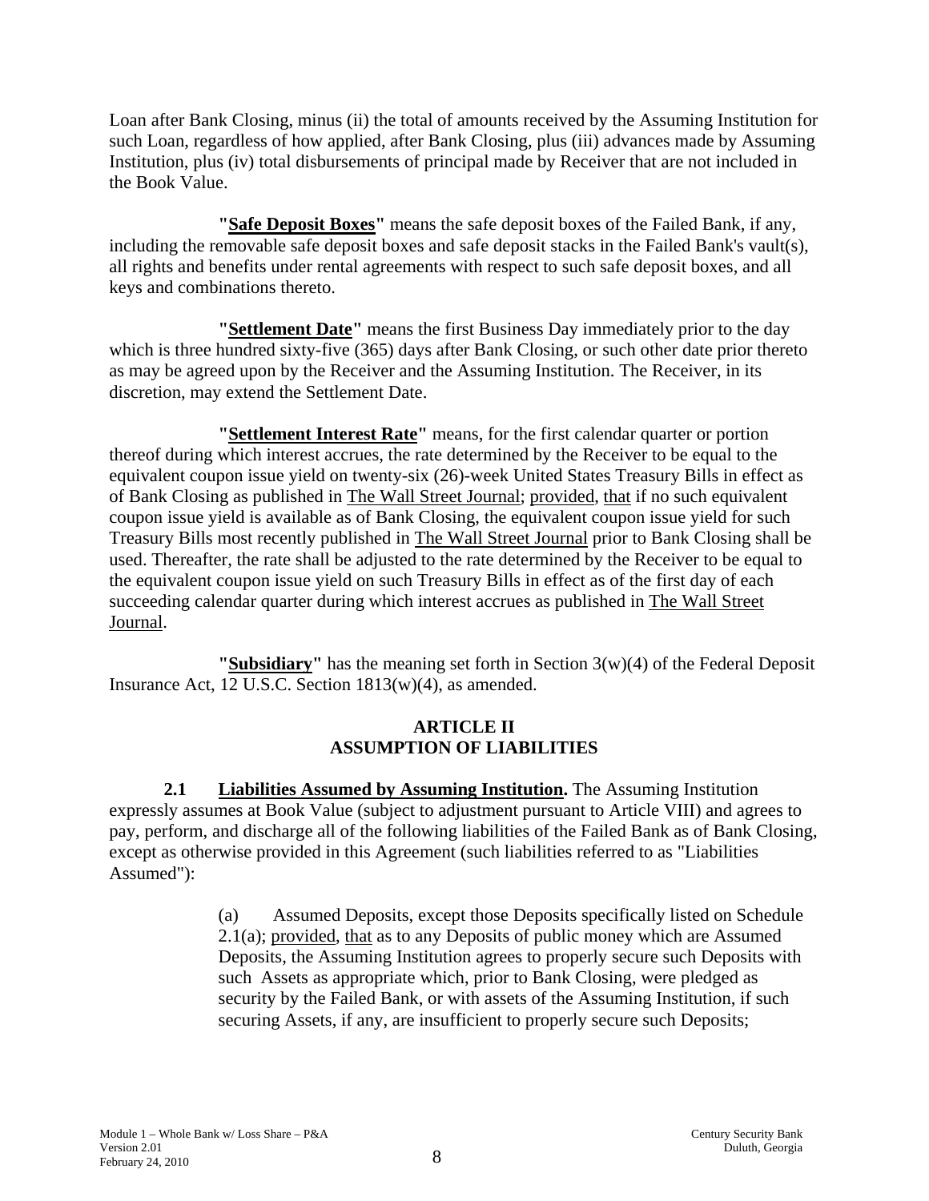Loan after Bank Closing, minus (ii) the total of amounts received by the Assuming Institution for such Loan, regardless of how applied, after Bank Closing, plus (iii) advances made by Assuming Institution, plus (iv) total disbursements of principal made by Receiver that are not included in the Book Value.

**"Safe Deposit Boxes"** means the safe deposit boxes of the Failed Bank, if any, including the removable safe deposit boxes and safe deposit stacks in the Failed Bank's vault(s), all rights and benefits under rental agreements with respect to such safe deposit boxes, and all keys and combinations thereto.

**"Settlement Date"** means the first Business Day immediately prior to the day which is three hundred sixty-five (365) days after Bank Closing, or such other date prior thereto as may be agreed upon by the Receiver and the Assuming Institution. The Receiver, in its discretion, may extend the Settlement Date.

**"Settlement Interest Rate"** means, for the first calendar quarter or portion thereof during which interest accrues, the rate determined by the Receiver to be equal to the equivalent coupon issue yield on twenty-six (26)-week United States Treasury Bills in effect as of Bank Closing as published in The Wall Street Journal; provided, that if no such equivalent coupon issue yield is available as of Bank Closing, the equivalent coupon issue yield for such Treasury Bills most recently published in The Wall Street Journal prior to Bank Closing shall be used. Thereafter, the rate shall be adjusted to the rate determined by the Receiver to be equal to the equivalent coupon issue yield on such Treasury Bills in effect as of the first day of each succeeding calendar quarter during which interest accrues as published in The Wall Street Journal.

**"Subsidiary"** has the meaning set forth in Section 3(w)(4) of the Federal Deposit Insurance Act, 12 U.S.C. Section 1813(w)(4), as amended.

## ARTICLE II
## ASSUMPTION OF LIABILITIES

**2.1 Liabilities Assumed by Assuming Institution.** The Assuming Institution expressly assumes at Book Value (subject to adjustment pursuant to Article VIII) and agrees to pay, perform, and discharge all of the following liabilities of the Failed Bank as of Bank Closing, except as otherwise provided in this Agreement (such liabilities referred to as "Liabilities Assumed"):

(a) Assumed Deposits, except those Deposits specifically listed on Schedule 2.1(a); provided, that as to any Deposits of public money which are Assumed Deposits, the Assuming Institution agrees to properly secure such Deposits with such Assets as appropriate which, prior to Bank Closing, were pledged as security by the Failed Bank, or with assets of the Assuming Institution, if such securing Assets, if any, are insufficient to properly secure such Deposits;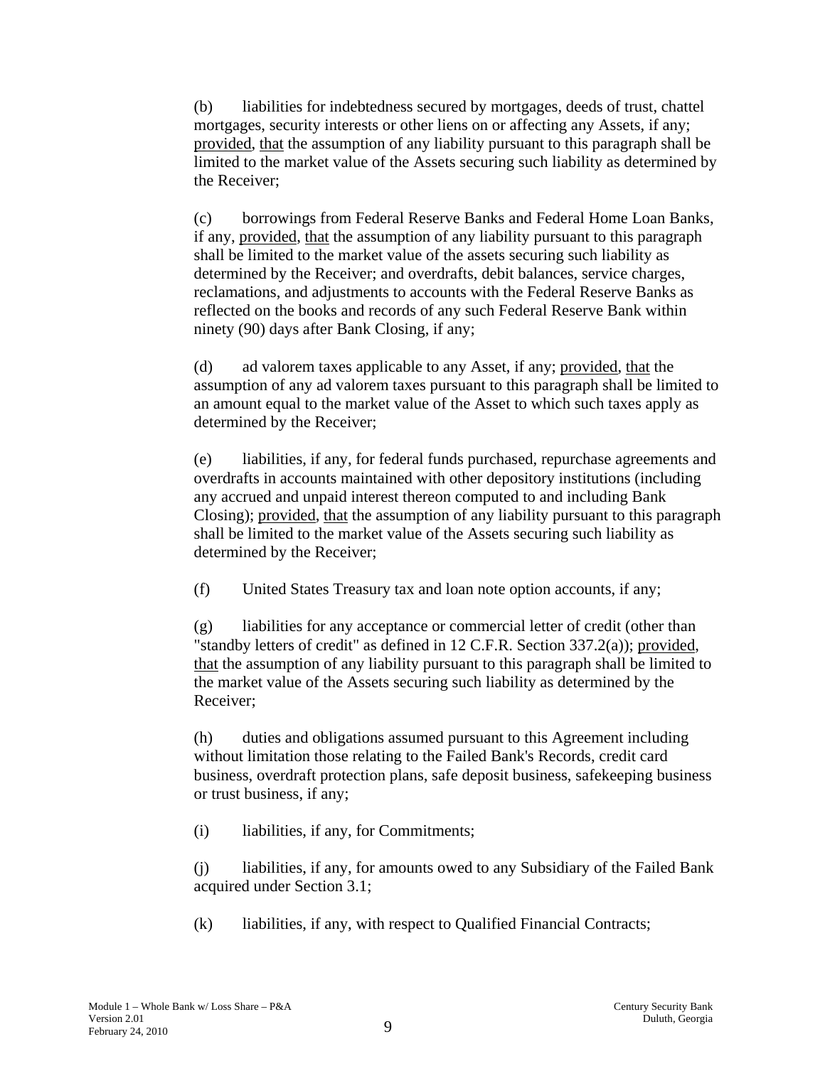(b) liabilities for indebtedness secured by mortgages, deeds of trust, chattel mortgages, security interests or other liens on or affecting any Assets, if any; provided, that the assumption of any liability pursuant to this paragraph shall be limited to the market value of the Assets securing such liability as determined by the Receiver;

(c) borrowings from Federal Reserve Banks and Federal Home Loan Banks, if any, provided, that the assumption of any liability pursuant to this paragraph shall be limited to the market value of the assets securing such liability as determined by the Receiver; and overdrafts, debit balances, service charges, reclamations, and adjustments to accounts with the Federal Reserve Banks as reflected on the books and records of any such Federal Reserve Bank within ninety (90) days after Bank Closing, if any;

(d) ad valorem taxes applicable to any Asset, if any; provided, that the assumption of any ad valorem taxes pursuant to this paragraph shall be limited to an amount equal to the market value of the Asset to which such taxes apply as determined by the Receiver;

(e) liabilities, if any, for federal funds purchased, repurchase agreements and overdrafts in accounts maintained with other depository institutions (including any accrued and unpaid interest thereon computed to and including Bank Closing); provided, that the assumption of any liability pursuant to this paragraph shall be limited to the market value of the Assets securing such liability as determined by the Receiver;

(f) United States Treasury tax and loan note option accounts, if any;

(g) liabilities for any acceptance or commercial letter of credit (other than "standby letters of credit" as defined in 12 C.F.R. Section 337.2(a)); provided, that the assumption of any liability pursuant to this paragraph shall be limited to the market value of the Assets securing such liability as determined by the Receiver;

(h) duties and obligations assumed pursuant to this Agreement including without limitation those relating to the Failed Bank's Records, credit card business, overdraft protection plans, safe deposit business, safekeeping business or trust business, if any;

(i) liabilities, if any, for Commitments;

(j) liabilities, if any, for amounts owed to any Subsidiary of the Failed Bank acquired under Section 3.1;

(k) liabilities, if any, with respect to Qualified Financial Contracts;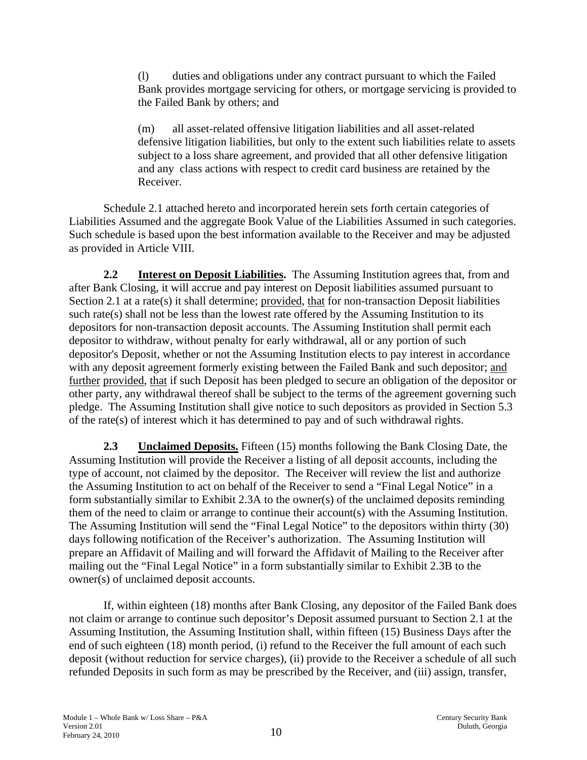(l) duties and obligations under any contract pursuant to which the Failed Bank provides mortgage servicing for others, or mortgage servicing is provided to the Failed Bank by others; and

(m) all asset-related offensive litigation liabilities and all asset-related defensive litigation liabilities, but only to the extent such liabilities relate to assets subject to a loss share agreement, and provided that all other defensive litigation and any class actions with respect to credit card business are retained by the Receiver.

Schedule 2.1 attached hereto and incorporated herein sets forth certain categories of Liabilities Assumed and the aggregate Book Value of the Liabilities Assumed in such categories. Such schedule is based upon the best information available to the Receiver and may be adjusted as provided in Article VIII.

**2.2 Interest on Deposit Liabilities.** The Assuming Institution agrees that, from and after Bank Closing, it will accrue and pay interest on Deposit liabilities assumed pursuant to Section 2.1 at a rate(s) it shall determine; provided, that for non-transaction Deposit liabilities such rate(s) shall not be less than the lowest rate offered by the Assuming Institution to its depositors for non-transaction deposit accounts. The Assuming Institution shall permit each depositor to withdraw, without penalty for early withdrawal, all or any portion of such depositor's Deposit, whether or not the Assuming Institution elects to pay interest in accordance with any deposit agreement formerly existing between the Failed Bank and such depositor; and further provided, that if such Deposit has been pledged to secure an obligation of the depositor or other party, any withdrawal thereof shall be subject to the terms of the agreement governing such pledge. The Assuming Institution shall give notice to such depositors as provided in Section 5.3 of the rate(s) of interest which it has determined to pay and of such withdrawal rights.

**2.3 Unclaimed Deposits.** Fifteen (15) months following the Bank Closing Date, the Assuming Institution will provide the Receiver a listing of all deposit accounts, including the type of account, not claimed by the depositor. The Receiver will review the list and authorize the Assuming Institution to act on behalf of the Receiver to send a "Final Legal Notice" in a form substantially similar to Exhibit 2.3A to the owner(s) of the unclaimed deposits reminding them of the need to claim or arrange to continue their account(s) with the Assuming Institution. The Assuming Institution will send the "Final Legal Notice" to the depositors within thirty (30) days following notification of the Receiver's authorization. The Assuming Institution will prepare an Affidavit of Mailing and will forward the Affidavit of Mailing to the Receiver after mailing out the "Final Legal Notice" in a form substantially similar to Exhibit 2.3B to the owner(s) of unclaimed deposit accounts.

If, within eighteen (18) months after Bank Closing, any depositor of the Failed Bank does not claim or arrange to continue such depositor's Deposit assumed pursuant to Section 2.1 at the Assuming Institution, the Assuming Institution shall, within fifteen (15) Business Days after the end of such eighteen (18) month period, (i) refund to the Receiver the full amount of each such deposit (without reduction for service charges), (ii) provide to the Receiver a schedule of all such refunded Deposits in such form as may be prescribed by the Receiver, and (iii) assign, transfer,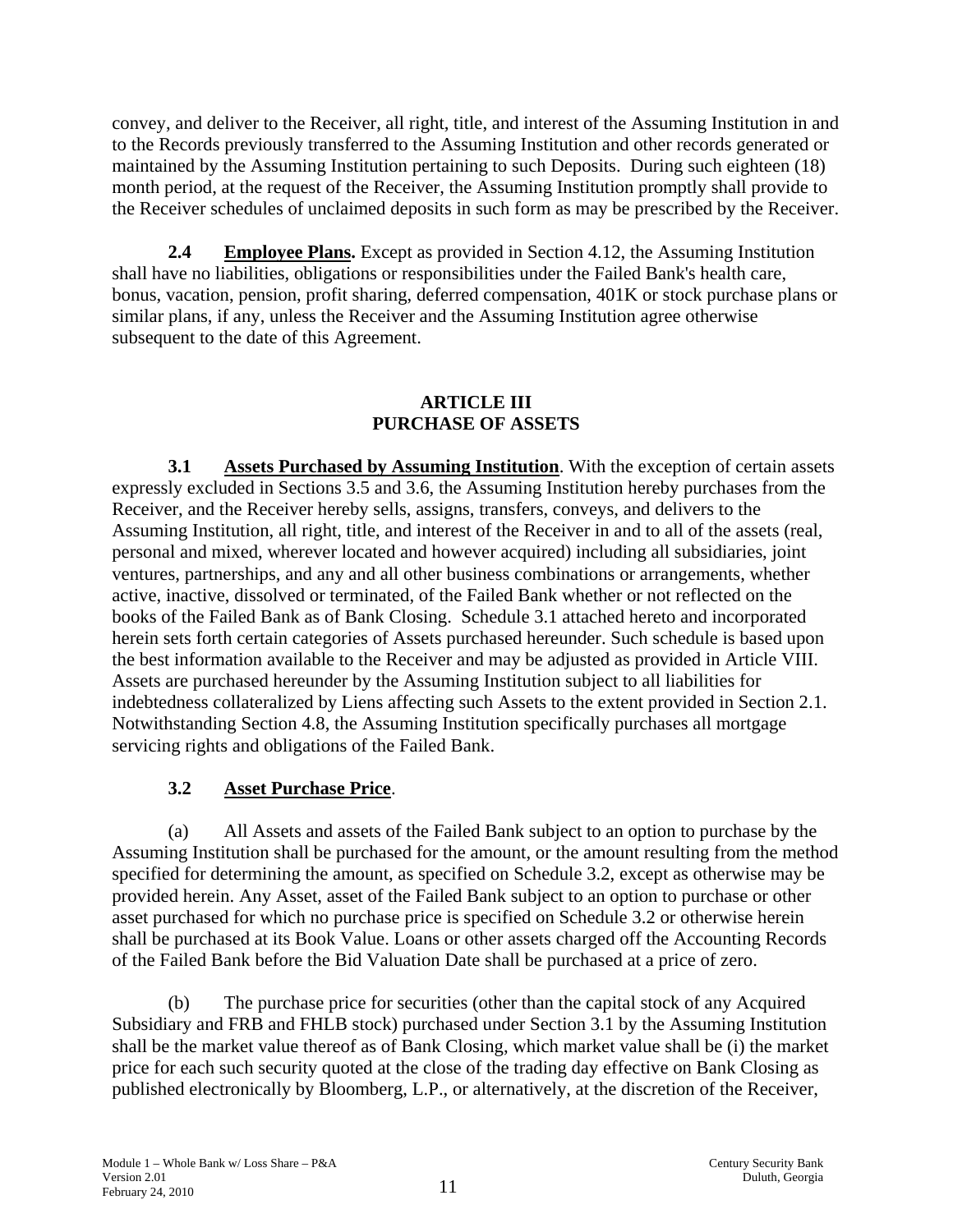convey, and deliver to the Receiver, all right, title, and interest of the Assuming Institution in and to the Records previously transferred to the Assuming Institution and other records generated or maintained by the Assuming Institution pertaining to such Deposits. During such eighteen (18) month period, at the request of the Receiver, the Assuming Institution promptly shall provide to the Receiver schedules of unclaimed deposits in such form as may be prescribed by the Receiver.

**2.4 Employee Plans.** Except as provided in Section 4.12, the Assuming Institution shall have no liabilities, obligations or responsibilities under the Failed Bank's health care, bonus, vacation, pension, profit sharing, deferred compensation, 401K or stock purchase plans or similar plans, if any, unless the Receiver and the Assuming Institution agree otherwise subsequent to the date of this Agreement.

## ARTICLE III
## PURCHASE OF ASSETS

**3.1 Assets Purchased by Assuming Institution**. With the exception of certain assets expressly excluded in Sections 3.5 and 3.6, the Assuming Institution hereby purchases from the Receiver, and the Receiver hereby sells, assigns, transfers, conveys, and delivers to the Assuming Institution, all right, title, and interest of the Receiver in and to all of the assets (real, personal and mixed, wherever located and however acquired) including all subsidiaries, joint ventures, partnerships, and any and all other business combinations or arrangements, whether active, inactive, dissolved or terminated, of the Failed Bank whether or not reflected on the books of the Failed Bank as of Bank Closing. Schedule 3.1 attached hereto and incorporated herein sets forth certain categories of Assets purchased hereunder. Such schedule is based upon the best information available to the Receiver and may be adjusted as provided in Article VIII. Assets are purchased hereunder by the Assuming Institution subject to all liabilities for indebtedness collateralized by Liens affecting such Assets to the extent provided in Section 2.1. Notwithstanding Section 4.8, the Assuming Institution specifically purchases all mortgage servicing rights and obligations of the Failed Bank.

**3.2 Asset Purchase Price**.

(a) All Assets and assets of the Failed Bank subject to an option to purchase by the Assuming Institution shall be purchased for the amount, or the amount resulting from the method specified for determining the amount, as specified on Schedule 3.2, except as otherwise may be provided herein. Any Asset, asset of the Failed Bank subject to an option to purchase or other asset purchased for which no purchase price is specified on Schedule 3.2 or otherwise herein shall be purchased at its Book Value. Loans or other assets charged off the Accounting Records of the Failed Bank before the Bid Valuation Date shall be purchased at a price of zero.

(b) The purchase price for securities (other than the capital stock of any Acquired Subsidiary and FRB and FHLB stock) purchased under Section 3.1 by the Assuming Institution shall be the market value thereof as of Bank Closing, which market value shall be (i) the market price for each such security quoted at the close of the trading day effective on Bank Closing as published electronically by Bloomberg, L.P., or alternatively, at the discretion of the Receiver,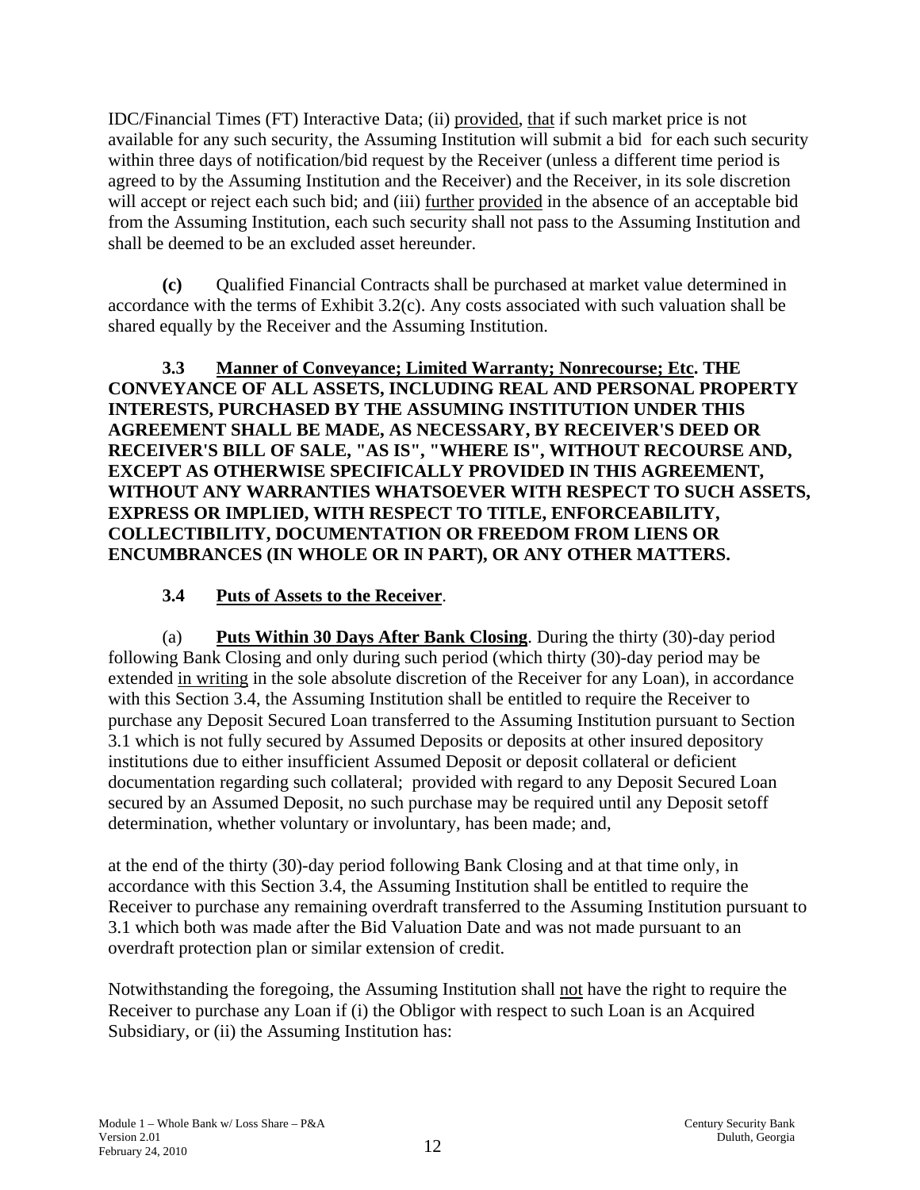IDC/Financial Times (FT) Interactive Data; (ii) provided, that if such market price is not available for any such security, the Assuming Institution will submit a bid for each such security within three days of notification/bid request by the Receiver (unless a different time period is agreed to by the Assuming Institution and the Receiver) and the Receiver, in its sole discretion will accept or reject each such bid; and (iii) further provided in the absence of an acceptable bid from the Assuming Institution, each such security shall not pass to the Assuming Institution and shall be deemed to be an excluded asset hereunder.

**(c)** Qualified Financial Contracts shall be purchased at market value determined in accordance with the terms of Exhibit 3.2(c). Any costs associated with such valuation shall be shared equally by the Receiver and the Assuming Institution.

**3.3 Manner of Conveyance; Limited Warranty; Nonrecourse; Etc. THE CONVEYANCE OF ALL ASSETS, INCLUDING REAL AND PERSONAL PROPERTY INTERESTS, PURCHASED BY THE ASSUMING INSTITUTION UNDER THIS AGREEMENT SHALL BE MADE, AS NECESSARY, BY RECEIVER'S DEED OR RECEIVER'S BILL OF SALE, "AS IS", "WHERE IS", WITHOUT RECOURSE AND, EXCEPT AS OTHERWISE SPECIFICALLY PROVIDED IN THIS AGREEMENT, WITHOUT ANY WARRANTIES WHATSOEVER WITH RESPECT TO SUCH ASSETS, EXPRESS OR IMPLIED, WITH RESPECT TO TITLE, ENFORCEABILITY, COLLECTIBILITY, DOCUMENTATION OR FREEDOM FROM LIENS OR ENCUMBRANCES (IN WHOLE OR IN PART), OR ANY OTHER MATTERS.**

**3.4 Puts of Assets to the Receiver**.

(a) **Puts Within 30 Days After Bank Closing**. During the thirty (30)-day period following Bank Closing and only during such period (which thirty (30)-day period may be extended in writing in the sole absolute discretion of the Receiver for any Loan), in accordance with this Section 3.4, the Assuming Institution shall be entitled to require the Receiver to purchase any Deposit Secured Loan transferred to the Assuming Institution pursuant to Section 3.1 which is not fully secured by Assumed Deposits or deposits at other insured depository institutions due to either insufficient Assumed Deposit or deposit collateral or deficient documentation regarding such collateral; provided with regard to any Deposit Secured Loan secured by an Assumed Deposit, no such purchase may be required until any Deposit setoff determination, whether voluntary or involuntary, has been made; and,

at the end of the thirty (30)-day period following Bank Closing and at that time only, in accordance with this Section 3.4, the Assuming Institution shall be entitled to require the Receiver to purchase any remaining overdraft transferred to the Assuming Institution pursuant to 3.1 which both was made after the Bid Valuation Date and was not made pursuant to an overdraft protection plan or similar extension of credit.

Notwithstanding the foregoing, the Assuming Institution shall not have the right to require the Receiver to purchase any Loan if (i) the Obligor with respect to such Loan is an Acquired Subsidiary, or (ii) the Assuming Institution has: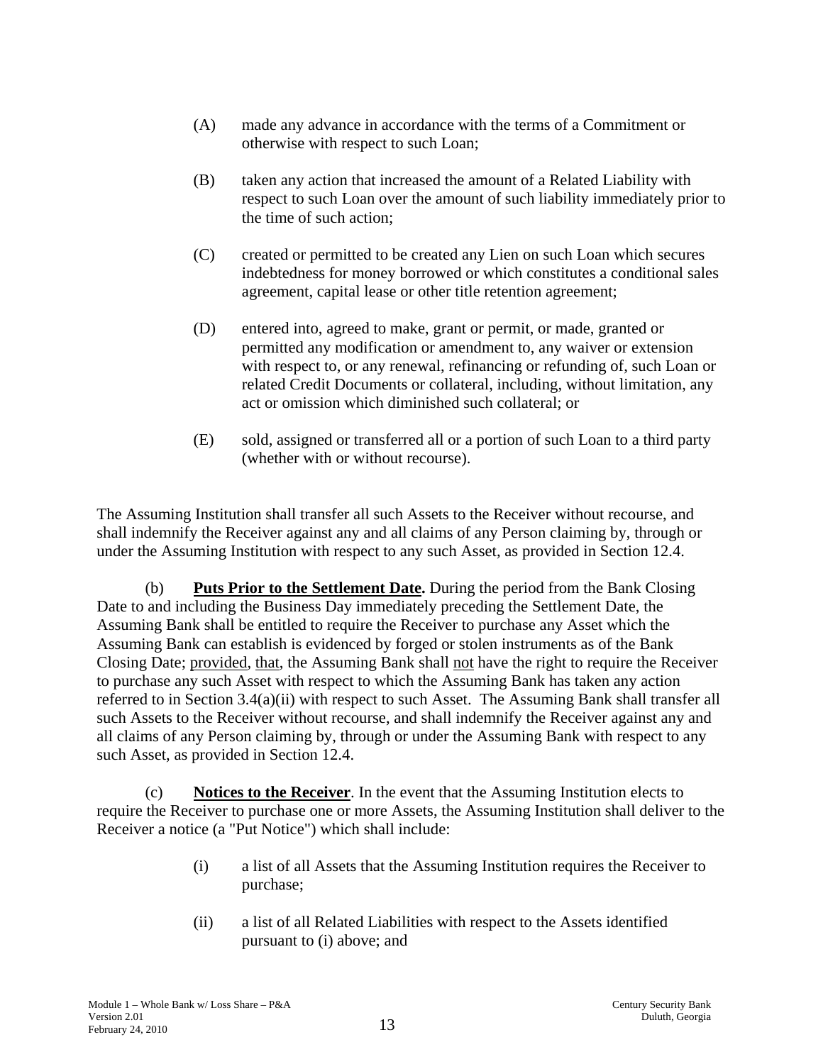(A) made any advance in accordance with the terms of a Commitment or otherwise with respect to such Loan;

(B) taken any action that increased the amount of a Related Liability with respect to such Loan over the amount of such liability immediately prior to the time of such action;

(C) created or permitted to be created any Lien on such Loan which secures indebtedness for money borrowed or which constitutes a conditional sales agreement, capital lease or other title retention agreement;

(D) entered into, agreed to make, grant or permit, or made, granted or permitted any modification or amendment to, any waiver or extension with respect to, or any renewal, refinancing or refunding of, such Loan or related Credit Documents or collateral, including, without limitation, any act or omission which diminished such collateral; or

(E) sold, assigned or transferred all or a portion of such Loan to a third party (whether with or without recourse).

The Assuming Institution shall transfer all such Assets to the Receiver without recourse, and shall indemnify the Receiver against any and all claims of any Person claiming by, through or under the Assuming Institution with respect to any such Asset, as provided in Section 12.4.

(b) **Puts Prior to the Settlement Date.** During the period from the Bank Closing Date to and including the Business Day immediately preceding the Settlement Date, the Assuming Bank shall be entitled to require the Receiver to purchase any Asset which the Assuming Bank can establish is evidenced by forged or stolen instruments as of the Bank Closing Date; provided, that, the Assuming Bank shall not have the right to require the Receiver to purchase any such Asset with respect to which the Assuming Bank has taken any action referred to in Section 3.4(a)(ii) with respect to such Asset. The Assuming Bank shall transfer all such Assets to the Receiver without recourse, and shall indemnify the Receiver against any and all claims of any Person claiming by, through or under the Assuming Bank with respect to any such Asset, as provided in Section 12.4.

(c) **Notices to the Receiver**. In the event that the Assuming Institution elects to require the Receiver to purchase one or more Assets, the Assuming Institution shall deliver to the Receiver a notice (a "Put Notice") which shall include:

(i) a list of all Assets that the Assuming Institution requires the Receiver to purchase;

(ii) a list of all Related Liabilities with respect to the Assets identified pursuant to (i) above; and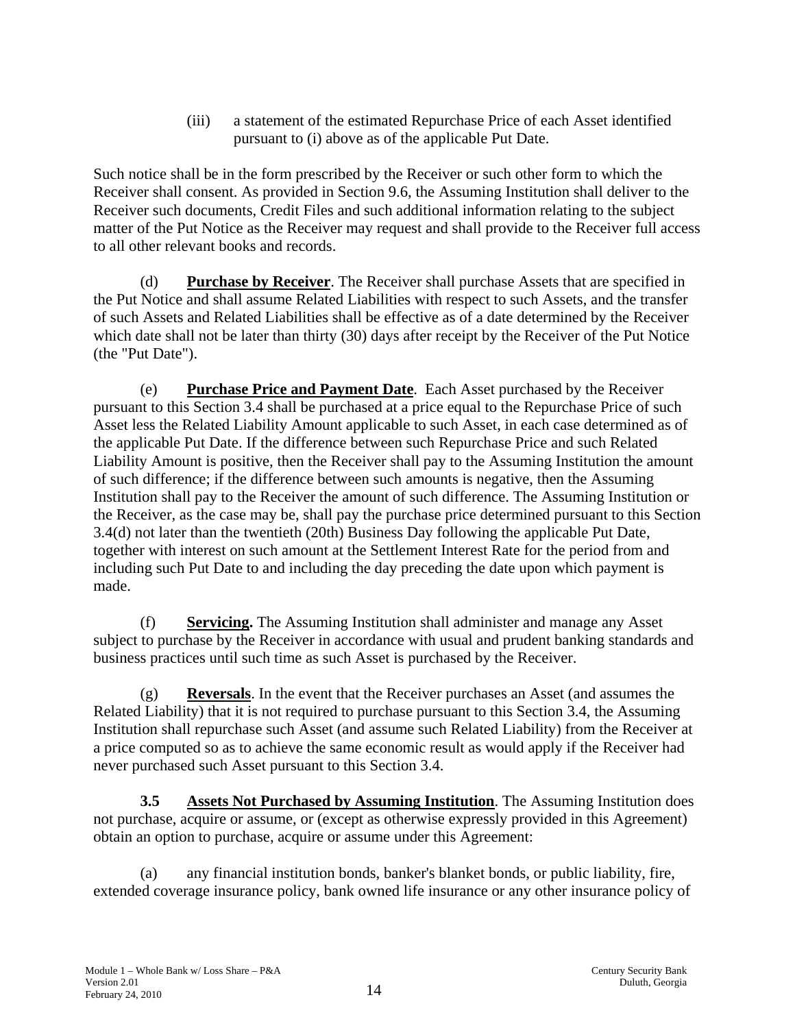(iii) a statement of the estimated Repurchase Price of each Asset identified pursuant to (i) above as of the applicable Put Date.

Such notice shall be in the form prescribed by the Receiver or such other form to which the Receiver shall consent. As provided in Section 9.6, the Assuming Institution shall deliver to the Receiver such documents, Credit Files and such additional information relating to the subject matter of the Put Notice as the Receiver may request and shall provide to the Receiver full access to all other relevant books and records.

(d) **Purchase by Receiver**. The Receiver shall purchase Assets that are specified in the Put Notice and shall assume Related Liabilities with respect to such Assets, and the transfer of such Assets and Related Liabilities shall be effective as of a date determined by the Receiver which date shall not be later than thirty (30) days after receipt by the Receiver of the Put Notice (the "Put Date").

(e) **Purchase Price and Payment Date**. Each Asset purchased by the Receiver pursuant to this Section 3.4 shall be purchased at a price equal to the Repurchase Price of such Asset less the Related Liability Amount applicable to such Asset, in each case determined as of the applicable Put Date. If the difference between such Repurchase Price and such Related Liability Amount is positive, then the Receiver shall pay to the Assuming Institution the amount of such difference; if the difference between such amounts is negative, then the Assuming Institution shall pay to the Receiver the amount of such difference. The Assuming Institution or the Receiver, as the case may be, shall pay the purchase price determined pursuant to this Section 3.4(d) not later than the twentieth (20th) Business Day following the applicable Put Date, together with interest on such amount at the Settlement Interest Rate for the period from and including such Put Date to and including the day preceding the date upon which payment is made.

(f) **Servicing.** The Assuming Institution shall administer and manage any Asset subject to purchase by the Receiver in accordance with usual and prudent banking standards and business practices until such time as such Asset is purchased by the Receiver.

(g) **Reversals**. In the event that the Receiver purchases an Asset (and assumes the Related Liability) that it is not required to purchase pursuant to this Section 3.4, the Assuming Institution shall repurchase such Asset (and assume such Related Liability) from the Receiver at a price computed so as to achieve the same economic result as would apply if the Receiver had never purchased such Asset pursuant to this Section 3.4.

**3.5 Assets Not Purchased by Assuming Institution**. The Assuming Institution does not purchase, acquire or assume, or (except as otherwise expressly provided in this Agreement) obtain an option to purchase, acquire or assume under this Agreement:

(a) any financial institution bonds, banker's blanket bonds, or public liability, fire, extended coverage insurance policy, bank owned life insurance or any other insurance policy of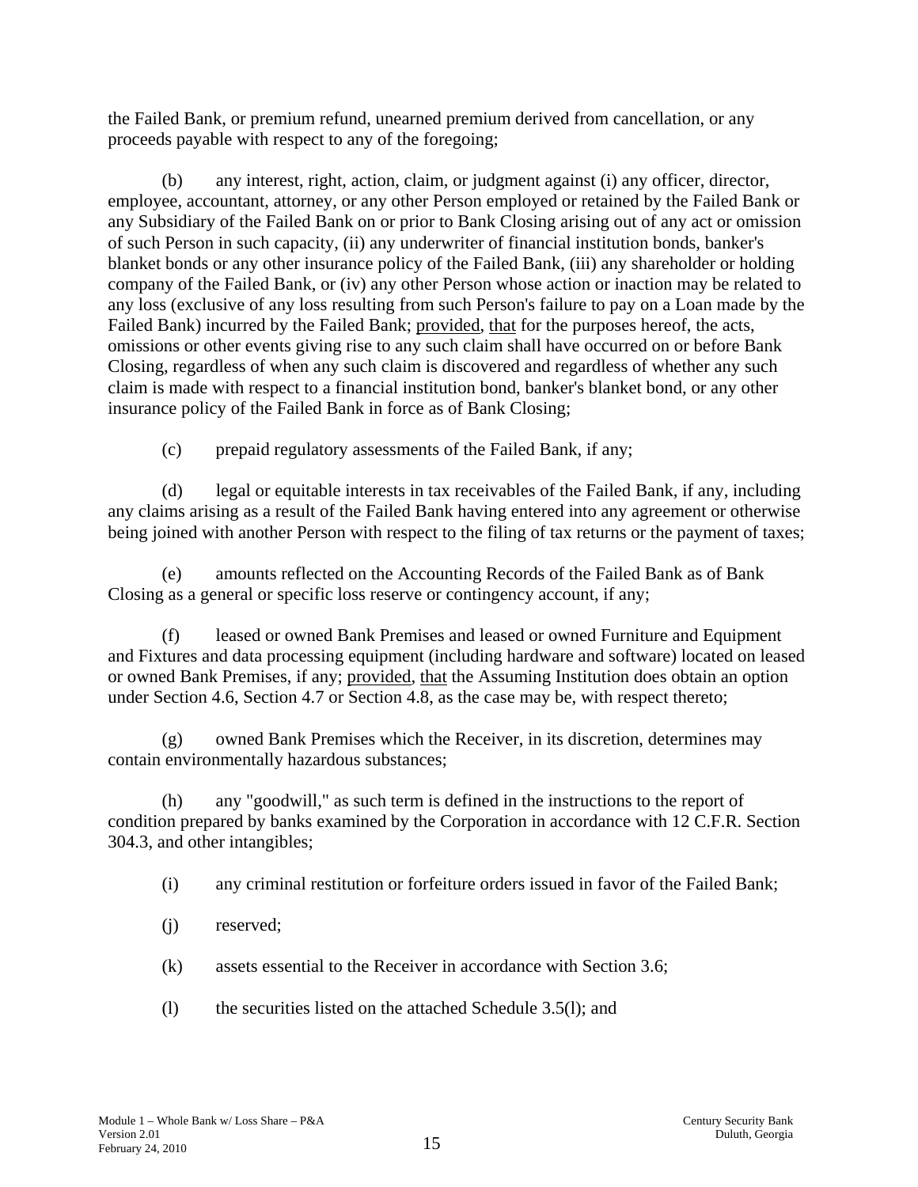the Failed Bank, or premium refund, unearned premium derived from cancellation, or any proceeds payable with respect to any of the foregoing;

(b) any interest, right, action, claim, or judgment against (i) any officer, director, employee, accountant, attorney, or any other Person employed or retained by the Failed Bank or any Subsidiary of the Failed Bank on or prior to Bank Closing arising out of any act or omission of such Person in such capacity, (ii) any underwriter of financial institution bonds, banker's blanket bonds or any other insurance policy of the Failed Bank, (iii) any shareholder or holding company of the Failed Bank, or (iv) any other Person whose action or inaction may be related to any loss (exclusive of any loss resulting from such Person's failure to pay on a Loan made by the Failed Bank) incurred by the Failed Bank; provided, that for the purposes hereof, the acts, omissions or other events giving rise to any such claim shall have occurred on or before Bank Closing, regardless of when any such claim is discovered and regardless of whether any such claim is made with respect to a financial institution bond, banker's blanket bond, or any other insurance policy of the Failed Bank in force as of Bank Closing;

(c) prepaid regulatory assessments of the Failed Bank, if any;

(d) legal or equitable interests in tax receivables of the Failed Bank, if any, including any claims arising as a result of the Failed Bank having entered into any agreement or otherwise being joined with another Person with respect to the filing of tax returns or the payment of taxes;

(e) amounts reflected on the Accounting Records of the Failed Bank as of Bank Closing as a general or specific loss reserve or contingency account, if any;

(f) leased or owned Bank Premises and leased or owned Furniture and Equipment and Fixtures and data processing equipment (including hardware and software) located on leased or owned Bank Premises, if any; provided, that the Assuming Institution does obtain an option under Section 4.6, Section 4.7 or Section 4.8, as the case may be, with respect thereto;

(g) owned Bank Premises which the Receiver, in its discretion, determines may contain environmentally hazardous substances;

(h) any "goodwill," as such term is defined in the instructions to the report of condition prepared by banks examined by the Corporation in accordance with 12 C.F.R. Section 304.3, and other intangibles;

(i) any criminal restitution or forfeiture orders issued in favor of the Failed Bank;

(j) reserved;

(k) assets essential to the Receiver in accordance with Section 3.6;

(l) the securities listed on the attached Schedule 3.5(l); and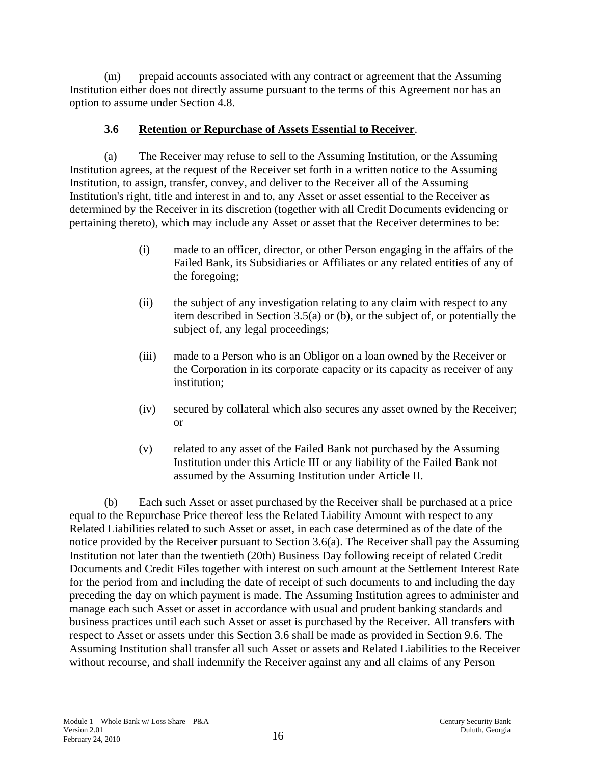(m) prepaid accounts associated with any contract or agreement that the Assuming Institution either does not directly assume pursuant to the terms of this Agreement nor has an option to assume under Section 4.8.

### 3.6 Retention or Repurchase of Assets Essential to Receiver.

(a) The Receiver may refuse to sell to the Assuming Institution, or the Assuming Institution agrees, at the request of the Receiver set forth in a written notice to the Assuming Institution, to assign, transfer, convey, and deliver to the Receiver all of the Assuming Institution's right, title and interest in and to, any Asset or asset essential to the Receiver as determined by the Receiver in its discretion (together with all Credit Documents evidencing or pertaining thereto), which may include any Asset or asset that the Receiver determines to be:

(i) made to an officer, director, or other Person engaging in the affairs of the Failed Bank, its Subsidiaries or Affiliates or any related entities of any of the foregoing;

(ii) the subject of any investigation relating to any claim with respect to any item described in Section 3.5(a) or (b), or the subject of, or potentially the subject of, any legal proceedings;

(iii) made to a Person who is an Obligor on a loan owned by the Receiver or the Corporation in its corporate capacity or its capacity as receiver of any institution;

(iv) secured by collateral which also secures any asset owned by the Receiver; or

(v) related to any asset of the Failed Bank not purchased by the Assuming Institution under this Article III or any liability of the Failed Bank not assumed by the Assuming Institution under Article II.

(b) Each such Asset or asset purchased by the Receiver shall be purchased at a price equal to the Repurchase Price thereof less the Related Liability Amount with respect to any Related Liabilities related to such Asset or asset, in each case determined as of the date of the notice provided by the Receiver pursuant to Section 3.6(a). The Receiver shall pay the Assuming Institution not later than the twentieth (20th) Business Day following receipt of related Credit Documents and Credit Files together with interest on such amount at the Settlement Interest Rate for the period from and including the date of receipt of such documents to and including the day preceding the day on which payment is made. The Assuming Institution agrees to administer and manage each such Asset or asset in accordance with usual and prudent banking standards and business practices until each such Asset or asset is purchased by the Receiver. All transfers with respect to Asset or assets under this Section 3.6 shall be made as provided in Section 9.6. The Assuming Institution shall transfer all such Asset or assets and Related Liabilities to the Receiver without recourse, and shall indemnify the Receiver against any and all claims of any Person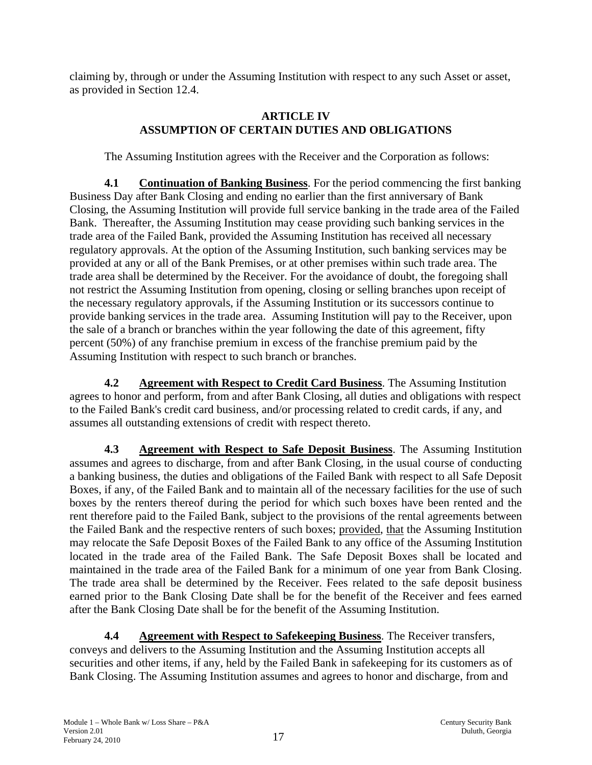claiming by, through or under the Assuming Institution with respect to any such Asset or asset, as provided in Section 12.4.

## ARTICLE IV
## ASSUMPTION OF CERTAIN DUTIES AND OBLIGATIONS

The Assuming Institution agrees with the Receiver and the Corporation as follows:

**4.1 Continuation of Banking Business**. For the period commencing the first banking Business Day after Bank Closing and ending no earlier than the first anniversary of Bank Closing, the Assuming Institution will provide full service banking in the trade area of the Failed Bank. Thereafter, the Assuming Institution may cease providing such banking services in the trade area of the Failed Bank, provided the Assuming Institution has received all necessary regulatory approvals. At the option of the Assuming Institution, such banking services may be provided at any or all of the Bank Premises, or at other premises within such trade area. The trade area shall be determined by the Receiver. For the avoidance of doubt, the foregoing shall not restrict the Assuming Institution from opening, closing or selling branches upon receipt of the necessary regulatory approvals, if the Assuming Institution or its successors continue to provide banking services in the trade area. Assuming Institution will pay to the Receiver, upon the sale of a branch or branches within the year following the date of this agreement, fifty percent (50%) of any franchise premium in excess of the franchise premium paid by the Assuming Institution with respect to such branch or branches.

**4.2 Agreement with Respect to Credit Card Business**. The Assuming Institution agrees to honor and perform, from and after Bank Closing, all duties and obligations with respect to the Failed Bank's credit card business, and/or processing related to credit cards, if any, and assumes all outstanding extensions of credit with respect thereto.

**4.3 Agreement with Respect to Safe Deposit Business**. The Assuming Institution assumes and agrees to discharge, from and after Bank Closing, in the usual course of conducting a banking business, the duties and obligations of the Failed Bank with respect to all Safe Deposit Boxes, if any, of the Failed Bank and to maintain all of the necessary facilities for the use of such boxes by the renters thereof during the period for which such boxes have been rented and the rent therefore paid to the Failed Bank, subject to the provisions of the rental agreements between the Failed Bank and the respective renters of such boxes; provided, that the Assuming Institution may relocate the Safe Deposit Boxes of the Failed Bank to any office of the Assuming Institution located in the trade area of the Failed Bank. The Safe Deposit Boxes shall be located and maintained in the trade area of the Failed Bank for a minimum of one year from Bank Closing. The trade area shall be determined by the Receiver. Fees related to the safe deposit business earned prior to the Bank Closing Date shall be for the benefit of the Receiver and fees earned after the Bank Closing Date shall be for the benefit of the Assuming Institution.

**4.4 Agreement with Respect to Safekeeping Business**. The Receiver transfers, conveys and delivers to the Assuming Institution and the Assuming Institution accepts all securities and other items, if any, held by the Failed Bank in safekeeping for its customers as of Bank Closing. The Assuming Institution assumes and agrees to honor and discharge, from and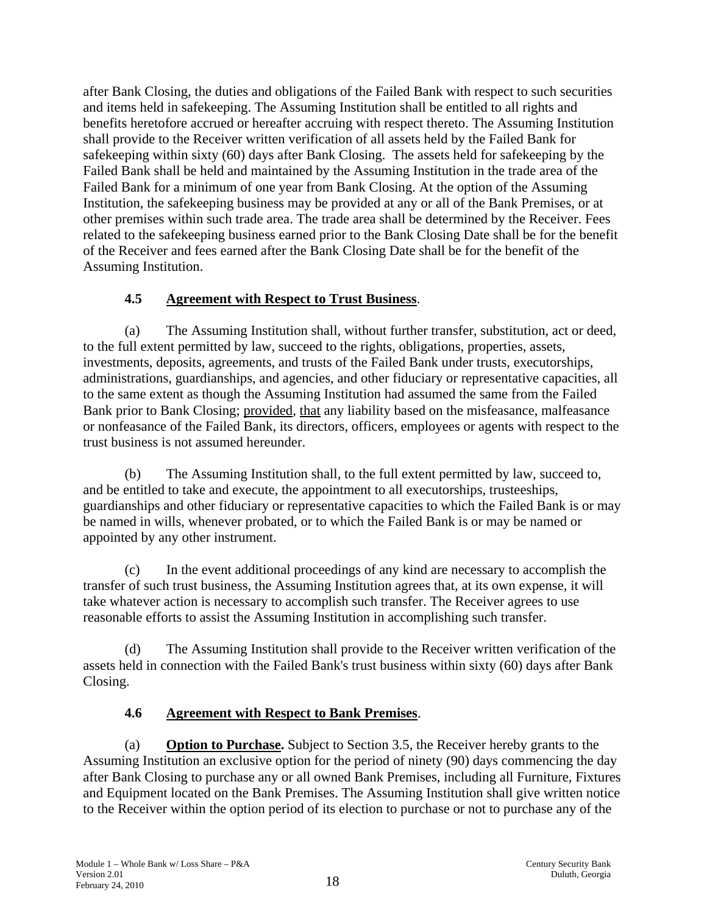after Bank Closing, the duties and obligations of the Failed Bank with respect to such securities and items held in safekeeping. The Assuming Institution shall be entitled to all rights and benefits heretofore accrued or hereafter accruing with respect thereto. The Assuming Institution shall provide to the Receiver written verification of all assets held by the Failed Bank for safekeeping within sixty (60) days after Bank Closing. The assets held for safekeeping by the Failed Bank shall be held and maintained by the Assuming Institution in the trade area of the Failed Bank for a minimum of one year from Bank Closing. At the option of the Assuming Institution, the safekeeping business may be provided at any or all of the Bank Premises, or at other premises within such trade area. The trade area shall be determined by the Receiver. Fees related to the safekeeping business earned prior to the Bank Closing Date shall be for the benefit of the Receiver and fees earned after the Bank Closing Date shall be for the benefit of the Assuming Institution.

### 4.5 Agreement with Respect to Trust Business.

(a) The Assuming Institution shall, without further transfer, substitution, act or deed, to the full extent permitted by law, succeed to the rights, obligations, properties, assets, investments, deposits, agreements, and trusts of the Failed Bank under trusts, executorships, administrations, guardianships, and agencies, and other fiduciary or representative capacities, all to the same extent as though the Assuming Institution had assumed the same from the Failed Bank prior to Bank Closing; provided, that any liability based on the misfeasance, malfeasance or nonfeasance of the Failed Bank, its directors, officers, employees or agents with respect to the trust business is not assumed hereunder.

(b) The Assuming Institution shall, to the full extent permitted by law, succeed to, and be entitled to take and execute, the appointment to all executorships, trusteeships, guardianships and other fiduciary or representative capacities to which the Failed Bank is or may be named in wills, whenever probated, or to which the Failed Bank is or may be named or appointed by any other instrument.

(c) In the event additional proceedings of any kind are necessary to accomplish the transfer of such trust business, the Assuming Institution agrees that, at its own expense, it will take whatever action is necessary to accomplish such transfer. The Receiver agrees to use reasonable efforts to assist the Assuming Institution in accomplishing such transfer.

(d) The Assuming Institution shall provide to the Receiver written verification of the assets held in connection with the Failed Bank's trust business within sixty (60) days after Bank Closing.

### 4.6 Agreement with Respect to Bank Premises.

(a) **Option to Purchase.** Subject to Section 3.5, the Receiver hereby grants to the Assuming Institution an exclusive option for the period of ninety (90) days commencing the day after Bank Closing to purchase any or all owned Bank Premises, including all Furniture, Fixtures and Equipment located on the Bank Premises. The Assuming Institution shall give written notice to the Receiver within the option period of its election to purchase or not to purchase any of the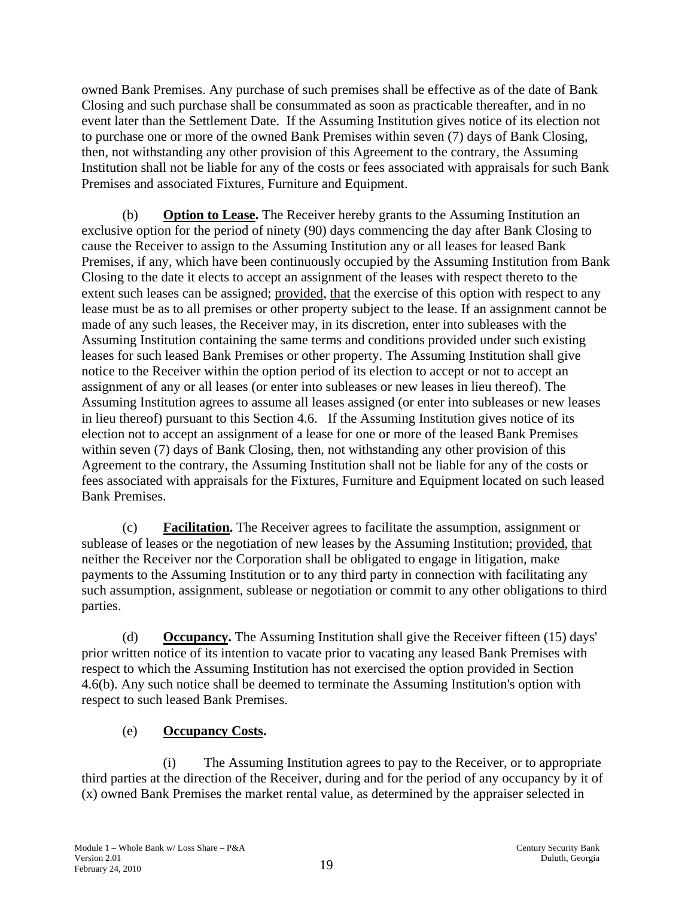owned Bank Premises. Any purchase of such premises shall be effective as of the date of Bank Closing and such purchase shall be consummated as soon as practicable thereafter, and in no event later than the Settlement Date. If the Assuming Institution gives notice of its election not to purchase one or more of the owned Bank Premises within seven (7) days of Bank Closing, then, not withstanding any other provision of this Agreement to the contrary, the Assuming Institution shall not be liable for any of the costs or fees associated with appraisals for such Bank Premises and associated Fixtures, Furniture and Equipment.

(b) **Option to Lease.** The Receiver hereby grants to the Assuming Institution an exclusive option for the period of ninety (90) days commencing the day after Bank Closing to cause the Receiver to assign to the Assuming Institution any or all leases for leased Bank Premises, if any, which have been continuously occupied by the Assuming Institution from Bank Closing to the date it elects to accept an assignment of the leases with respect thereto to the extent such leases can be assigned; provided, that the exercise of this option with respect to any lease must be as to all premises or other property subject to the lease. If an assignment cannot be made of any such leases, the Receiver may, in its discretion, enter into subleases with the Assuming Institution containing the same terms and conditions provided under such existing leases for such leased Bank Premises or other property. The Assuming Institution shall give notice to the Receiver within the option period of its election to accept or not to accept an assignment of any or all leases (or enter into subleases or new leases in lieu thereof). The Assuming Institution agrees to assume all leases assigned (or enter into subleases or new leases in lieu thereof) pursuant to this Section 4.6. If the Assuming Institution gives notice of its election not to accept an assignment of a lease for one or more of the leased Bank Premises within seven (7) days of Bank Closing, then, not withstanding any other provision of this Agreement to the contrary, the Assuming Institution shall not be liable for any of the costs or fees associated with appraisals for the Fixtures, Furniture and Equipment located on such leased Bank Premises.

(c) **Facilitation.** The Receiver agrees to facilitate the assumption, assignment or sublease of leases or the negotiation of new leases by the Assuming Institution; provided, that neither the Receiver nor the Corporation shall be obligated to engage in litigation, make payments to the Assuming Institution or to any third party in connection with facilitating any such assumption, assignment, sublease or negotiation or commit to any other obligations to third parties.

(d) **Occupancy.** The Assuming Institution shall give the Receiver fifteen (15) days' prior written notice of its intention to vacate prior to vacating any leased Bank Premises with respect to which the Assuming Institution has not exercised the option provided in Section 4.6(b). Any such notice shall be deemed to terminate the Assuming Institution's option with respect to such leased Bank Premises.

(e) **Occupancy Costs.**

(i) The Assuming Institution agrees to pay to the Receiver, or to appropriate third parties at the direction of the Receiver, during and for the period of any occupancy by it of (x) owned Bank Premises the market rental value, as determined by the appraiser selected in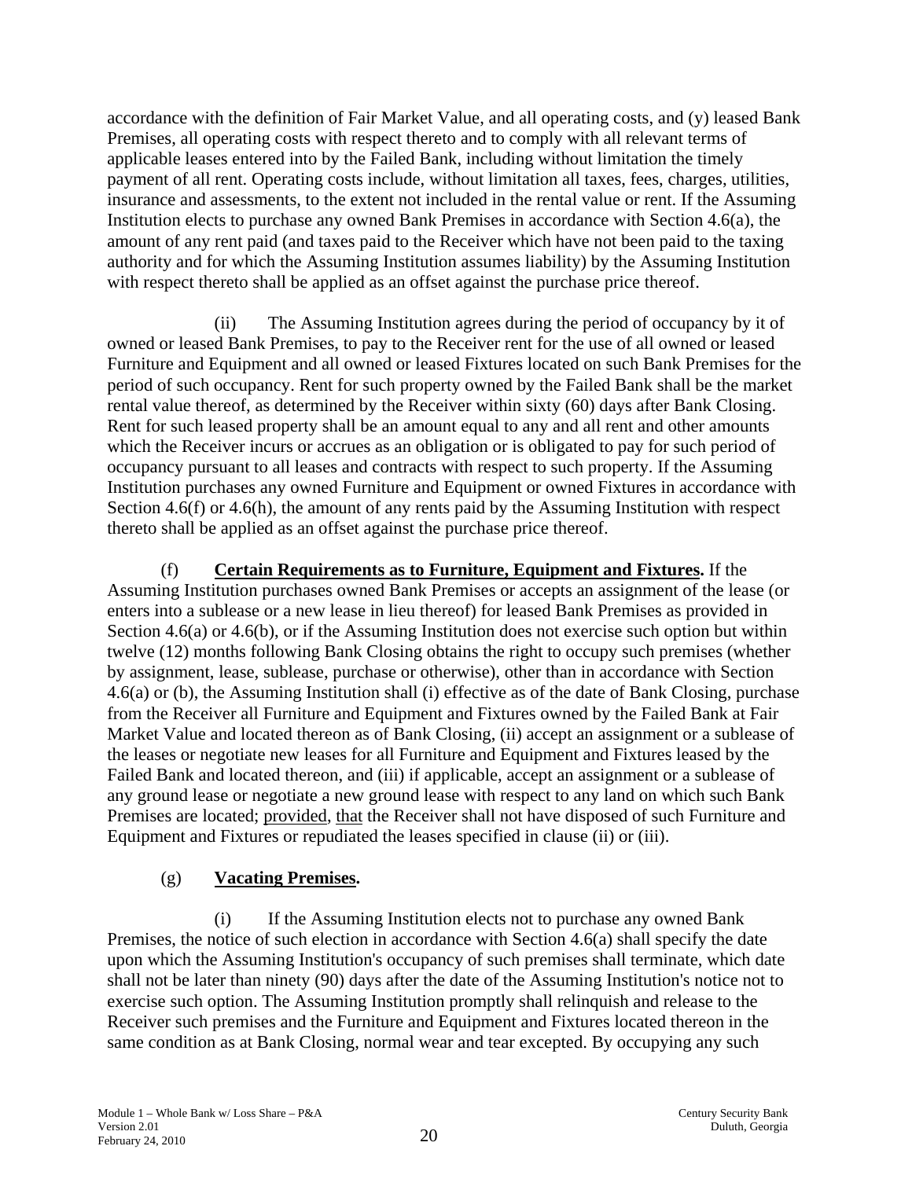accordance with the definition of Fair Market Value, and all operating costs, and (y) leased Bank Premises, all operating costs with respect thereto and to comply with all relevant terms of applicable leases entered into by the Failed Bank, including without limitation the timely payment of all rent. Operating costs include, without limitation all taxes, fees, charges, utilities, insurance and assessments, to the extent not included in the rental value or rent. If the Assuming Institution elects to purchase any owned Bank Premises in accordance with Section 4.6(a), the amount of any rent paid (and taxes paid to the Receiver which have not been paid to the taxing authority and for which the Assuming Institution assumes liability) by the Assuming Institution with respect thereto shall be applied as an offset against the purchase price thereof.

(ii) The Assuming Institution agrees during the period of occupancy by it of owned or leased Bank Premises, to pay to the Receiver rent for the use of all owned or leased Furniture and Equipment and all owned or leased Fixtures located on such Bank Premises for the period of such occupancy. Rent for such property owned by the Failed Bank shall be the market rental value thereof, as determined by the Receiver within sixty (60) days after Bank Closing. Rent for such leased property shall be an amount equal to any and all rent and other amounts which the Receiver incurs or accrues as an obligation or is obligated to pay for such period of occupancy pursuant to all leases and contracts with respect to such property. If the Assuming Institution purchases any owned Furniture and Equipment or owned Fixtures in accordance with Section 4.6(f) or 4.6(h), the amount of any rents paid by the Assuming Institution with respect thereto shall be applied as an offset against the purchase price thereof.

(f) **Certain Requirements as to Furniture, Equipment and Fixtures.** If the Assuming Institution purchases owned Bank Premises or accepts an assignment of the lease (or enters into a sublease or a new lease in lieu thereof) for leased Bank Premises as provided in Section 4.6(a) or 4.6(b), or if the Assuming Institution does not exercise such option but within twelve (12) months following Bank Closing obtains the right to occupy such premises (whether by assignment, lease, sublease, purchase or otherwise), other than in accordance with Section 4.6(a) or (b), the Assuming Institution shall (i) effective as of the date of Bank Closing, purchase from the Receiver all Furniture and Equipment and Fixtures owned by the Failed Bank at Fair Market Value and located thereon as of Bank Closing, (ii) accept an assignment or a sublease of the leases or negotiate new leases for all Furniture and Equipment and Fixtures leased by the Failed Bank and located thereon, and (iii) if applicable, accept an assignment or a sublease of any ground lease or negotiate a new ground lease with respect to any land on which such Bank Premises are located; provided, that the Receiver shall not have disposed of such Furniture and Equipment and Fixtures or repudiated the leases specified in clause (ii) or (iii).

(g) **Vacating Premises.**

(i) If the Assuming Institution elects not to purchase any owned Bank Premises, the notice of such election in accordance with Section 4.6(a) shall specify the date upon which the Assuming Institution's occupancy of such premises shall terminate, which date shall not be later than ninety (90) days after the date of the Assuming Institution's notice not to exercise such option. The Assuming Institution promptly shall relinquish and release to the Receiver such premises and the Furniture and Equipment and Fixtures located thereon in the same condition as at Bank Closing, normal wear and tear excepted. By occupying any such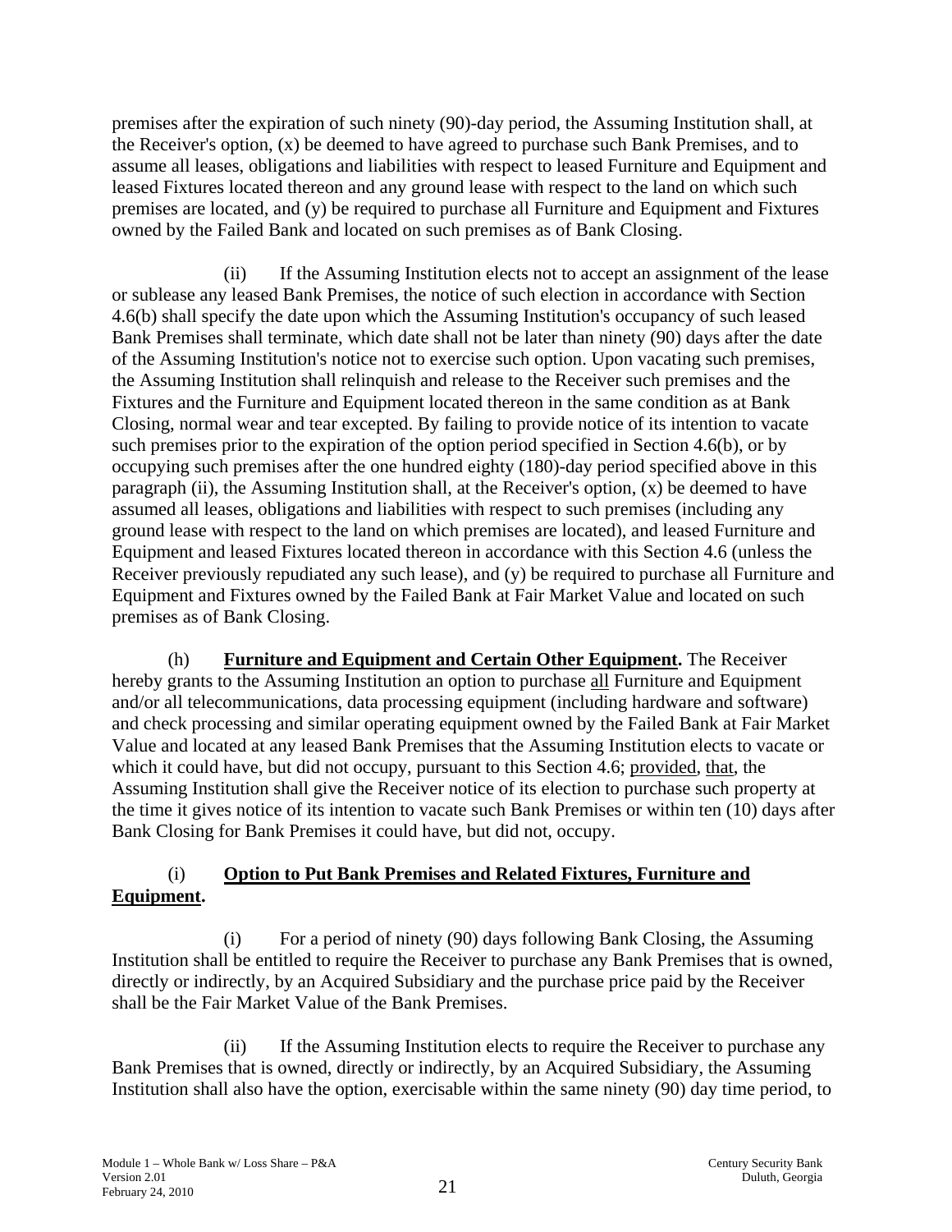premises after the expiration of such ninety (90)-day period, the Assuming Institution shall, at the Receiver's option, (x) be deemed to have agreed to purchase such Bank Premises, and to assume all leases, obligations and liabilities with respect to leased Furniture and Equipment and leased Fixtures located thereon and any ground lease with respect to the land on which such premises are located, and (y) be required to purchase all Furniture and Equipment and Fixtures owned by the Failed Bank and located on such premises as of Bank Closing.

(ii) If the Assuming Institution elects not to accept an assignment of the lease or sublease any leased Bank Premises, the notice of such election in accordance with Section 4.6(b) shall specify the date upon which the Assuming Institution's occupancy of such leased Bank Premises shall terminate, which date shall not be later than ninety (90) days after the date of the Assuming Institution's notice not to exercise such option. Upon vacating such premises, the Assuming Institution shall relinquish and release to the Receiver such premises and the Fixtures and the Furniture and Equipment located thereon in the same condition as at Bank Closing, normal wear and tear excepted. By failing to provide notice of its intention to vacate such premises prior to the expiration of the option period specified in Section 4.6(b), or by occupying such premises after the one hundred eighty (180)-day period specified above in this paragraph (ii), the Assuming Institution shall, at the Receiver's option, (x) be deemed to have assumed all leases, obligations and liabilities with respect to such premises (including any ground lease with respect to the land on which premises are located), and leased Furniture and Equipment and leased Fixtures located thereon in accordance with this Section 4.6 (unless the Receiver previously repudiated any such lease), and (y) be required to purchase all Furniture and Equipment and Fixtures owned by the Failed Bank at Fair Market Value and located on such premises as of Bank Closing.

(h) **Furniture and Equipment and Certain Other Equipment.** The Receiver hereby grants to the Assuming Institution an option to purchase all Furniture and Equipment and/or all telecommunications, data processing equipment (including hardware and software) and check processing and similar operating equipment owned by the Failed Bank at Fair Market Value and located at any leased Bank Premises that the Assuming Institution elects to vacate or which it could have, but did not occupy, pursuant to this Section 4.6; provided, that, the Assuming Institution shall give the Receiver notice of its election to purchase such property at the time it gives notice of its intention to vacate such Bank Premises or within ten (10) days after Bank Closing for Bank Premises it could have, but did not, occupy.

(i) **Option to Put Bank Premises and Related Fixtures, Furniture and Equipment.**

(i) For a period of ninety (90) days following Bank Closing, the Assuming Institution shall be entitled to require the Receiver to purchase any Bank Premises that is owned, directly or indirectly, by an Acquired Subsidiary and the purchase price paid by the Receiver shall be the Fair Market Value of the Bank Premises.

(ii) If the Assuming Institution elects to require the Receiver to purchase any Bank Premises that is owned, directly or indirectly, by an Acquired Subsidiary, the Assuming Institution shall also have the option, exercisable within the same ninety (90) day time period, to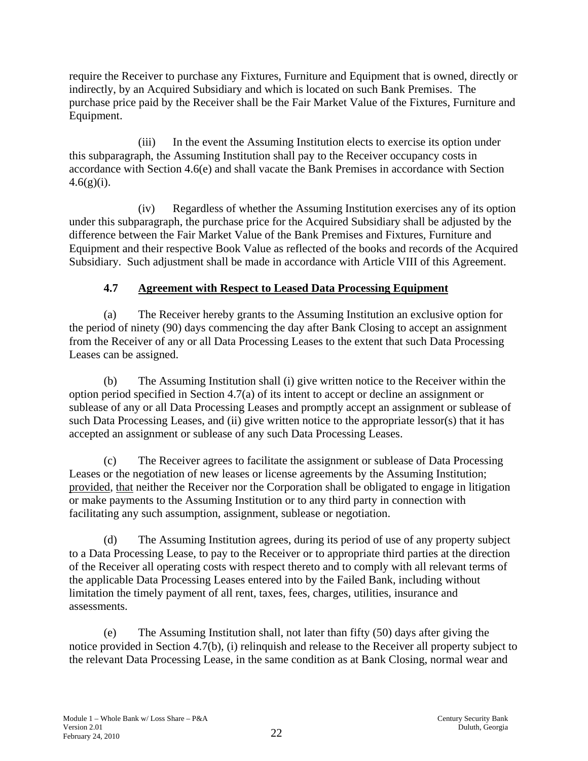require the Receiver to purchase any Fixtures, Furniture and Equipment that is owned, directly or indirectly, by an Acquired Subsidiary and which is located on such Bank Premises. The purchase price paid by the Receiver shall be the Fair Market Value of the Fixtures, Furniture and Equipment.

(iii) In the event the Assuming Institution elects to exercise its option under this subparagraph, the Assuming Institution shall pay to the Receiver occupancy costs in accordance with Section 4.6(e) and shall vacate the Bank Premises in accordance with Section 4.6(g)(i).

(iv) Regardless of whether the Assuming Institution exercises any of its option under this subparagraph, the purchase price for the Acquired Subsidiary shall be adjusted by the difference between the Fair Market Value of the Bank Premises and Fixtures, Furniture and Equipment and their respective Book Value as reflected of the books and records of the Acquired Subsidiary. Such adjustment shall be made in accordance with Article VIII of this Agreement.

### 4.7 Agreement with Respect to Leased Data Processing Equipment

(a) The Receiver hereby grants to the Assuming Institution an exclusive option for the period of ninety (90) days commencing the day after Bank Closing to accept an assignment from the Receiver of any or all Data Processing Leases to the extent that such Data Processing Leases can be assigned.

(b) The Assuming Institution shall (i) give written notice to the Receiver within the option period specified in Section 4.7(a) of its intent to accept or decline an assignment or sublease of any or all Data Processing Leases and promptly accept an assignment or sublease of such Data Processing Leases, and (ii) give written notice to the appropriate lessor(s) that it has accepted an assignment or sublease of any such Data Processing Leases.

(c) The Receiver agrees to facilitate the assignment or sublease of Data Processing Leases or the negotiation of new leases or license agreements by the Assuming Institution; provided, that neither the Receiver nor the Corporation shall be obligated to engage in litigation or make payments to the Assuming Institution or to any third party in connection with facilitating any such assumption, assignment, sublease or negotiation.

(d) The Assuming Institution agrees, during its period of use of any property subject to a Data Processing Lease, to pay to the Receiver or to appropriate third parties at the direction of the Receiver all operating costs with respect thereto and to comply with all relevant terms of the applicable Data Processing Leases entered into by the Failed Bank, including without limitation the timely payment of all rent, taxes, fees, charges, utilities, insurance and assessments.

(e) The Assuming Institution shall, not later than fifty (50) days after giving the notice provided in Section 4.7(b), (i) relinquish and release to the Receiver all property subject to the relevant Data Processing Lease, in the same condition as at Bank Closing, normal wear and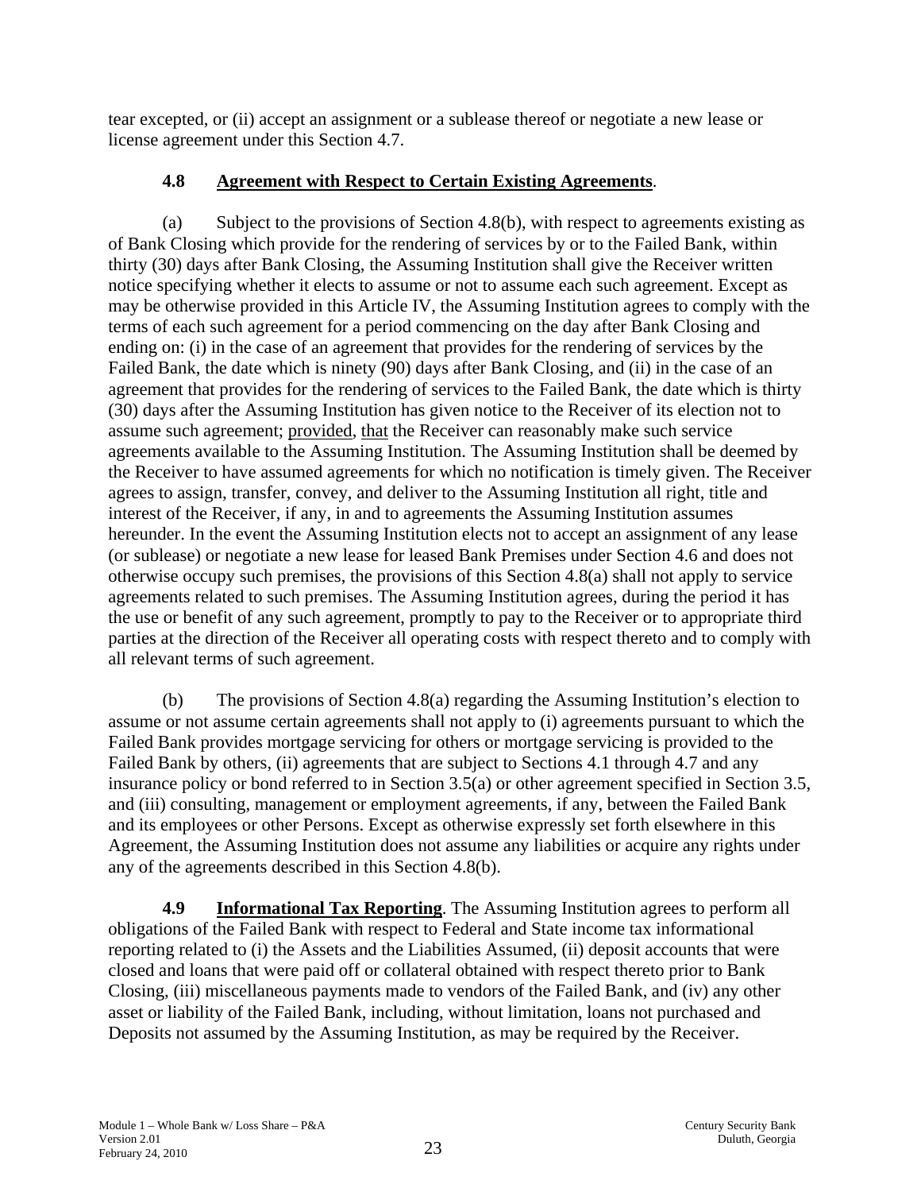tear excepted, or (ii) accept an assignment or a sublease thereof or negotiate a new lease or license agreement under this Section 4.7.

### 4.8 Agreement with Respect to Certain Existing Agreements.

(a) Subject to the provisions of Section 4.8(b), with respect to agreements existing as of Bank Closing which provide for the rendering of services by or to the Failed Bank, within thirty (30) days after Bank Closing, the Assuming Institution shall give the Receiver written notice specifying whether it elects to assume or not to assume each such agreement. Except as may be otherwise provided in this Article IV, the Assuming Institution agrees to comply with the terms of each such agreement for a period commencing on the day after Bank Closing and ending on: (i) in the case of an agreement that provides for the rendering of services by the Failed Bank, the date which is ninety (90) days after Bank Closing, and (ii) in the case of an agreement that provides for the rendering of services to the Failed Bank, the date which is thirty (30) days after the Assuming Institution has given notice to the Receiver of its election not to assume such agreement; provided, that the Receiver can reasonably make such service agreements available to the Assuming Institution. The Assuming Institution shall be deemed by the Receiver to have assumed agreements for which no notification is timely given. The Receiver agrees to assign, transfer, convey, and deliver to the Assuming Institution all right, title and interest of the Receiver, if any, in and to agreements the Assuming Institution assumes hereunder. In the event the Assuming Institution elects not to accept an assignment of any lease (or sublease) or negotiate a new lease for leased Bank Premises under Section 4.6 and does not otherwise occupy such premises, the provisions of this Section 4.8(a) shall not apply to service agreements related to such premises. The Assuming Institution agrees, during the period it has the use or benefit of any such agreement, promptly to pay to the Receiver or to appropriate third parties at the direction of the Receiver all operating costs with respect thereto and to comply with all relevant terms of such agreement.

(b) The provisions of Section 4.8(a) regarding the Assuming Institution's election to assume or not assume certain agreements shall not apply to (i) agreements pursuant to which the Failed Bank provides mortgage servicing for others or mortgage servicing is provided to the Failed Bank by others, (ii) agreements that are subject to Sections 4.1 through 4.7 and any insurance policy or bond referred to in Section 3.5(a) or other agreement specified in Section 3.5, and (iii) consulting, management or employment agreements, if any, between the Failed Bank and its employees or other Persons. Except as otherwise expressly set forth elsewhere in this Agreement, the Assuming Institution does not assume any liabilities or acquire any rights under any of the agreements described in this Section 4.8(b).

**4.9 Informational Tax Reporting**. The Assuming Institution agrees to perform all obligations of the Failed Bank with respect to Federal and State income tax informational reporting related to (i) the Assets and the Liabilities Assumed, (ii) deposit accounts that were closed and loans that were paid off or collateral obtained with respect thereto prior to Bank Closing, (iii) miscellaneous payments made to vendors of the Failed Bank, and (iv) any other asset or liability of the Failed Bank, including, without limitation, loans not purchased and Deposits not assumed by the Assuming Institution, as may be required by the Receiver.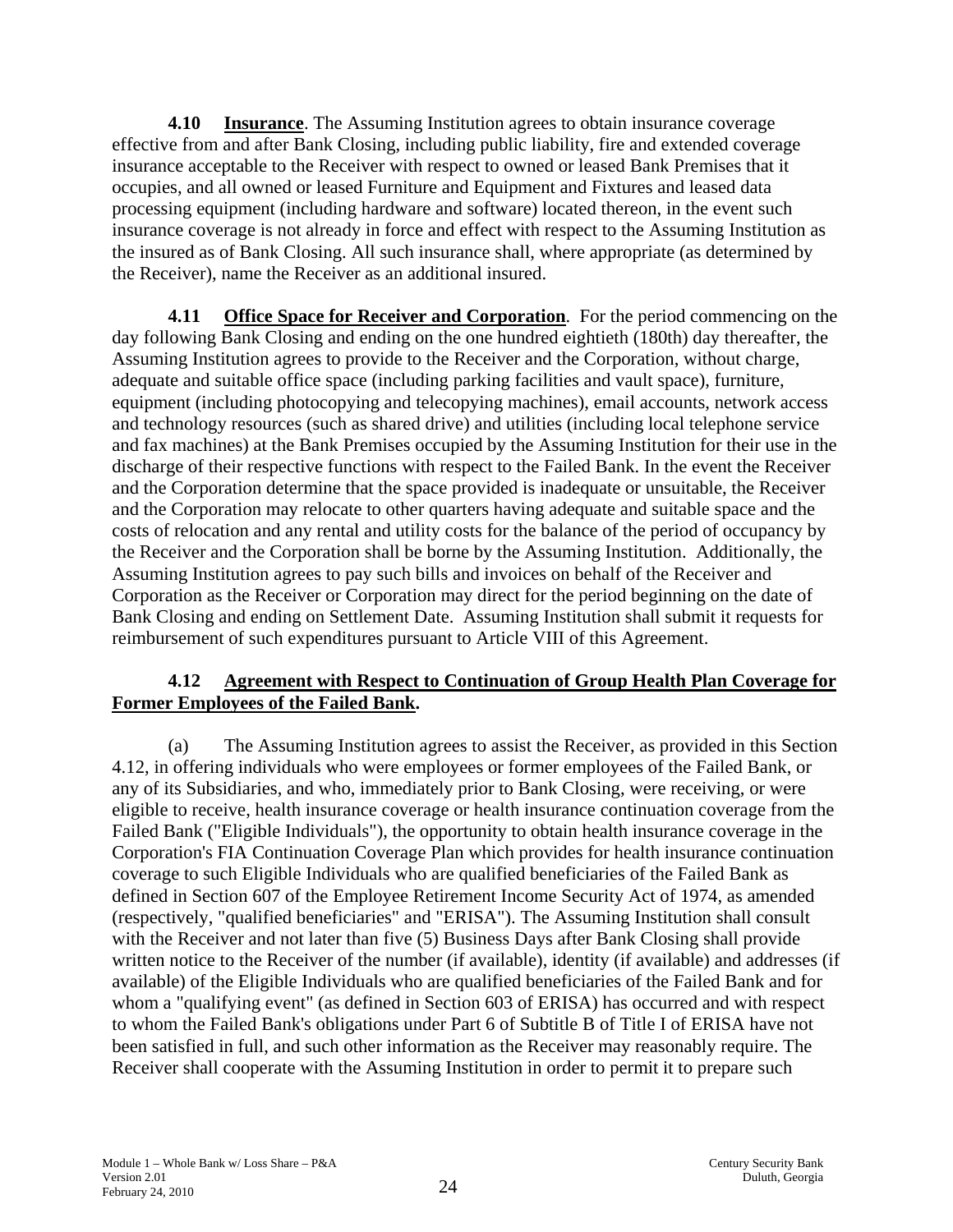**4.10 Insurance**. The Assuming Institution agrees to obtain insurance coverage effective from and after Bank Closing, including public liability, fire and extended coverage insurance acceptable to the Receiver with respect to owned or leased Bank Premises that it occupies, and all owned or leased Furniture and Equipment and Fixtures and leased data processing equipment (including hardware and software) located thereon, in the event such insurance coverage is not already in force and effect with respect to the Assuming Institution as the insured as of Bank Closing. All such insurance shall, where appropriate (as determined by the Receiver), name the Receiver as an additional insured.

**4.11 Office Space for Receiver and Corporation**. For the period commencing on the day following Bank Closing and ending on the one hundred eightieth (180th) day thereafter, the Assuming Institution agrees to provide to the Receiver and the Corporation, without charge, adequate and suitable office space (including parking facilities and vault space), furniture, equipment (including photocopying and telecopying machines), email accounts, network access and technology resources (such as shared drive) and utilities (including local telephone service and fax machines) at the Bank Premises occupied by the Assuming Institution for their use in the discharge of their respective functions with respect to the Failed Bank. In the event the Receiver and the Corporation determine that the space provided is inadequate or unsuitable, the Receiver and the Corporation may relocate to other quarters having adequate and suitable space and the costs of relocation and any rental and utility costs for the balance of the period of occupancy by the Receiver and the Corporation shall be borne by the Assuming Institution. Additionally, the Assuming Institution agrees to pay such bills and invoices on behalf of the Receiver and Corporation as the Receiver or Corporation may direct for the period beginning on the date of Bank Closing and ending on Settlement Date. Assuming Institution shall submit it requests for reimbursement of such expenditures pursuant to Article VIII of this Agreement.

**4.12 Agreement with Respect to Continuation of Group Health Plan Coverage for Former Employees of the Failed Bank.**

(a) The Assuming Institution agrees to assist the Receiver, as provided in this Section 4.12, in offering individuals who were employees or former employees of the Failed Bank, or any of its Subsidiaries, and who, immediately prior to Bank Closing, were receiving, or were eligible to receive, health insurance coverage or health insurance continuation coverage from the Failed Bank ("Eligible Individuals"), the opportunity to obtain health insurance coverage in the Corporation's FIA Continuation Coverage Plan which provides for health insurance continuation coverage to such Eligible Individuals who are qualified beneficiaries of the Failed Bank as defined in Section 607 of the Employee Retirement Income Security Act of 1974, as amended (respectively, "qualified beneficiaries" and "ERISA"). The Assuming Institution shall consult with the Receiver and not later than five (5) Business Days after Bank Closing shall provide written notice to the Receiver of the number (if available), identity (if available) and addresses (if available) of the Eligible Individuals who are qualified beneficiaries of the Failed Bank and for whom a "qualifying event" (as defined in Section 603 of ERISA) has occurred and with respect to whom the Failed Bank's obligations under Part 6 of Subtitle B of Title I of ERISA have not been satisfied in full, and such other information as the Receiver may reasonably require. The Receiver shall cooperate with the Assuming Institution in order to permit it to prepare such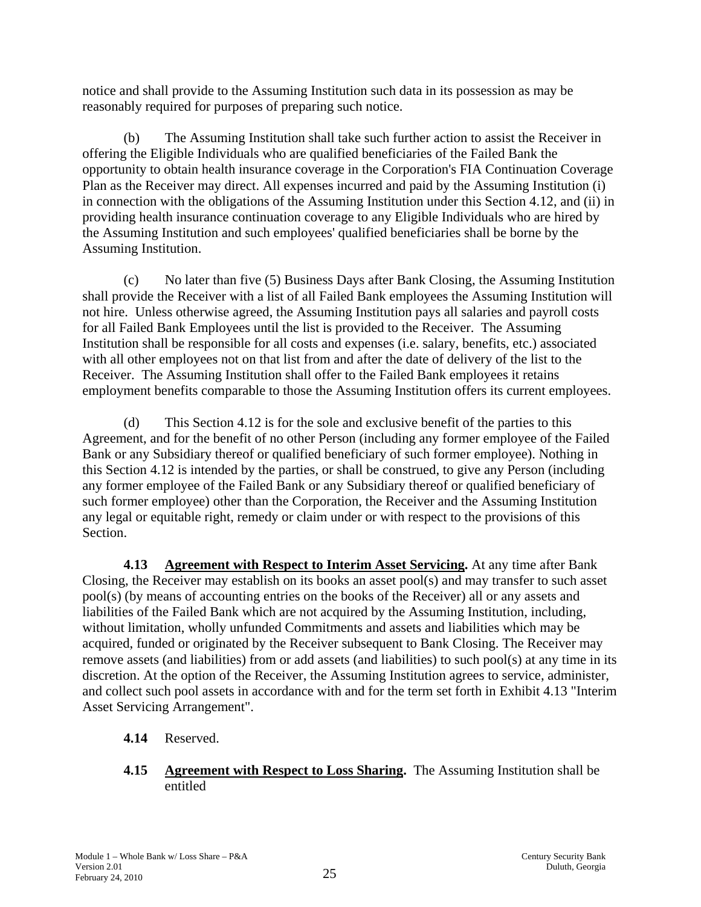notice and shall provide to the Assuming Institution such data in its possession as may be reasonably required for purposes of preparing such notice.

(b) The Assuming Institution shall take such further action to assist the Receiver in offering the Eligible Individuals who are qualified beneficiaries of the Failed Bank the opportunity to obtain health insurance coverage in the Corporation's FIA Continuation Coverage Plan as the Receiver may direct. All expenses incurred and paid by the Assuming Institution (i) in connection with the obligations of the Assuming Institution under this Section 4.12, and (ii) in providing health insurance continuation coverage to any Eligible Individuals who are hired by the Assuming Institution and such employees' qualified beneficiaries shall be borne by the Assuming Institution.

(c) No later than five (5) Business Days after Bank Closing, the Assuming Institution shall provide the Receiver with a list of all Failed Bank employees the Assuming Institution will not hire. Unless otherwise agreed, the Assuming Institution pays all salaries and payroll costs for all Failed Bank Employees until the list is provided to the Receiver. The Assuming Institution shall be responsible for all costs and expenses (i.e. salary, benefits, etc.) associated with all other employees not on that list from and after the date of delivery of the list to the Receiver. The Assuming Institution shall offer to the Failed Bank employees it retains employment benefits comparable to those the Assuming Institution offers its current employees.

(d) This Section 4.12 is for the sole and exclusive benefit of the parties to this Agreement, and for the benefit of no other Person (including any former employee of the Failed Bank or any Subsidiary thereof or qualified beneficiary of such former employee). Nothing in this Section 4.12 is intended by the parties, or shall be construed, to give any Person (including any former employee of the Failed Bank or any Subsidiary thereof or qualified beneficiary of such former employee) other than the Corporation, the Receiver and the Assuming Institution any legal or equitable right, remedy or claim under or with respect to the provisions of this Section.

**4.13 Agreement with Respect to Interim Asset Servicing.** At any time after Bank Closing, the Receiver may establish on its books an asset pool(s) and may transfer to such asset pool(s) (by means of accounting entries on the books of the Receiver) all or any assets and liabilities of the Failed Bank which are not acquired by the Assuming Institution, including, without limitation, wholly unfunded Commitments and assets and liabilities which may be acquired, funded or originated by the Receiver subsequent to Bank Closing. The Receiver may remove assets (and liabilities) from or add assets (and liabilities) to such pool(s) at any time in its discretion. At the option of the Receiver, the Assuming Institution agrees to service, administer, and collect such pool assets in accordance with and for the term set forth in Exhibit 4.13 "Interim Asset Servicing Arrangement".

**4.14** Reserved.

**4.15 Agreement with Respect to Loss Sharing.** The Assuming Institution shall be entitled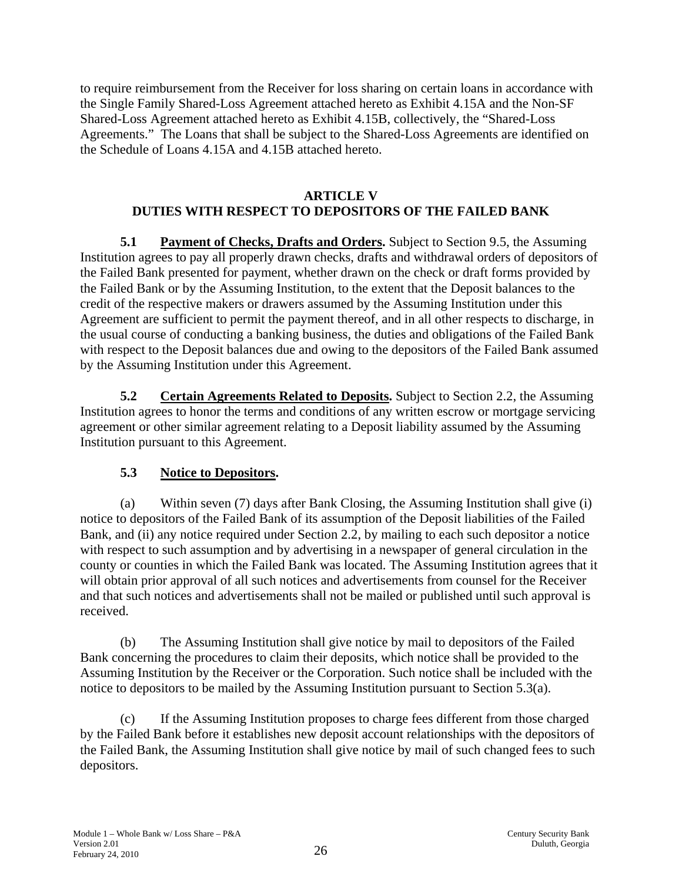to require reimbursement from the Receiver for loss sharing on certain loans in accordance with the Single Family Shared-Loss Agreement attached hereto as Exhibit 4.15A and the Non-SF Shared-Loss Agreement attached hereto as Exhibit 4.15B, collectively, the "Shared-Loss Agreements." The Loans that shall be subject to the Shared-Loss Agreements are identified on the Schedule of Loans 4.15A and 4.15B attached hereto.

## ARTICLE V
## DUTIES WITH RESPECT TO DEPOSITORS OF THE FAILED BANK

**5.1 Payment of Checks, Drafts and Orders.** Subject to Section 9.5, the Assuming Institution agrees to pay all properly drawn checks, drafts and withdrawal orders of depositors of the Failed Bank presented for payment, whether drawn on the check or draft forms provided by the Failed Bank or by the Assuming Institution, to the extent that the Deposit balances to the credit of the respective makers or drawers assumed by the Assuming Institution under this Agreement are sufficient to permit the payment thereof, and in all other respects to discharge, in the usual course of conducting a banking business, the duties and obligations of the Failed Bank with respect to the Deposit balances due and owing to the depositors of the Failed Bank assumed by the Assuming Institution under this Agreement.

**5.2 Certain Agreements Related to Deposits.** Subject to Section 2.2, the Assuming Institution agrees to honor the terms and conditions of any written escrow or mortgage servicing agreement or other similar agreement relating to a Deposit liability assumed by the Assuming Institution pursuant to this Agreement.

**5.3 Notice to Depositors.**

(a) Within seven (7) days after Bank Closing, the Assuming Institution shall give (i) notice to depositors of the Failed Bank of its assumption of the Deposit liabilities of the Failed Bank, and (ii) any notice required under Section 2.2, by mailing to each such depositor a notice with respect to such assumption and by advertising in a newspaper of general circulation in the county or counties in which the Failed Bank was located. The Assuming Institution agrees that it will obtain prior approval of all such notices and advertisements from counsel for the Receiver and that such notices and advertisements shall not be mailed or published until such approval is received.

(b) The Assuming Institution shall give notice by mail to depositors of the Failed Bank concerning the procedures to claim their deposits, which notice shall be provided to the Assuming Institution by the Receiver or the Corporation. Such notice shall be included with the notice to depositors to be mailed by the Assuming Institution pursuant to Section 5.3(a).

(c) If the Assuming Institution proposes to charge fees different from those charged by the Failed Bank before it establishes new deposit account relationships with the depositors of the Failed Bank, the Assuming Institution shall give notice by mail of such changed fees to such depositors.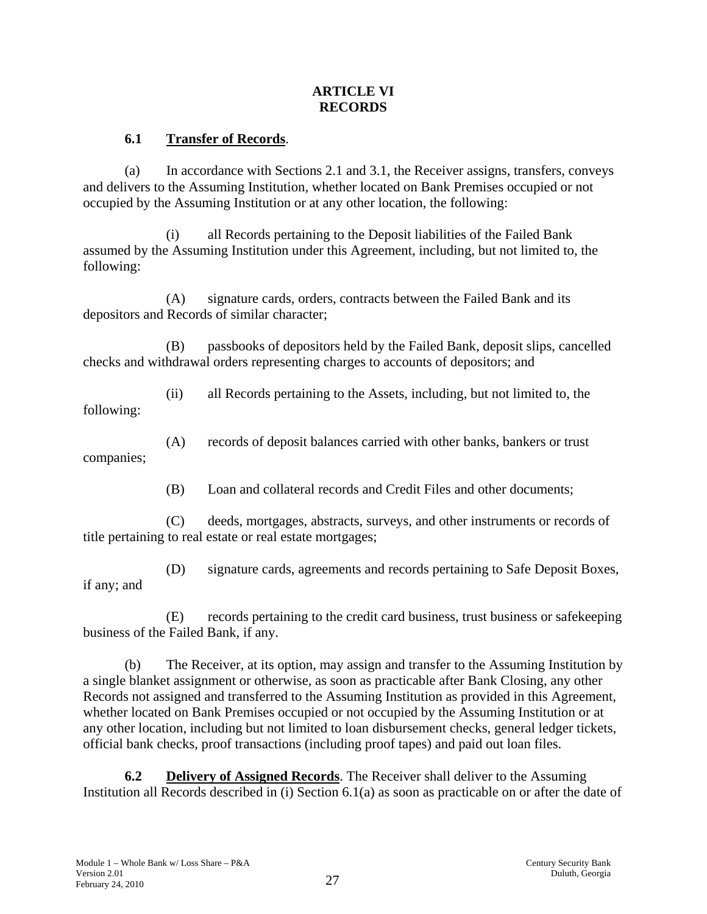# ARTICLE VI
# RECORDS

**6.1 Transfer of Records.**

(a) In accordance with Sections 2.1 and 3.1, the Receiver assigns, transfers, conveys and delivers to the Assuming Institution, whether located on Bank Premises occupied or not occupied by the Assuming Institution or at any other location, the following:

(i) all Records pertaining to the Deposit liabilities of the Failed Bank assumed by the Assuming Institution under this Agreement, including, but not limited to, the following:

(A) signature cards, orders, contracts between the Failed Bank and its depositors and Records of similar character;

(B) passbooks of depositors held by the Failed Bank, deposit slips, cancelled checks and withdrawal orders representing charges to accounts of depositors; and

(ii) all Records pertaining to the Assets, including, but not limited to, the following:

(A) records of deposit balances carried with other banks, bankers or trust companies;

(B) Loan and collateral records and Credit Files and other documents;

(C) deeds, mortgages, abstracts, surveys, and other instruments or records of title pertaining to real estate or real estate mortgages;

(D) signature cards, agreements and records pertaining to Safe Deposit Boxes, if any; and

(E) records pertaining to the credit card business, trust business or safekeeping business of the Failed Bank, if any.

(b) The Receiver, at its option, may assign and transfer to the Assuming Institution by a single blanket assignment or otherwise, as soon as practicable after Bank Closing, any other Records not assigned and transferred to the Assuming Institution as provided in this Agreement, whether located on Bank Premises occupied or not occupied by the Assuming Institution or at any other location, including but not limited to loan disbursement checks, general ledger tickets, official bank checks, proof transactions (including proof tapes) and paid out loan files.

**6.2 Delivery of Assigned Records.** The Receiver shall deliver to the Assuming Institution all Records described in (i) Section 6.1(a) as soon as practicable on or after the date of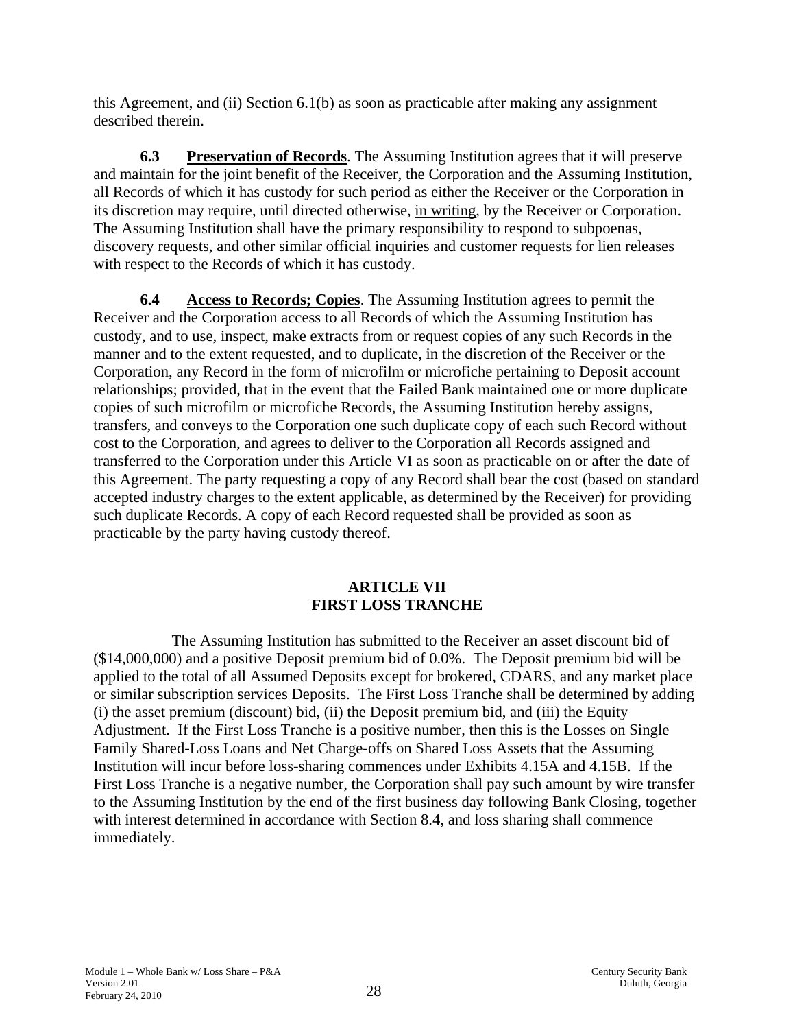this Agreement, and (ii) Section 6.1(b) as soon as practicable after making any assignment described therein.

**6.3 Preservation of Records**. The Assuming Institution agrees that it will preserve and maintain for the joint benefit of the Receiver, the Corporation and the Assuming Institution, all Records of which it has custody for such period as either the Receiver or the Corporation in its discretion may require, until directed otherwise, in writing, by the Receiver or Corporation. The Assuming Institution shall have the primary responsibility to respond to subpoenas, discovery requests, and other similar official inquiries and customer requests for lien releases with respect to the Records of which it has custody.

**6.4 Access to Records; Copies**. The Assuming Institution agrees to permit the Receiver and the Corporation access to all Records of which the Assuming Institution has custody, and to use, inspect, make extracts from or request copies of any such Records in the manner and to the extent requested, and to duplicate, in the discretion of the Receiver or the Corporation, any Record in the form of microfilm or microfiche pertaining to Deposit account relationships; provided, that in the event that the Failed Bank maintained one or more duplicate copies of such microfilm or microfiche Records, the Assuming Institution hereby assigns, transfers, and conveys to the Corporation one such duplicate copy of each such Record without cost to the Corporation, and agrees to deliver to the Corporation all Records assigned and transferred to the Corporation under this Article VI as soon as practicable on or after the date of this Agreement. The party requesting a copy of any Record shall bear the cost (based on standard accepted industry charges to the extent applicable, as determined by the Receiver) for providing such duplicate Records. A copy of each Record requested shall be provided as soon as practicable by the party having custody thereof.

## ARTICLE VII
## FIRST LOSS TRANCHE

The Assuming Institution has submitted to the Receiver an asset discount bid of (\$14,000,000) and a positive Deposit premium bid of 0.0%. The Deposit premium bid will be applied to the total of all Assumed Deposits except for brokered, CDARS, and any market place or similar subscription services Deposits. The First Loss Tranche shall be determined by adding (i) the asset premium (discount) bid, (ii) the Deposit premium bid, and (iii) the Equity Adjustment. If the First Loss Tranche is a positive number, then this is the Losses on Single Family Shared-Loss Loans and Net Charge-offs on Shared Loss Assets that the Assuming Institution will incur before loss-sharing commences under Exhibits 4.15A and 4.15B. If the First Loss Tranche is a negative number, the Corporation shall pay such amount by wire transfer to the Assuming Institution by the end of the first business day following Bank Closing, together with interest determined in accordance with Section 8.4, and loss sharing shall commence immediately.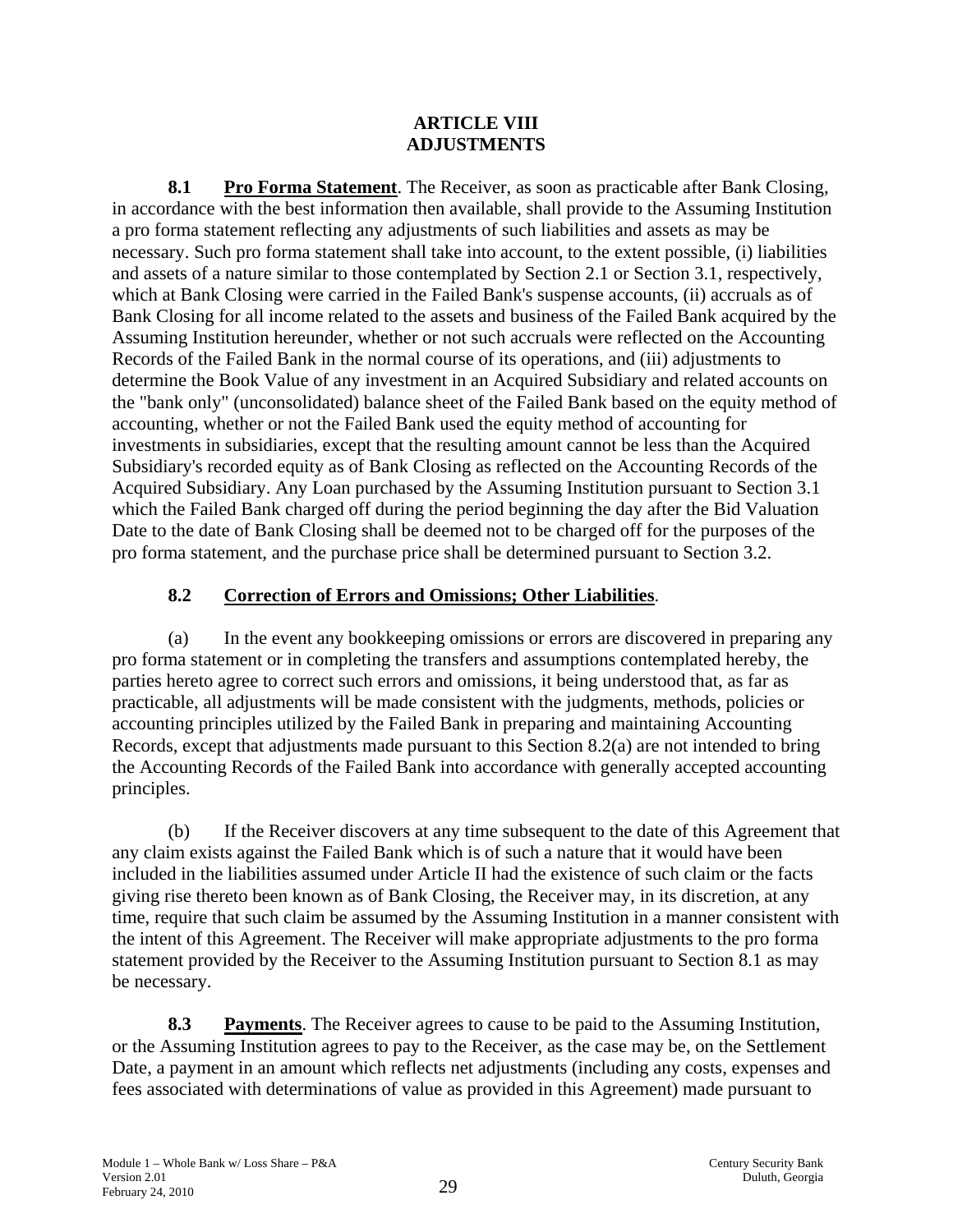# ARTICLE VIII
# ADJUSTMENTS

**8.1 Pro Forma Statement**. The Receiver, as soon as practicable after Bank Closing, in accordance with the best information then available, shall provide to the Assuming Institution a pro forma statement reflecting any adjustments of such liabilities and assets as may be necessary. Such pro forma statement shall take into account, to the extent possible, (i) liabilities and assets of a nature similar to those contemplated by Section 2.1 or Section 3.1, respectively, which at Bank Closing were carried in the Failed Bank's suspense accounts, (ii) accruals as of Bank Closing for all income related to the assets and business of the Failed Bank acquired by the Assuming Institution hereunder, whether or not such accruals were reflected on the Accounting Records of the Failed Bank in the normal course of its operations, and (iii) adjustments to determine the Book Value of any investment in an Acquired Subsidiary and related accounts on the "bank only" (unconsolidated) balance sheet of the Failed Bank based on the equity method of accounting, whether or not the Failed Bank used the equity method of accounting for investments in subsidiaries, except that the resulting amount cannot be less than the Acquired Subsidiary's recorded equity as of Bank Closing as reflected on the Accounting Records of the Acquired Subsidiary. Any Loan purchased by the Assuming Institution pursuant to Section 3.1 which the Failed Bank charged off during the period beginning the day after the Bid Valuation Date to the date of Bank Closing shall be deemed not to be charged off for the purposes of the pro forma statement, and the purchase price shall be determined pursuant to Section 3.2.

## 8.2 Correction of Errors and Omissions; Other Liabilities.

(a) In the event any bookkeeping omissions or errors are discovered in preparing any pro forma statement or in completing the transfers and assumptions contemplated hereby, the parties hereto agree to correct such errors and omissions, it being understood that, as far as practicable, all adjustments will be made consistent with the judgments, methods, policies or accounting principles utilized by the Failed Bank in preparing and maintaining Accounting Records, except that adjustments made pursuant to this Section 8.2(a) are not intended to bring the Accounting Records of the Failed Bank into accordance with generally accepted accounting principles.

(b) If the Receiver discovers at any time subsequent to the date of this Agreement that any claim exists against the Failed Bank which is of such a nature that it would have been included in the liabilities assumed under Article II had the existence of such claim or the facts giving rise thereto been known as of Bank Closing, the Receiver may, in its discretion, at any time, require that such claim be assumed by the Assuming Institution in a manner consistent with the intent of this Agreement. The Receiver will make appropriate adjustments to the pro forma statement provided by the Receiver to the Assuming Institution pursuant to Section 8.1 as may be necessary.

**8.3 Payments**. The Receiver agrees to cause to be paid to the Assuming Institution, or the Assuming Institution agrees to pay to the Receiver, as the case may be, on the Settlement Date, a payment in an amount which reflects net adjustments (including any costs, expenses and fees associated with determinations of value as provided in this Agreement) made pursuant to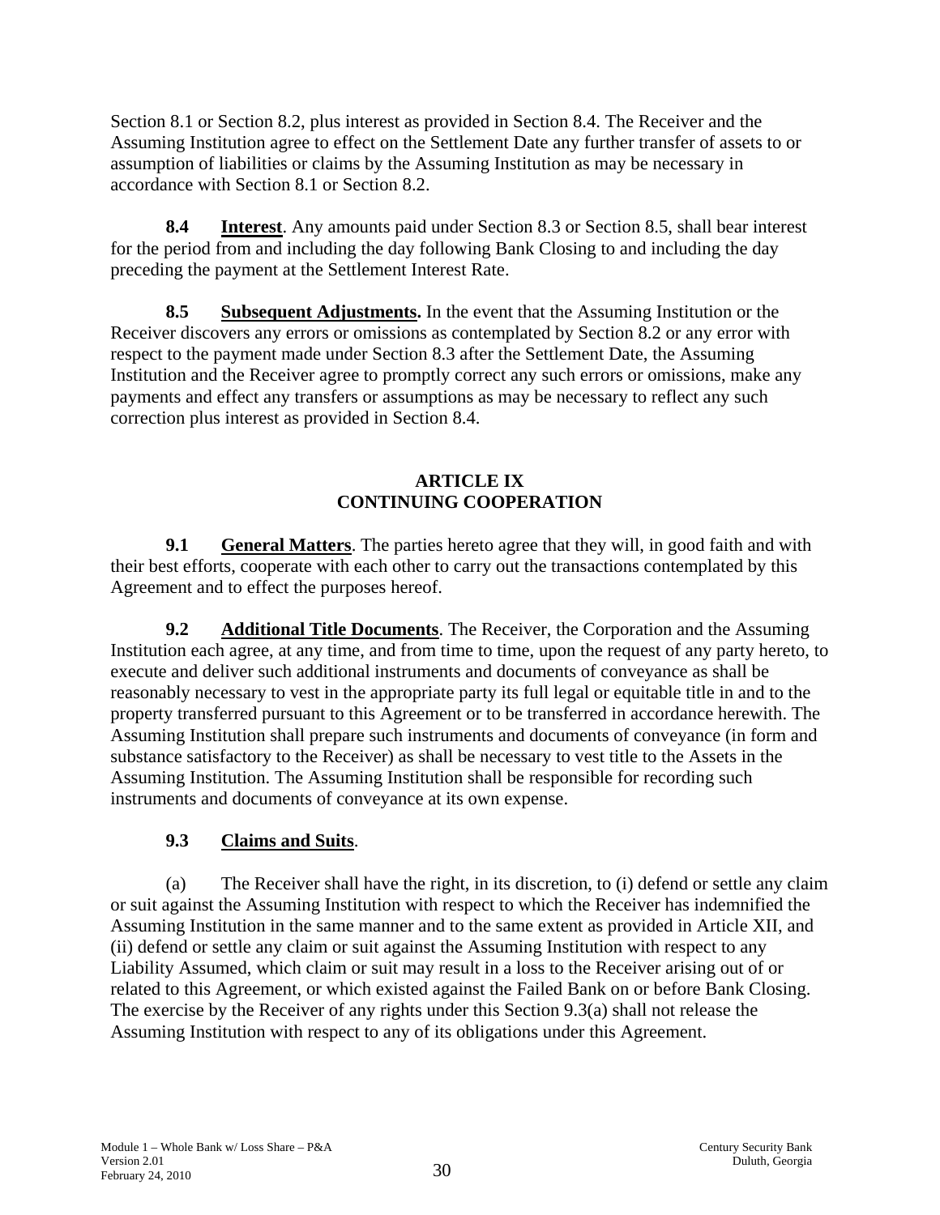Section 8.1 or Section 8.2, plus interest as provided in Section 8.4. The Receiver and the Assuming Institution agree to effect on the Settlement Date any further transfer of assets to or assumption of liabilities or claims by the Assuming Institution as may be necessary in accordance with Section 8.1 or Section 8.2.

**8.4 Interest**. Any amounts paid under Section 8.3 or Section 8.5, shall bear interest for the period from and including the day following Bank Closing to and including the day preceding the payment at the Settlement Interest Rate.

**8.5 Subsequent Adjustments.** In the event that the Assuming Institution or the Receiver discovers any errors or omissions as contemplated by Section 8.2 or any error with respect to the payment made under Section 8.3 after the Settlement Date, the Assuming Institution and the Receiver agree to promptly correct any such errors or omissions, make any payments and effect any transfers or assumptions as may be necessary to reflect any such correction plus interest as provided in Section 8.4.

## ARTICLE IX
## CONTINUING COOPERATION

**9.1 General Matters**. The parties hereto agree that they will, in good faith and with their best efforts, cooperate with each other to carry out the transactions contemplated by this Agreement and to effect the purposes hereof.

**9.2 Additional Title Documents**. The Receiver, the Corporation and the Assuming Institution each agree, at any time, and from time to time, upon the request of any party hereto, to execute and deliver such additional instruments and documents of conveyance as shall be reasonably necessary to vest in the appropriate party its full legal or equitable title in and to the property transferred pursuant to this Agreement or to be transferred in accordance herewith. The Assuming Institution shall prepare such instruments and documents of conveyance (in form and substance satisfactory to the Receiver) as shall be necessary to vest title to the Assets in the Assuming Institution. The Assuming Institution shall be responsible for recording such instruments and documents of conveyance at its own expense.

**9.3 Claims and Suits**.

(a) The Receiver shall have the right, in its discretion, to (i) defend or settle any claim or suit against the Assuming Institution with respect to which the Receiver has indemnified the Assuming Institution in the same manner and to the same extent as provided in Article XII, and (ii) defend or settle any claim or suit against the Assuming Institution with respect to any Liability Assumed, which claim or suit may result in a loss to the Receiver arising out of or related to this Agreement, or which existed against the Failed Bank on or before Bank Closing. The exercise by the Receiver of any rights under this Section 9.3(a) shall not release the Assuming Institution with respect to any of its obligations under this Agreement.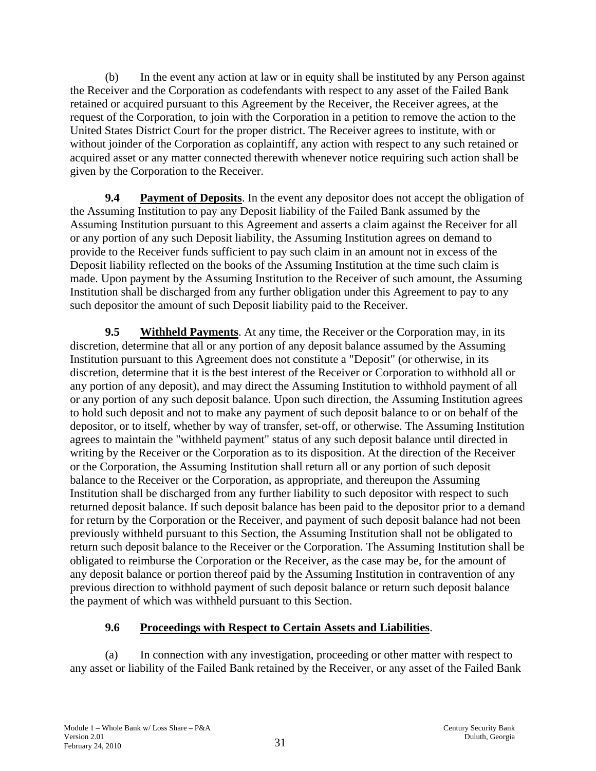(b) In the event any action at law or in equity shall be instituted by any Person against the Receiver and the Corporation as codefendants with respect to any asset of the Failed Bank retained or acquired pursuant to this Agreement by the Receiver, the Receiver agrees, at the request of the Corporation, to join with the Corporation in a petition to remove the action to the United States District Court for the proper district. The Receiver agrees to institute, with or without joinder of the Corporation as coplaintiff, any action with respect to any such retained or acquired asset or any matter connected therewith whenever notice requiring such action shall be given by the Corporation to the Receiver.

**9.4 Payment of Deposits**. In the event any depositor does not accept the obligation of the Assuming Institution to pay any Deposit liability of the Failed Bank assumed by the Assuming Institution pursuant to this Agreement and asserts a claim against the Receiver for all or any portion of any such Deposit liability, the Assuming Institution agrees on demand to provide to the Receiver funds sufficient to pay such claim in an amount not in excess of the Deposit liability reflected on the books of the Assuming Institution at the time such claim is made. Upon payment by the Assuming Institution to the Receiver of such amount, the Assuming Institution shall be discharged from any further obligation under this Agreement to pay to any such depositor the amount of such Deposit liability paid to the Receiver.

**9.5 Withheld Payments**. At any time, the Receiver or the Corporation may, in its discretion, determine that all or any portion of any deposit balance assumed by the Assuming Institution pursuant to this Agreement does not constitute a "Deposit" (or otherwise, in its discretion, determine that it is the best interest of the Receiver or Corporation to withhold all or any portion of any deposit), and may direct the Assuming Institution to withhold payment of all or any portion of any such deposit balance. Upon such direction, the Assuming Institution agrees to hold such deposit and not to make any payment of such deposit balance to or on behalf of the depositor, or to itself, whether by way of transfer, set-off, or otherwise. The Assuming Institution agrees to maintain the "withheld payment" status of any such deposit balance until directed in writing by the Receiver or the Corporation as to its disposition. At the direction of the Receiver or the Corporation, the Assuming Institution shall return all or any portion of such deposit balance to the Receiver or the Corporation, as appropriate, and thereupon the Assuming Institution shall be discharged from any further liability to such depositor with respect to such returned deposit balance. If such deposit balance has been paid to the depositor prior to a demand for return by the Corporation or the Receiver, and payment of such deposit balance had not been previously withheld pursuant to this Section, the Assuming Institution shall not be obligated to return such deposit balance to the Receiver or the Corporation. The Assuming Institution shall be obligated to reimburse the Corporation or the Receiver, as the case may be, for the amount of any deposit balance or portion thereof paid by the Assuming Institution in contravention of any previous direction to withhold payment of such deposit balance or return such deposit balance the payment of which was withheld pursuant to this Section.

**9.6 Proceedings with Respect to Certain Assets and Liabilities**.

(a) In connection with any investigation, proceeding or other matter with respect to any asset or liability of the Failed Bank retained by the Receiver, or any asset of the Failed Bank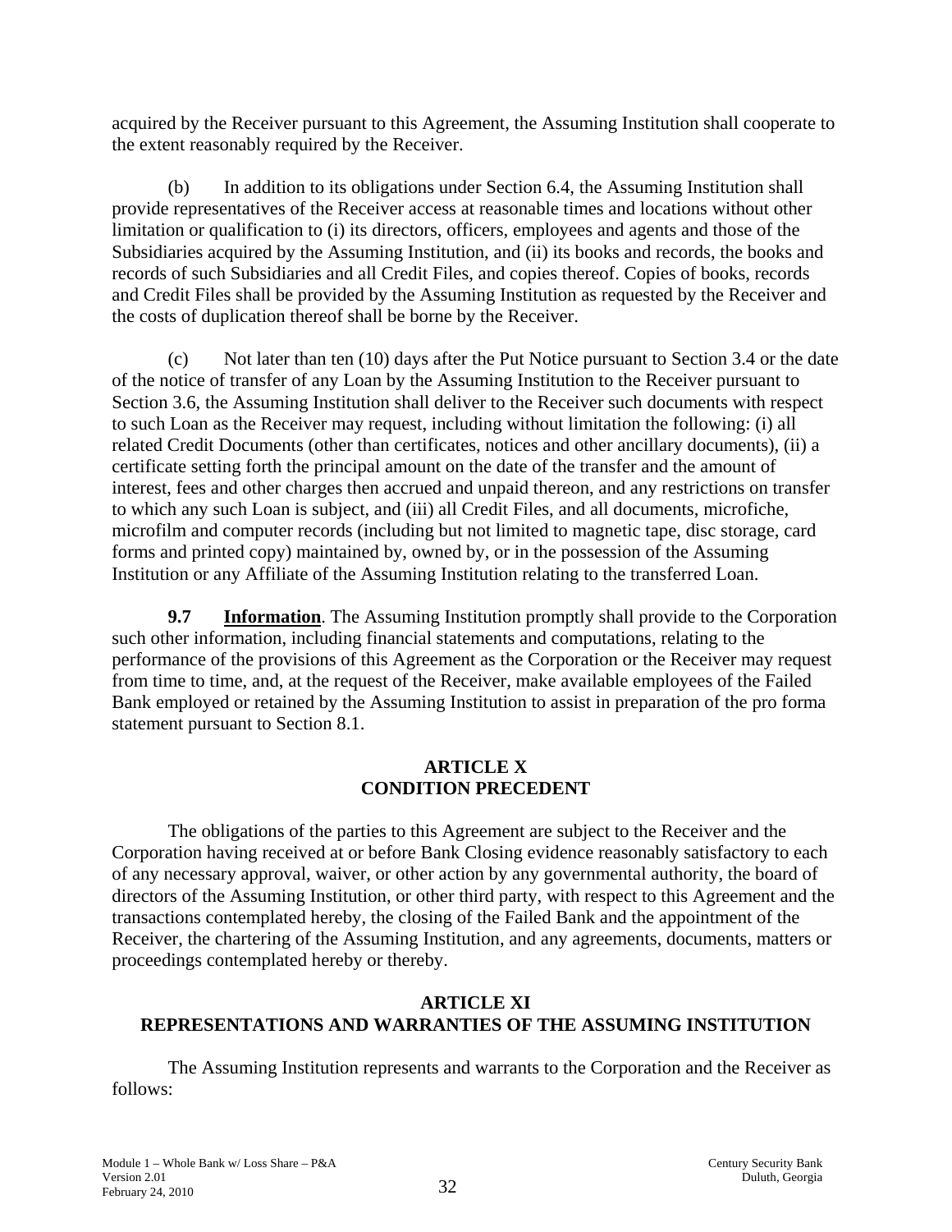acquired by the Receiver pursuant to this Agreement, the Assuming Institution shall cooperate to the extent reasonably required by the Receiver.

(b) In addition to its obligations under Section 6.4, the Assuming Institution shall provide representatives of the Receiver access at reasonable times and locations without other limitation or qualification to (i) its directors, officers, employees and agents and those of the Subsidiaries acquired by the Assuming Institution, and (ii) its books and records, the books and records of such Subsidiaries and all Credit Files, and copies thereof. Copies of books, records and Credit Files shall be provided by the Assuming Institution as requested by the Receiver and the costs of duplication thereof shall be borne by the Receiver.

(c) Not later than ten (10) days after the Put Notice pursuant to Section 3.4 or the date of the notice of transfer of any Loan by the Assuming Institution to the Receiver pursuant to Section 3.6, the Assuming Institution shall deliver to the Receiver such documents with respect to such Loan as the Receiver may request, including without limitation the following: (i) all related Credit Documents (other than certificates, notices and other ancillary documents), (ii) a certificate setting forth the principal amount on the date of the transfer and the amount of interest, fees and other charges then accrued and unpaid thereon, and any restrictions on transfer to which any such Loan is subject, and (iii) all Credit Files, and all documents, microfiche, microfilm and computer records (including but not limited to magnetic tape, disc storage, card forms and printed copy) maintained by, owned by, or in the possession of the Assuming Institution or any Affiliate of the Assuming Institution relating to the transferred Loan.

**9.7 Information**. The Assuming Institution promptly shall provide to the Corporation such other information, including financial statements and computations, relating to the performance of the provisions of this Agreement as the Corporation or the Receiver may request from time to time, and, at the request of the Receiver, make available employees of the Failed Bank employed or retained by the Assuming Institution to assist in preparation of the pro forma statement pursuant to Section 8.1.

## ARTICLE X
## CONDITION PRECEDENT

The obligations of the parties to this Agreement are subject to the Receiver and the Corporation having received at or before Bank Closing evidence reasonably satisfactory to each of any necessary approval, waiver, or other action by any governmental authority, the board of directors of the Assuming Institution, or other third party, with respect to this Agreement and the transactions contemplated hereby, the closing of the Failed Bank and the appointment of the Receiver, the chartering of the Assuming Institution, and any agreements, documents, matters or proceedings contemplated hereby or thereby.

## ARTICLE XI
## REPRESENTATIONS AND WARRANTIES OF THE ASSUMING INSTITUTION

The Assuming Institution represents and warrants to the Corporation and the Receiver as follows: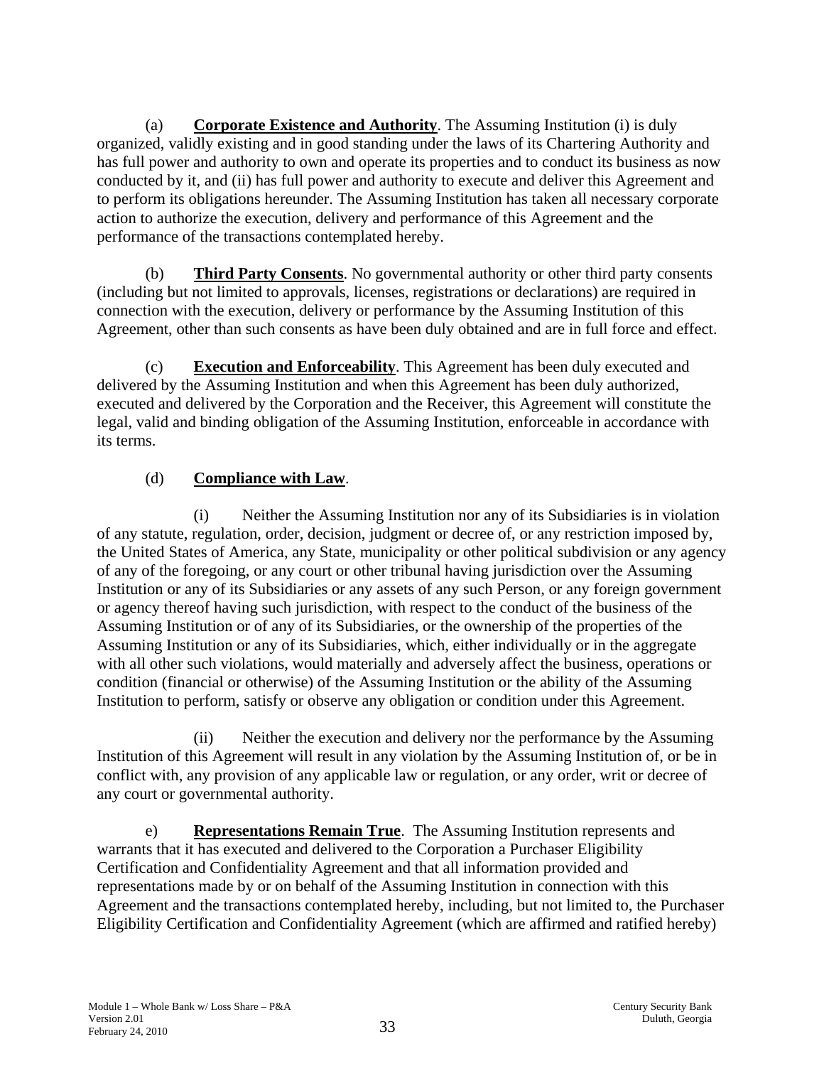(a) **Corporate Existence and Authority**. The Assuming Institution (i) is duly organized, validly existing and in good standing under the laws of its Chartering Authority and has full power and authority to own and operate its properties and to conduct its business as now conducted by it, and (ii) has full power and authority to execute and deliver this Agreement and to perform its obligations hereunder. The Assuming Institution has taken all necessary corporate action to authorize the execution, delivery and performance of this Agreement and the performance of the transactions contemplated hereby.

(b) **Third Party Consents**. No governmental authority or other third party consents (including but not limited to approvals, licenses, registrations or declarations) are required in connection with the execution, delivery or performance by the Assuming Institution of this Agreement, other than such consents as have been duly obtained and are in full force and effect.

(c) **Execution and Enforceability**. This Agreement has been duly executed and delivered by the Assuming Institution and when this Agreement has been duly authorized, executed and delivered by the Corporation and the Receiver, this Agreement will constitute the legal, valid and binding obligation of the Assuming Institution, enforceable in accordance with its terms.

(d) **Compliance with Law**.

(i) Neither the Assuming Institution nor any of its Subsidiaries is in violation of any statute, regulation, order, decision, judgment or decree of, or any restriction imposed by, the United States of America, any State, municipality or other political subdivision or any agency of any of the foregoing, or any court or other tribunal having jurisdiction over the Assuming Institution or any of its Subsidiaries or any assets of any such Person, or any foreign government or agency thereof having such jurisdiction, with respect to the conduct of the business of the Assuming Institution or of any of its Subsidiaries, or the ownership of the properties of the Assuming Institution or any of its Subsidiaries, which, either individually or in the aggregate with all other such violations, would materially and adversely affect the business, operations or condition (financial or otherwise) of the Assuming Institution or the ability of the Assuming Institution to perform, satisfy or observe any obligation or condition under this Agreement.

(ii) Neither the execution and delivery nor the performance by the Assuming Institution of this Agreement will result in any violation by the Assuming Institution of, or be in conflict with, any provision of any applicable law or regulation, or any order, writ or decree of any court or governmental authority.

e) **Representations Remain True**. The Assuming Institution represents and warrants that it has executed and delivered to the Corporation a Purchaser Eligibility Certification and Confidentiality Agreement and that all information provided and representations made by or on behalf of the Assuming Institution in connection with this Agreement and the transactions contemplated hereby, including, but not limited to, the Purchaser Eligibility Certification and Confidentiality Agreement (which are affirmed and ratified hereby)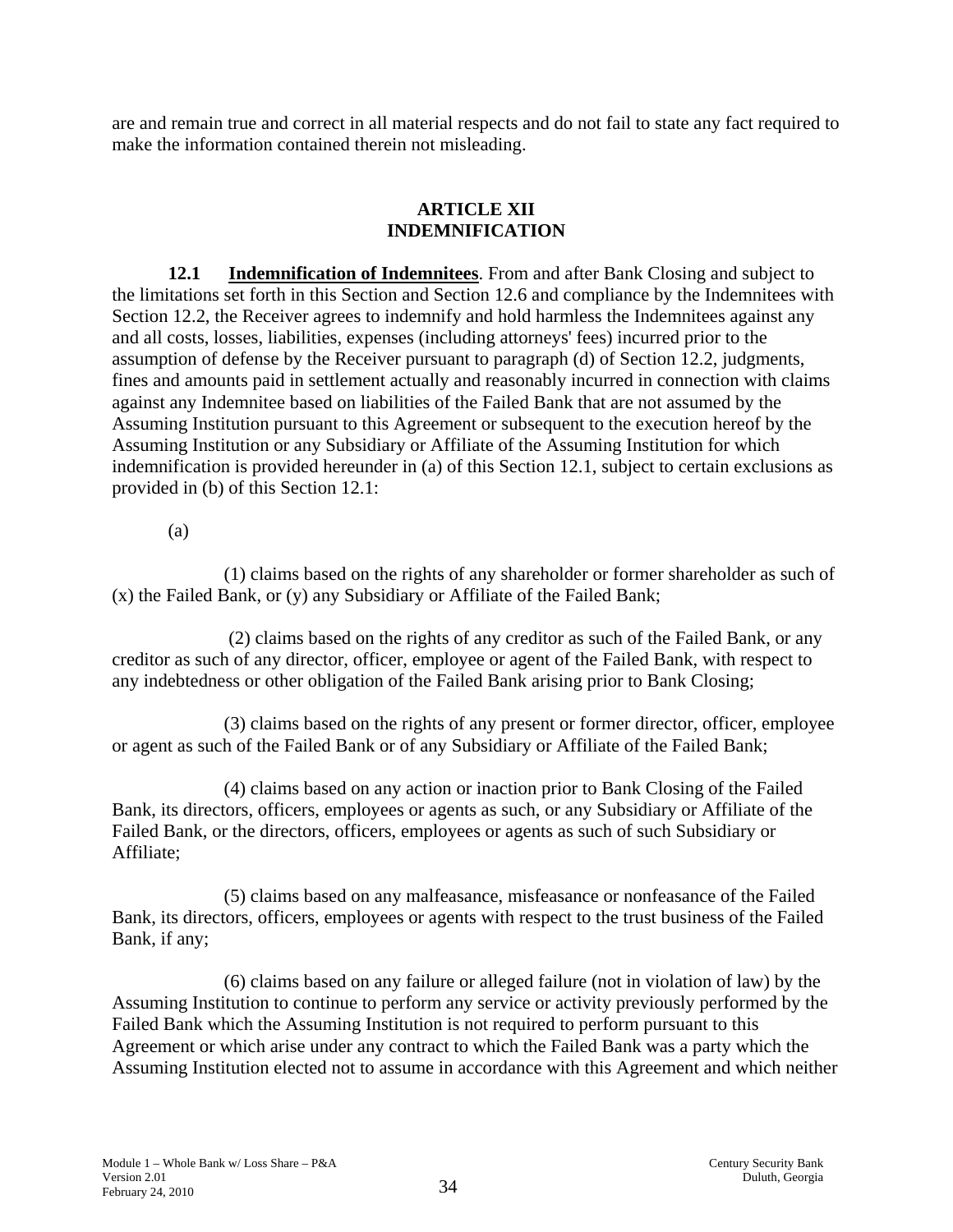are and remain true and correct in all material respects and do not fail to state any fact required to make the information contained therein not misleading.

## ARTICLE XII
## INDEMNIFICATION

**12.1 Indemnification of Indemnitees**. From and after Bank Closing and subject to the limitations set forth in this Section and Section 12.6 and compliance by the Indemnitees with Section 12.2, the Receiver agrees to indemnify and hold harmless the Indemnitees against any and all costs, losses, liabilities, expenses (including attorneys' fees) incurred prior to the assumption of defense by the Receiver pursuant to paragraph (d) of Section 12.2, judgments, fines and amounts paid in settlement actually and reasonably incurred in connection with claims against any Indemnitee based on liabilities of the Failed Bank that are not assumed by the Assuming Institution pursuant to this Agreement or subsequent to the execution hereof by the Assuming Institution or any Subsidiary or Affiliate of the Assuming Institution for which indemnification is provided hereunder in (a) of this Section 12.1, subject to certain exclusions as provided in (b) of this Section 12.1:

(a)

(1) claims based on the rights of any shareholder or former shareholder as such of (x) the Failed Bank, or (y) any Subsidiary or Affiliate of the Failed Bank;

(2) claims based on the rights of any creditor as such of the Failed Bank, or any creditor as such of any director, officer, employee or agent of the Failed Bank, with respect to any indebtedness or other obligation of the Failed Bank arising prior to Bank Closing;

(3) claims based on the rights of any present or former director, officer, employee or agent as such of the Failed Bank or of any Subsidiary or Affiliate of the Failed Bank;

(4) claims based on any action or inaction prior to Bank Closing of the Failed Bank, its directors, officers, employees or agents as such, or any Subsidiary or Affiliate of the Failed Bank, or the directors, officers, employees or agents as such of such Subsidiary or Affiliate;

(5) claims based on any malfeasance, misfeasance or nonfeasance of the Failed Bank, its directors, officers, employees or agents with respect to the trust business of the Failed Bank, if any;

(6) claims based on any failure or alleged failure (not in violation of law) by the Assuming Institution to continue to perform any service or activity previously performed by the Failed Bank which the Assuming Institution is not required to perform pursuant to this Agreement or which arise under any contract to which the Failed Bank was a party which the Assuming Institution elected not to assume in accordance with this Agreement and which neither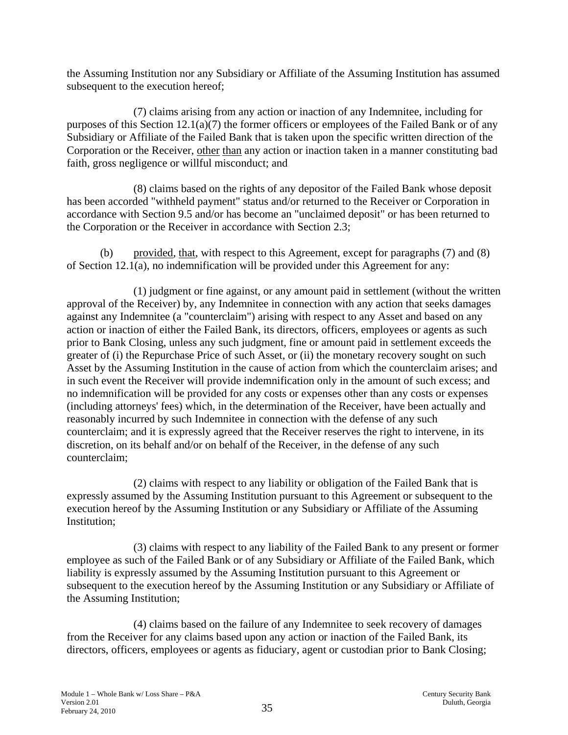the Assuming Institution nor any Subsidiary or Affiliate of the Assuming Institution has assumed subsequent to the execution hereof;

(7) claims arising from any action or inaction of any Indemnitee, including for purposes of this Section 12.1(a)(7) the former officers or employees of the Failed Bank or of any Subsidiary or Affiliate of the Failed Bank that is taken upon the specific written direction of the Corporation or the Receiver, other than any action or inaction taken in a manner constituting bad faith, gross negligence or willful misconduct; and

(8) claims based on the rights of any depositor of the Failed Bank whose deposit has been accorded "withheld payment" status and/or returned to the Receiver or Corporation in accordance with Section 9.5 and/or has become an "unclaimed deposit" or has been returned to the Corporation or the Receiver in accordance with Section 2.3;

(b) provided, that, with respect to this Agreement, except for paragraphs (7) and (8) of Section 12.1(a), no indemnification will be provided under this Agreement for any:

(1) judgment or fine against, or any amount paid in settlement (without the written approval of the Receiver) by, any Indemnitee in connection with any action that seeks damages against any Indemnitee (a "counterclaim") arising with respect to any Asset and based on any action or inaction of either the Failed Bank, its directors, officers, employees or agents as such prior to Bank Closing, unless any such judgment, fine or amount paid in settlement exceeds the greater of (i) the Repurchase Price of such Asset, or (ii) the monetary recovery sought on such Asset by the Assuming Institution in the cause of action from which the counterclaim arises; and in such event the Receiver will provide indemnification only in the amount of such excess; and no indemnification will be provided for any costs or expenses other than any costs or expenses (including attorneys' fees) which, in the determination of the Receiver, have been actually and reasonably incurred by such Indemnitee in connection with the defense of any such counterclaim; and it is expressly agreed that the Receiver reserves the right to intervene, in its discretion, on its behalf and/or on behalf of the Receiver, in the defense of any such counterclaim;

(2) claims with respect to any liability or obligation of the Failed Bank that is expressly assumed by the Assuming Institution pursuant to this Agreement or subsequent to the execution hereof by the Assuming Institution or any Subsidiary or Affiliate of the Assuming Institution;

(3) claims with respect to any liability of the Failed Bank to any present or former employee as such of the Failed Bank or of any Subsidiary or Affiliate of the Failed Bank, which liability is expressly assumed by the Assuming Institution pursuant to this Agreement or subsequent to the execution hereof by the Assuming Institution or any Subsidiary or Affiliate of the Assuming Institution;

(4) claims based on the failure of any Indemnitee to seek recovery of damages from the Receiver for any claims based upon any action or inaction of the Failed Bank, its directors, officers, employees or agents as fiduciary, agent or custodian prior to Bank Closing;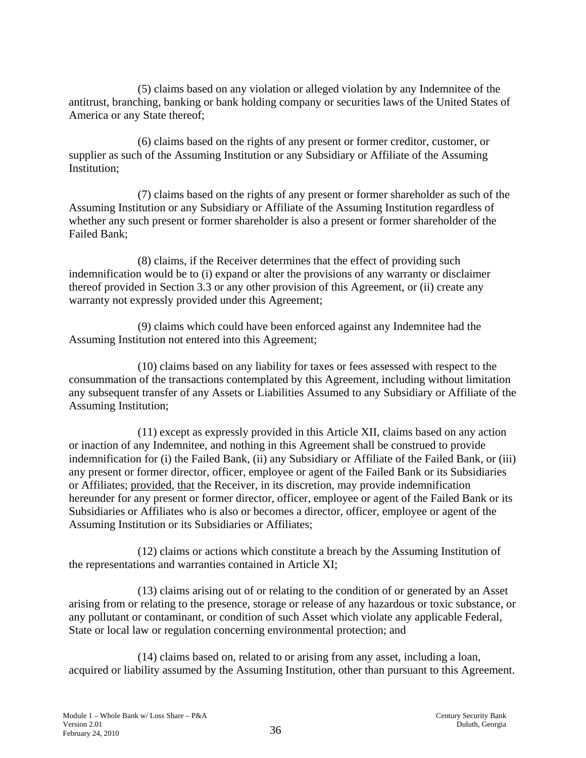(5) claims based on any violation or alleged violation by any Indemnitee of the antitrust, branching, banking or bank holding company or securities laws of the United States of America or any State thereof;

(6) claims based on the rights of any present or former creditor, customer, or supplier as such of the Assuming Institution or any Subsidiary or Affiliate of the Assuming Institution;

(7) claims based on the rights of any present or former shareholder as such of the Assuming Institution or any Subsidiary or Affiliate of the Assuming Institution regardless of whether any such present or former shareholder is also a present or former shareholder of the Failed Bank;

(8) claims, if the Receiver determines that the effect of providing such indemnification would be to (i) expand or alter the provisions of any warranty or disclaimer thereof provided in Section 3.3 or any other provision of this Agreement, or (ii) create any warranty not expressly provided under this Agreement;

(9) claims which could have been enforced against any Indemnitee had the Assuming Institution not entered into this Agreement;

(10) claims based on any liability for taxes or fees assessed with respect to the consummation of the transactions contemplated by this Agreement, including without limitation any subsequent transfer of any Assets or Liabilities Assumed to any Subsidiary or Affiliate of the Assuming Institution;

(11) except as expressly provided in this Article XII, claims based on any action or inaction of any Indemnitee, and nothing in this Agreement shall be construed to provide indemnification for (i) the Failed Bank, (ii) any Subsidiary or Affiliate of the Failed Bank, or (iii) any present or former director, officer, employee or agent of the Failed Bank or its Subsidiaries or Affiliates; provided, that the Receiver, in its discretion, may provide indemnification hereunder for any present or former director, officer, employee or agent of the Failed Bank or its Subsidiaries or Affiliates who is also or becomes a director, officer, employee or agent of the Assuming Institution or its Subsidiaries or Affiliates;

(12) claims or actions which constitute a breach by the Assuming Institution of the representations and warranties contained in Article XI;

(13) claims arising out of or relating to the condition of or generated by an Asset arising from or relating to the presence, storage or release of any hazardous or toxic substance, or any pollutant or contaminant, or condition of such Asset which violate any applicable Federal, State or local law or regulation concerning environmental protection; and

(14) claims based on, related to or arising from any asset, including a loan, acquired or liability assumed by the Assuming Institution, other than pursuant to this Agreement.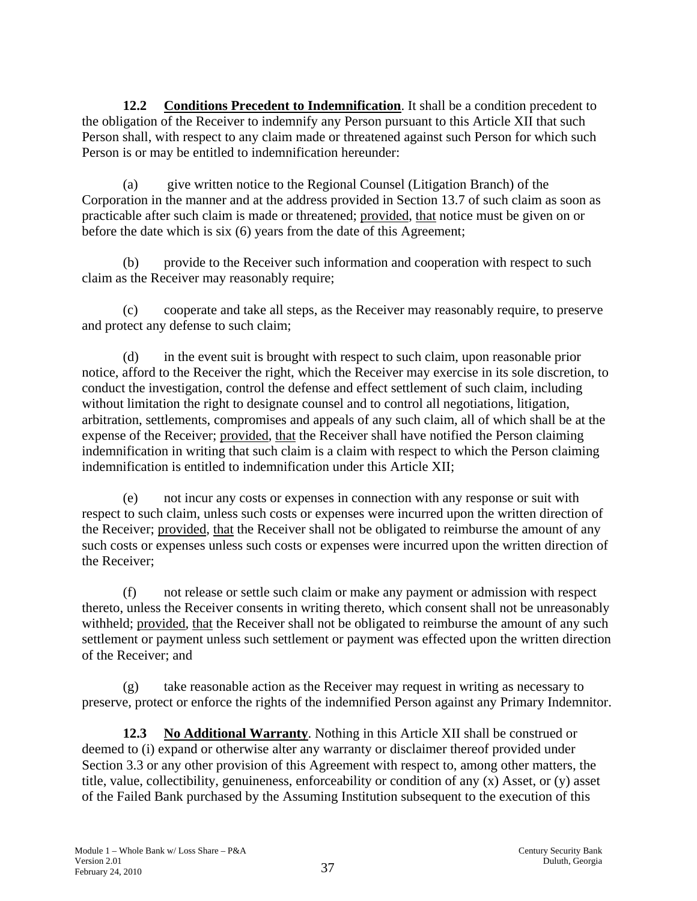**12.2 Conditions Precedent to Indemnification**. It shall be a condition precedent to the obligation of the Receiver to indemnify any Person pursuant to this Article XII that such Person shall, with respect to any claim made or threatened against such Person for which such Person is or may be entitled to indemnification hereunder:

(a) give written notice to the Regional Counsel (Litigation Branch) of the Corporation in the manner and at the address provided in Section 13.7 of such claim as soon as practicable after such claim is made or threatened; provided, that notice must be given on or before the date which is six (6) years from the date of this Agreement;

(b) provide to the Receiver such information and cooperation with respect to such claim as the Receiver may reasonably require;

(c) cooperate and take all steps, as the Receiver may reasonably require, to preserve and protect any defense to such claim;

(d) in the event suit is brought with respect to such claim, upon reasonable prior notice, afford to the Receiver the right, which the Receiver may exercise in its sole discretion, to conduct the investigation, control the defense and effect settlement of such claim, including without limitation the right to designate counsel and to control all negotiations, litigation, arbitration, settlements, compromises and appeals of any such claim, all of which shall be at the expense of the Receiver; provided, that the Receiver shall have notified the Person claiming indemnification in writing that such claim is a claim with respect to which the Person claiming indemnification is entitled to indemnification under this Article XII;

(e) not incur any costs or expenses in connection with any response or suit with respect to such claim, unless such costs or expenses were incurred upon the written direction of the Receiver; provided, that the Receiver shall not be obligated to reimburse the amount of any such costs or expenses unless such costs or expenses were incurred upon the written direction of the Receiver;

(f) not release or settle such claim or make any payment or admission with respect thereto, unless the Receiver consents in writing thereto, which consent shall not be unreasonably withheld; provided, that the Receiver shall not be obligated to reimburse the amount of any such settlement or payment unless such settlement or payment was effected upon the written direction of the Receiver; and

(g) take reasonable action as the Receiver may request in writing as necessary to preserve, protect or enforce the rights of the indemnified Person against any Primary Indemnitor.

**12.3 No Additional Warranty**. Nothing in this Article XII shall be construed or deemed to (i) expand or otherwise alter any warranty or disclaimer thereof provided under Section 3.3 or any other provision of this Agreement with respect to, among other matters, the title, value, collectibility, genuineness, enforceability or condition of any (x) Asset, or (y) asset of the Failed Bank purchased by the Assuming Institution subsequent to the execution of this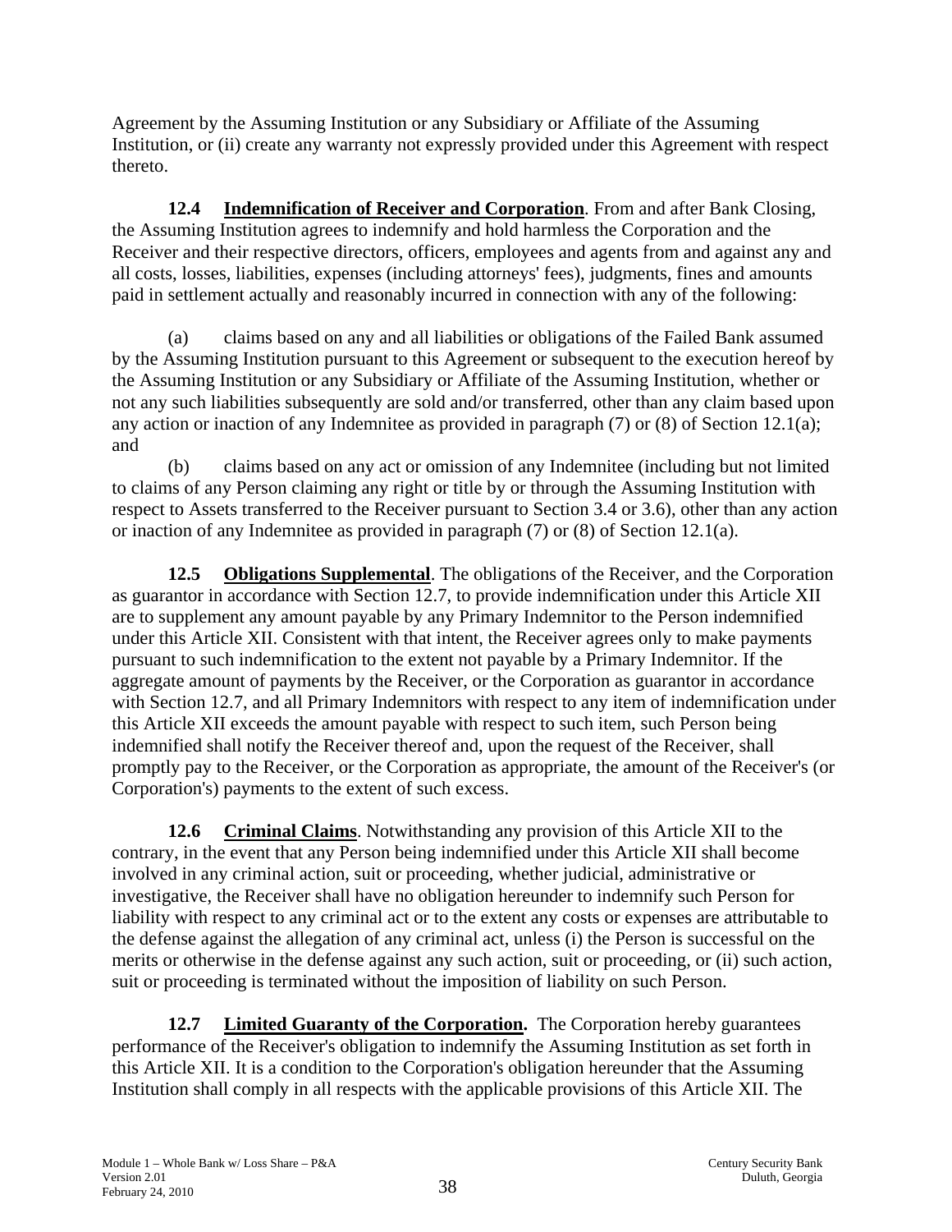Agreement by the Assuming Institution or any Subsidiary or Affiliate of the Assuming Institution, or (ii) create any warranty not expressly provided under this Agreement with respect thereto.

**12.4 Indemnification of Receiver and Corporation**. From and after Bank Closing, the Assuming Institution agrees to indemnify and hold harmless the Corporation and the Receiver and their respective directors, officers, employees and agents from and against any and all costs, losses, liabilities, expenses (including attorneys' fees), judgments, fines and amounts paid in settlement actually and reasonably incurred in connection with any of the following:

(a) claims based on any and all liabilities or obligations of the Failed Bank assumed by the Assuming Institution pursuant to this Agreement or subsequent to the execution hereof by the Assuming Institution or any Subsidiary or Affiliate of the Assuming Institution, whether or not any such liabilities subsequently are sold and/or transferred, other than any claim based upon any action or inaction of any Indemnitee as provided in paragraph (7) or (8) of Section 12.1(a); and

(b) claims based on any act or omission of any Indemnitee (including but not limited to claims of any Person claiming any right or title by or through the Assuming Institution with respect to Assets transferred to the Receiver pursuant to Section 3.4 or 3.6), other than any action or inaction of any Indemnitee as provided in paragraph (7) or (8) of Section 12.1(a).

**12.5 Obligations Supplemental**. The obligations of the Receiver, and the Corporation as guarantor in accordance with Section 12.7, to provide indemnification under this Article XII are to supplement any amount payable by any Primary Indemnitor to the Person indemnified under this Article XII. Consistent with that intent, the Receiver agrees only to make payments pursuant to such indemnification to the extent not payable by a Primary Indemnitor. If the aggregate amount of payments by the Receiver, or the Corporation as guarantor in accordance with Section 12.7, and all Primary Indemnitors with respect to any item of indemnification under this Article XII exceeds the amount payable with respect to such item, such Person being indemnified shall notify the Receiver thereof and, upon the request of the Receiver, shall promptly pay to the Receiver, or the Corporation as appropriate, the amount of the Receiver's (or Corporation's) payments to the extent of such excess.

**12.6 Criminal Claims**. Notwithstanding any provision of this Article XII to the contrary, in the event that any Person being indemnified under this Article XII shall become involved in any criminal action, suit or proceeding, whether judicial, administrative or investigative, the Receiver shall have no obligation hereunder to indemnify such Person for liability with respect to any criminal act or to the extent any costs or expenses are attributable to the defense against the allegation of any criminal act, unless (i) the Person is successful on the merits or otherwise in the defense against any such action, suit or proceeding, or (ii) such action, suit or proceeding is terminated without the imposition of liability on such Person.

**12.7 Limited Guaranty of the Corporation.** The Corporation hereby guarantees performance of the Receiver's obligation to indemnify the Assuming Institution as set forth in this Article XII. It is a condition to the Corporation's obligation hereunder that the Assuming Institution shall comply in all respects with the applicable provisions of this Article XII. The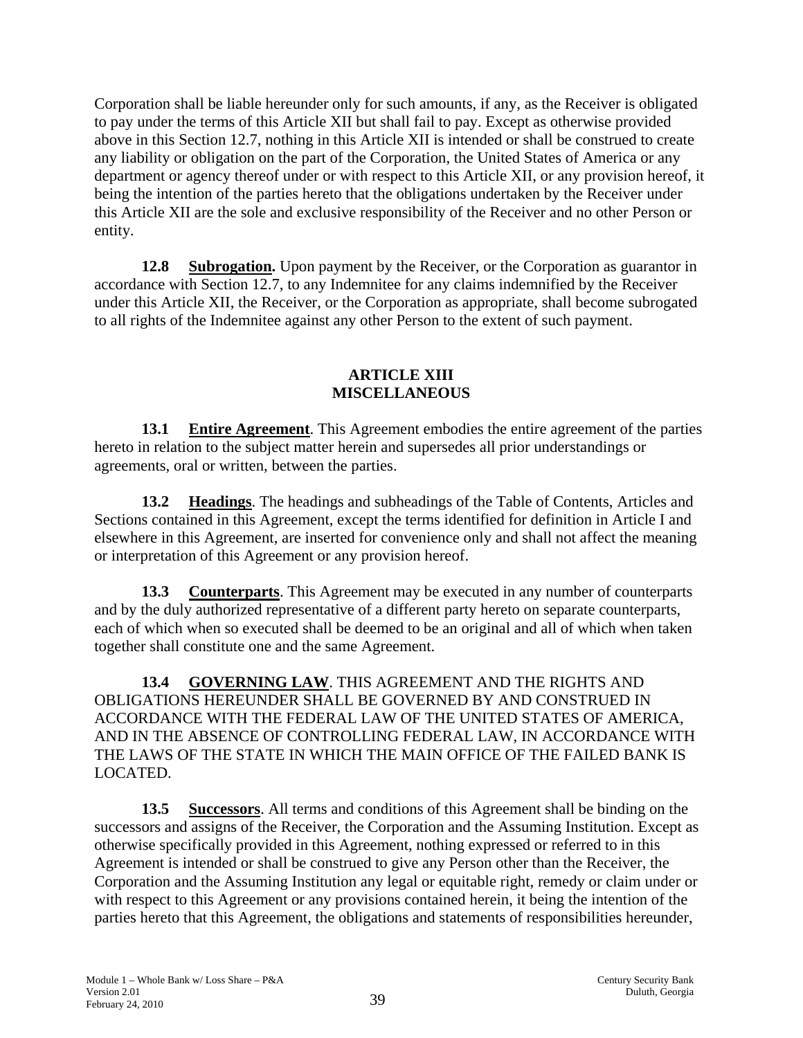Corporation shall be liable hereunder only for such amounts, if any, as the Receiver is obligated to pay under the terms of this Article XII but shall fail to pay. Except as otherwise provided above in this Section 12.7, nothing in this Article XII is intended or shall be construed to create any liability or obligation on the part of the Corporation, the United States of America or any department or agency thereof under or with respect to this Article XII, or any provision hereof, it being the intention of the parties hereto that the obligations undertaken by the Receiver under this Article XII are the sole and exclusive responsibility of the Receiver and no other Person or entity.

**12.8 Subrogation.** Upon payment by the Receiver, or the Corporation as guarantor in accordance with Section 12.7, to any Indemnitee for any claims indemnified by the Receiver under this Article XII, the Receiver, or the Corporation as appropriate, shall become subrogated to all rights of the Indemnitee against any other Person to the extent of such payment.

## ARTICLE XIII
## MISCELLANEOUS

**13.1 Entire Agreement**. This Agreement embodies the entire agreement of the parties hereto in relation to the subject matter herein and supersedes all prior understandings or agreements, oral or written, between the parties.

**13.2 Headings**. The headings and subheadings of the Table of Contents, Articles and Sections contained in this Agreement, except the terms identified for definition in Article I and elsewhere in this Agreement, are inserted for convenience only and shall not affect the meaning or interpretation of this Agreement or any provision hereof.

**13.3 Counterparts**. This Agreement may be executed in any number of counterparts and by the duly authorized representative of a different party hereto on separate counterparts, each of which when so executed shall be deemed to be an original and all of which when taken together shall constitute one and the same Agreement.

**13.4 GOVERNING LAW**. THIS AGREEMENT AND THE RIGHTS AND OBLIGATIONS HEREUNDER SHALL BE GOVERNED BY AND CONSTRUED IN ACCORDANCE WITH THE FEDERAL LAW OF THE UNITED STATES OF AMERICA, AND IN THE ABSENCE OF CONTROLLING FEDERAL LAW, IN ACCORDANCE WITH THE LAWS OF THE STATE IN WHICH THE MAIN OFFICE OF THE FAILED BANK IS LOCATED.

**13.5 Successors**. All terms and conditions of this Agreement shall be binding on the successors and assigns of the Receiver, the Corporation and the Assuming Institution. Except as otherwise specifically provided in this Agreement, nothing expressed or referred to in this Agreement is intended or shall be construed to give any Person other than the Receiver, the Corporation and the Assuming Institution any legal or equitable right, remedy or claim under or with respect to this Agreement or any provisions contained herein, it being the intention of the parties hereto that this Agreement, the obligations and statements of responsibilities hereunder,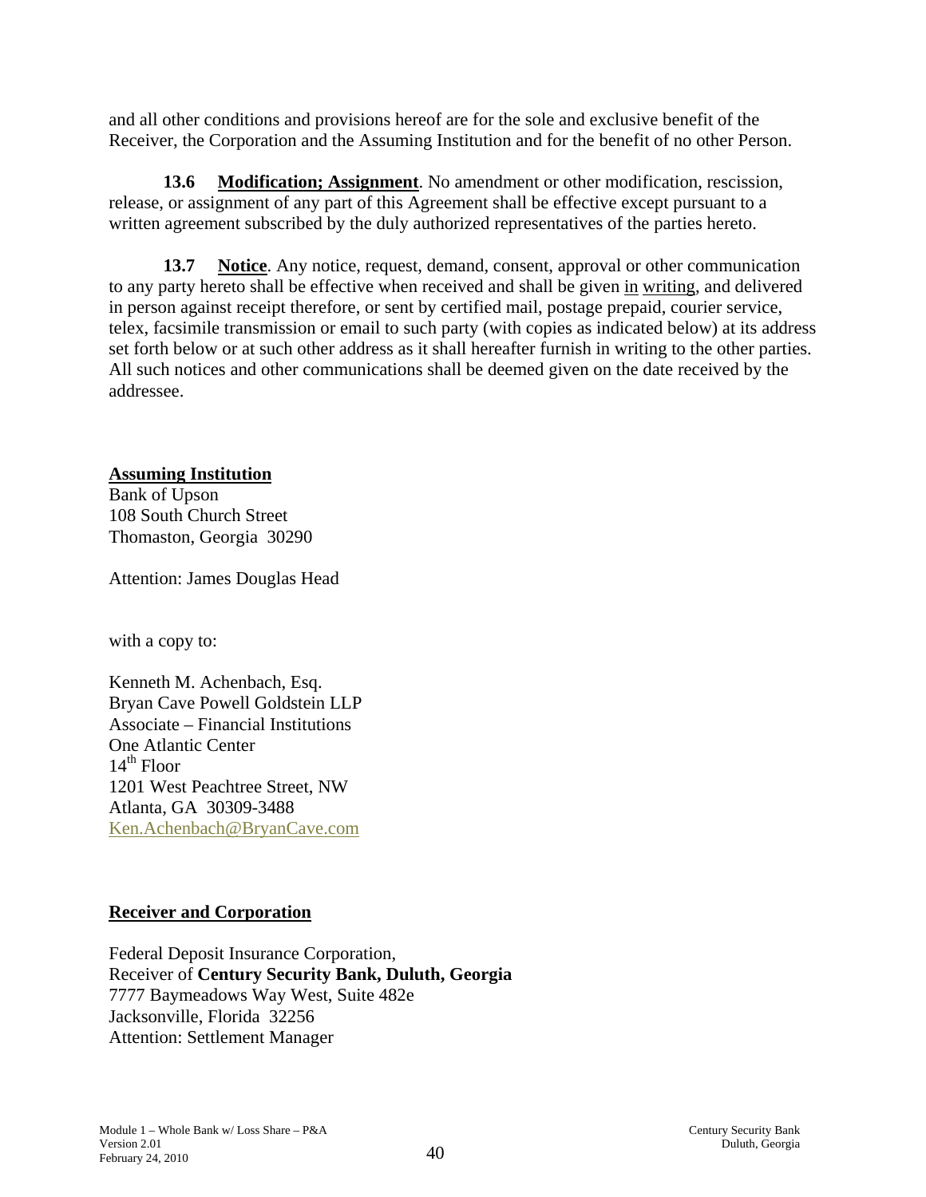and all other conditions and provisions hereof are for the sole and exclusive benefit of the Receiver, the Corporation and the Assuming Institution and for the benefit of no other Person.

**13.6 Modification; Assignment**. No amendment or other modification, rescission, release, or assignment of any part of this Agreement shall be effective except pursuant to a written agreement subscribed by the duly authorized representatives of the parties hereto.

**13.7 Notice**. Any notice, request, demand, consent, approval or other communication to any party hereto shall be effective when received and shall be given in writing, and delivered in person against receipt therefore, or sent by certified mail, postage prepaid, courier service, telex, facsimile transmission or email to such party (with copies as indicated below) at its address set forth below or at such other address as it shall hereafter furnish in writing to the other parties. All such notices and other communications shall be deemed given on the date received by the addressee.

**Assuming Institution**

Bank of Upson
108 South Church Street
Thomaston, Georgia 30290

Attention: James Douglas Head

with a copy to:

Kenneth M. Achenbach, Esq.
Bryan Cave Powell Goldstein LLP
Associate – Financial Institutions
One Atlantic Center
14th Floor
1201 West Peachtree Street, NW
Atlanta, GA 30309-3488
Ken.Achenbach@BryanCave.com

**Receiver and Corporation**

Federal Deposit Insurance Corporation,
Receiver of **Century Security Bank, Duluth, Georgia**
7777 Baymeadows Way West, Suite 482e
Jacksonville, Florida 32256
Attention: Settlement Manager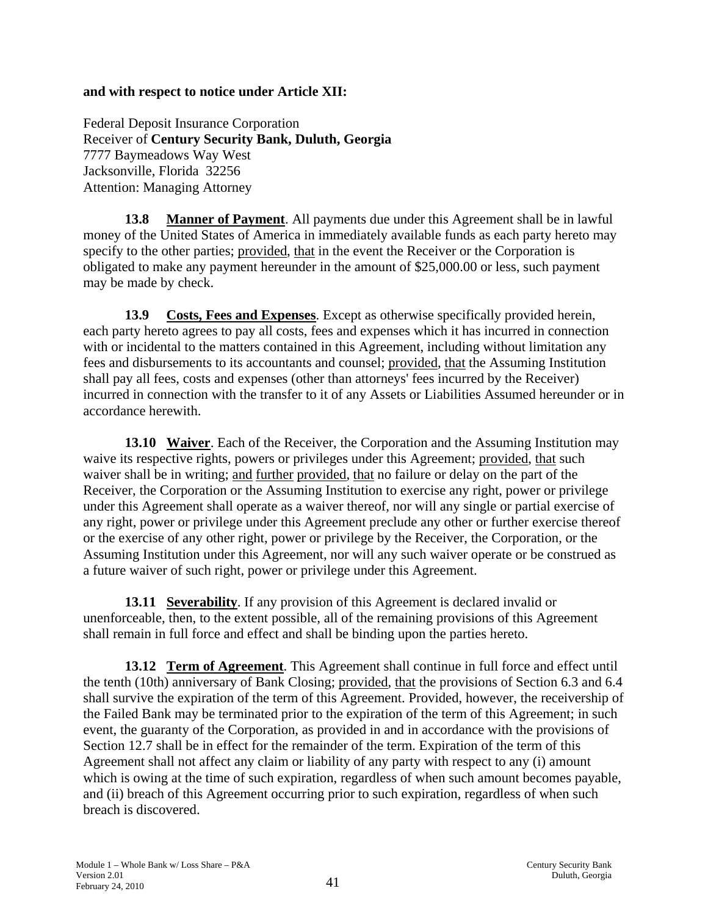**and with respect to notice under Article XII:**

Federal Deposit Insurance Corporation
Receiver of **Century Security Bank, Duluth, Georgia**
7777 Baymeadows Way West
Jacksonville, Florida 32256
Attention: Managing Attorney

**13.8 Manner of Payment**. All payments due under this Agreement shall be in lawful money of the United States of America in immediately available funds as each party hereto may specify to the other parties; provided, that in the event the Receiver or the Corporation is obligated to make any payment hereunder in the amount of $25,000.00 or less, such payment may be made by check.

**13.9 Costs, Fees and Expenses**. Except as otherwise specifically provided herein, each party hereto agrees to pay all costs, fees and expenses which it has incurred in connection with or incidental to the matters contained in this Agreement, including without limitation any fees and disbursements to its accountants and counsel; provided, that the Assuming Institution shall pay all fees, costs and expenses (other than attorneys' fees incurred by the Receiver) incurred in connection with the transfer to it of any Assets or Liabilities Assumed hereunder or in accordance herewith.

**13.10 Waiver**. Each of the Receiver, the Corporation and the Assuming Institution may waive its respective rights, powers or privileges under this Agreement; provided, that such waiver shall be in writing; and further provided, that no failure or delay on the part of the Receiver, the Corporation or the Assuming Institution to exercise any right, power or privilege under this Agreement shall operate as a waiver thereof, nor will any single or partial exercise of any right, power or privilege under this Agreement preclude any other or further exercise thereof or the exercise of any other right, power or privilege by the Receiver, the Corporation, or the Assuming Institution under this Agreement, nor will any such waiver operate or be construed as a future waiver of such right, power or privilege under this Agreement.

**13.11 Severability**. If any provision of this Agreement is declared invalid or unenforceable, then, to the extent possible, all of the remaining provisions of this Agreement shall remain in full force and effect and shall be binding upon the parties hereto.

**13.12 Term of Agreement**. This Agreement shall continue in full force and effect until the tenth (10th) anniversary of Bank Closing; provided, that the provisions of Section 6.3 and 6.4 shall survive the expiration of the term of this Agreement. Provided, however, the receivership of the Failed Bank may be terminated prior to the expiration of the term of this Agreement; in such event, the guaranty of the Corporation, as provided in and in accordance with the provisions of Section 12.7 shall be in effect for the remainder of the term. Expiration of the term of this Agreement shall not affect any claim or liability of any party with respect to any (i) amount which is owing at the time of such expiration, regardless of when such amount becomes payable, and (ii) breach of this Agreement occurring prior to such expiration, regardless of when such breach is discovered.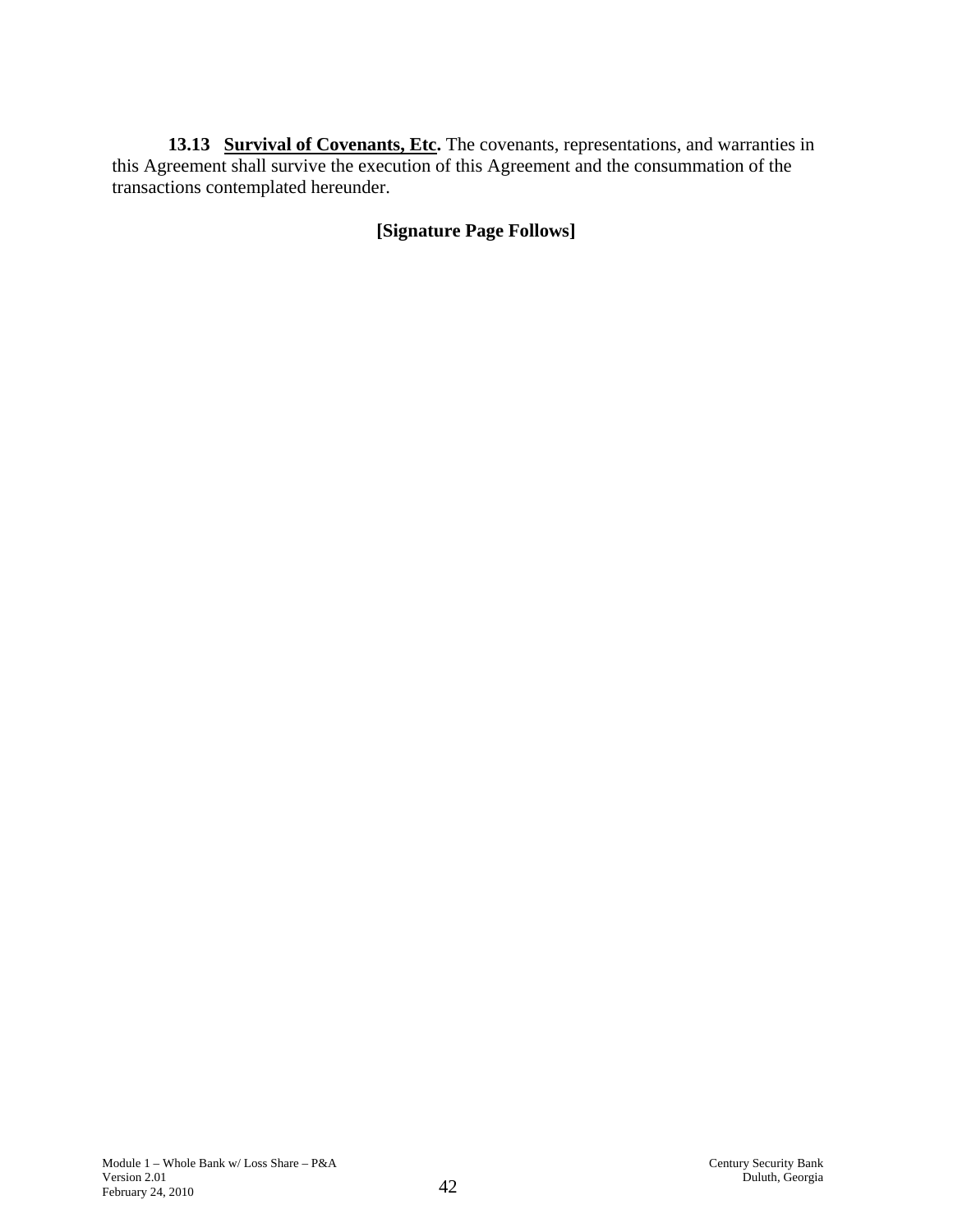**13.13 Survival of Covenants, Etc.** The covenants, representations, and warranties in this Agreement shall survive the execution of this Agreement and the consummation of the transactions contemplated hereunder.

**[Signature Page Follows]**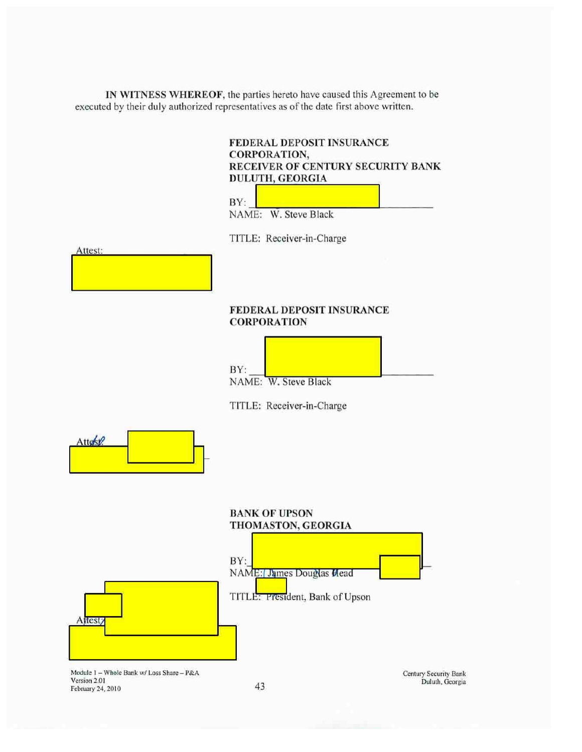**IN WITNESS WHEREOF**, the parties hereto have caused this Agreement to be executed by their duly authorized representatives as of the date first above written.

**FEDERAL DEPOSIT INSURANCE CORPORATION,**
**RECEIVER OF CENTURY SECURITY BANK**
**DULUTH, GEORGIA**

BY: \_\_\_\_\_\_\_\_\_\_\_\_\_\_\_\_\_\_\_\_\_\_\_\_\_\_\_\_\_\_
NAME: W. Steve Black

TITLE: Receiver-in-Charge

Attest:

**FEDERAL DEPOSIT INSURANCE CORPORATION**

BY: \_\_\_\_\_\_\_\_\_\_\_\_\_\_\_\_\_\_\_\_\_\_\_\_\_\_\_\_\_\_
NAME: W. Steve Black

TITLE: Receiver-in-Charge

Attest:

**BANK OF UPSON**
**THOMASTON, GEORGIA**

BY: \_\_\_\_\_\_\_\_\_\_\_\_\_\_\_\_\_\_\_\_\_\_\_\_\_\_\_\_\_\_
NAME: James Douglas Head

TITLE: President, Bank of Upson

Attest:

Module 1 – Whole Bank w/ Loss Share – P&A
Version 2.01
February 24, 2010

Century Security Bank
Duluth, Georgia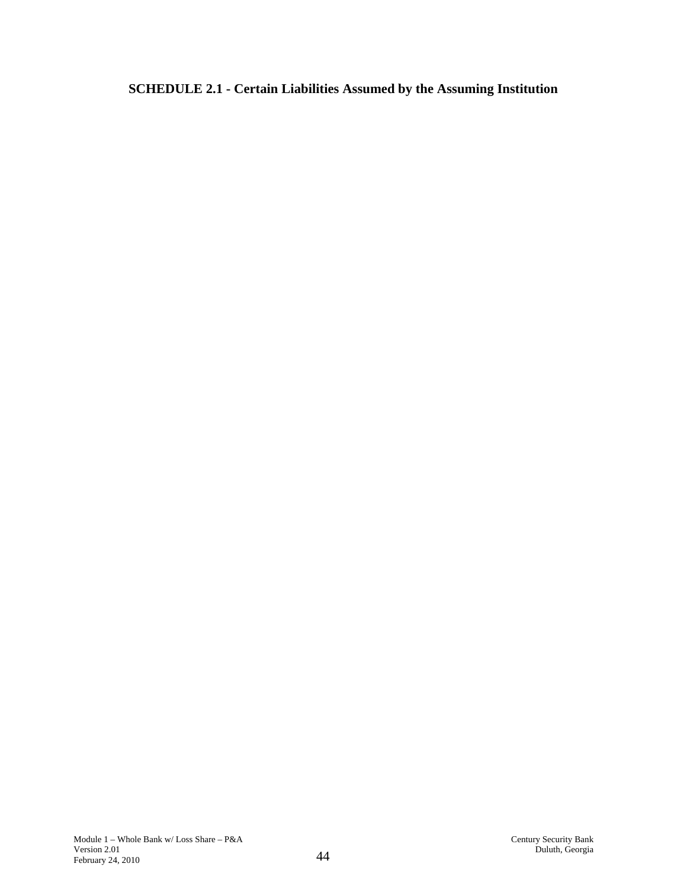**SCHEDULE 2.1 - Certain Liabilities Assumed by the Assuming Institution**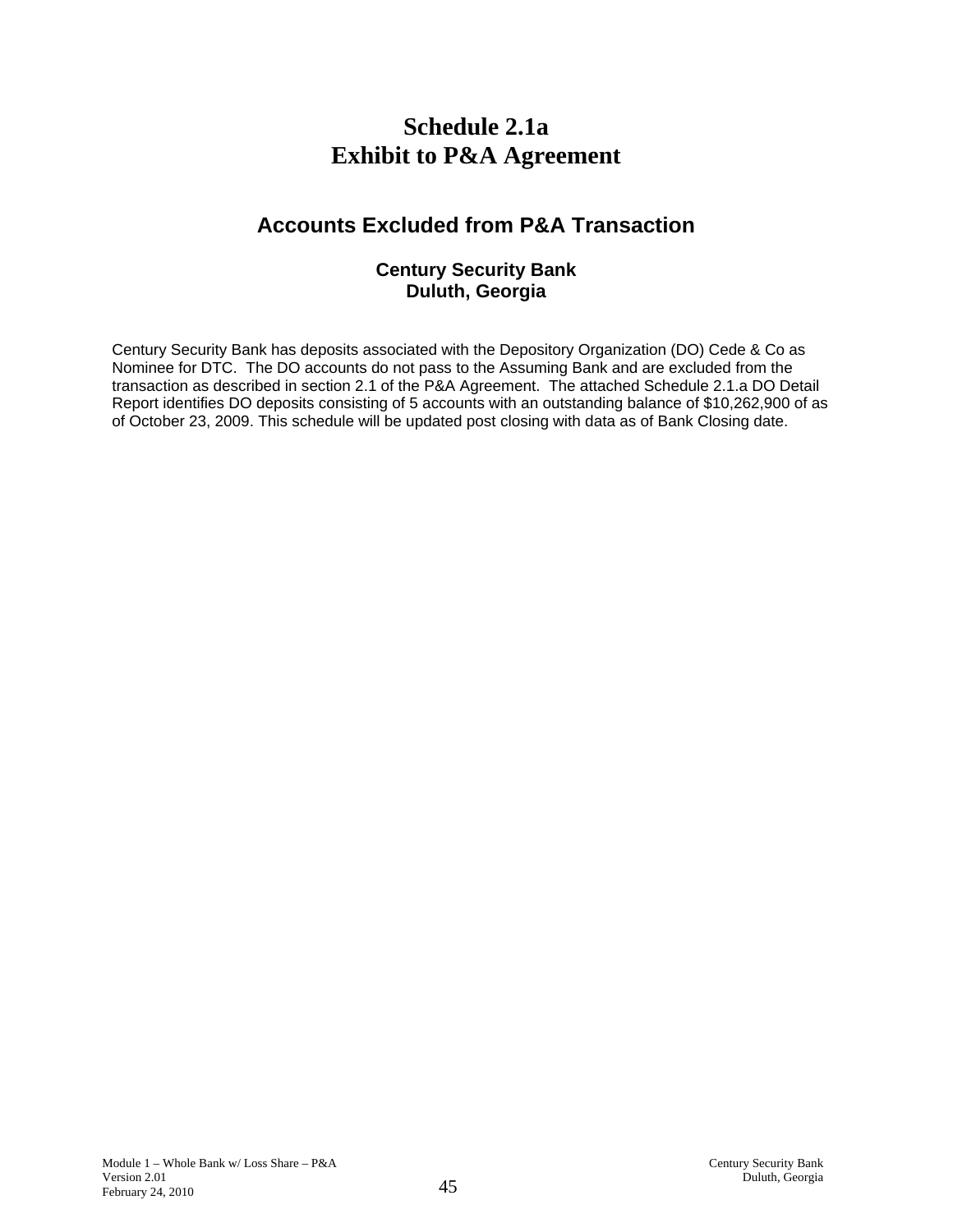# Schedule 2.1a
# Exhibit to P&A Agreement

## Accounts Excluded from P&A Transaction

### Century Security Bank
### Duluth, Georgia

Century Security Bank has deposits associated with the Depository Organization (DO) Cede & Co as Nominee for DTC. The DO accounts do not pass to the Assuming Bank and are excluded from the transaction as described in section 2.1 of the P&A Agreement. The attached Schedule 2.1.a DO Detail Report identifies DO deposits consisting of 5 accounts with an outstanding balance of $10,262,900 of as of October 23, 2009. This schedule will be updated post closing with data as of Bank Closing date.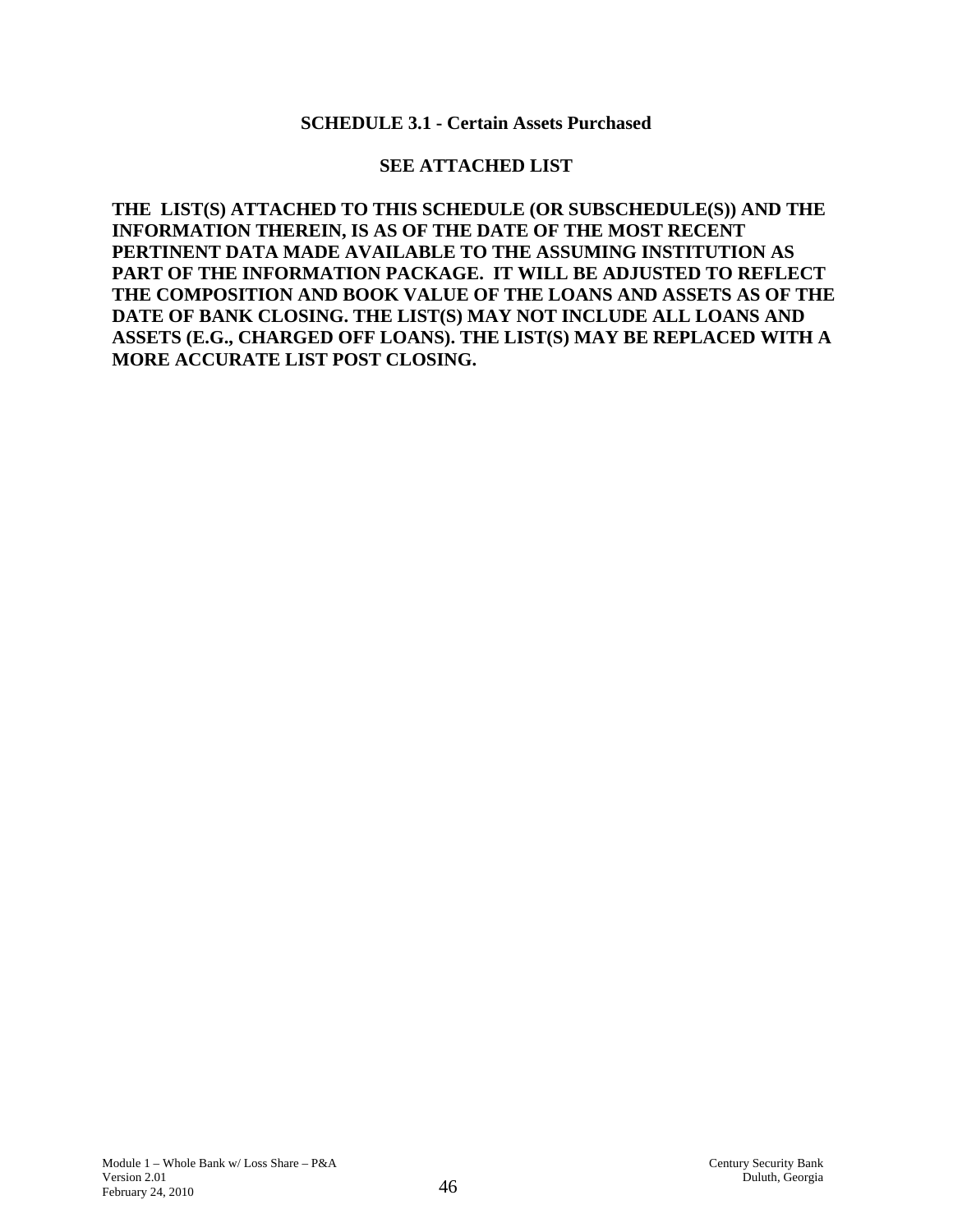## SCHEDULE 3.1 - Certain Assets Purchased

**SEE ATTACHED LIST**

**THE LIST(S) ATTACHED TO THIS SCHEDULE (OR SUBSCHEDULE(S)) AND THE INFORMATION THEREIN, IS AS OF THE DATE OF THE MOST RECENT PERTINENT DATA MADE AVAILABLE TO THE ASSUMING INSTITUTION AS PART OF THE INFORMATION PACKAGE. IT WILL BE ADJUSTED TO REFLECT THE COMPOSITION AND BOOK VALUE OF THE LOANS AND ASSETS AS OF THE DATE OF BANK CLOSING. THE LIST(S) MAY NOT INCLUDE ALL LOANS AND ASSETS (E.G., CHARGED OFF LOANS). THE LIST(S) MAY BE REPLACED WITH A MORE ACCURATE LIST POST CLOSING.**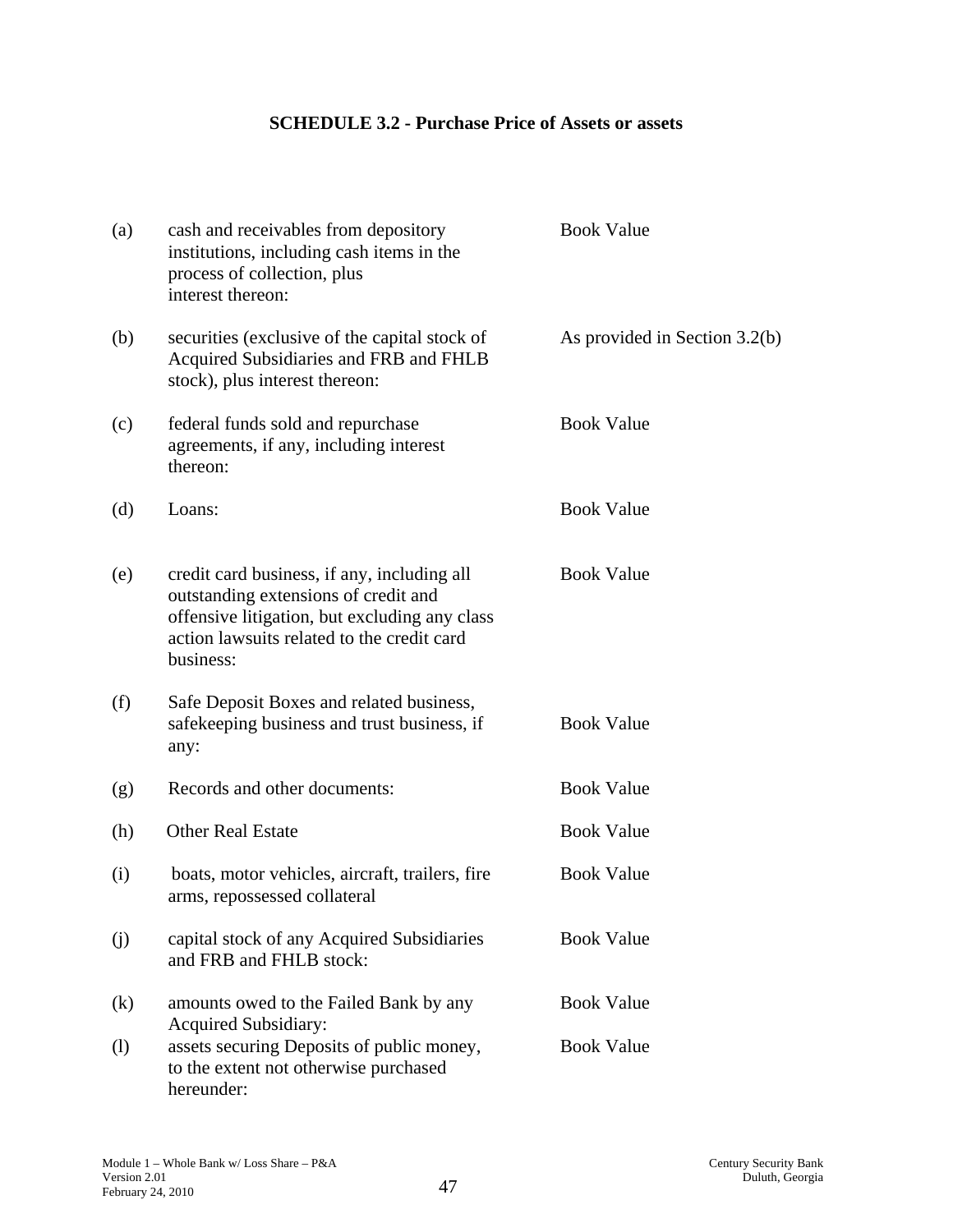**SCHEDULE 3.2 - Purchase Price of Assets or assets**

| | | |
|---|---|---|
| (a) | cash and receivables from depository institutions, including cash items in the process of collection, plus interest thereon: | Book Value |
| (b) | securities (exclusive of the capital stock of Acquired Subsidiaries and FRB and FHLB stock), plus interest thereon: | As provided in Section 3.2(b) |
| (c) | federal funds sold and repurchase agreements, if any, including interest thereon: | Book Value |
| (d) | Loans: | Book Value |
| (e) | credit card business, if any, including all outstanding extensions of credit and offensive litigation, but excluding any class action lawsuits related to the credit card business: | Book Value |
| (f) | Safe Deposit Boxes and related business, safekeeping business and trust business, if any: | Book Value |
| (g) | Records and other documents: | Book Value |
| (h) | Other Real Estate | Book Value |
| (i) | boats, motor vehicles, aircraft, trailers, fire arms, repossessed collateral | Book Value |
| (j) | capital stock of any Acquired Subsidiaries and FRB and FHLB stock: | Book Value |
| (k) | amounts owed to the Failed Bank by any Acquired Subsidiary: | Book Value |
| (l) | assets securing Deposits of public money, to the extent not otherwise purchased hereunder: | Book Value |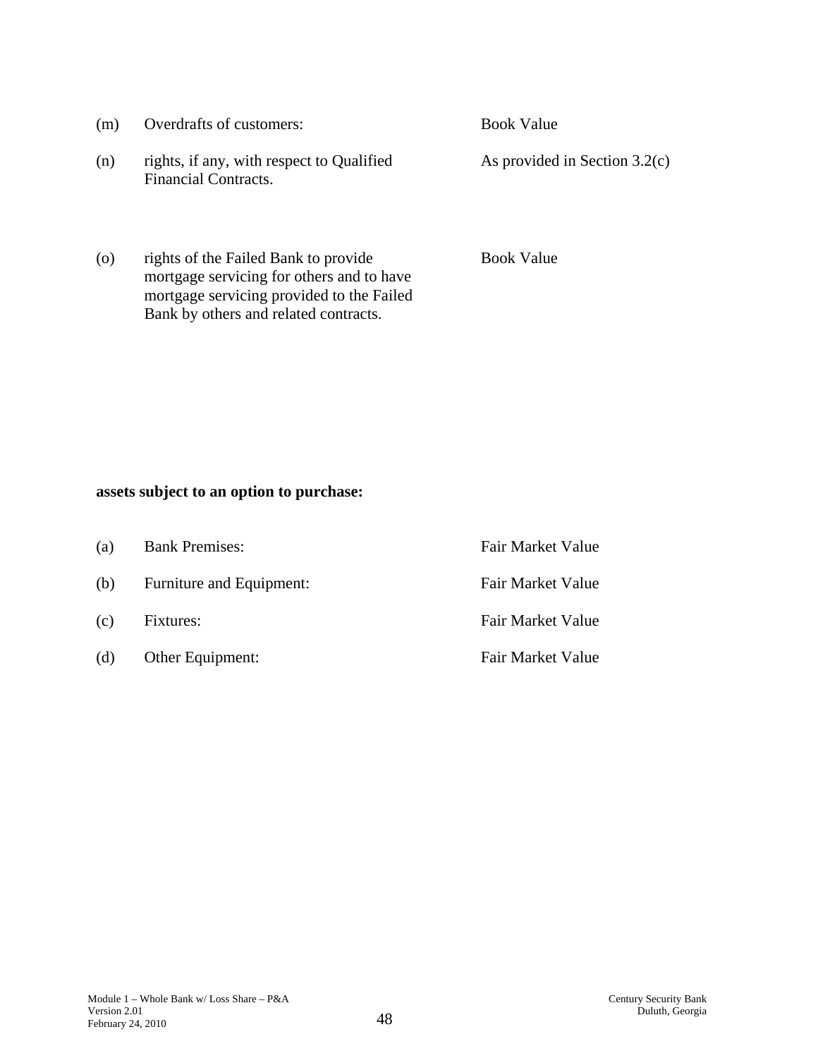| | | |
|---|---|---|
| (m) | Overdrafts of customers: | Book Value |
| (n) | rights, if any, with respect to Qualified Financial Contracts. | As provided in Section 3.2(c) |
| (o) | rights of the Failed Bank to provide mortgage servicing for others and to have mortgage servicing provided to the Failed Bank by others and related contracts. | Book Value |

**assets subject to an option to purchase:**

| | | |
|---|---|---|
| (a) | Bank Premises: | Fair Market Value |
| (b) | Furniture and Equipment: | Fair Market Value |
| (c) | Fixtures: | Fair Market Value |
| (d) | Other Equipment: | Fair Market Value |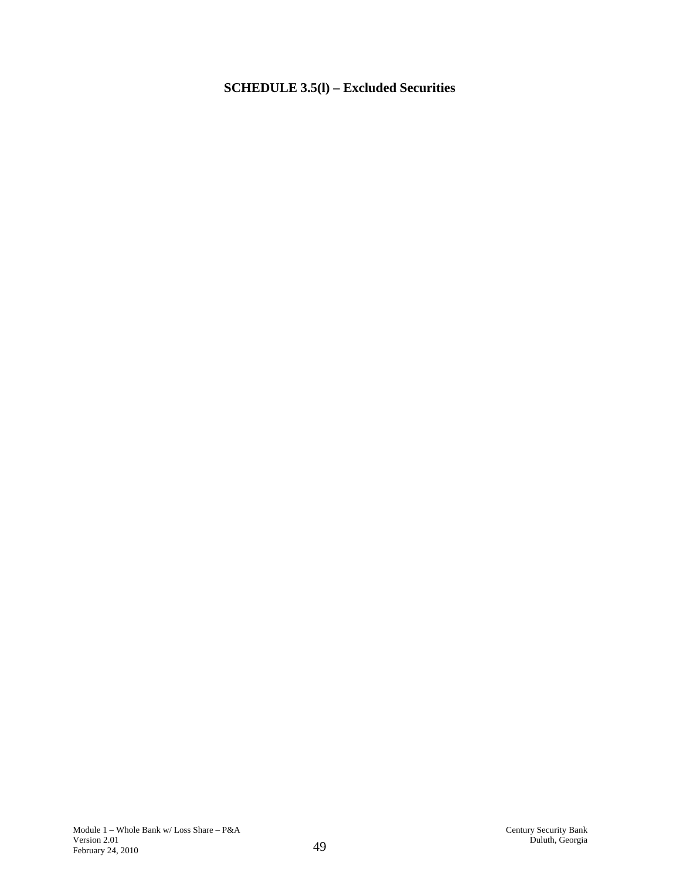**SCHEDULE 3.5(l) – Excluded Securities**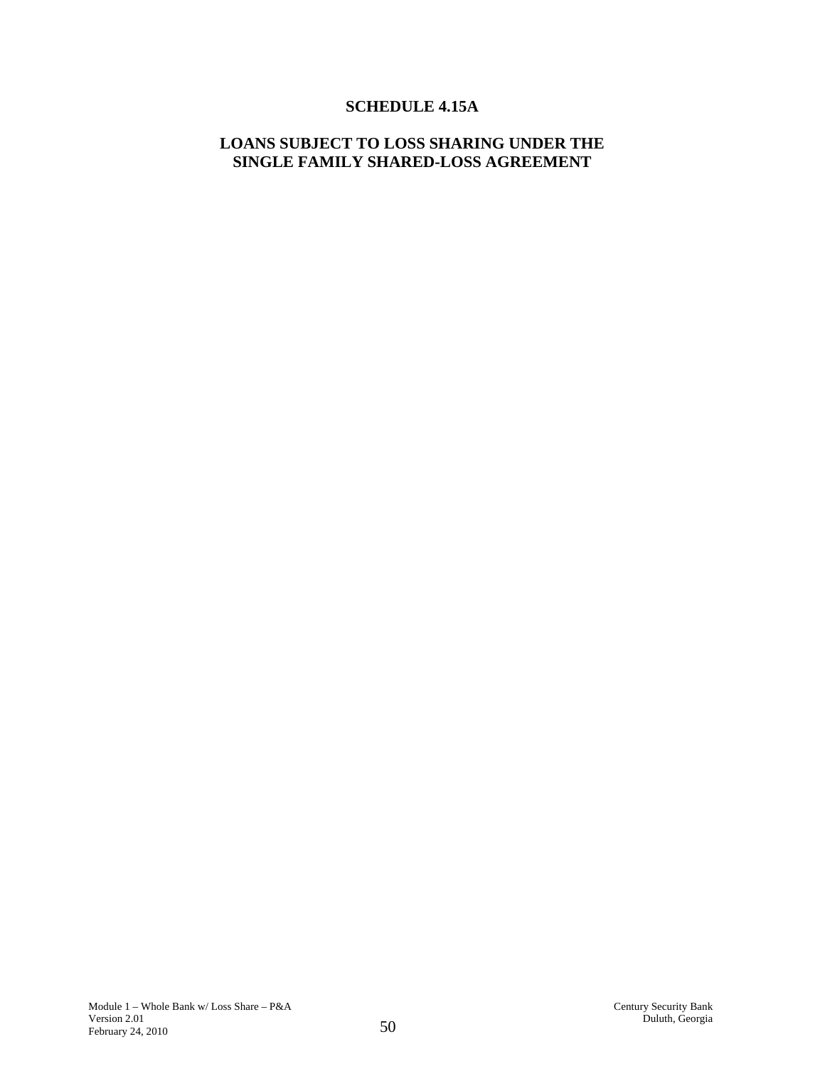# SCHEDULE 4.15A

## LOANS SUBJECT TO LOSS SHARING UNDER THE SINGLE FAMILY SHARED-LOSS AGREEMENT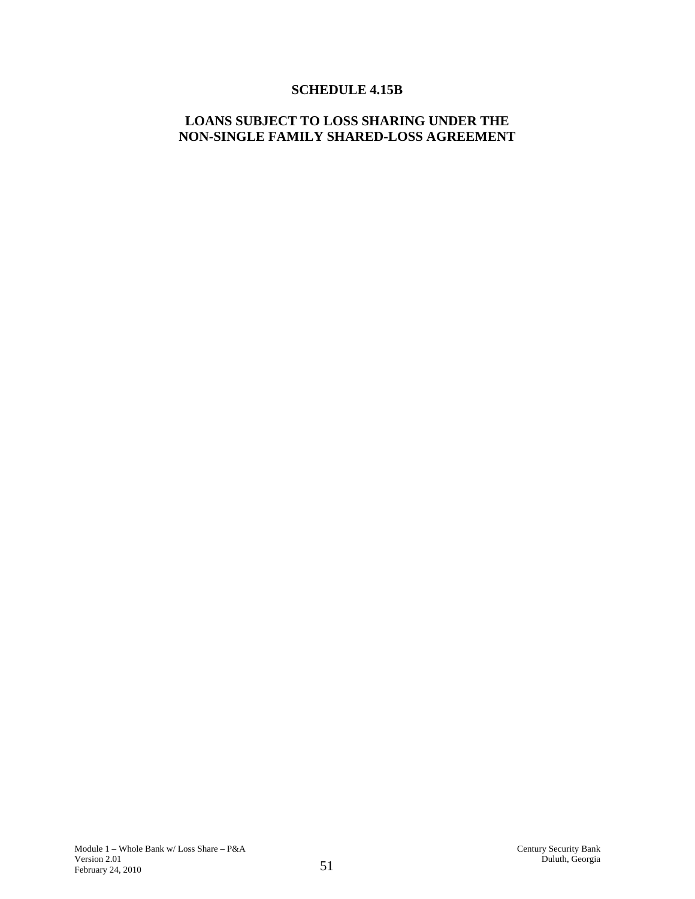# SCHEDULE 4.15B

## LOANS SUBJECT TO LOSS SHARING UNDER THE NON-SINGLE FAMILY SHARED-LOSS AGREEMENT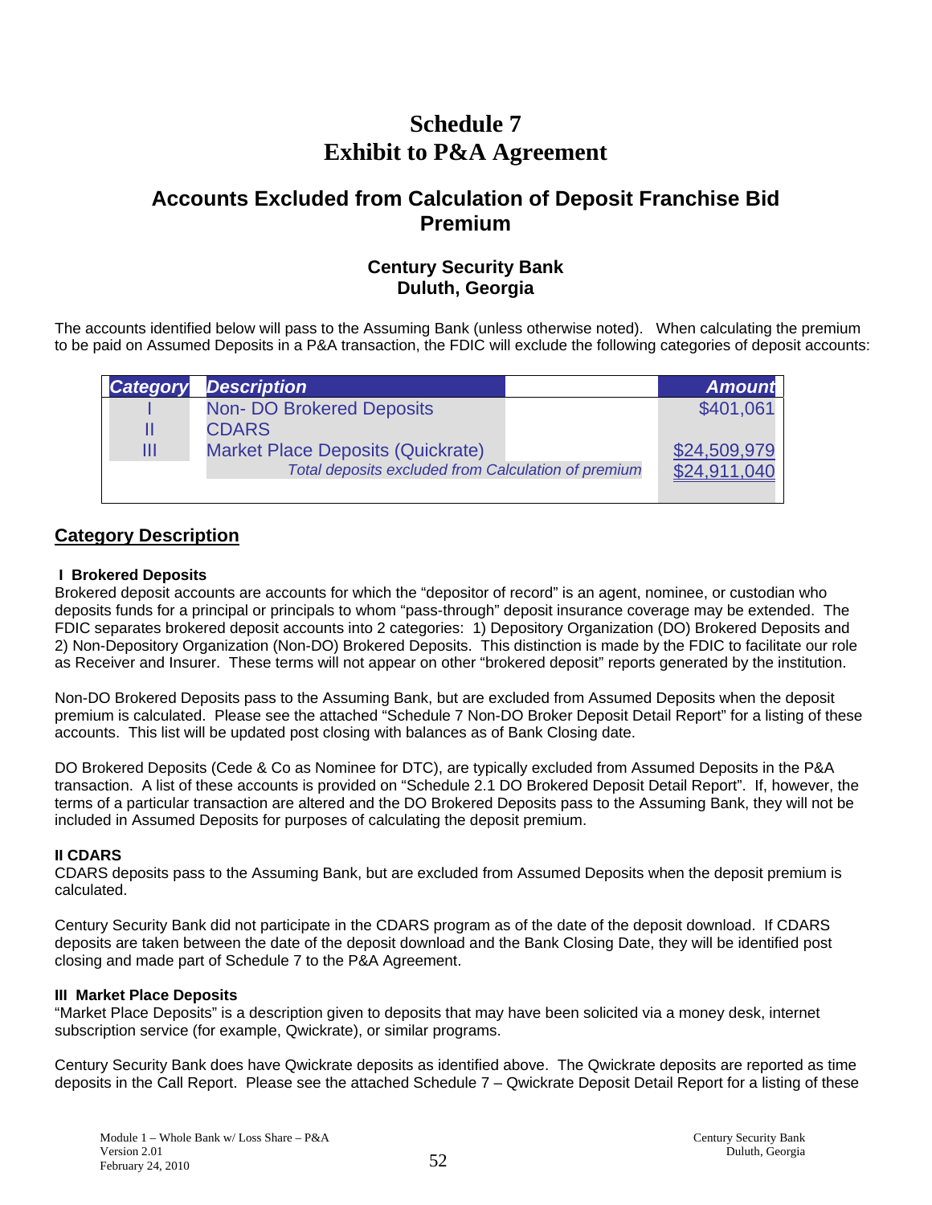# Schedule 7
# Exhibit to P&A Agreement

## Accounts Excluded from Calculation of Deposit Franchise Bid Premium

### Century Security Bank
### Duluth, Georgia

The accounts identified below will pass to the Assuming Bank (unless otherwise noted). When calculating the premium to be paid on Assumed Deposits in a P&A transaction, the FDIC will exclude the following categories of deposit accounts:

| Category | Description | Amount |
|---|---|---|
| I | Non- DO Brokered Deposits | $401,061 |
| II | CDARS | |
| III | Market Place Deposits (Quickrate) | $24,509,979 |
| | *Total deposits excluded from Calculation of premium* | $24,911,040 |

## Category Description

**I Brokered Deposits**

Brokered deposit accounts are accounts for which the "depositor of record" is an agent, nominee, or custodian who deposits funds for a principal or principals to whom "pass-through" deposit insurance coverage may be extended. The FDIC separates brokered deposit accounts into 2 categories: 1) Depository Organization (DO) Brokered Deposits and 2) Non-Depository Organization (Non-DO) Brokered Deposits. This distinction is made by the FDIC to facilitate our role as Receiver and Insurer. These terms will not appear on other "brokered deposit" reports generated by the institution.

Non-DO Brokered Deposits pass to the Assuming Bank, but are excluded from Assumed Deposits when the deposit premium is calculated. Please see the attached "Schedule 7 Non-DO Broker Deposit Detail Report" for a listing of these accounts. This list will be updated post closing with balances as of Bank Closing date.

DO Brokered Deposits (Cede & Co as Nominee for DTC), are typically excluded from Assumed Deposits in the P&A transaction. A list of these accounts is provided on "Schedule 2.1 DO Brokered Deposit Detail Report". If, however, the terms of a particular transaction are altered and the DO Brokered Deposits pass to the Assuming Bank, they will not be included in Assumed Deposits for purposes of calculating the deposit premium.

**II CDARS**

CDARS deposits pass to the Assuming Bank, but are excluded from Assumed Deposits when the deposit premium is calculated.

Century Security Bank did not participate in the CDARS program as of the date of the deposit download. If CDARS deposits are taken between the date of the deposit download and the Bank Closing Date, they will be identified post closing and made part of Schedule 7 to the P&A Agreement.

**III Market Place Deposits**

"Market Place Deposits" is a description given to deposits that may have been solicited via a money desk, internet subscription service (for example, Qwickrate), or similar programs.

Century Security Bank does have Qwickrate deposits as identified above. The Qwickrate deposits are reported as time deposits in the Call Report. Please see the attached Schedule 7 – Qwickrate Deposit Detail Report for a listing of these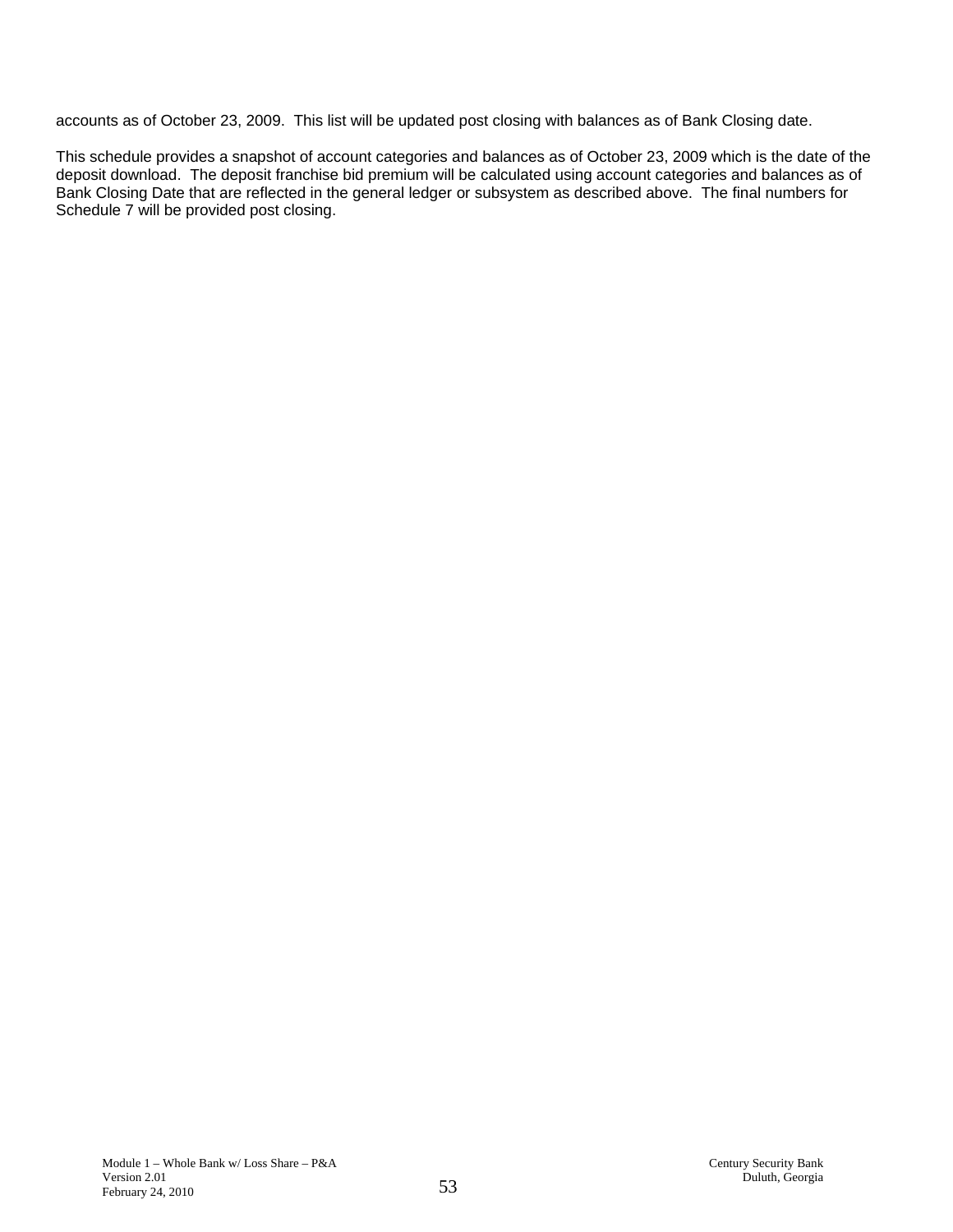accounts as of October 23, 2009. This list will be updated post closing with balances as of Bank Closing date.

This schedule provides a snapshot of account categories and balances as of October 23, 2009 which is the date of the deposit download. The deposit franchise bid premium will be calculated using account categories and balances as of Bank Closing Date that are reflected in the general ledger or subsystem as described above. The final numbers for Schedule 7 will be provided post closing.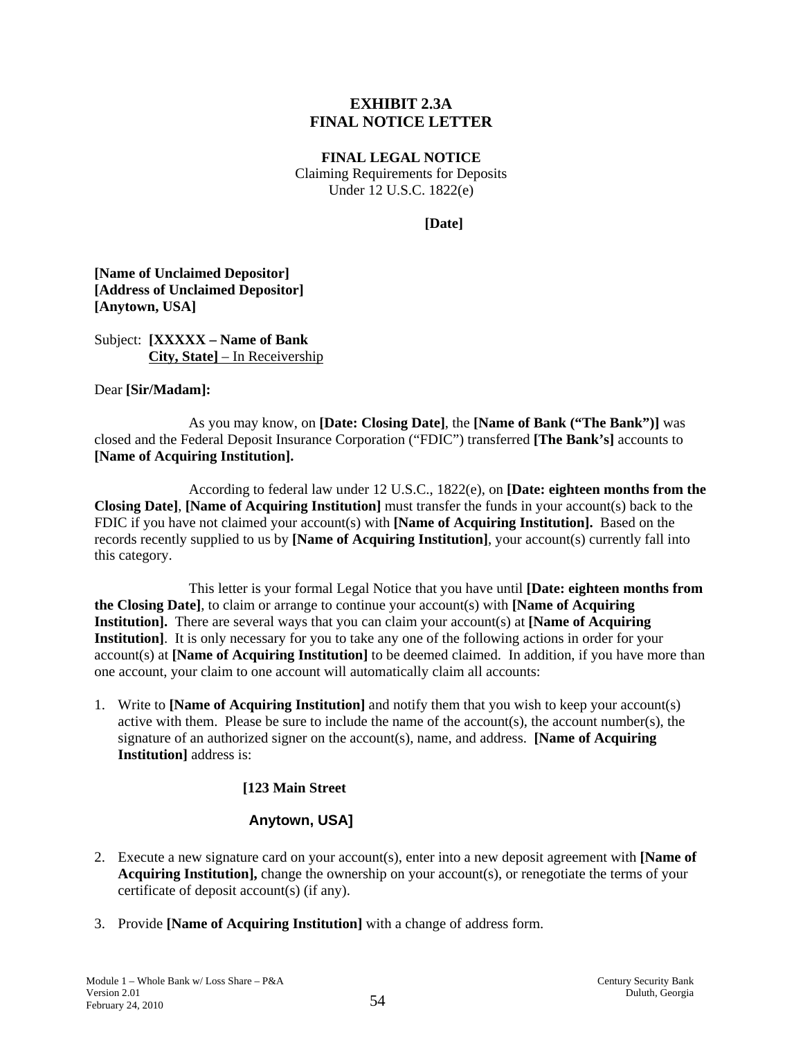# EXHIBIT 2.3A
# FINAL NOTICE LETTER

**FINAL LEGAL NOTICE**
Claiming Requirements for Deposits
Under 12 U.S.C. 1822(e)

**[Date]**

**[Name of Unclaimed Depositor]**
**[Address of Unclaimed Depositor]**
**[Anytown, USA]**

Subject: **[XXXXX – Name of Bank**
**City, State]** – In Receivership

Dear **[Sir/Madam]:**

As you may know, on **[Date: Closing Date]**, the **[Name of Bank ("The Bank")]** was closed and the Federal Deposit Insurance Corporation ("FDIC") transferred **[The Bank's]** accounts to **[Name of Acquiring Institution].**

According to federal law under 12 U.S.C., 1822(e), on **[Date: eighteen months from the Closing Date]**, **[Name of Acquiring Institution]** must transfer the funds in your account(s) back to the FDIC if you have not claimed your account(s) with **[Name of Acquiring Institution].** Based on the records recently supplied to us by **[Name of Acquiring Institution]**, your account(s) currently fall into this category.

This letter is your formal Legal Notice that you have until **[Date: eighteen months from the Closing Date]**, to claim or arrange to continue your account(s) with **[Name of Acquiring Institution].** There are several ways that you can claim your account(s) at **[Name of Acquiring Institution]**. It is only necessary for you to take any one of the following actions in order for your account(s) at **[Name of Acquiring Institution]** to be deemed claimed. In addition, if you have more than one account, your claim to one account will automatically claim all accounts:

1. Write to **[Name of Acquiring Institution]** and notify them that you wish to keep your account(s) active with them. Please be sure to include the name of the account(s), the account number(s), the signature of an authorized signer on the account(s), name, and address. **[Name of Acquiring Institution]** address is:

   **[123 Main Street**

   **Anytown, USA]**

2. Execute a new signature card on your account(s), enter into a new deposit agreement with **[Name of Acquiring Institution],** change the ownership on your account(s), or renegotiate the terms of your certificate of deposit account(s) (if any).

3. Provide **[Name of Acquiring Institution]** with a change of address form.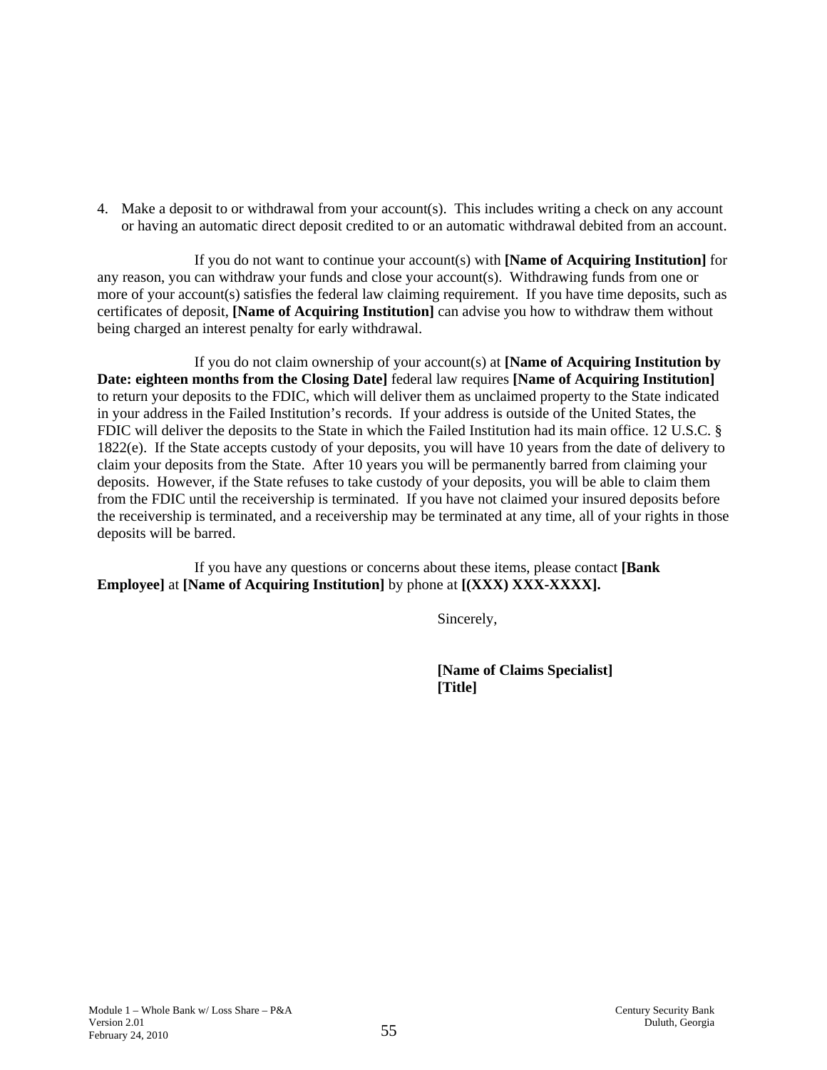4. Make a deposit to or withdrawal from your account(s). This includes writing a check on any account or having an automatic direct deposit credited to or an automatic withdrawal debited from an account.

If you do not want to continue your account(s) with **[Name of Acquiring Institution]** for any reason, you can withdraw your funds and close your account(s). Withdrawing funds from one or more of your account(s) satisfies the federal law claiming requirement. If you have time deposits, such as certificates of deposit, **[Name of Acquiring Institution]** can advise you how to withdraw them without being charged an interest penalty for early withdrawal.

If you do not claim ownership of your account(s) at **[Name of Acquiring Institution by Date: eighteen months from the Closing Date]** federal law requires **[Name of Acquiring Institution]** to return your deposits to the FDIC, which will deliver them as unclaimed property to the State indicated in your address in the Failed Institution's records. If your address is outside of the United States, the FDIC will deliver the deposits to the State in which the Failed Institution had its main office. 12 U.S.C. § 1822(e). If the State accepts custody of your deposits, you will have 10 years from the date of delivery to claim your deposits from the State. After 10 years you will be permanently barred from claiming your deposits. However, if the State refuses to take custody of your deposits, you will be able to claim them from the FDIC until the receivership is terminated. If you have not claimed your insured deposits before the receivership is terminated, and a receivership may be terminated at any time, all of your rights in those deposits will be barred.

If you have any questions or concerns about these items, please contact **[Bank Employee]** at **[Name of Acquiring Institution]** by phone at **[(XXX) XXX-XXXX].**

Sincerely,

**[Name of Claims Specialist]**
**[Title]**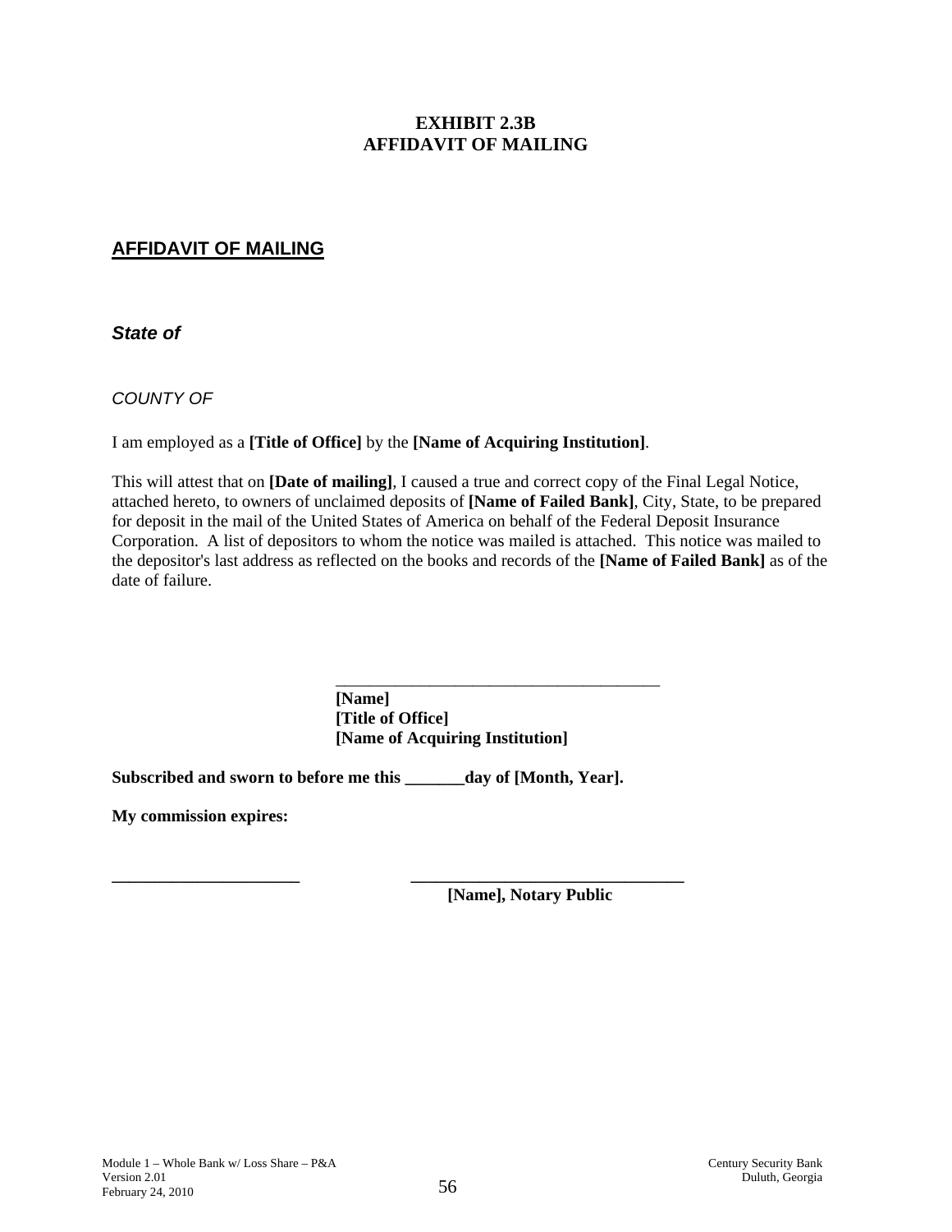# EXHIBIT 2.3B
# AFFIDAVIT OF MAILING

## AFFIDAVIT OF MAILING

***State of***

*COUNTY OF*

I am employed as a **[Title of Office]** by the **[Name of Acquiring Institution]**.

This will attest that on **[Date of mailing]**, I caused a true and correct copy of the Final Legal Notice, attached hereto, to owners of unclaimed deposits of **[Name of Failed Bank]**, City, State, to be prepared for deposit in the mail of the United States of America on behalf of the Federal Deposit Insurance Corporation. A list of depositors to whom the notice was mailed is attached. This notice was mailed to the depositor's last address as reflected on the books and records of the **[Name of Failed Bank]** as of the date of failure.

\_\_\_\_\_\_\_\_\_\_\_\_\_\_\_\_\_\_\_\_\_\_\_\_\_\_\_\_\_\_\_\_\_\_\_\_\_\_\_\_
**[Name]**
**[Title of Office]**
**[Name of Acquiring Institution]**

**Subscribed and sworn to before me this \_\_\_\_\_\_\_day of [Month, Year].**

**My commission expires:**

**\_\_\_\_\_\_\_\_\_\_\_\_\_\_\_\_\_\_\_\_\_\_\_** **\_\_\_\_\_\_\_\_\_\_\_\_\_\_\_\_\_\_\_\_\_\_\_\_\_\_\_\_\_\_\_\_\_\_**
**[Name], Notary Public**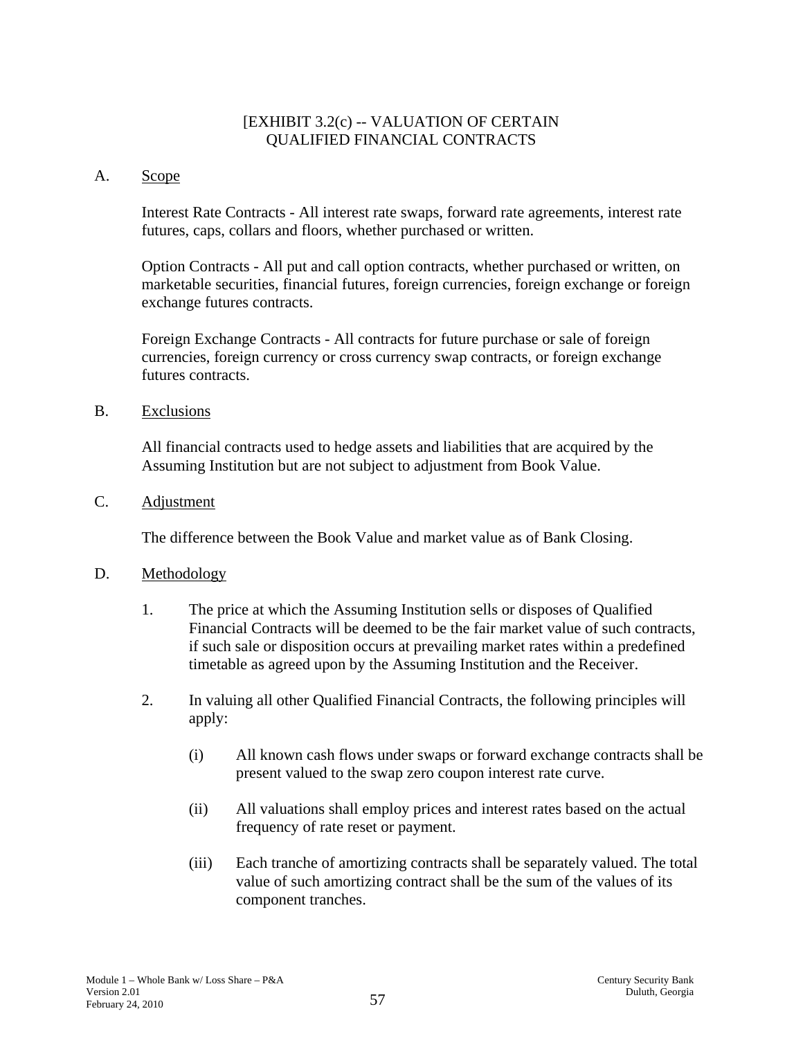# [EXHIBIT 3.2(c) -- VALUATION OF CERTAIN QUALIFIED FINANCIAL CONTRACTS

A. Scope

Interest Rate Contracts - All interest rate swaps, forward rate agreements, interest rate futures, caps, collars and floors, whether purchased or written.

Option Contracts - All put and call option contracts, whether purchased or written, on marketable securities, financial futures, foreign currencies, foreign exchange or foreign exchange futures contracts.

Foreign Exchange Contracts - All contracts for future purchase or sale of foreign currencies, foreign currency or cross currency swap contracts, or foreign exchange futures contracts.

B. Exclusions

All financial contracts used to hedge assets and liabilities that are acquired by the Assuming Institution but are not subject to adjustment from Book Value.

C. Adjustment

The difference between the Book Value and market value as of Bank Closing.

D. Methodology

1. The price at which the Assuming Institution sells or disposes of Qualified Financial Contracts will be deemed to be the fair market value of such contracts, if such sale or disposition occurs at prevailing market rates within a predefined timetable as agreed upon by the Assuming Institution and the Receiver.

2. In valuing all other Qualified Financial Contracts, the following principles will apply:

   (i) All known cash flows under swaps or forward exchange contracts shall be present valued to the swap zero coupon interest rate curve.

   (ii) All valuations shall employ prices and interest rates based on the actual frequency of rate reset or payment.

   (iii) Each tranche of amortizing contracts shall be separately valued. The total value of such amortizing contract shall be the sum of the values of its component tranches.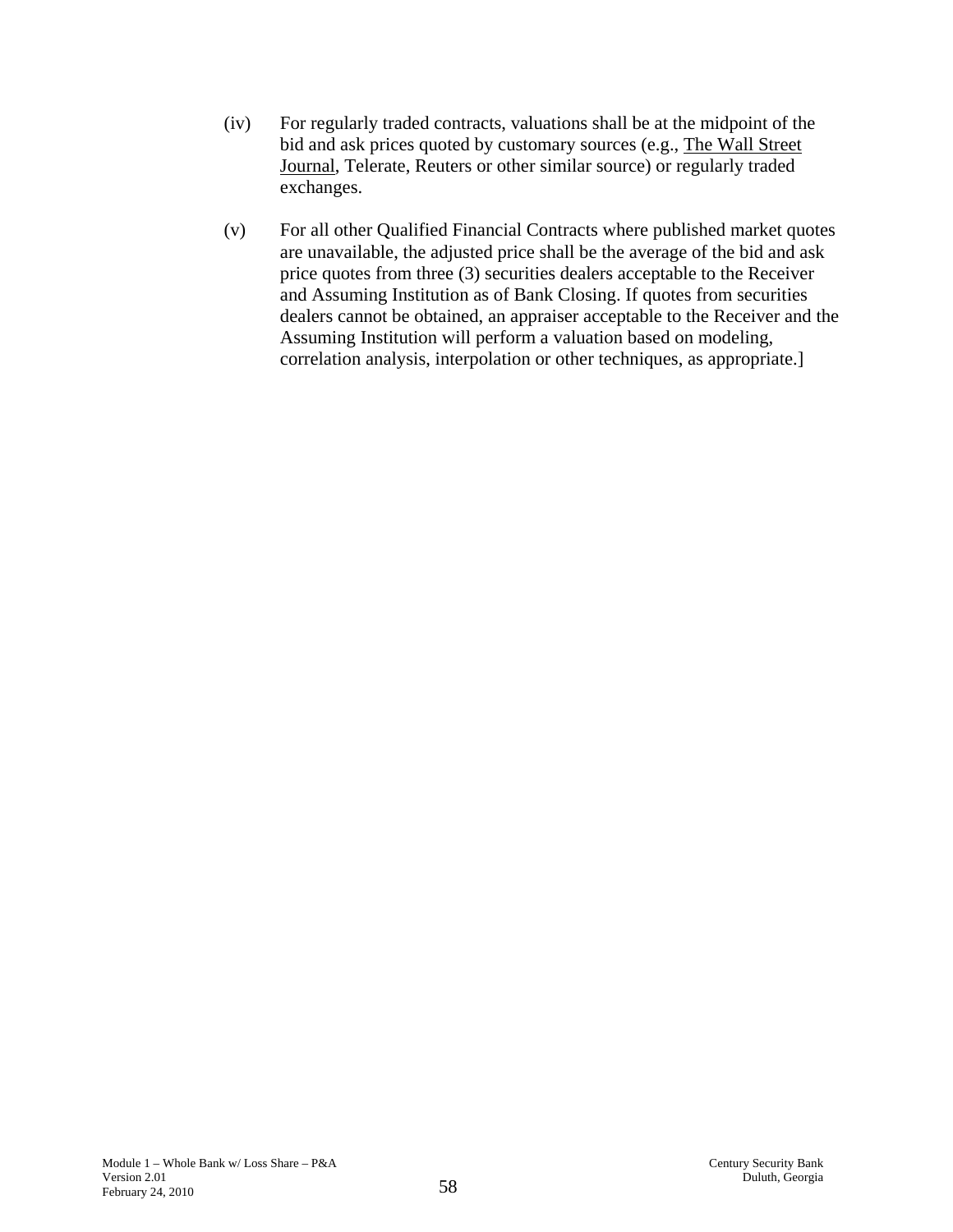(iv) For regularly traded contracts, valuations shall be at the midpoint of the bid and ask prices quoted by customary sources (e.g., The Wall Street Journal, Telerate, Reuters or other similar source) or regularly traded exchanges.

(v) For all other Qualified Financial Contracts where published market quotes are unavailable, the adjusted price shall be the average of the bid and ask price quotes from three (3) securities dealers acceptable to the Receiver and Assuming Institution as of Bank Closing. If quotes from securities dealers cannot be obtained, an appraiser acceptable to the Receiver and the Assuming Institution will perform a valuation based on modeling, correlation analysis, interpolation or other techniques, as appropriate.]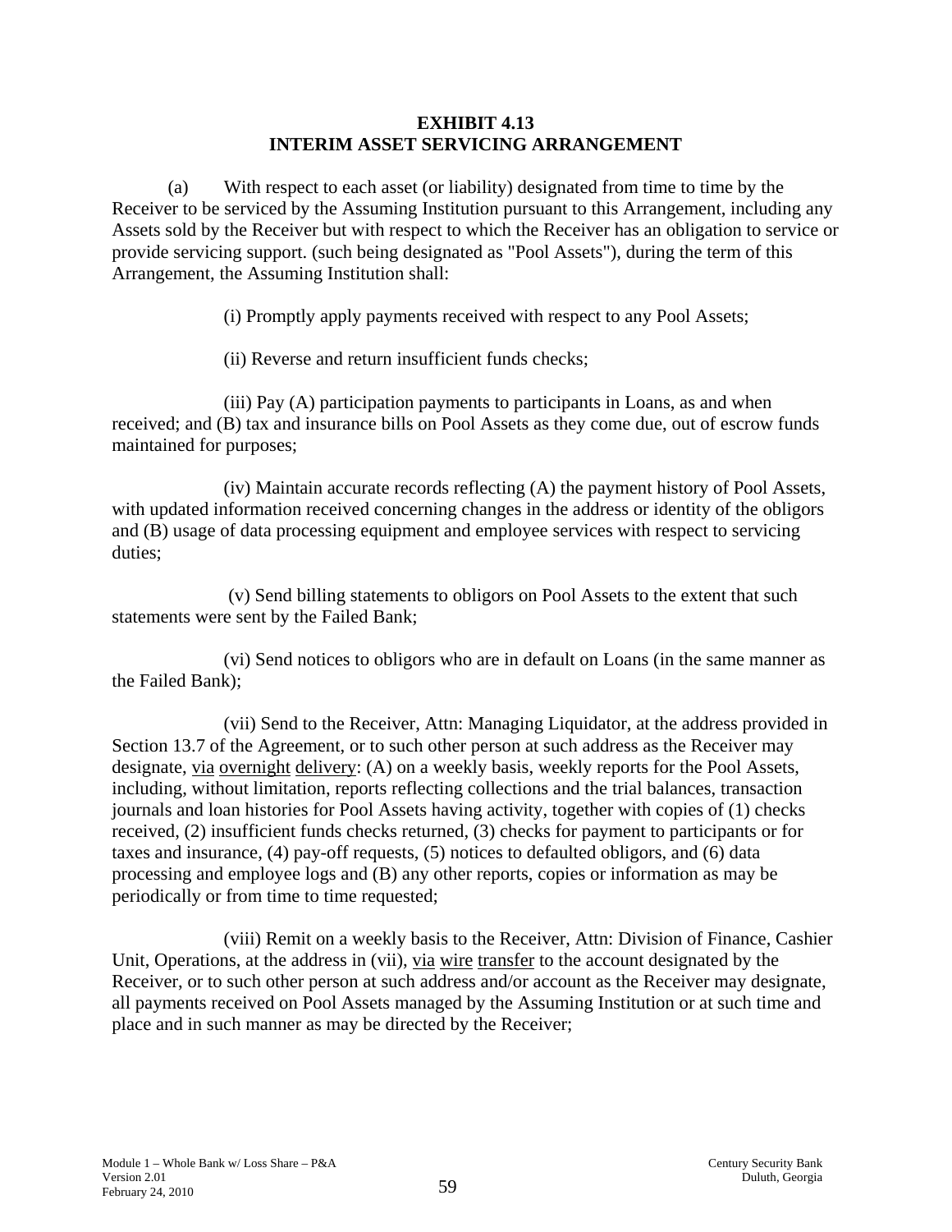**EXHIBIT 4.13**
**INTERIM ASSET SERVICING ARRANGEMENT**

(a) With respect to each asset (or liability) designated from time to time by the Receiver to be serviced by the Assuming Institution pursuant to this Arrangement, including any Assets sold by the Receiver but with respect to which the Receiver has an obligation to service or provide servicing support. (such being designated as "Pool Assets"), during the term of this Arrangement, the Assuming Institution shall:

(i) Promptly apply payments received with respect to any Pool Assets;

(ii) Reverse and return insufficient funds checks;

(iii) Pay (A) participation payments to participants in Loans, as and when received; and (B) tax and insurance bills on Pool Assets as they come due, out of escrow funds maintained for purposes;

(iv) Maintain accurate records reflecting (A) the payment history of Pool Assets, with updated information received concerning changes in the address or identity of the obligors and (B) usage of data processing equipment and employee services with respect to servicing duties;

(v) Send billing statements to obligors on Pool Assets to the extent that such statements were sent by the Failed Bank;

(vi) Send notices to obligors who are in default on Loans (in the same manner as the Failed Bank);

(vii) Send to the Receiver, Attn: Managing Liquidator, at the address provided in Section 13.7 of the Agreement, or to such other person at such address as the Receiver may designate, via overnight delivery: (A) on a weekly basis, weekly reports for the Pool Assets, including, without limitation, reports reflecting collections and the trial balances, transaction journals and loan histories for Pool Assets having activity, together with copies of (1) checks received, (2) insufficient funds checks returned, (3) checks for payment to participants or for taxes and insurance, (4) pay-off requests, (5) notices to defaulted obligors, and (6) data processing and employee logs and (B) any other reports, copies or information as may be periodically or from time to time requested;

(viii) Remit on a weekly basis to the Receiver, Attn: Division of Finance, Cashier Unit, Operations, at the address in (vii), via wire transfer to the account designated by the Receiver, or to such other person at such address and/or account as the Receiver may designate, all payments received on Pool Assets managed by the Assuming Institution or at such time and place and in such manner as may be directed by the Receiver;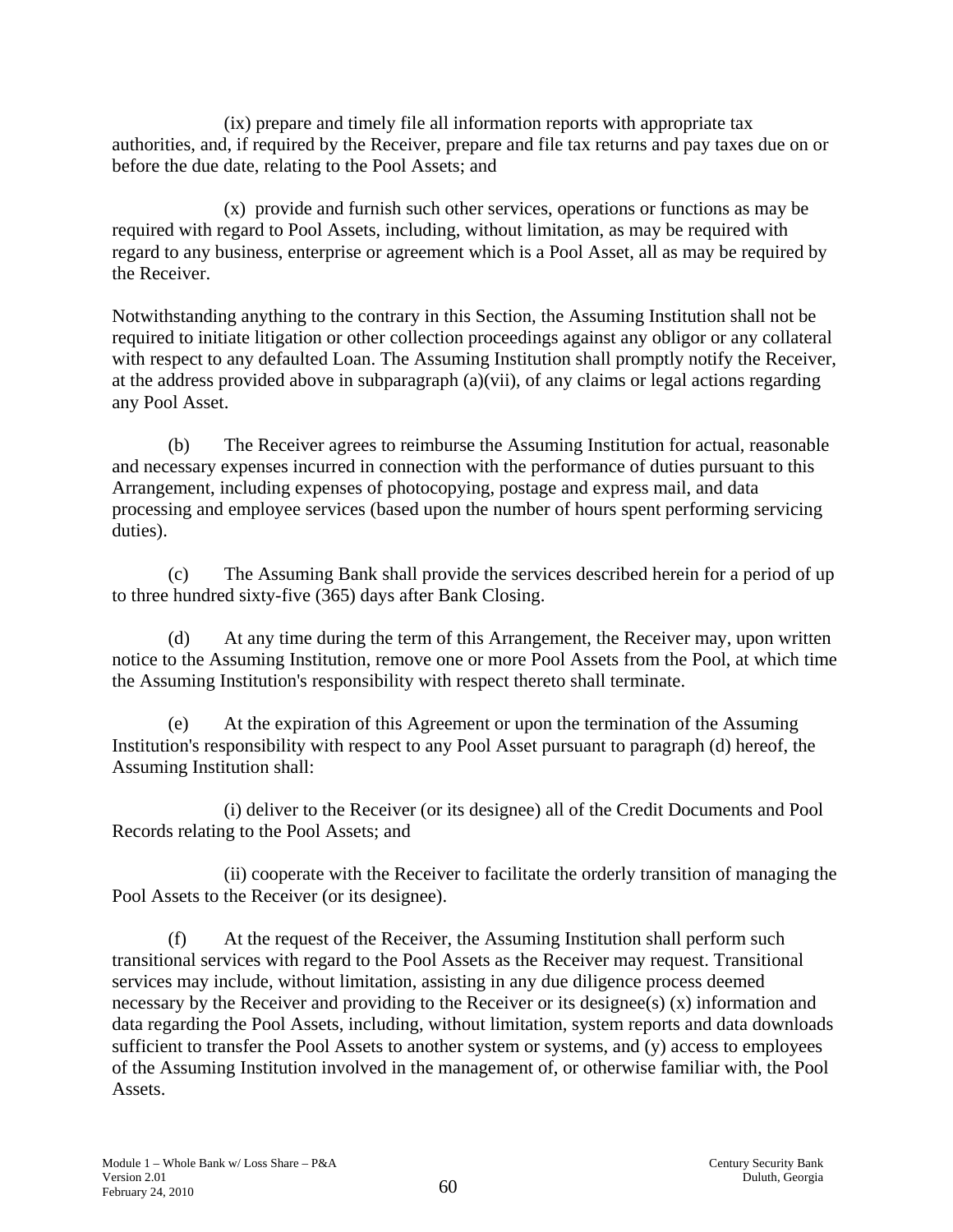(ix) prepare and timely file all information reports with appropriate tax authorities, and, if required by the Receiver, prepare and file tax returns and pay taxes due on or before the due date, relating to the Pool Assets; and

(x) provide and furnish such other services, operations or functions as may be required with regard to Pool Assets, including, without limitation, as may be required with regard to any business, enterprise or agreement which is a Pool Asset, all as may be required by the Receiver.

Notwithstanding anything to the contrary in this Section, the Assuming Institution shall not be required to initiate litigation or other collection proceedings against any obligor or any collateral with respect to any defaulted Loan. The Assuming Institution shall promptly notify the Receiver, at the address provided above in subparagraph (a)(vii), of any claims or legal actions regarding any Pool Asset.

(b) The Receiver agrees to reimburse the Assuming Institution for actual, reasonable and necessary expenses incurred in connection with the performance of duties pursuant to this Arrangement, including expenses of photocopying, postage and express mail, and data processing and employee services (based upon the number of hours spent performing servicing duties).

(c) The Assuming Bank shall provide the services described herein for a period of up to three hundred sixty-five (365) days after Bank Closing.

(d) At any time during the term of this Arrangement, the Receiver may, upon written notice to the Assuming Institution, remove one or more Pool Assets from the Pool, at which time the Assuming Institution's responsibility with respect thereto shall terminate.

(e) At the expiration of this Agreement or upon the termination of the Assuming Institution's responsibility with respect to any Pool Asset pursuant to paragraph (d) hereof, the Assuming Institution shall:

(i) deliver to the Receiver (or its designee) all of the Credit Documents and Pool Records relating to the Pool Assets; and

(ii) cooperate with the Receiver to facilitate the orderly transition of managing the Pool Assets to the Receiver (or its designee).

(f) At the request of the Receiver, the Assuming Institution shall perform such transitional services with regard to the Pool Assets as the Receiver may request. Transitional services may include, without limitation, assisting in any due diligence process deemed necessary by the Receiver and providing to the Receiver or its designee(s) (x) information and data regarding the Pool Assets, including, without limitation, system reports and data downloads sufficient to transfer the Pool Assets to another system or systems, and (y) access to employees of the Assuming Institution involved in the management of, or otherwise familiar with, the Pool Assets.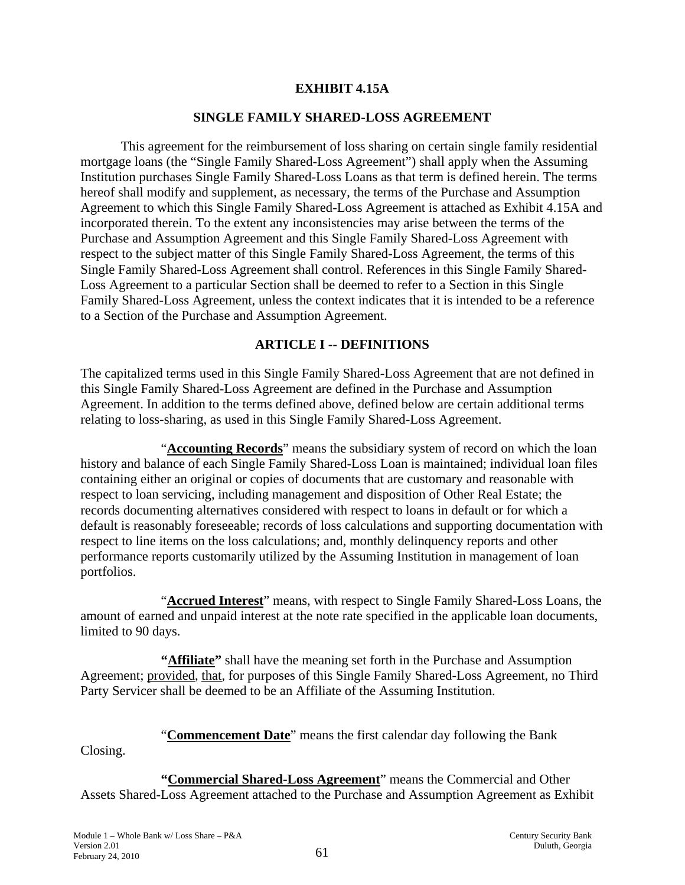# EXHIBIT 4.15A

## SINGLE FAMILY SHARED-LOSS AGREEMENT

This agreement for the reimbursement of loss sharing on certain single family residential mortgage loans (the "Single Family Shared-Loss Agreement") shall apply when the Assuming Institution purchases Single Family Shared-Loss Loans as that term is defined herein. The terms hereof shall modify and supplement, as necessary, the terms of the Purchase and Assumption Agreement to which this Single Family Shared-Loss Agreement is attached as Exhibit 4.15A and incorporated therein. To the extent any inconsistencies may arise between the terms of the Purchase and Assumption Agreement and this Single Family Shared-Loss Agreement with respect to the subject matter of this Single Family Shared-Loss Agreement, the terms of this Single Family Shared-Loss Agreement shall control. References in this Single Family Shared-Loss Agreement to a particular Section shall be deemed to refer to a Section in this Single Family Shared-Loss Agreement, unless the context indicates that it is intended to be a reference to a Section of the Purchase and Assumption Agreement.

## ARTICLE I -- DEFINITIONS

The capitalized terms used in this Single Family Shared-Loss Agreement that are not defined in this Single Family Shared-Loss Agreement are defined in the Purchase and Assumption Agreement. In addition to the terms defined above, defined below are certain additional terms relating to loss-sharing, as used in this Single Family Shared-Loss Agreement.

"**Accounting Records**" means the subsidiary system of record on which the loan history and balance of each Single Family Shared-Loss Loan is maintained; individual loan files containing either an original or copies of documents that are customary and reasonable with respect to loan servicing, including management and disposition of Other Real Estate; the records documenting alternatives considered with respect to loans in default or for which a default is reasonably foreseeable; records of loss calculations and supporting documentation with respect to line items on the loss calculations; and, monthly delinquency reports and other performance reports customarily utilized by the Assuming Institution in management of loan portfolios.

"**Accrued Interest**" means, with respect to Single Family Shared-Loss Loans, the amount of earned and unpaid interest at the note rate specified in the applicable loan documents, limited to 90 days.

**"Affiliate"** shall have the meaning set forth in the Purchase and Assumption Agreement; provided, that, for purposes of this Single Family Shared-Loss Agreement, no Third Party Servicer shall be deemed to be an Affiliate of the Assuming Institution.

"**Commencement Date**" means the first calendar day following the Bank Closing.

**"Commercial Shared-Loss Agreement"** means the Commercial and Other Assets Shared-Loss Agreement attached to the Purchase and Assumption Agreement as Exhibit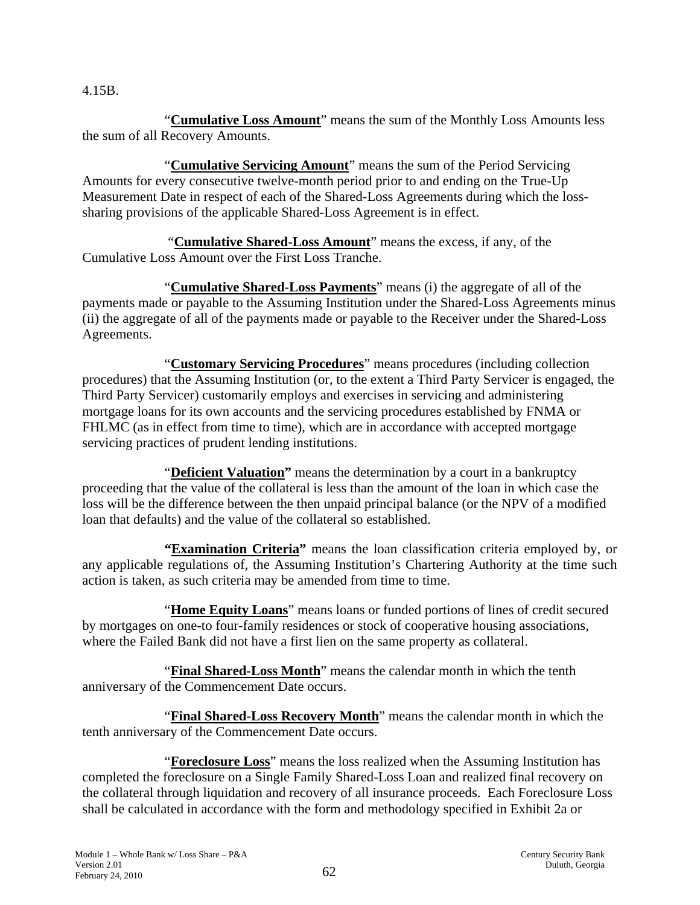4.15B.

"**Cumulative Loss Amount**" means the sum of the Monthly Loss Amounts less the sum of all Recovery Amounts.

"**Cumulative Servicing Amount**" means the sum of the Period Servicing Amounts for every consecutive twelve-month period prior to and ending on the True-Up Measurement Date in respect of each of the Shared-Loss Agreements during which the loss-sharing provisions of the applicable Shared-Loss Agreement is in effect.

"**Cumulative Shared-Loss Amount**" means the excess, if any, of the Cumulative Loss Amount over the First Loss Tranche.

"**Cumulative Shared-Loss Payments**" means (i) the aggregate of all of the payments made or payable to the Assuming Institution under the Shared-Loss Agreements minus (ii) the aggregate of all of the payments made or payable to the Receiver under the Shared-Loss Agreements.

"**Customary Servicing Procedures**" means procedures (including collection procedures) that the Assuming Institution (or, to the extent a Third Party Servicer is engaged, the Third Party Servicer) customarily employs and exercises in servicing and administering mortgage loans for its own accounts and the servicing procedures established by FNMA or FHLMC (as in effect from time to time), which are in accordance with accepted mortgage servicing practices of prudent lending institutions.

"**Deficient Valuation"** means the determination by a court in a bankruptcy proceeding that the value of the collateral is less than the amount of the loan in which case the loss will be the difference between the then unpaid principal balance (or the NPV of a modified loan that defaults) and the value of the collateral so established.

**"Examination Criteria"** means the loan classification criteria employed by, or any applicable regulations of, the Assuming Institution's Chartering Authority at the time such action is taken, as such criteria may be amended from time to time.

"**Home Equity Loans**" means loans or funded portions of lines of credit secured by mortgages on one-to four-family residences or stock of cooperative housing associations, where the Failed Bank did not have a first lien on the same property as collateral.

"**Final Shared-Loss Month**" means the calendar month in which the tenth anniversary of the Commencement Date occurs.

"**Final Shared-Loss Recovery Month**" means the calendar month in which the tenth anniversary of the Commencement Date occurs.

"**Foreclosure Loss**" means the loss realized when the Assuming Institution has completed the foreclosure on a Single Family Shared-Loss Loan and realized final recovery on the collateral through liquidation and recovery of all insurance proceeds. Each Foreclosure Loss shall be calculated in accordance with the form and methodology specified in Exhibit 2a or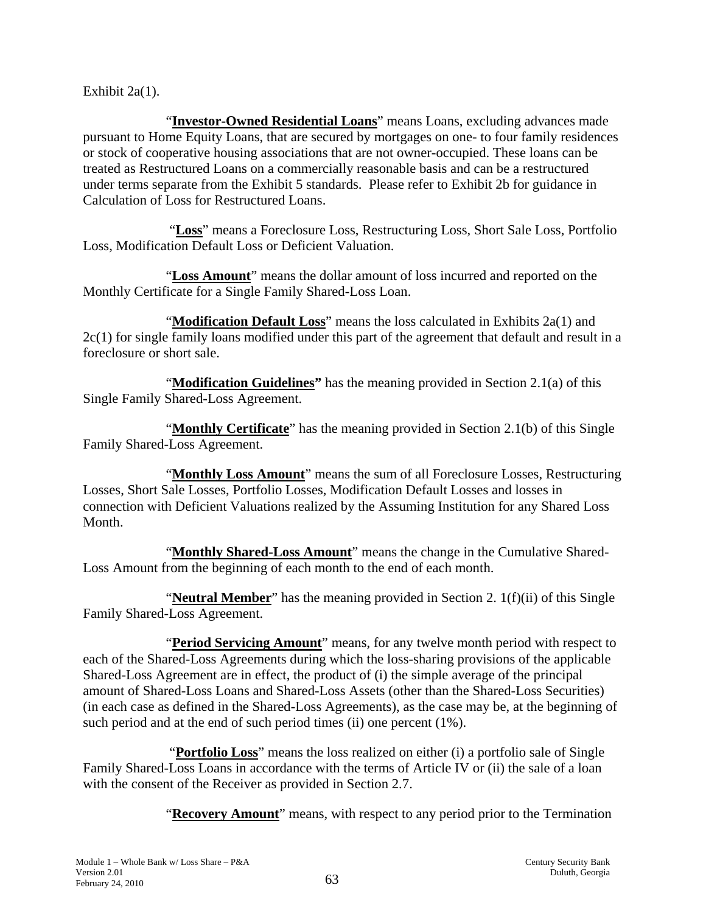Exhibit 2a(1).

"**Investor-Owned Residential Loans**" means Loans, excluding advances made pursuant to Home Equity Loans, that are secured by mortgages on one- to four family residences or stock of cooperative housing associations that are not owner-occupied. These loans can be treated as Restructured Loans on a commercially reasonable basis and can be a restructured under terms separate from the Exhibit 5 standards. Please refer to Exhibit 2b for guidance in Calculation of Loss for Restructured Loans.

"**Loss**" means a Foreclosure Loss, Restructuring Loss, Short Sale Loss, Portfolio Loss, Modification Default Loss or Deficient Valuation.

"**Loss Amount**" means the dollar amount of loss incurred and reported on the Monthly Certificate for a Single Family Shared-Loss Loan.

"**Modification Default Loss**" means the loss calculated in Exhibits 2a(1) and 2c(1) for single family loans modified under this part of the agreement that default and result in a foreclosure or short sale.

"**Modification Guidelines**" has the meaning provided in Section 2.1(a) of this Single Family Shared-Loss Agreement.

"**Monthly Certificate**" has the meaning provided in Section 2.1(b) of this Single Family Shared-Loss Agreement.

"**Monthly Loss Amount**" means the sum of all Foreclosure Losses, Restructuring Losses, Short Sale Losses, Portfolio Losses, Modification Default Losses and losses in connection with Deficient Valuations realized by the Assuming Institution for any Shared Loss Month.

"**Monthly Shared-Loss Amount**" means the change in the Cumulative Shared-Loss Amount from the beginning of each month to the end of each month.

"**Neutral Member**" has the meaning provided in Section 2. 1(f)(ii) of this Single Family Shared-Loss Agreement.

"**Period Servicing Amount**" means, for any twelve month period with respect to each of the Shared-Loss Agreements during which the loss-sharing provisions of the applicable Shared-Loss Agreement are in effect, the product of (i) the simple average of the principal amount of Shared-Loss Loans and Shared-Loss Assets (other than the Shared-Loss Securities) (in each case as defined in the Shared-Loss Agreements), as the case may be, at the beginning of such period and at the end of such period times (ii) one percent (1%).

"**Portfolio Loss**" means the loss realized on either (i) a portfolio sale of Single Family Shared-Loss Loans in accordance with the terms of Article IV or (ii) the sale of a loan with the consent of the Receiver as provided in Section 2.7.

"**Recovery Amount**" means, with respect to any period prior to the Termination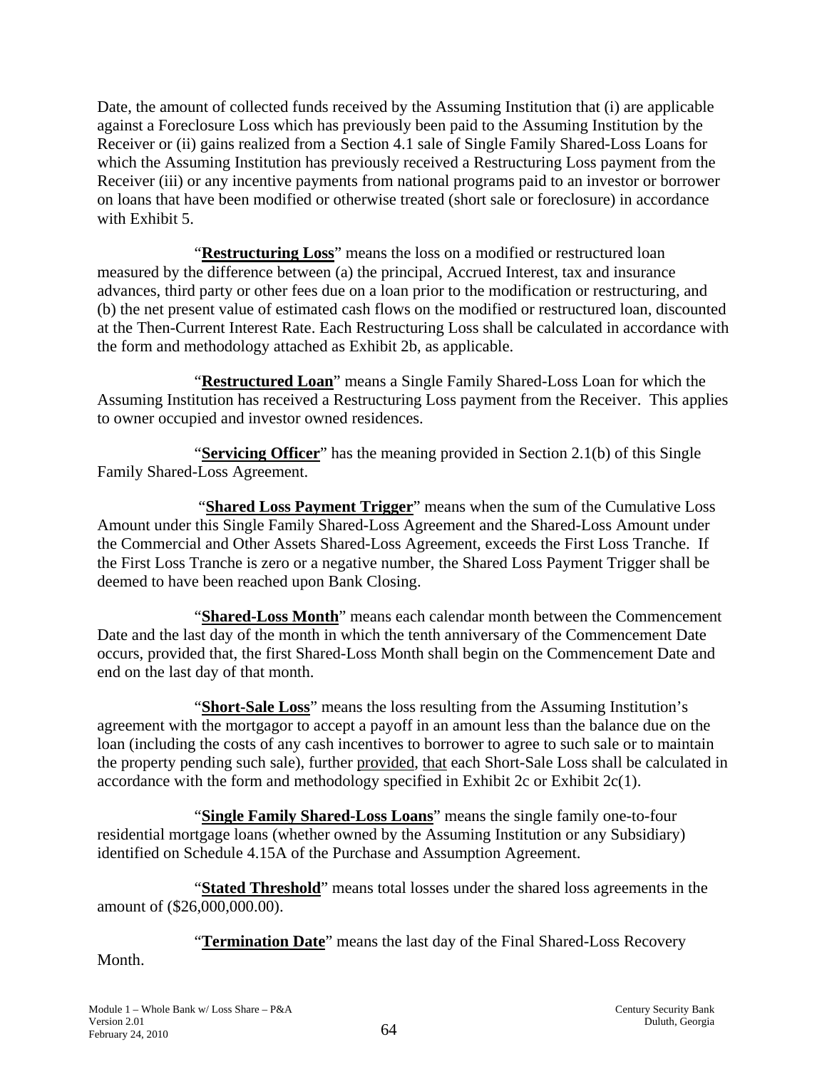Date, the amount of collected funds received by the Assuming Institution that (i) are applicable against a Foreclosure Loss which has previously been paid to the Assuming Institution by the Receiver or (ii) gains realized from a Section 4.1 sale of Single Family Shared-Loss Loans for which the Assuming Institution has previously received a Restructuring Loss payment from the Receiver (iii) or any incentive payments from national programs paid to an investor or borrower on loans that have been modified or otherwise treated (short sale or foreclosure) in accordance with Exhibit 5.

"**Restructuring Loss**" means the loss on a modified or restructured loan measured by the difference between (a) the principal, Accrued Interest, tax and insurance advances, third party or other fees due on a loan prior to the modification or restructuring, and (b) the net present value of estimated cash flows on the modified or restructured loan, discounted at the Then-Current Interest Rate. Each Restructuring Loss shall be calculated in accordance with the form and methodology attached as Exhibit 2b, as applicable.

"**Restructured Loan**" means a Single Family Shared-Loss Loan for which the Assuming Institution has received a Restructuring Loss payment from the Receiver. This applies to owner occupied and investor owned residences.

"**Servicing Officer**" has the meaning provided in Section 2.1(b) of this Single Family Shared-Loss Agreement.

"**Shared Loss Payment Trigger**" means when the sum of the Cumulative Loss Amount under this Single Family Shared-Loss Agreement and the Shared-Loss Amount under the Commercial and Other Assets Shared-Loss Agreement, exceeds the First Loss Tranche. If the First Loss Tranche is zero or a negative number, the Shared Loss Payment Trigger shall be deemed to have been reached upon Bank Closing.

"**Shared-Loss Month**" means each calendar month between the Commencement Date and the last day of the month in which the tenth anniversary of the Commencement Date occurs, provided that, the first Shared-Loss Month shall begin on the Commencement Date and end on the last day of that month.

"**Short-Sale Loss**" means the loss resulting from the Assuming Institution's agreement with the mortgagor to accept a payoff in an amount less than the balance due on the loan (including the costs of any cash incentives to borrower to agree to such sale or to maintain the property pending such sale), further provided, that each Short-Sale Loss shall be calculated in accordance with the form and methodology specified in Exhibit 2c or Exhibit 2c(1).

"**Single Family Shared-Loss Loans**" means the single family one-to-four residential mortgage loans (whether owned by the Assuming Institution or any Subsidiary) identified on Schedule 4.15A of the Purchase and Assumption Agreement.

"**Stated Threshold**" means total losses under the shared loss agreements in the amount of ($26,000,000.00).

"**Termination Date**" means the last day of the Final Shared-Loss Recovery Month.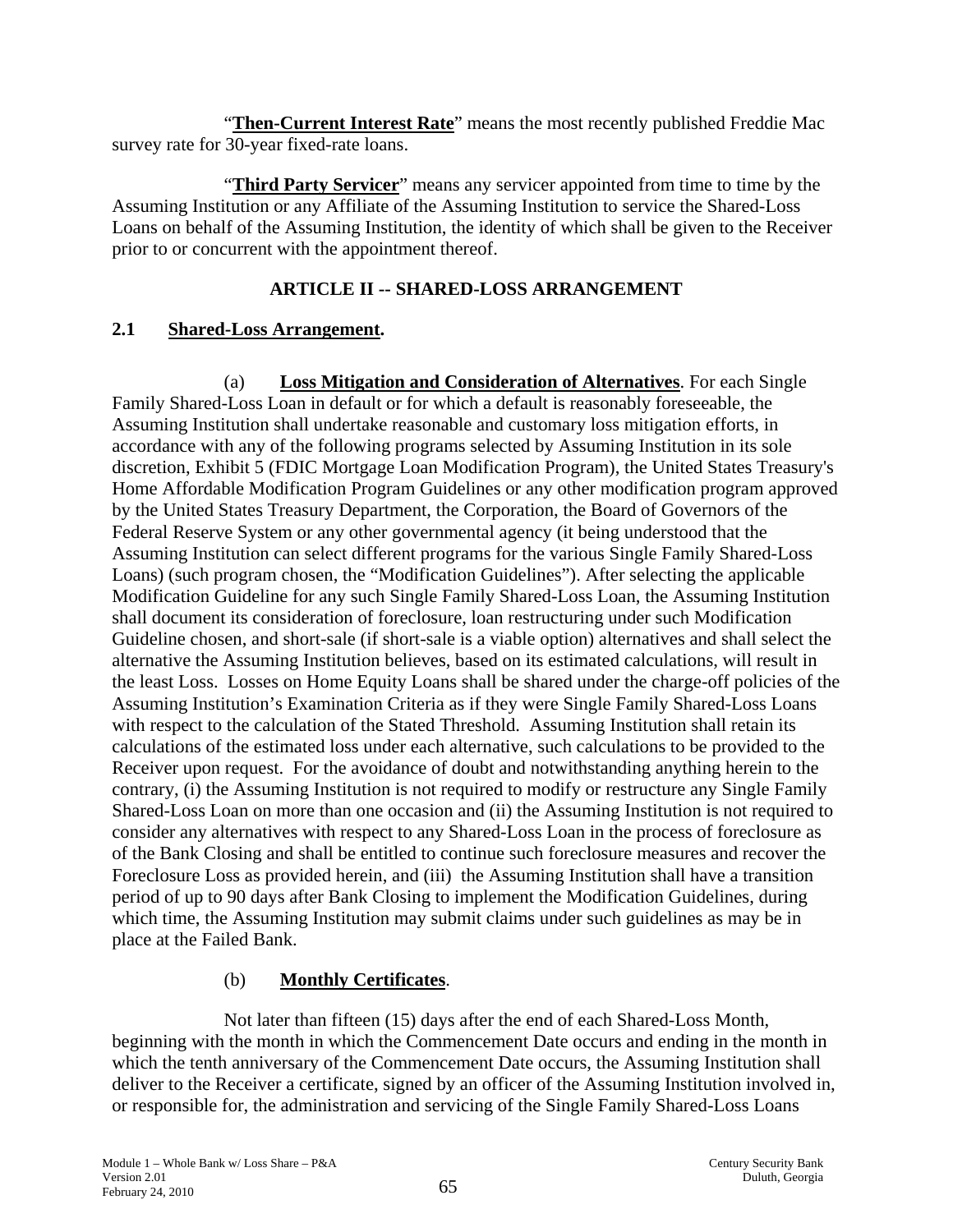"**Then-Current Interest Rate**" means the most recently published Freddie Mac survey rate for 30-year fixed-rate loans.

"**Third Party Servicer**" means any servicer appointed from time to time by the Assuming Institution or any Affiliate of the Assuming Institution to service the Shared-Loss Loans on behalf of the Assuming Institution, the identity of which shall be given to the Receiver prior to or concurrent with the appointment thereof.

## ARTICLE II -- SHARED-LOSS ARRANGEMENT

### 2.1 Shared-Loss Arrangement.

(a) **Loss Mitigation and Consideration of Alternatives**. For each Single Family Shared-Loss Loan in default or for which a default is reasonably foreseeable, the Assuming Institution shall undertake reasonable and customary loss mitigation efforts, in accordance with any of the following programs selected by Assuming Institution in its sole discretion, Exhibit 5 (FDIC Mortgage Loan Modification Program), the United States Treasury's Home Affordable Modification Program Guidelines or any other modification program approved by the United States Treasury Department, the Corporation, the Board of Governors of the Federal Reserve System or any other governmental agency (it being understood that the Assuming Institution can select different programs for the various Single Family Shared-Loss Loans) (such program chosen, the "Modification Guidelines"). After selecting the applicable Modification Guideline for any such Single Family Shared-Loss Loan, the Assuming Institution shall document its consideration of foreclosure, loan restructuring under such Modification Guideline chosen, and short-sale (if short-sale is a viable option) alternatives and shall select the alternative the Assuming Institution believes, based on its estimated calculations, will result in the least Loss. Losses on Home Equity Loans shall be shared under the charge-off policies of the Assuming Institution's Examination Criteria as if they were Single Family Shared-Loss Loans with respect to the calculation of the Stated Threshold. Assuming Institution shall retain its calculations of the estimated loss under each alternative, such calculations to be provided to the Receiver upon request. For the avoidance of doubt and notwithstanding anything herein to the contrary, (i) the Assuming Institution is not required to modify or restructure any Single Family Shared-Loss Loan on more than one occasion and (ii) the Assuming Institution is not required to consider any alternatives with respect to any Shared-Loss Loan in the process of foreclosure as of the Bank Closing and shall be entitled to continue such foreclosure measures and recover the Foreclosure Loss as provided herein, and (iii) the Assuming Institution shall have a transition period of up to 90 days after Bank Closing to implement the Modification Guidelines, during which time, the Assuming Institution may submit claims under such guidelines as may be in place at the Failed Bank.

(b) **Monthly Certificates**.

Not later than fifteen (15) days after the end of each Shared-Loss Month, beginning with the month in which the Commencement Date occurs and ending in the month in which the tenth anniversary of the Commencement Date occurs, the Assuming Institution shall deliver to the Receiver a certificate, signed by an officer of the Assuming Institution involved in, or responsible for, the administration and servicing of the Single Family Shared-Loss Loans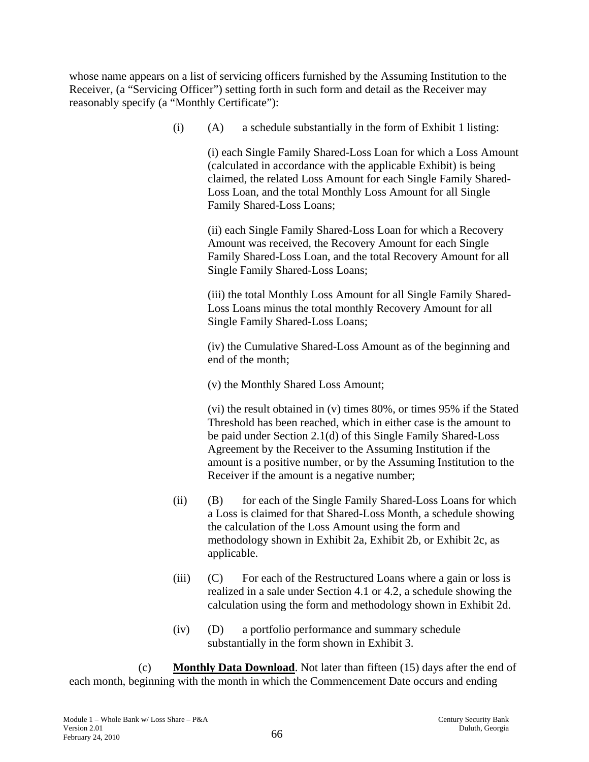whose name appears on a list of servicing officers furnished by the Assuming Institution to the Receiver, (a "Servicing Officer") setting forth in such form and detail as the Receiver may reasonably specify (a "Monthly Certificate"):

(i) (A) a schedule substantially in the form of Exhibit 1 listing:

(i) each Single Family Shared-Loss Loan for which a Loss Amount (calculated in accordance with the applicable Exhibit) is being claimed, the related Loss Amount for each Single Family Shared-Loss Loan, and the total Monthly Loss Amount for all Single Family Shared-Loss Loans;

(ii) each Single Family Shared-Loss Loan for which a Recovery Amount was received, the Recovery Amount for each Single Family Shared-Loss Loan, and the total Recovery Amount for all Single Family Shared-Loss Loans;

(iii) the total Monthly Loss Amount for all Single Family Shared-Loss Loans minus the total monthly Recovery Amount for all Single Family Shared-Loss Loans;

(iv) the Cumulative Shared-Loss Amount as of the beginning and end of the month;

(v) the Monthly Shared Loss Amount;

(vi) the result obtained in (v) times 80%, or times 95% if the Stated Threshold has been reached, which in either case is the amount to be paid under Section 2.1(d) of this Single Family Shared-Loss Agreement by the Receiver to the Assuming Institution if the amount is a positive number, or by the Assuming Institution to the Receiver if the amount is a negative number;

(ii) (B) for each of the Single Family Shared-Loss Loans for which a Loss is claimed for that Shared-Loss Month, a schedule showing the calculation of the Loss Amount using the form and methodology shown in Exhibit 2a, Exhibit 2b, or Exhibit 2c, as applicable.

(iii) (C) For each of the Restructured Loans where a gain or loss is realized in a sale under Section 4.1 or 4.2, a schedule showing the calculation using the form and methodology shown in Exhibit 2d.

(iv) (D) a portfolio performance and summary schedule substantially in the form shown in Exhibit 3.

(c) **Monthly Data Download**. Not later than fifteen (15) days after the end of each month, beginning with the month in which the Commencement Date occurs and ending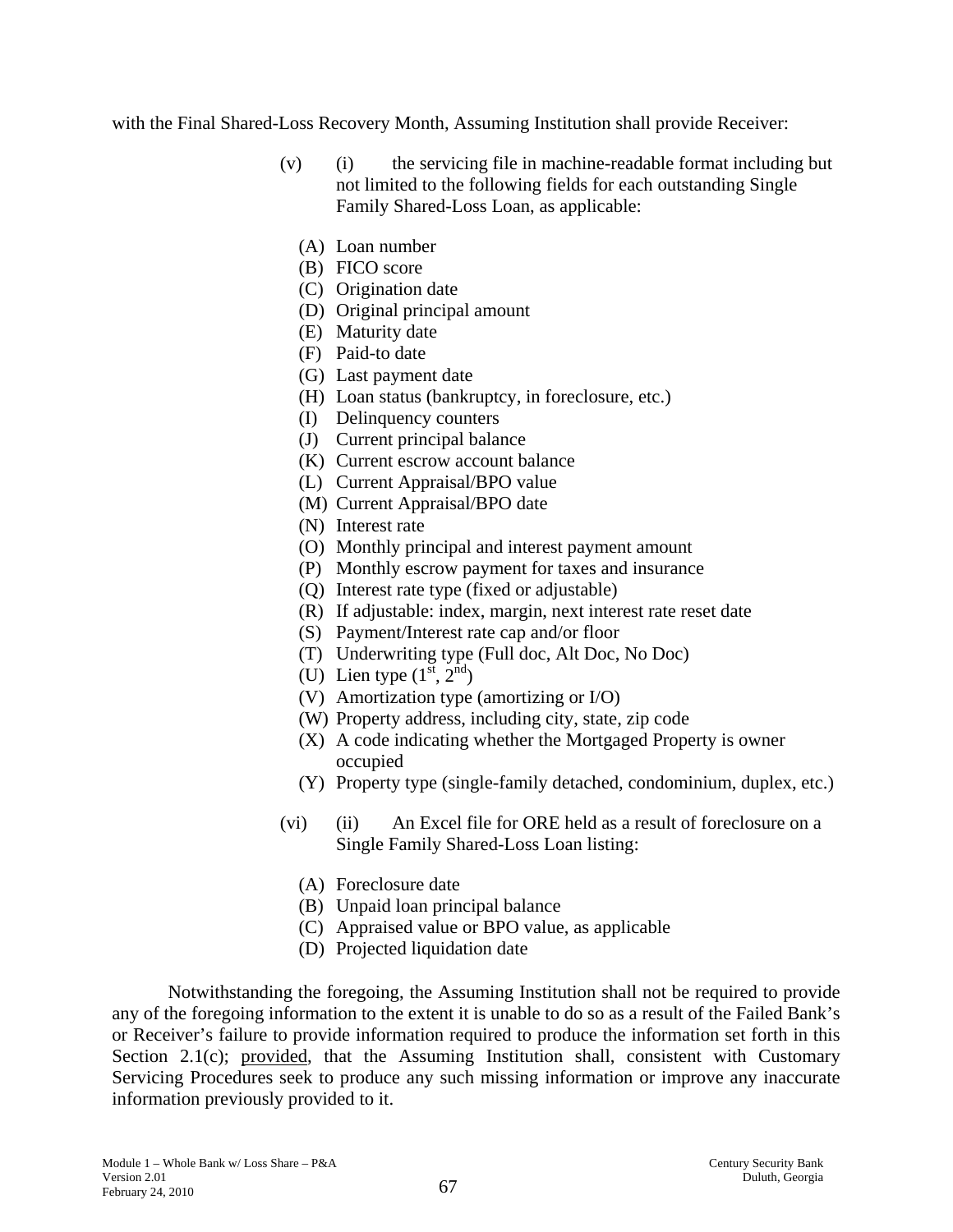with the Final Shared-Loss Recovery Month, Assuming Institution shall provide Receiver:

(v) (i) the servicing file in machine-readable format including but not limited to the following fields for each outstanding Single Family Shared-Loss Loan, as applicable:

(A) Loan number
(B) FICO score
(C) Origination date
(D) Original principal amount
(E) Maturity date
(F) Paid-to date
(G) Last payment date
(H) Loan status (bankruptcy, in foreclosure, etc.)
(I) Delinquency counters
(J) Current principal balance
(K) Current escrow account balance
(L) Current Appraisal/BPO value
(M) Current Appraisal/BPO date
(N) Interest rate
(O) Monthly principal and interest payment amount
(P) Monthly escrow payment for taxes and insurance
(Q) Interest rate type (fixed or adjustable)
(R) If adjustable: index, margin, next interest rate reset date
(S) Payment/Interest rate cap and/or floor
(T) Underwriting type (Full doc, Alt Doc, No Doc)
(U) Lien type (1st, 2nd)
(V) Amortization type (amortizing or I/O)
(W) Property address, including city, state, zip code
(X) A code indicating whether the Mortgaged Property is owner occupied
(Y) Property type (single-family detached, condominium, duplex, etc.)

(vi) (ii) An Excel file for ORE held as a result of foreclosure on a Single Family Shared-Loss Loan listing:

(A) Foreclosure date
(B) Unpaid loan principal balance
(C) Appraised value or BPO value, as applicable
(D) Projected liquidation date

Notwithstanding the foregoing, the Assuming Institution shall not be required to provide any of the foregoing information to the extent it is unable to do so as a result of the Failed Bank's or Receiver's failure to provide information required to produce the information set forth in this Section 2.1(c); provided, that the Assuming Institution shall, consistent with Customary Servicing Procedures seek to produce any such missing information or improve any inaccurate information previously provided to it.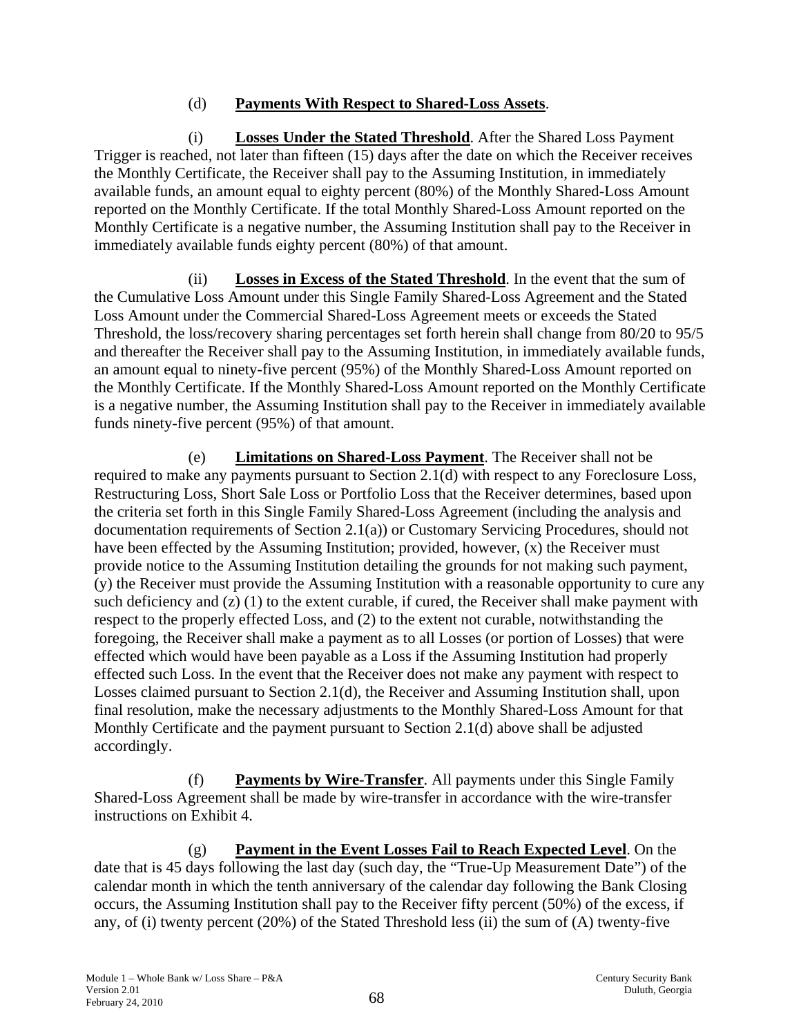(d) **Payments With Respect to Shared-Loss Assets**.

(i) **Losses Under the Stated Threshold**. After the Shared Loss Payment Trigger is reached, not later than fifteen (15) days after the date on which the Receiver receives the Monthly Certificate, the Receiver shall pay to the Assuming Institution, in immediately available funds, an amount equal to eighty percent (80%) of the Monthly Shared-Loss Amount reported on the Monthly Certificate. If the total Monthly Shared-Loss Amount reported on the Monthly Certificate is a negative number, the Assuming Institution shall pay to the Receiver in immediately available funds eighty percent (80%) of that amount.

(ii) **Losses in Excess of the Stated Threshold**. In the event that the sum of the Cumulative Loss Amount under this Single Family Shared-Loss Agreement and the Stated Loss Amount under the Commercial Shared-Loss Agreement meets or exceeds the Stated Threshold, the loss/recovery sharing percentages set forth herein shall change from 80/20 to 95/5 and thereafter the Receiver shall pay to the Assuming Institution, in immediately available funds, an amount equal to ninety-five percent (95%) of the Monthly Shared-Loss Amount reported on the Monthly Certificate. If the Monthly Shared-Loss Amount reported on the Monthly Certificate is a negative number, the Assuming Institution shall pay to the Receiver in immediately available funds ninety-five percent (95%) of that amount.

(e) **Limitations on Shared-Loss Payment**. The Receiver shall not be required to make any payments pursuant to Section 2.1(d) with respect to any Foreclosure Loss, Restructuring Loss, Short Sale Loss or Portfolio Loss that the Receiver determines, based upon the criteria set forth in this Single Family Shared-Loss Agreement (including the analysis and documentation requirements of Section 2.1(a)) or Customary Servicing Procedures, should not have been effected by the Assuming Institution; provided, however, (x) the Receiver must provide notice to the Assuming Institution detailing the grounds for not making such payment, (y) the Receiver must provide the Assuming Institution with a reasonable opportunity to cure any such deficiency and (z) (1) to the extent curable, if cured, the Receiver shall make payment with respect to the properly effected Loss, and (2) to the extent not curable, notwithstanding the foregoing, the Receiver shall make a payment as to all Losses (or portion of Losses) that were effected which would have been payable as a Loss if the Assuming Institution had properly effected such Loss. In the event that the Receiver does not make any payment with respect to Losses claimed pursuant to Section 2.1(d), the Receiver and Assuming Institution shall, upon final resolution, make the necessary adjustments to the Monthly Shared-Loss Amount for that Monthly Certificate and the payment pursuant to Section 2.1(d) above shall be adjusted accordingly.

(f) **Payments by Wire-Transfer**. All payments under this Single Family Shared-Loss Agreement shall be made by wire-transfer in accordance with the wire-transfer instructions on Exhibit 4.

(g) **Payment in the Event Losses Fail to Reach Expected Level**. On the date that is 45 days following the last day (such day, the "True-Up Measurement Date") of the calendar month in which the tenth anniversary of the calendar day following the Bank Closing occurs, the Assuming Institution shall pay to the Receiver fifty percent (50%) of the excess, if any, of (i) twenty percent (20%) of the Stated Threshold less (ii) the sum of (A) twenty-five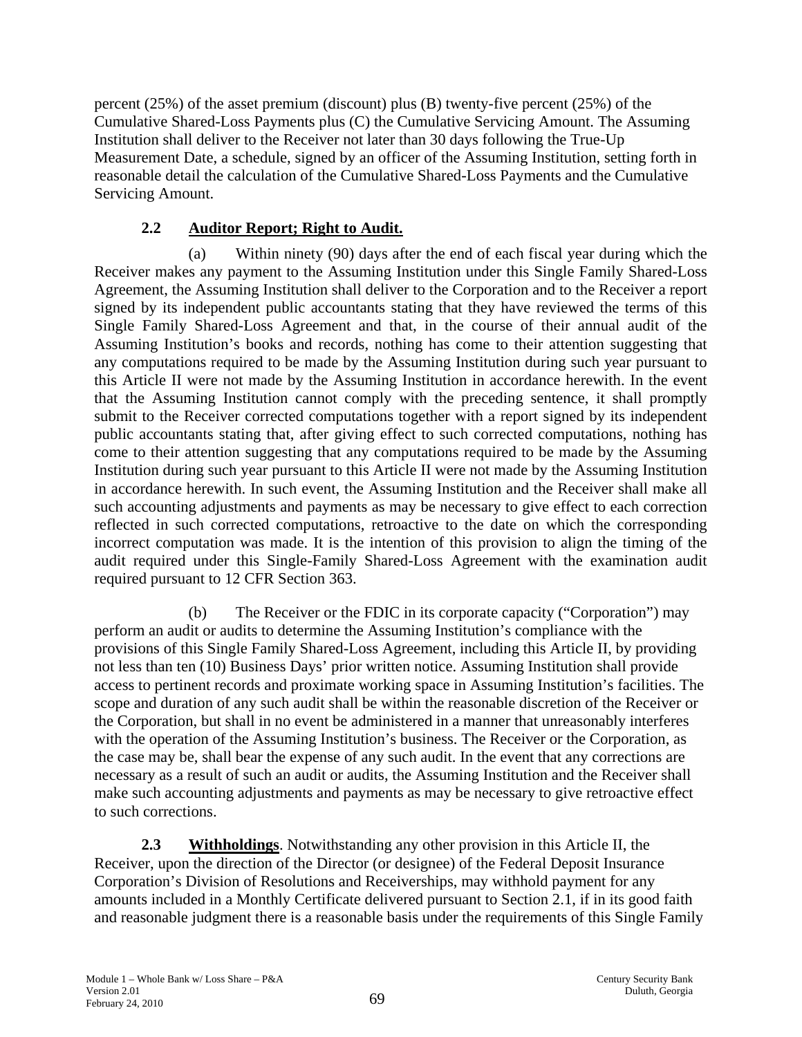percent (25%) of the asset premium (discount) plus (B) twenty-five percent (25%) of the Cumulative Shared-Loss Payments plus (C) the Cumulative Servicing Amount. The Assuming Institution shall deliver to the Receiver not later than 30 days following the True-Up Measurement Date, a schedule, signed by an officer of the Assuming Institution, setting forth in reasonable detail the calculation of the Cumulative Shared-Loss Payments and the Cumulative Servicing Amount.

### 2.2 Auditor Report; Right to Audit.

(a) Within ninety (90) days after the end of each fiscal year during which the Receiver makes any payment to the Assuming Institution under this Single Family Shared-Loss Agreement, the Assuming Institution shall deliver to the Corporation and to the Receiver a report signed by its independent public accountants stating that they have reviewed the terms of this Single Family Shared-Loss Agreement and that, in the course of their annual audit of the Assuming Institution's books and records, nothing has come to their attention suggesting that any computations required to be made by the Assuming Institution during such year pursuant to this Article II were not made by the Assuming Institution in accordance herewith. In the event that the Assuming Institution cannot comply with the preceding sentence, it shall promptly submit to the Receiver corrected computations together with a report signed by its independent public accountants stating that, after giving effect to such corrected computations, nothing has come to their attention suggesting that any computations required to be made by the Assuming Institution during such year pursuant to this Article II were not made by the Assuming Institution in accordance herewith. In such event, the Assuming Institution and the Receiver shall make all such accounting adjustments and payments as may be necessary to give effect to each correction reflected in such corrected computations, retroactive to the date on which the corresponding incorrect computation was made. It is the intention of this provision to align the timing of the audit required under this Single-Family Shared-Loss Agreement with the examination audit required pursuant to 12 CFR Section 363.

(b) The Receiver or the FDIC in its corporate capacity ("Corporation") may perform an audit or audits to determine the Assuming Institution's compliance with the provisions of this Single Family Shared-Loss Agreement, including this Article II, by providing not less than ten (10) Business Days' prior written notice. Assuming Institution shall provide access to pertinent records and proximate working space in Assuming Institution's facilities. The scope and duration of any such audit shall be within the reasonable discretion of the Receiver or the Corporation, but shall in no event be administered in a manner that unreasonably interferes with the operation of the Assuming Institution's business. The Receiver or the Corporation, as the case may be, shall bear the expense of any such audit. In the event that any corrections are necessary as a result of such an audit or audits, the Assuming Institution and the Receiver shall make such accounting adjustments and payments as may be necessary to give retroactive effect to such corrections.

**2.3 Withholdings**. Notwithstanding any other provision in this Article II, the Receiver, upon the direction of the Director (or designee) of the Federal Deposit Insurance Corporation's Division of Resolutions and Receiverships, may withhold payment for any amounts included in a Monthly Certificate delivered pursuant to Section 2.1, if in its good faith and reasonable judgment there is a reasonable basis under the requirements of this Single Family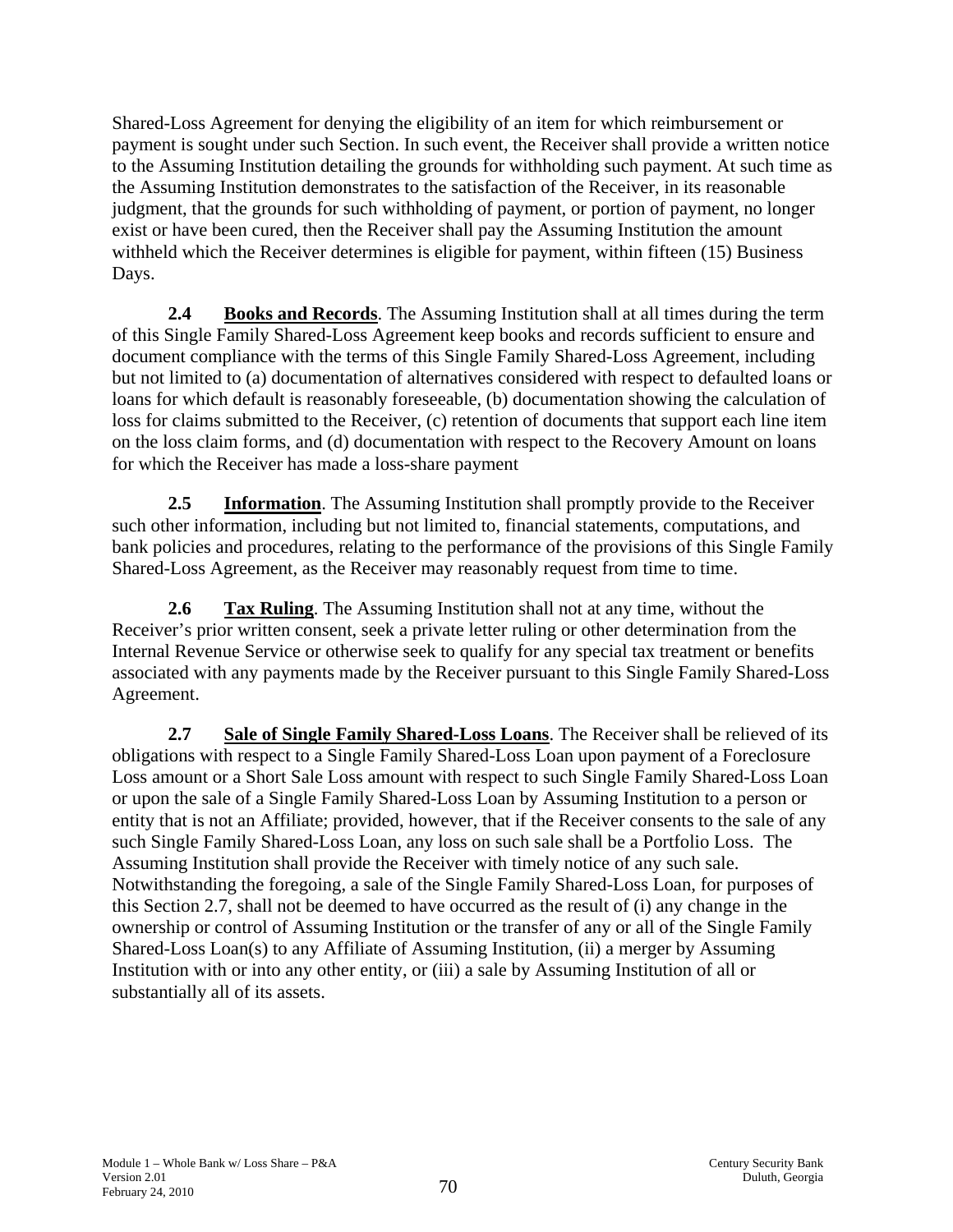Shared-Loss Agreement for denying the eligibility of an item for which reimbursement or payment is sought under such Section. In such event, the Receiver shall provide a written notice to the Assuming Institution detailing the grounds for withholding such payment. At such time as the Assuming Institution demonstrates to the satisfaction of the Receiver, in its reasonable judgment, that the grounds for such withholding of payment, or portion of payment, no longer exist or have been cured, then the Receiver shall pay the Assuming Institution the amount withheld which the Receiver determines is eligible for payment, within fifteen (15) Business Days.

**2.4 Books and Records**. The Assuming Institution shall at all times during the term of this Single Family Shared-Loss Agreement keep books and records sufficient to ensure and document compliance with the terms of this Single Family Shared-Loss Agreement, including but not limited to (a) documentation of alternatives considered with respect to defaulted loans or loans for which default is reasonably foreseeable, (b) documentation showing the calculation of loss for claims submitted to the Receiver, (c) retention of documents that support each line item on the loss claim forms, and (d) documentation with respect to the Recovery Amount on loans for which the Receiver has made a loss-share payment

**2.5 Information**. The Assuming Institution shall promptly provide to the Receiver such other information, including but not limited to, financial statements, computations, and bank policies and procedures, relating to the performance of the provisions of this Single Family Shared-Loss Agreement, as the Receiver may reasonably request from time to time.

**2.6 Tax Ruling**. The Assuming Institution shall not at any time, without the Receiver's prior written consent, seek a private letter ruling or other determination from the Internal Revenue Service or otherwise seek to qualify for any special tax treatment or benefits associated with any payments made by the Receiver pursuant to this Single Family Shared-Loss Agreement.

**2.7 Sale of Single Family Shared-Loss Loans**. The Receiver shall be relieved of its obligations with respect to a Single Family Shared-Loss Loan upon payment of a Foreclosure Loss amount or a Short Sale Loss amount with respect to such Single Family Shared-Loss Loan or upon the sale of a Single Family Shared-Loss Loan by Assuming Institution to a person or entity that is not an Affiliate; provided, however, that if the Receiver consents to the sale of any such Single Family Shared-Loss Loan, any loss on such sale shall be a Portfolio Loss. The Assuming Institution shall provide the Receiver with timely notice of any such sale. Notwithstanding the foregoing, a sale of the Single Family Shared-Loss Loan, for purposes of this Section 2.7, shall not be deemed to have occurred as the result of (i) any change in the ownership or control of Assuming Institution or the transfer of any or all of the Single Family Shared-Loss Loan(s) to any Affiliate of Assuming Institution, (ii) a merger by Assuming Institution with or into any other entity, or (iii) a sale by Assuming Institution of all or substantially all of its assets.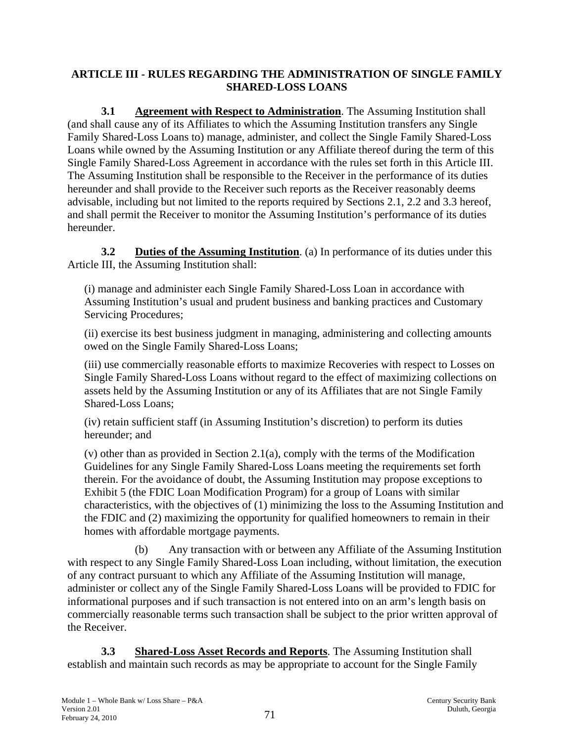## ARTICLE III - RULES REGARDING THE ADMINISTRATION OF SINGLE FAMILY SHARED-LOSS LOANS

**3.1 Agreement with Respect to Administration**. The Assuming Institution shall (and shall cause any of its Affiliates to which the Assuming Institution transfers any Single Family Shared-Loss Loans to) manage, administer, and collect the Single Family Shared-Loss Loans while owned by the Assuming Institution or any Affiliate thereof during the term of this Single Family Shared-Loss Agreement in accordance with the rules set forth in this Article III. The Assuming Institution shall be responsible to the Receiver in the performance of its duties hereunder and shall provide to the Receiver such reports as the Receiver reasonably deems advisable, including but not limited to the reports required by Sections 2.1, 2.2 and 3.3 hereof, and shall permit the Receiver to monitor the Assuming Institution's performance of its duties hereunder.

**3.2 Duties of the Assuming Institution**. (a) In performance of its duties under this Article III, the Assuming Institution shall:

(i) manage and administer each Single Family Shared-Loss Loan in accordance with Assuming Institution's usual and prudent business and banking practices and Customary Servicing Procedures;

(ii) exercise its best business judgment in managing, administering and collecting amounts owed on the Single Family Shared-Loss Loans;

(iii) use commercially reasonable efforts to maximize Recoveries with respect to Losses on Single Family Shared-Loss Loans without regard to the effect of maximizing collections on assets held by the Assuming Institution or any of its Affiliates that are not Single Family Shared-Loss Loans;

(iv) retain sufficient staff (in Assuming Institution's discretion) to perform its duties hereunder; and

(v) other than as provided in Section 2.1(a), comply with the terms of the Modification Guidelines for any Single Family Shared-Loss Loans meeting the requirements set forth therein. For the avoidance of doubt, the Assuming Institution may propose exceptions to Exhibit 5 (the FDIC Loan Modification Program) for a group of Loans with similar characteristics, with the objectives of (1) minimizing the loss to the Assuming Institution and the FDIC and (2) maximizing the opportunity for qualified homeowners to remain in their homes with affordable mortgage payments.

(b) Any transaction with or between any Affiliate of the Assuming Institution with respect to any Single Family Shared-Loss Loan including, without limitation, the execution of any contract pursuant to which any Affiliate of the Assuming Institution will manage, administer or collect any of the Single Family Shared-Loss Loans will be provided to FDIC for informational purposes and if such transaction is not entered into on an arm's length basis on commercially reasonable terms such transaction shall be subject to the prior written approval of the Receiver.

**3.3 Shared-Loss Asset Records and Reports**. The Assuming Institution shall establish and maintain such records as may be appropriate to account for the Single Family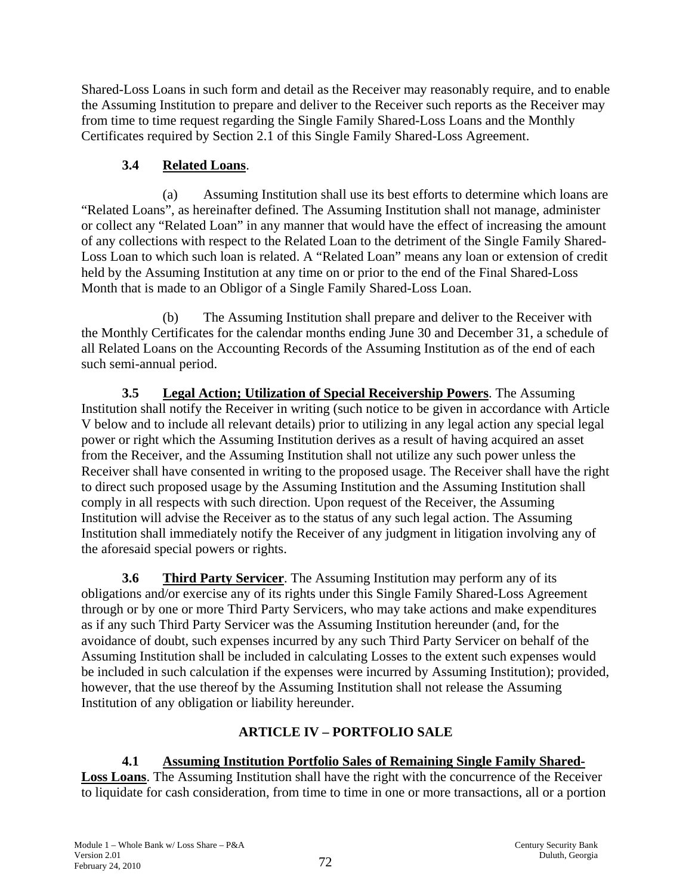Shared-Loss Loans in such form and detail as the Receiver may reasonably require, and to enable the Assuming Institution to prepare and deliver to the Receiver such reports as the Receiver may from time to time request regarding the Single Family Shared-Loss Loans and the Monthly Certificates required by Section 2.1 of this Single Family Shared-Loss Agreement.

### 3.4 Related Loans.

(a) Assuming Institution shall use its best efforts to determine which loans are "Related Loans", as hereinafter defined. The Assuming Institution shall not manage, administer or collect any "Related Loan" in any manner that would have the effect of increasing the amount of any collections with respect to the Related Loan to the detriment of the Single Family Shared-Loss Loan to which such loan is related. A "Related Loan" means any loan or extension of credit held by the Assuming Institution at any time on or prior to the end of the Final Shared-Loss Month that is made to an Obligor of a Single Family Shared-Loss Loan.

(b) The Assuming Institution shall prepare and deliver to the Receiver with the Monthly Certificates for the calendar months ending June 30 and December 31, a schedule of all Related Loans on the Accounting Records of the Assuming Institution as of the end of each such semi-annual period.

**3.5 Legal Action; Utilization of Special Receivership Powers**. The Assuming Institution shall notify the Receiver in writing (such notice to be given in accordance with Article V below and to include all relevant details) prior to utilizing in any legal action any special legal power or right which the Assuming Institution derives as a result of having acquired an asset from the Receiver, and the Assuming Institution shall not utilize any such power unless the Receiver shall have consented in writing to the proposed usage. The Receiver shall have the right to direct such proposed usage by the Assuming Institution and the Assuming Institution shall comply in all respects with such direction. Upon request of the Receiver, the Assuming Institution will advise the Receiver as to the status of any such legal action. The Assuming Institution shall immediately notify the Receiver of any judgment in litigation involving any of the aforesaid special powers or rights.

**3.6 Third Party Servicer**. The Assuming Institution may perform any of its obligations and/or exercise any of its rights under this Single Family Shared-Loss Agreement through or by one or more Third Party Servicers, who may take actions and make expenditures as if any such Third Party Servicer was the Assuming Institution hereunder (and, for the avoidance of doubt, such expenses incurred by any such Third Party Servicer on behalf of the Assuming Institution shall be included in calculating Losses to the extent such expenses would be included in such calculation if the expenses were incurred by Assuming Institution); provided, however, that the use thereof by the Assuming Institution shall not release the Assuming Institution of any obligation or liability hereunder.

## ARTICLE IV – PORTFOLIO SALE

**4.1 Assuming Institution Portfolio Sales of Remaining Single Family Shared-Loss Loans**. The Assuming Institution shall have the right with the concurrence of the Receiver to liquidate for cash consideration, from time to time in one or more transactions, all or a portion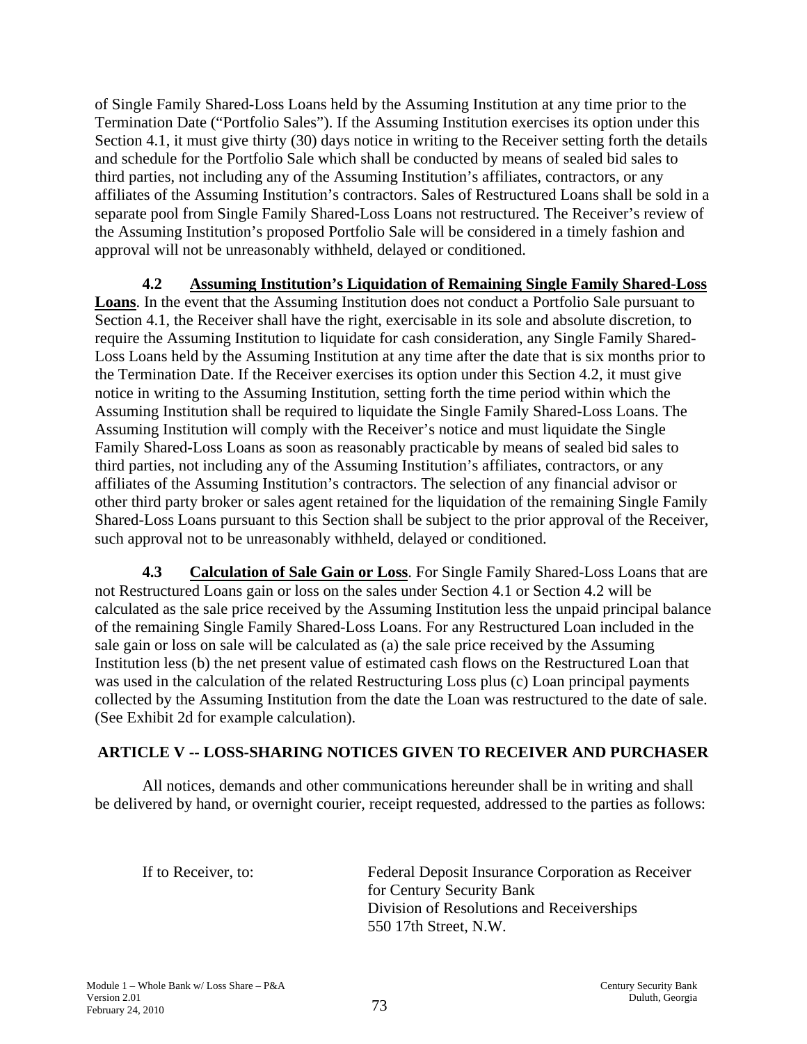of Single Family Shared-Loss Loans held by the Assuming Institution at any time prior to the Termination Date ("Portfolio Sales"). If the Assuming Institution exercises its option under this Section 4.1, it must give thirty (30) days notice in writing to the Receiver setting forth the details and schedule for the Portfolio Sale which shall be conducted by means of sealed bid sales to third parties, not including any of the Assuming Institution's affiliates, contractors, or any affiliates of the Assuming Institution's contractors. Sales of Restructured Loans shall be sold in a separate pool from Single Family Shared-Loss Loans not restructured. The Receiver's review of the Assuming Institution's proposed Portfolio Sale will be considered in a timely fashion and approval will not be unreasonably withheld, delayed or conditioned.

**4.2 Assuming Institution's Liquidation of Remaining Single Family Shared-Loss Loans**. In the event that the Assuming Institution does not conduct a Portfolio Sale pursuant to Section 4.1, the Receiver shall have the right, exercisable in its sole and absolute discretion, to require the Assuming Institution to liquidate for cash consideration, any Single Family Shared-Loss Loans held by the Assuming Institution at any time after the date that is six months prior to the Termination Date. If the Receiver exercises its option under this Section 4.2, it must give notice in writing to the Assuming Institution, setting forth the time period within which the Assuming Institution shall be required to liquidate the Single Family Shared-Loss Loans. The Assuming Institution will comply with the Receiver's notice and must liquidate the Single Family Shared-Loss Loans as soon as reasonably practicable by means of sealed bid sales to third parties, not including any of the Assuming Institution's affiliates, contractors, or any affiliates of the Assuming Institution's contractors. The selection of any financial advisor or other third party broker or sales agent retained for the liquidation of the remaining Single Family Shared-Loss Loans pursuant to this Section shall be subject to the prior approval of the Receiver, such approval not to be unreasonably withheld, delayed or conditioned.

**4.3 Calculation of Sale Gain or Loss**. For Single Family Shared-Loss Loans that are not Restructured Loans gain or loss on the sales under Section 4.1 or Section 4.2 will be calculated as the sale price received by the Assuming Institution less the unpaid principal balance of the remaining Single Family Shared-Loss Loans. For any Restructured Loan included in the sale gain or loss on sale will be calculated as (a) the sale price received by the Assuming Institution less (b) the net present value of estimated cash flows on the Restructured Loan that was used in the calculation of the related Restructuring Loss plus (c) Loan principal payments collected by the Assuming Institution from the date the Loan was restructured to the date of sale. (See Exhibit 2d for example calculation).

## ARTICLE V -- LOSS-SHARING NOTICES GIVEN TO RECEIVER AND PURCHASER

All notices, demands and other communications hereunder shall be in writing and shall be delivered by hand, or overnight courier, receipt requested, addressed to the parties as follows:

If to Receiver, to:

Federal Deposit Insurance Corporation as Receiver for Century Security Bank
Division of Resolutions and Receiverships
550 17th Street, N.W.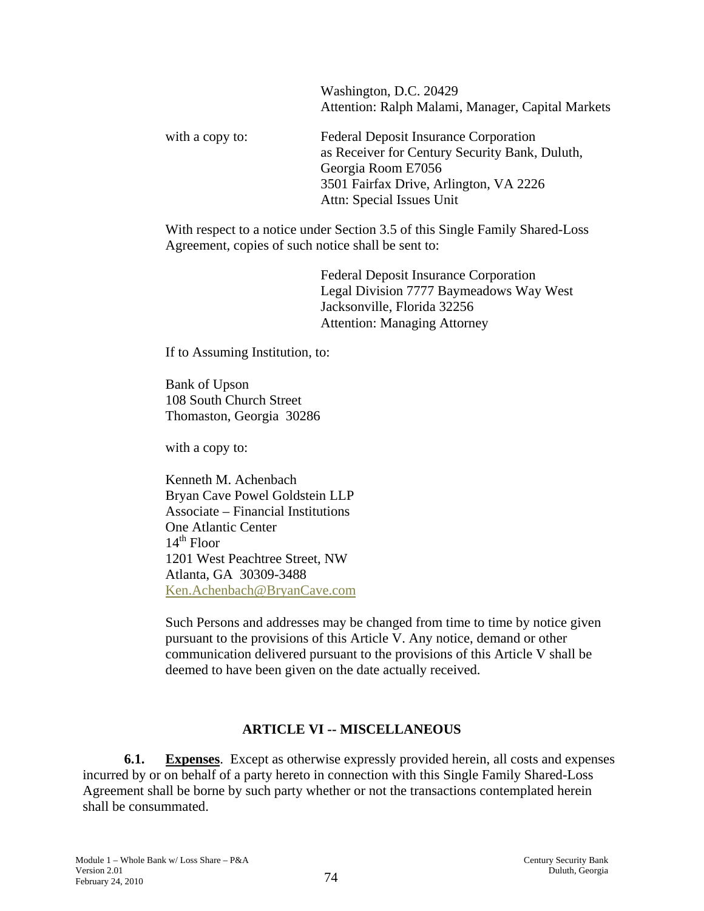Washington, D.C. 20429
Attention: Ralph Malami, Manager, Capital Markets

with a copy to:

Federal Deposit Insurance Corporation
as Receiver for Century Security Bank, Duluth, Georgia Room E7056
3501 Fairfax Drive, Arlington, VA 2226
Attn: Special Issues Unit

With respect to a notice under Section 3.5 of this Single Family Shared-Loss Agreement, copies of such notice shall be sent to:

Federal Deposit Insurance Corporation
Legal Division 7777 Baymeadows Way West
Jacksonville, Florida 32256
Attention: Managing Attorney

If to Assuming Institution, to:

Bank of Upson
108 South Church Street
Thomaston, Georgia 30286

with a copy to:

Kenneth M. Achenbach
Bryan Cave Powel Goldstein LLP
Associate – Financial Institutions
One Atlantic Center
14th Floor
1201 West Peachtree Street, NW
Atlanta, GA 30309-3488
Ken.Achenbach@BryanCave.com

Such Persons and addresses may be changed from time to time by notice given pursuant to the provisions of this Article V. Any notice, demand or other communication delivered pursuant to the provisions of this Article V shall be deemed to have been given on the date actually received.

## ARTICLE VI -- MISCELLANEOUS

**6.1. Expenses**. Except as otherwise expressly provided herein, all costs and expenses incurred by or on behalf of a party hereto in connection with this Single Family Shared-Loss Agreement shall be borne by such party whether or not the transactions contemplated herein shall be consummated.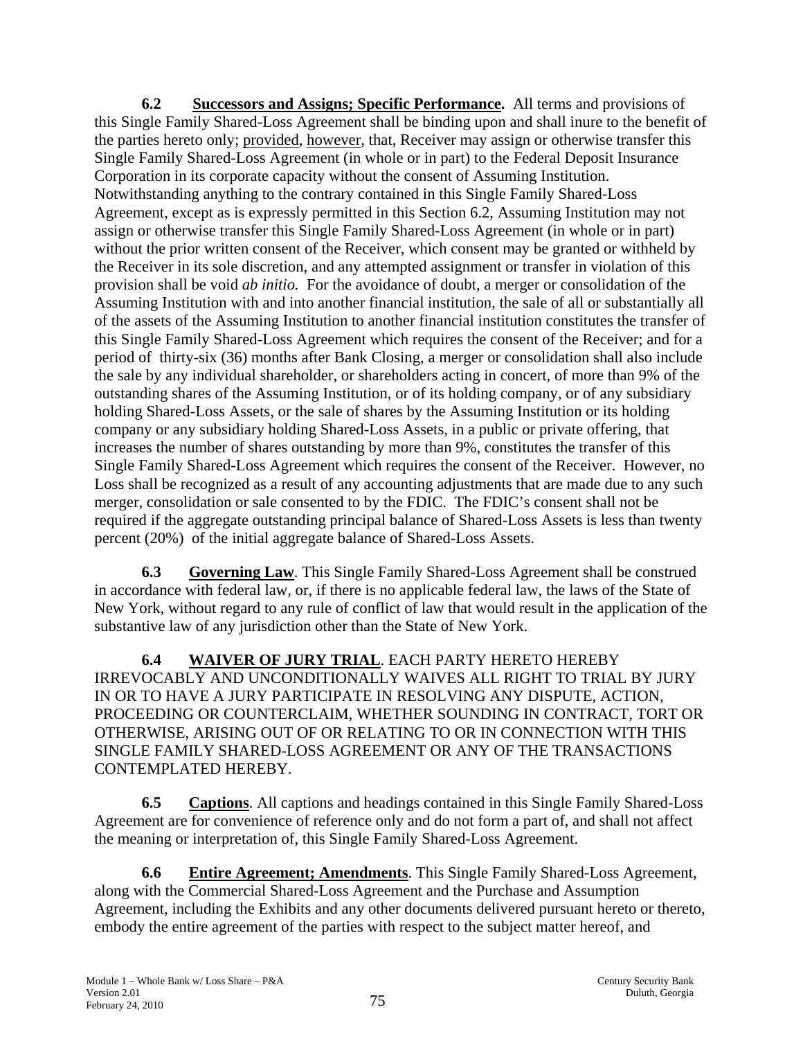**6.2 Successors and Assigns; Specific Performance.** All terms and provisions of this Single Family Shared-Loss Agreement shall be binding upon and shall inure to the benefit of the parties hereto only; provided, however, that, Receiver may assign or otherwise transfer this Single Family Shared-Loss Agreement (in whole or in part) to the Federal Deposit Insurance Corporation in its corporate capacity without the consent of Assuming Institution. Notwithstanding anything to the contrary contained in this Single Family Shared-Loss Agreement, except as is expressly permitted in this Section 6.2, Assuming Institution may not assign or otherwise transfer this Single Family Shared-Loss Agreement (in whole or in part) without the prior written consent of the Receiver, which consent may be granted or withheld by the Receiver in its sole discretion, and any attempted assignment or transfer in violation of this provision shall be void *ab initio.* For the avoidance of doubt, a merger or consolidation of the Assuming Institution with and into another financial institution, the sale of all or substantially all of the assets of the Assuming Institution to another financial institution constitutes the transfer of this Single Family Shared-Loss Agreement which requires the consent of the Receiver; and for a period of thirty-six (36) months after Bank Closing, a merger or consolidation shall also include the sale by any individual shareholder, or shareholders acting in concert, of more than 9% of the outstanding shares of the Assuming Institution, or of its holding company, or of any subsidiary holding Shared-Loss Assets, or the sale of shares by the Assuming Institution or its holding company or any subsidiary holding Shared-Loss Assets, in a public or private offering, that increases the number of shares outstanding by more than 9%, constitutes the transfer of this Single Family Shared-Loss Agreement which requires the consent of the Receiver. However, no Loss shall be recognized as a result of any accounting adjustments that are made due to any such merger, consolidation or sale consented to by the FDIC. The FDIC's consent shall not be required if the aggregate outstanding principal balance of Shared-Loss Assets is less than twenty percent (20%) of the initial aggregate balance of Shared-Loss Assets.

**6.3 Governing Law**. This Single Family Shared-Loss Agreement shall be construed in accordance with federal law, or, if there is no applicable federal law, the laws of the State of New York, without regard to any rule of conflict of law that would result in the application of the substantive law of any jurisdiction other than the State of New York.

**6.4 WAIVER OF JURY TRIAL**. EACH PARTY HERETO HEREBY IRREVOCABLY AND UNCONDITIONALLY WAIVES ALL RIGHT TO TRIAL BY JURY IN OR TO HAVE A JURY PARTICIPATE IN RESOLVING ANY DISPUTE, ACTION, PROCEEDING OR COUNTERCLAIM, WHETHER SOUNDING IN CONTRACT, TORT OR OTHERWISE, ARISING OUT OF OR RELATING TO OR IN CONNECTION WITH THIS SINGLE FAMILY SHARED-LOSS AGREEMENT OR ANY OF THE TRANSACTIONS CONTEMPLATED HEREBY.

**6.5 Captions**. All captions and headings contained in this Single Family Shared-Loss Agreement are for convenience of reference only and do not form a part of, and shall not affect the meaning or interpretation of, this Single Family Shared-Loss Agreement.

**6.6 Entire Agreement; Amendments**. This Single Family Shared-Loss Agreement, along with the Commercial Shared-Loss Agreement and the Purchase and Assumption Agreement, including the Exhibits and any other documents delivered pursuant hereto or thereto, embody the entire agreement of the parties with respect to the subject matter hereof, and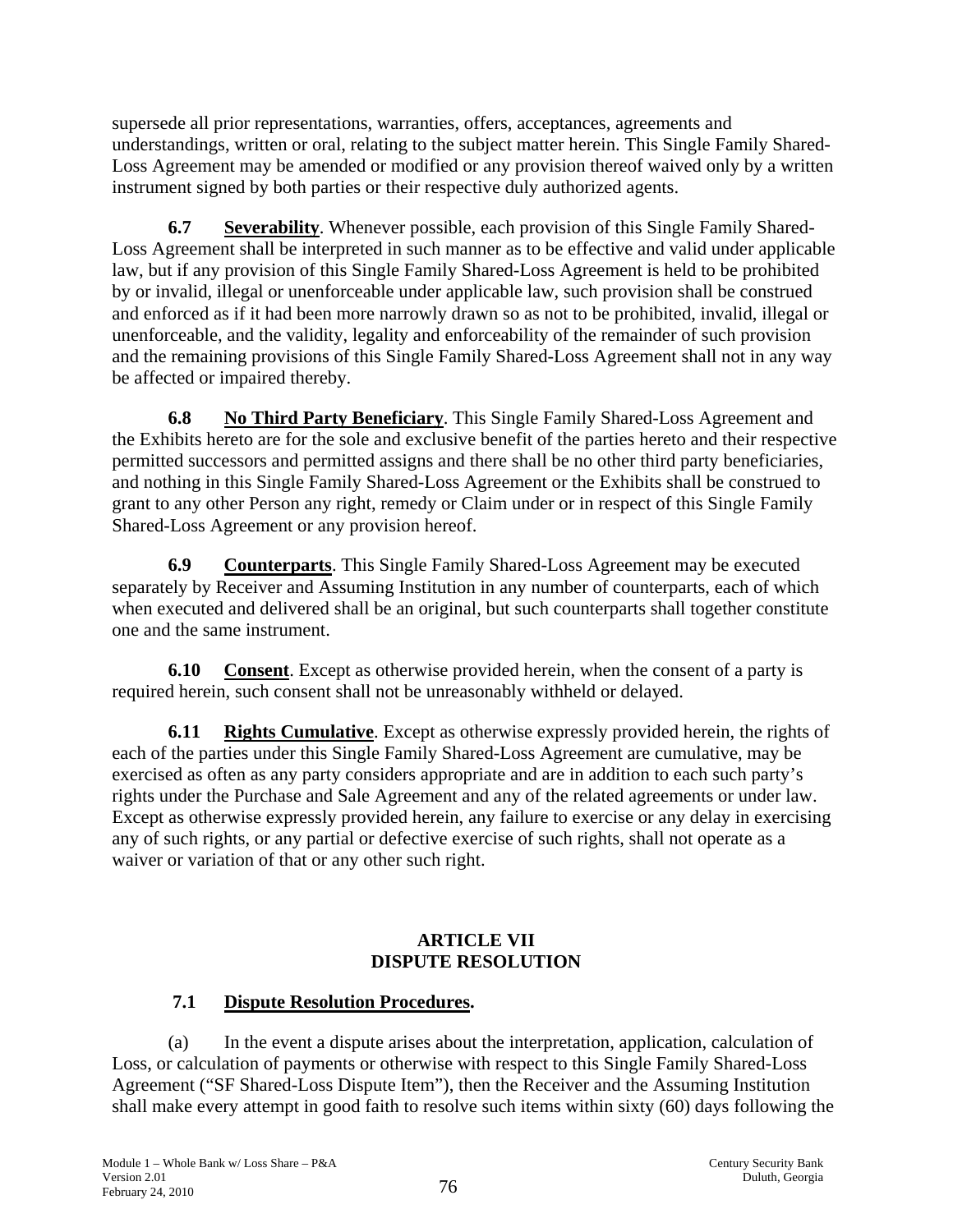supersede all prior representations, warranties, offers, acceptances, agreements and understandings, written or oral, relating to the subject matter herein. This Single Family Shared-Loss Agreement may be amended or modified or any provision thereof waived only by a written instrument signed by both parties or their respective duly authorized agents.

**6.7 Severability**. Whenever possible, each provision of this Single Family Shared-Loss Agreement shall be interpreted in such manner as to be effective and valid under applicable law, but if any provision of this Single Family Shared-Loss Agreement is held to be prohibited by or invalid, illegal or unenforceable under applicable law, such provision shall be construed and enforced as if it had been more narrowly drawn so as not to be prohibited, invalid, illegal or unenforceable, and the validity, legality and enforceability of the remainder of such provision and the remaining provisions of this Single Family Shared-Loss Agreement shall not in any way be affected or impaired thereby.

**6.8 No Third Party Beneficiary**. This Single Family Shared-Loss Agreement and the Exhibits hereto are for the sole and exclusive benefit of the parties hereto and their respective permitted successors and permitted assigns and there shall be no other third party beneficiaries, and nothing in this Single Family Shared-Loss Agreement or the Exhibits shall be construed to grant to any other Person any right, remedy or Claim under or in respect of this Single Family Shared-Loss Agreement or any provision hereof.

**6.9 Counterparts**. This Single Family Shared-Loss Agreement may be executed separately by Receiver and Assuming Institution in any number of counterparts, each of which when executed and delivered shall be an original, but such counterparts shall together constitute one and the same instrument.

**6.10 Consent**. Except as otherwise provided herein, when the consent of a party is required herein, such consent shall not be unreasonably withheld or delayed.

**6.11 Rights Cumulative**. Except as otherwise expressly provided herein, the rights of each of the parties under this Single Family Shared-Loss Agreement are cumulative, may be exercised as often as any party considers appropriate and are in addition to each such party's rights under the Purchase and Sale Agreement and any of the related agreements or under law. Except as otherwise expressly provided herein, any failure to exercise or any delay in exercising any of such rights, or any partial or defective exercise of such rights, shall not operate as a waiver or variation of that or any other such right.

## ARTICLE VII
## DISPUTE RESOLUTION

**7.1 Dispute Resolution Procedures.**

(a) In the event a dispute arises about the interpretation, application, calculation of Loss, or calculation of payments or otherwise with respect to this Single Family Shared-Loss Agreement ("SF Shared-Loss Dispute Item"), then the Receiver and the Assuming Institution shall make every attempt in good faith to resolve such items within sixty (60) days following the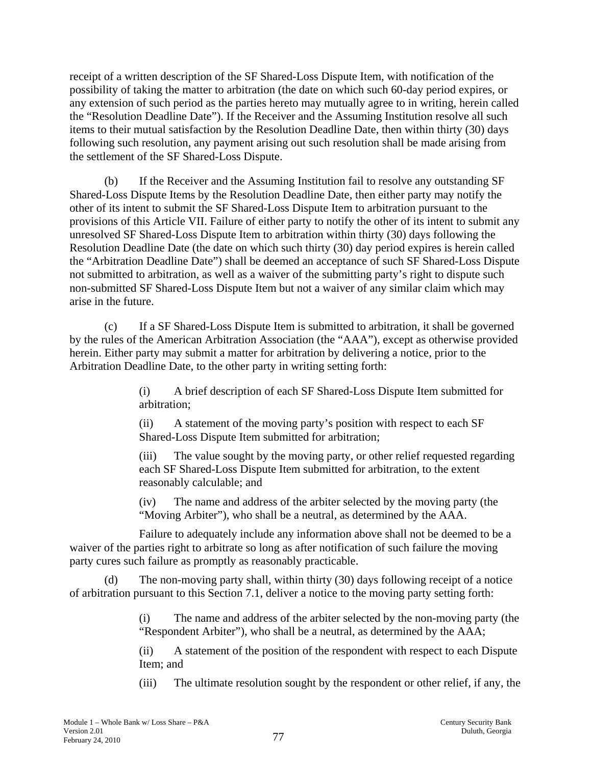receipt of a written description of the SF Shared-Loss Dispute Item, with notification of the possibility of taking the matter to arbitration (the date on which such 60-day period expires, or any extension of such period as the parties hereto may mutually agree to in writing, herein called the "Resolution Deadline Date"). If the Receiver and the Assuming Institution resolve all such items to their mutual satisfaction by the Resolution Deadline Date, then within thirty (30) days following such resolution, any payment arising out such resolution shall be made arising from the settlement of the SF Shared-Loss Dispute.

(b) If the Receiver and the Assuming Institution fail to resolve any outstanding SF Shared-Loss Dispute Items by the Resolution Deadline Date, then either party may notify the other of its intent to submit the SF Shared-Loss Dispute Item to arbitration pursuant to the provisions of this Article VII. Failure of either party to notify the other of its intent to submit any unresolved SF Shared-Loss Dispute Item to arbitration within thirty (30) days following the Resolution Deadline Date (the date on which such thirty (30) day period expires is herein called the "Arbitration Deadline Date") shall be deemed an acceptance of such SF Shared-Loss Dispute not submitted to arbitration, as well as a waiver of the submitting party's right to dispute such non-submitted SF Shared-Loss Dispute Item but not a waiver of any similar claim which may arise in the future.

(c) If a SF Shared-Loss Dispute Item is submitted to arbitration, it shall be governed by the rules of the American Arbitration Association (the "AAA"), except as otherwise provided herein. Either party may submit a matter for arbitration by delivering a notice, prior to the Arbitration Deadline Date, to the other party in writing setting forth:

(i) A brief description of each SF Shared-Loss Dispute Item submitted for arbitration;

(ii) A statement of the moving party's position with respect to each SF Shared-Loss Dispute Item submitted for arbitration;

(iii) The value sought by the moving party, or other relief requested regarding each SF Shared-Loss Dispute Item submitted for arbitration, to the extent reasonably calculable; and

(iv) The name and address of the arbiter selected by the moving party (the "Moving Arbiter"), who shall be a neutral, as determined by the AAA.

Failure to adequately include any information above shall not be deemed to be a waiver of the parties right to arbitrate so long as after notification of such failure the moving party cures such failure as promptly as reasonably practicable.

(d) The non-moving party shall, within thirty (30) days following receipt of a notice of arbitration pursuant to this Section 7.1, deliver a notice to the moving party setting forth:

(i) The name and address of the arbiter selected by the non-moving party (the "Respondent Arbiter"), who shall be a neutral, as determined by the AAA;

(ii) A statement of the position of the respondent with respect to each Dispute Item; and

(iii) The ultimate resolution sought by the respondent or other relief, if any, the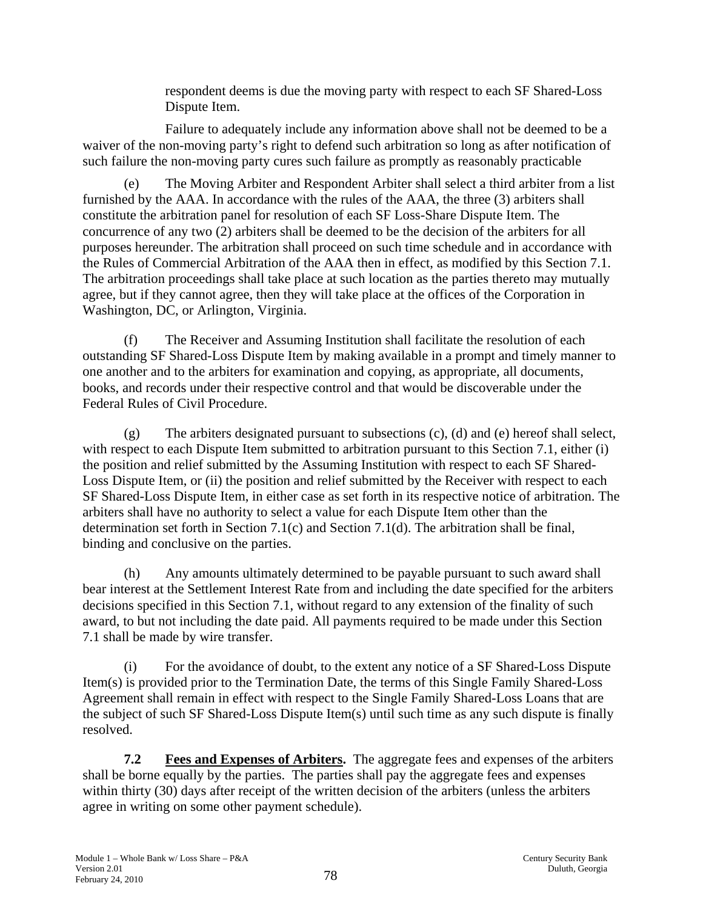respondent deems is due the moving party with respect to each SF Shared-Loss Dispute Item.

Failure to adequately include any information above shall not be deemed to be a waiver of the non-moving party's right to defend such arbitration so long as after notification of such failure the non-moving party cures such failure as promptly as reasonably practicable

(e) The Moving Arbiter and Respondent Arbiter shall select a third arbiter from a list furnished by the AAA. In accordance with the rules of the AAA, the three (3) arbiters shall constitute the arbitration panel for resolution of each SF Loss-Share Dispute Item. The concurrence of any two (2) arbiters shall be deemed to be the decision of the arbiters for all purposes hereunder. The arbitration shall proceed on such time schedule and in accordance with the Rules of Commercial Arbitration of the AAA then in effect, as modified by this Section 7.1. The arbitration proceedings shall take place at such location as the parties thereto may mutually agree, but if they cannot agree, then they will take place at the offices of the Corporation in Washington, DC, or Arlington, Virginia.

(f) The Receiver and Assuming Institution shall facilitate the resolution of each outstanding SF Shared-Loss Dispute Item by making available in a prompt and timely manner to one another and to the arbiters for examination and copying, as appropriate, all documents, books, and records under their respective control and that would be discoverable under the Federal Rules of Civil Procedure.

(g) The arbiters designated pursuant to subsections (c), (d) and (e) hereof shall select, with respect to each Dispute Item submitted to arbitration pursuant to this Section 7.1, either (i) the position and relief submitted by the Assuming Institution with respect to each SF Shared-Loss Dispute Item, or (ii) the position and relief submitted by the Receiver with respect to each SF Shared-Loss Dispute Item, in either case as set forth in its respective notice of arbitration. The arbiters shall have no authority to select a value for each Dispute Item other than the determination set forth in Section 7.1(c) and Section 7.1(d). The arbitration shall be final, binding and conclusive on the parties.

(h) Any amounts ultimately determined to be payable pursuant to such award shall bear interest at the Settlement Interest Rate from and including the date specified for the arbiters decisions specified in this Section 7.1, without regard to any extension of the finality of such award, to but not including the date paid. All payments required to be made under this Section 7.1 shall be made by wire transfer.

(i) For the avoidance of doubt, to the extent any notice of a SF Shared-Loss Dispute Item(s) is provided prior to the Termination Date, the terms of this Single Family Shared-Loss Agreement shall remain in effect with respect to the Single Family Shared-Loss Loans that are the subject of such SF Shared-Loss Dispute Item(s) until such time as any such dispute is finally resolved.

**7.2 Fees and Expenses of Arbiters.** The aggregate fees and expenses of the arbiters shall be borne equally by the parties. The parties shall pay the aggregate fees and expenses within thirty (30) days after receipt of the written decision of the arbiters (unless the arbiters agree in writing on some other payment schedule).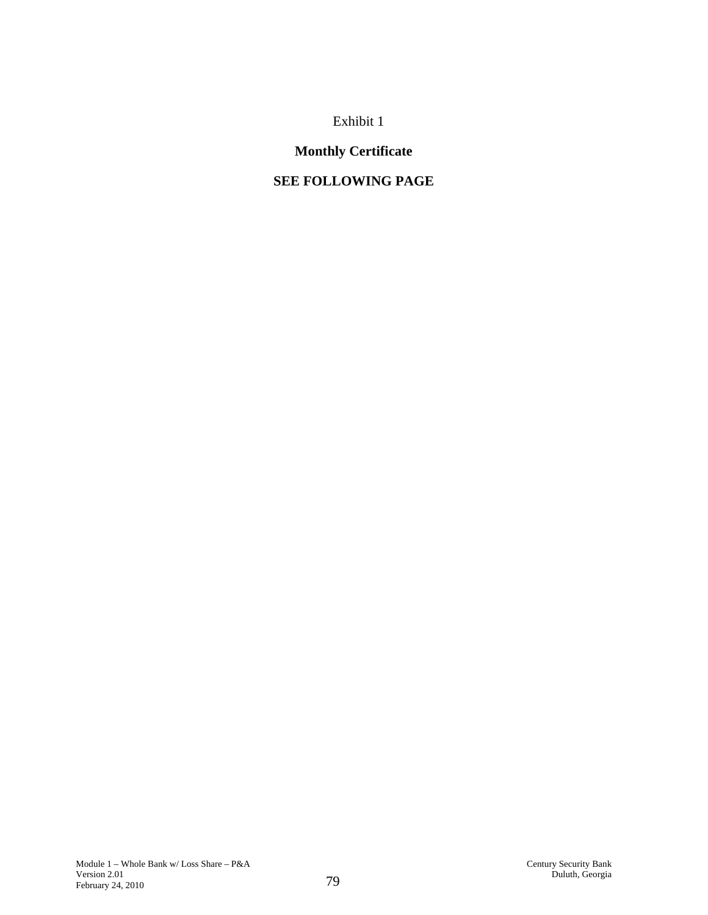Exhibit 1

**Monthly Certificate**

**SEE FOLLOWING PAGE**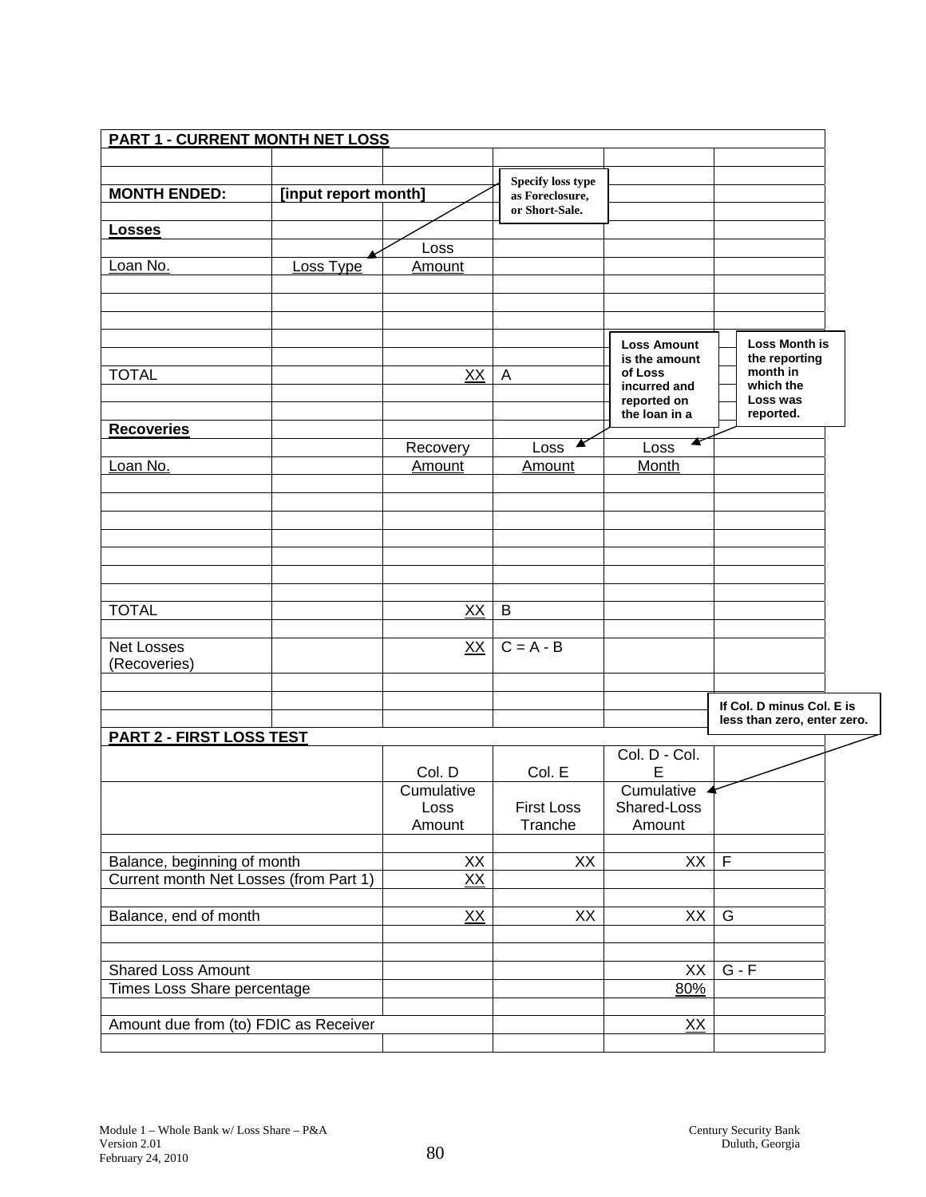**PART 1 - CURRENT MONTH NET LOSS**

**MONTH ENDED:** **[input report month]**

*Specify loss type as Foreclosure, or Short-Sale.*

**Losses**

| Loan No. | Loss Type | Loss Amount | |
|---|---|---|---|
| | | | |
| | | | |
| | | | |
| | | | |
| TOTAL | | XX | A |

*Loss Amount is the amount of Loss incurred and reported on the loan in a*

*Loss Month is the reporting month in which the Loss was reported.*

**Recoveries**

| Loan No. | | Recovery Amount | Loss Amount | Loss Month |
|---|---|---|---|---|
| | | | | |
| | | | | |
| | | | | |
| | | | | |
| | | | | |
| | | | | |
| | | | | |
| TOTAL | | XX | B | |
| | | | | |
| Net Losses (Recoveries) | | XX | C = A - B | |

*If Col. D minus Col. E is less than zero, enter zero.*

**PART 2 - FIRST LOSS TEST**

| | Col. D | Col. E | Col. D - Col. E | |
|---|---|---|---|---|
| | Cumulative Loss Amount | First Loss Tranche | Cumulative Shared-Loss Amount | |
| | | | | |
| Balance, beginning of month | XX | XX | XX | F |
| Current month Net Losses (from Part 1) | XX | | | |
| | | | | |
| Balance, end of month | XX | XX | XX | G |
| | | | | |
| | | | | |
| Shared Loss Amount | | | XX | G - F |
| Times Loss Share percentage | | | 80% | |
| | | | | |
| Amount due from (to) FDIC as Receiver | | | XX | |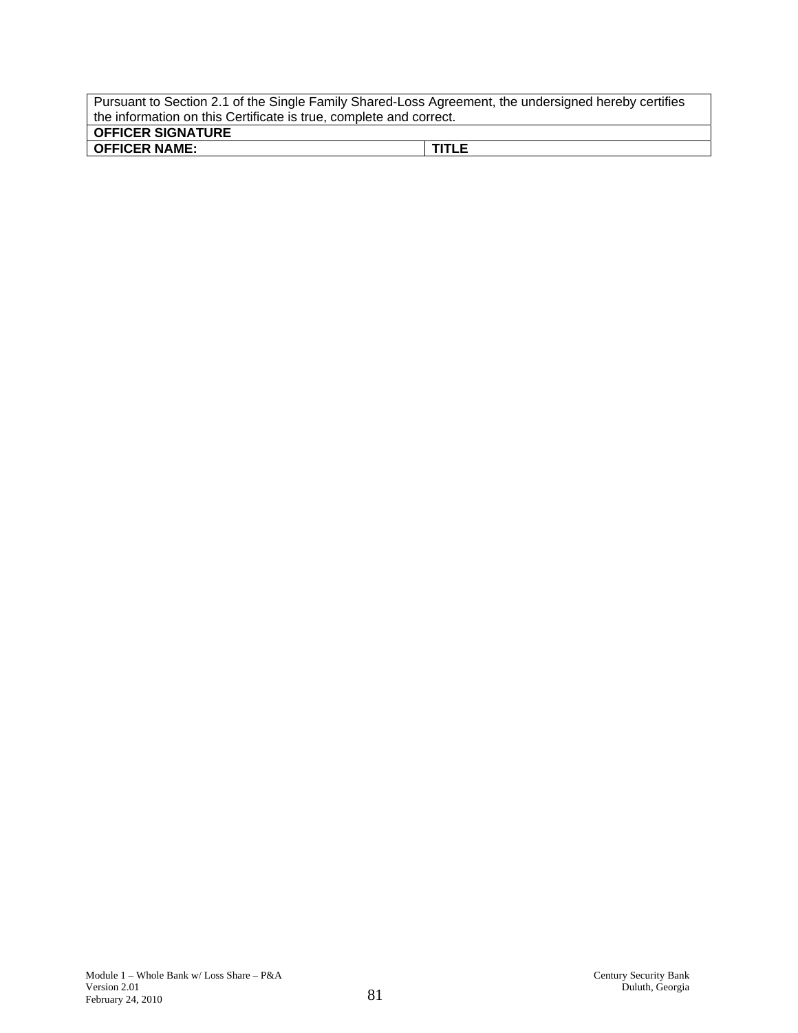| Pursuant to Section 2.1 of the Single Family Shared-Loss Agreement, the undersigned hereby certifies the information on this Certificate is true, complete and correct. | |
|---|---|
| **OFFICER SIGNATURE** | |
| **OFFICER NAME:** | **TITLE** |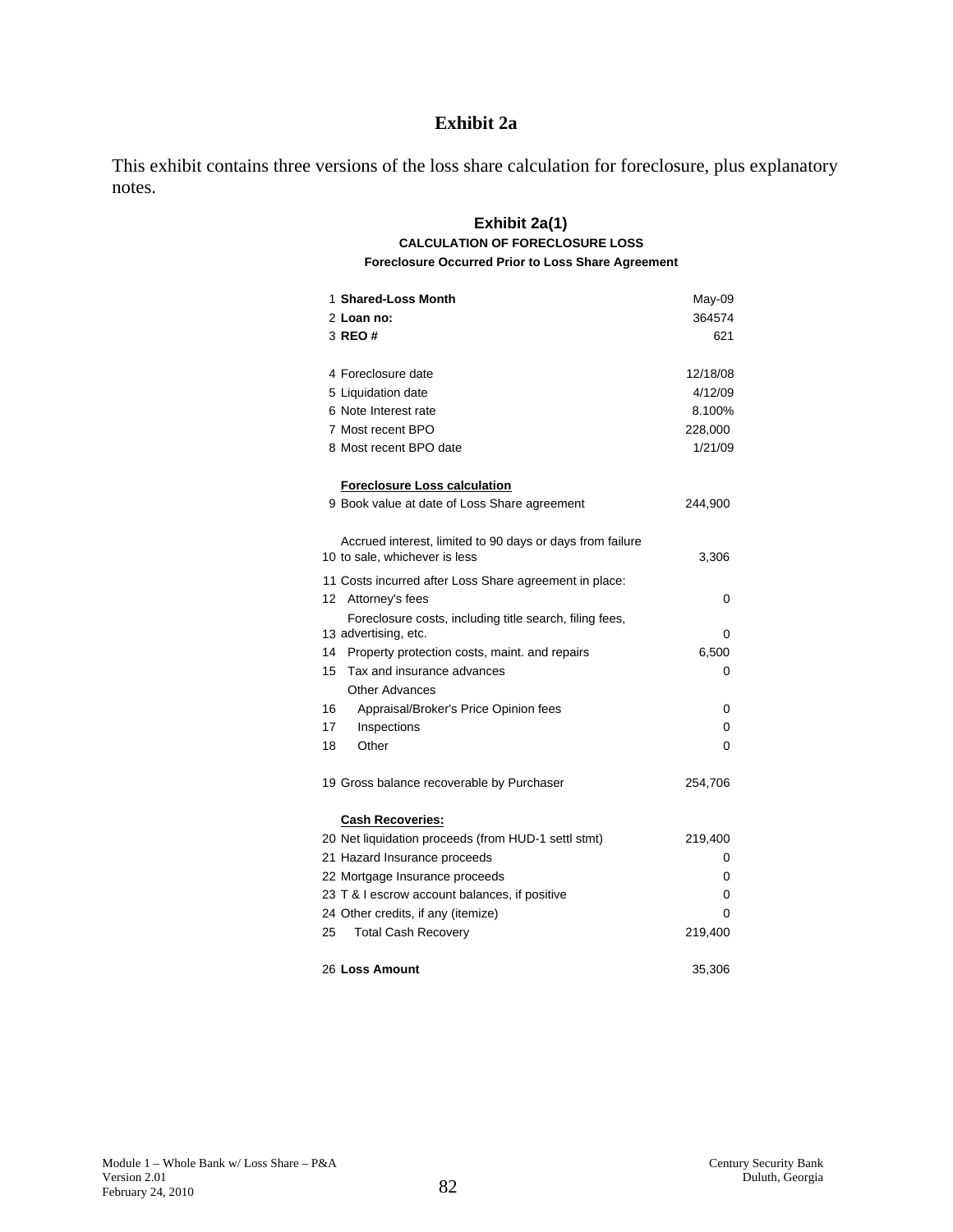# Exhibit 2a

This exhibit contains three versions of the loss share calculation for foreclosure, plus explanatory notes.

## Exhibit 2a(1)

### CALCULATION OF FORECLOSURE LOSS

**Foreclosure Occurred Prior to Loss Share Agreement**

| | | |
|---|---|---|
| 1 | **Shared-Loss Month** | May-09 |
| 2 | **Loan no:** | 364574 |
| 3 | **REO #** | 621 |
| | | |
| 4 | Foreclosure date | 12/18/08 |
| 5 | Liquidation date | 4/12/09 |
| 6 | Note Interest rate | 8.100% |
| 7 | Most recent BPO | 228,000 |
| 8 | Most recent BPO date | 1/21/09 |
| | | |
| | **Foreclosure Loss calculation** | |
| 9 | Book value at date of Loss Share agreement | 244,900 |
| | | |
| 10 | Accrued interest, limited to 90 days or days from failure to sale, whichever is less | 3,306 |
| 11 | Costs incurred after Loss Share agreement in place: | |
| 12 | Attorney's fees | 0 |
| 13 | Foreclosure costs, including title search, filing fees, advertising, etc. | 0 |
| 14 | Property protection costs, maint. and repairs | 6,500 |
| 15 | Tax and insurance advances | 0 |
| | Other Advances | |
| 16 | Appraisal/Broker's Price Opinion fees | 0 |
| 17 | Inspections | 0 |
| 18 | Other | 0 |
| | | |
| 19 | Gross balance recoverable by Purchaser | 254,706 |
| | | |
| | **Cash Recoveries:** | |
| 20 | Net liquidation proceeds (from HUD-1 settl stmt) | 219,400 |
| 21 | Hazard Insurance proceeds | 0 |
| 22 | Mortgage Insurance proceeds | 0 |
| 23 | T & I escrow account balances, if positive | 0 |
| 24 | Other credits, if any (itemize) | 0 |
| 25 | Total Cash Recovery | 219,400 |
| | | |
| 26 | **Loss Amount** | 35,306 |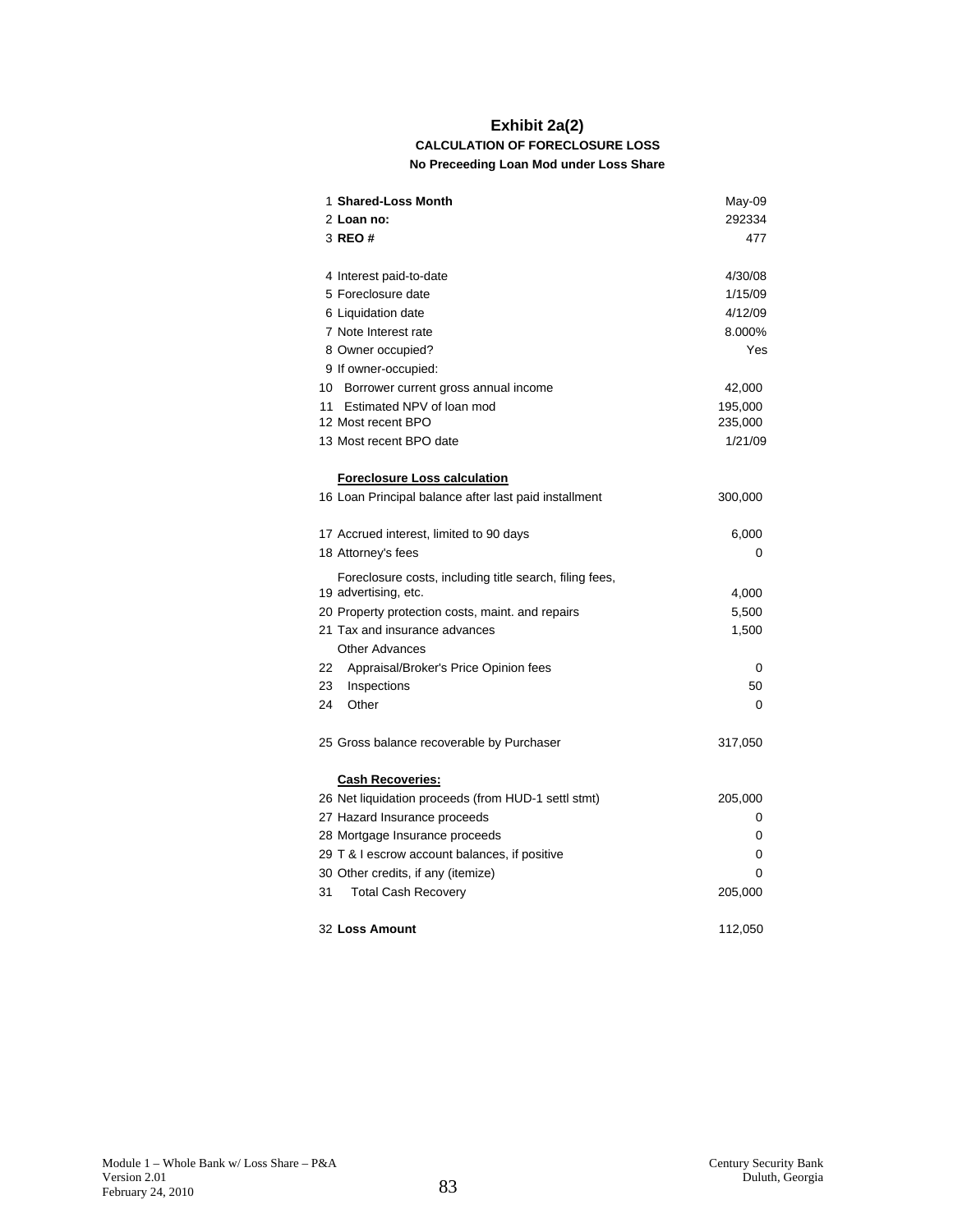# Exhibit 2a(2)

### CALCULATION OF FORECLOSURE LOSS

**No Preceeding Loan Mod under Loss Share**

| | | |
|---|---|---|
| 1 | **Shared-Loss Month** | May-09 |
| 2 | **Loan no:** | 292334 |
| 3 | **REO #** | 477 |
| | | |
| 4 | Interest paid-to-date | 4/30/08 |
| 5 | Foreclosure date | 1/15/09 |
| 6 | Liquidation date | 4/12/09 |
| 7 | Note Interest rate | 8.000% |
| 8 | Owner occupied? | Yes |
| 9 | If owner-occupied: | |
| 10 | Borrower current gross annual income | 42,000 |
| 11 | Estimated NPV of loan mod | 195,000 |
| 12 | Most recent BPO | 235,000 |
| 13 | Most recent BPO date | 1/21/09 |
| | | |
| | **Foreclosure Loss calculation** | |
| 16 | Loan Principal balance after last paid installment | 300,000 |
| | | |
| 17 | Accrued interest, limited to 90 days | 6,000 |
| 18 | Attorney's fees | 0 |
| 19 | Foreclosure costs, including title search, filing fees, advertising, etc. | 4,000 |
| 20 | Property protection costs, maint. and repairs | 5,500 |
| 21 | Tax and insurance advances | 1,500 |
| | Other Advances | |
| 22 | Appraisal/Broker's Price Opinion fees | 0 |
| 23 | Inspections | 50 |
| 24 | Other | 0 |
| | | |
| 25 | Gross balance recoverable by Purchaser | 317,050 |
| | | |
| | **Cash Recoveries:** | |
| 26 | Net liquidation proceeds (from HUD-1 settl stmt) | 205,000 |
| 27 | Hazard Insurance proceeds | 0 |
| 28 | Mortgage Insurance proceeds | 0 |
| 29 | T & I escrow account balances, if positive | 0 |
| 30 | Other credits, if any (itemize) | 0 |
| 31 | Total Cash Recovery | 205,000 |
| | | |
| 32 | **Loss Amount** | 112,050 |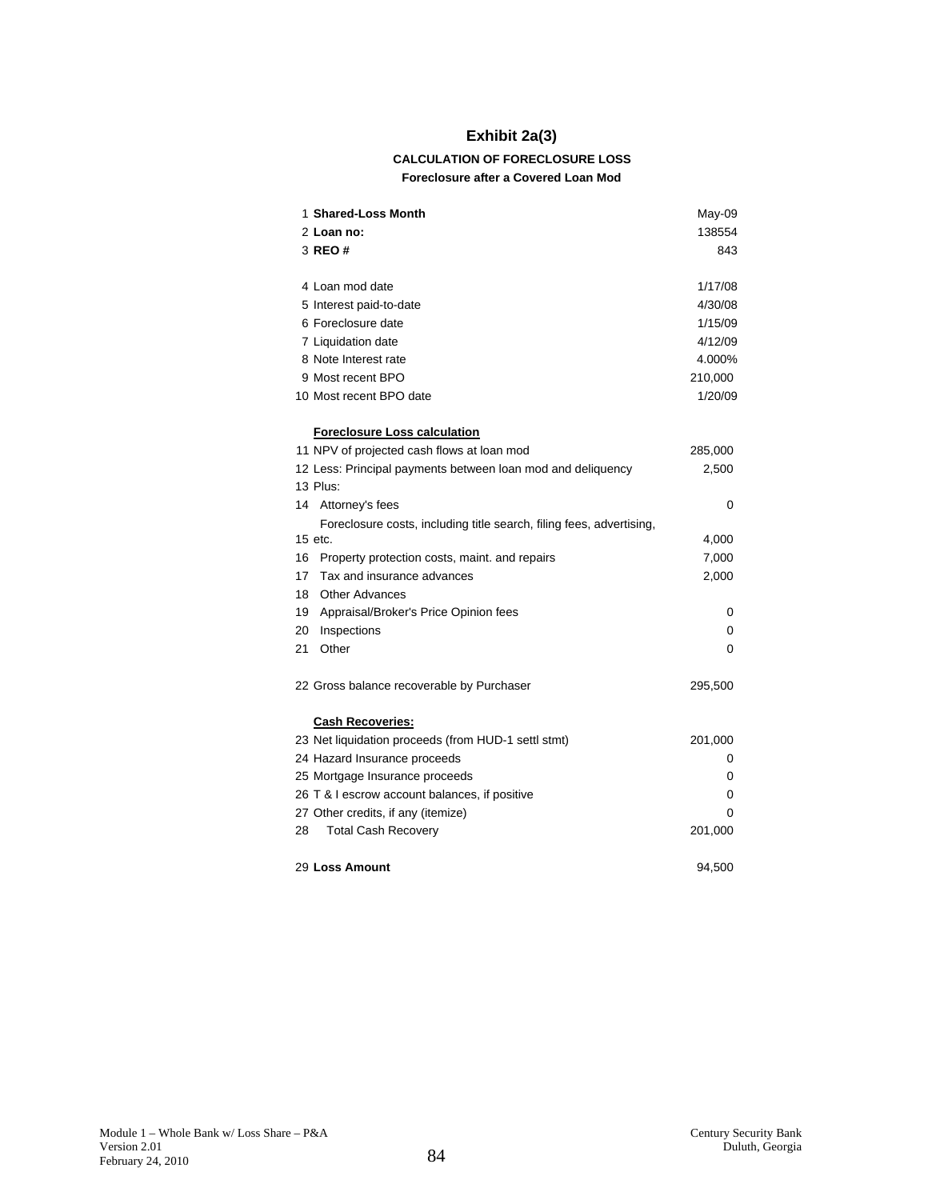# Exhibit 2a(3)

**CALCULATION OF FORECLOSURE LOSS**

**Foreclosure after a Covered Loan Mod**

| | | |
|---|---|---|
| 1 | **Shared-Loss Month** | May-09 |
| 2 | **Loan no:** | 138554 |
| 3 | **REO #** | 843 |
| | | |
| 4 | Loan mod date | 1/17/08 |
| 5 | Interest paid-to-date | 4/30/08 |
| 6 | Foreclosure date | 1/15/09 |
| 7 | Liquidation date | 4/12/09 |
| 8 | Note Interest rate | 4.000% |
| 9 | Most recent BPO | 210,000 |
| 10 | Most recent BPO date | 1/20/09 |
| | | |
| | **Foreclosure Loss calculation** | |
| 11 | NPV of projected cash flows at loan mod | 285,000 |
| 12 | Less: Principal payments between loan mod and deliquency | 2,500 |
| 13 | Plus: | |
| 14 | Attorney's fees | 0 |
| 15 | Foreclosure costs, including title search, filing fees, advertising, etc. | 4,000 |
| 16 | Property protection costs, maint. and repairs | 7,000 |
| 17 | Tax and insurance advances | 2,000 |
| 18 | Other Advances | |
| 19 | Appraisal/Broker's Price Opinion fees | 0 |
| 20 | Inspections | 0 |
| 21 | Other | 0 |
| | | |
| 22 | Gross balance recoverable by Purchaser | 295,500 |
| | | |
| | **Cash Recoveries:** | |
| 23 | Net liquidation proceeds (from HUD-1 settl stmt) | 201,000 |
| 24 | Hazard Insurance proceeds | 0 |
| 25 | Mortgage Insurance proceeds | 0 |
| 26 | T & I escrow account balances, if positive | 0 |
| 27 | Other credits, if any (itemize) | 0 |
| 28 | Total Cash Recovery | 201,000 |
| | | |
| 29 | **Loss Amount** | 94,500 |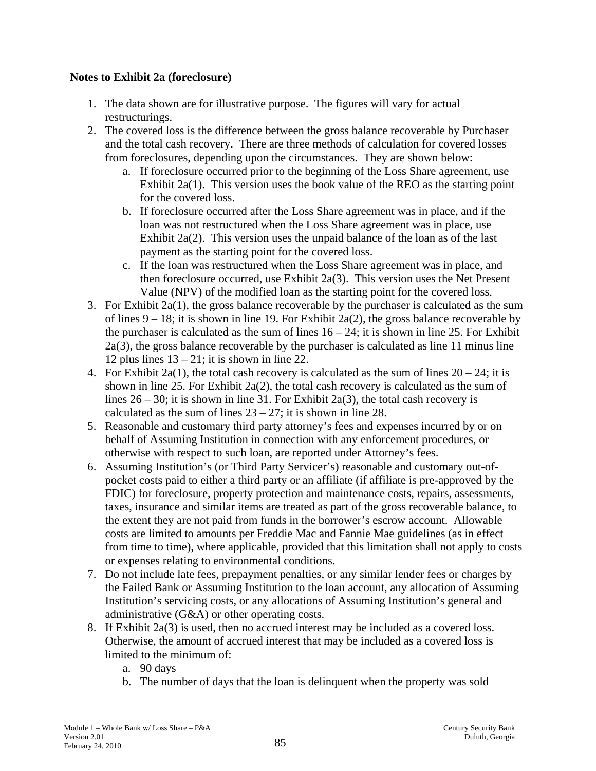**Notes to Exhibit 2a (foreclosure)**

1. The data shown are for illustrative purpose. The figures will vary for actual restructurings.
2. The covered loss is the difference between the gross balance recoverable by Purchaser and the total cash recovery. There are three methods of calculation for covered losses from foreclosures, depending upon the circumstances. They are shown below:
   a. If foreclosure occurred prior to the beginning of the Loss Share agreement, use Exhibit 2a(1). This version uses the book value of the REO as the starting point for the covered loss.
   b. If foreclosure occurred after the Loss Share agreement was in place, and if the loan was not restructured when the Loss Share agreement was in place, use Exhibit 2a(2). This version uses the unpaid balance of the loan as of the last payment as the starting point for the covered loss.
   c. If the loan was restructured when the Loss Share agreement was in place, and then foreclosure occurred, use Exhibit 2a(3). This version uses the Net Present Value (NPV) of the modified loan as the starting point for the covered loss.
3. For Exhibit 2a(1), the gross balance recoverable by the purchaser is calculated as the sum of lines 9 – 18; it is shown in line 19. For Exhibit 2a(2), the gross balance recoverable by the purchaser is calculated as the sum of lines 16 – 24; it is shown in line 25. For Exhibit 2a(3), the gross balance recoverable by the purchaser is calculated as line 11 minus line 12 plus lines 13 – 21; it is shown in line 22.
4. For Exhibit 2a(1), the total cash recovery is calculated as the sum of lines 20 – 24; it is shown in line 25. For Exhibit 2a(2), the total cash recovery is calculated as the sum of lines 26 – 30; it is shown in line 31. For Exhibit 2a(3), the total cash recovery is calculated as the sum of lines 23 – 27; it is shown in line 28.
5. Reasonable and customary third party attorney's fees and expenses incurred by or on behalf of Assuming Institution in connection with any enforcement procedures, or otherwise with respect to such loan, are reported under Attorney's fees.
6. Assuming Institution's (or Third Party Servicer's) reasonable and customary out-of-pocket costs paid to either a third party or an affiliate (if affiliate is pre-approved by the FDIC) for foreclosure, property protection and maintenance costs, repairs, assessments, taxes, insurance and similar items are treated as part of the gross recoverable balance, to the extent they are not paid from funds in the borrower's escrow account. Allowable costs are limited to amounts per Freddie Mac and Fannie Mae guidelines (as in effect from time to time), where applicable, provided that this limitation shall not apply to costs or expenses relating to environmental conditions.
7. Do not include late fees, prepayment penalties, or any similar lender fees or charges by the Failed Bank or Assuming Institution to the loan account, any allocation of Assuming Institution's servicing costs, or any allocations of Assuming Institution's general and administrative (G&A) or other operating costs.
8. If Exhibit 2a(3) is used, then no accrued interest may be included as a covered loss. Otherwise, the amount of accrued interest that may be included as a covered loss is limited to the minimum of:
   a. 90 days
   b. The number of days that the loan is delinquent when the property was sold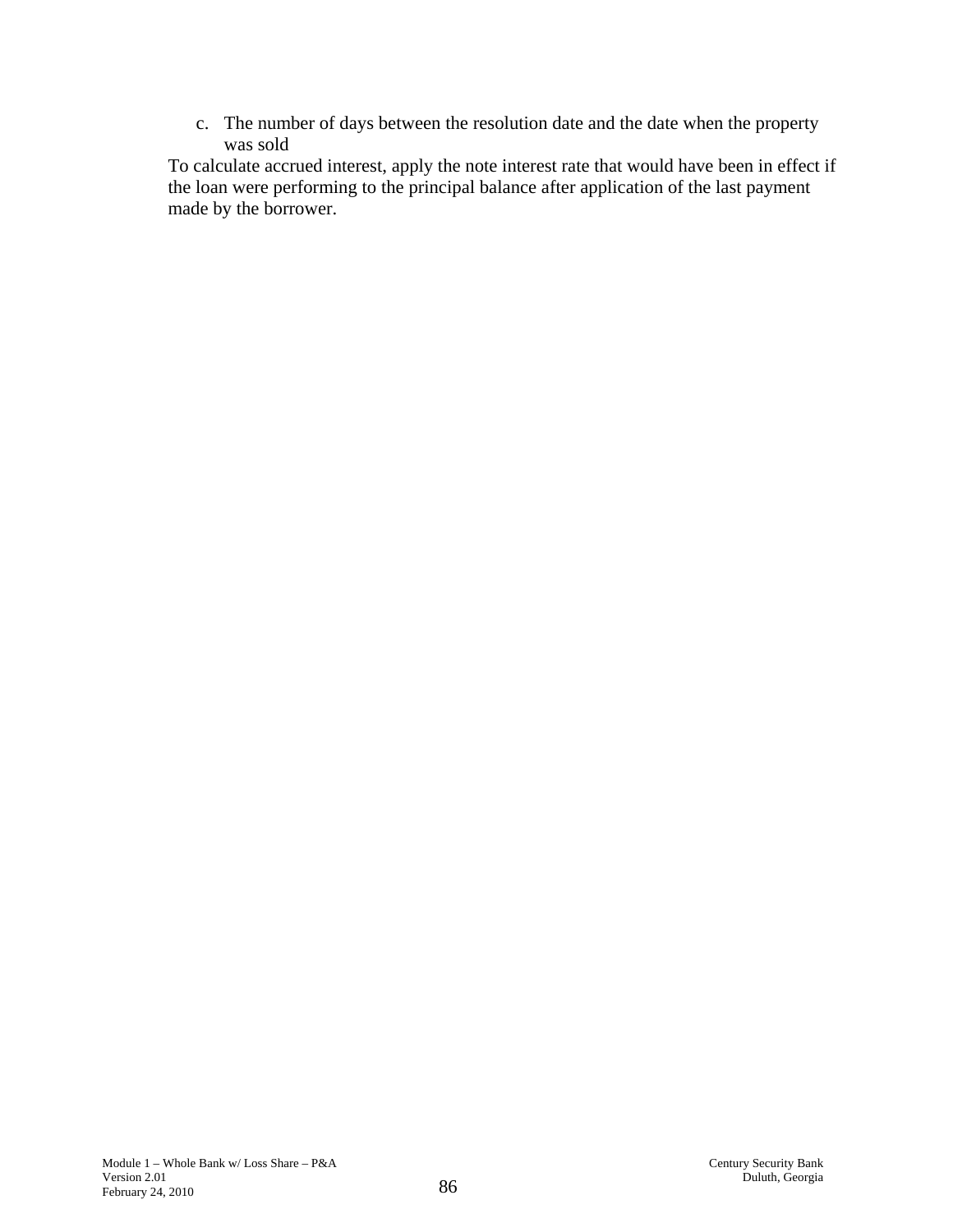c. The number of days between the resolution date and the date when the property was sold

To calculate accrued interest, apply the note interest rate that would have been in effect if the loan were performing to the principal balance after application of the last payment made by the borrower.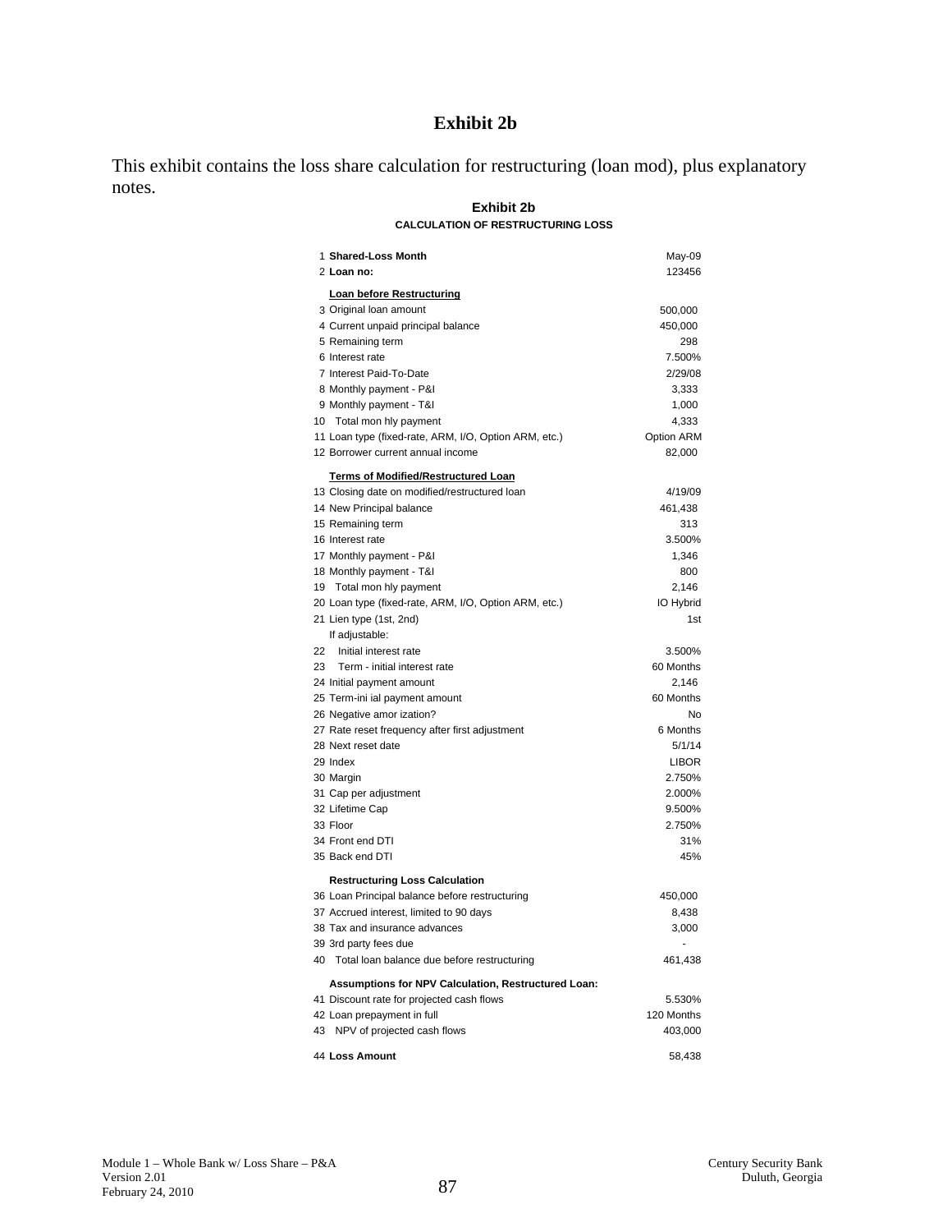# Exhibit 2b

This exhibit contains the loss share calculation for restructuring (loan mod), plus explanatory notes.

## Exhibit 2b

### CALCULATION OF RESTRUCTURING LOSS

| # | Item | Value |
|---|---|---|
| 1 | **Shared-Loss Month** | May-09 |
| 2 | **Loan no:** | 123456 |
| | **Loan before Restructuring** | |
| 3 | Original loan amount | 500,000 |
| 4 | Current unpaid principal balance | 450,000 |
| 5 | Remaining term | 298 |
| 6 | Interest rate | 7.500% |
| 7 | Interest Paid-To-Date | 2/29/08 |
| 8 | Monthly payment - P&I | 3,333 |
| 9 | Monthly payment - T&I | 1,000 |
| 10 | Total mon hly payment | 4,333 |
| 11 | Loan type (fixed-rate, ARM, I/O, Option ARM, etc.) | Option ARM |
| 12 | Borrower current annual income | 82,000 |
| | **Terms of Modified/Restructured Loan** | |
| 13 | Closing date on modified/restructured loan | 4/19/09 |
| 14 | New Principal balance | 461,438 |
| 15 | Remaining term | 313 |
| 16 | Interest rate | 3.500% |
| 17 | Monthly payment - P&I | 1,346 |
| 18 | Monthly payment - T&I | 800 |
| 19 | Total mon hly payment | 2,146 |
| 20 | Loan type (fixed-rate, ARM, I/O, Option ARM, etc.) | IO Hybrid |
| 21 | Lien type (1st, 2nd) | 1st |
| | If adjustable: | |
| 22 | Initial interest rate | 3.500% |
| 23 | Term - initial interest rate | 60 Months |
| 24 | Initial payment amount | 2,146 |
| 25 | Term-ini ial payment amount | 60 Months |
| 26 | Negative amor ization? | No |
| 27 | Rate reset frequency after first adjustment | 6 Months |
| 28 | Next reset date | 5/1/14 |
| 29 | Index | LIBOR |
| 30 | Margin | 2.750% |
| 31 | Cap per adjustment | 2.000% |
| 32 | Lifetime Cap | 9.500% |
| 33 | Floor | 2.750% |
| 34 | Front end DTI | 31% |
| 35 | Back end DTI | 45% |
| | **Restructuring Loss Calculation** | |
| 36 | Loan Principal balance before restructuring | 450,000 |
| 37 | Accrued interest, limited to 90 days | 8,438 |
| 38 | Tax and insurance advances | 3,000 |
| 39 | 3rd party fees due | - |
| 40 | Total loan balance due before restructuring | 461,438 |
| | **Assumptions for NPV Calculation, Restructured Loan:** | |
| 41 | Discount rate for projected cash flows | 5.530% |
| 42 | Loan prepayment in full | 120 Months |
| 43 | NPV of projected cash flows | 403,000 |
| 44 | **Loss Amount** | 58,438 |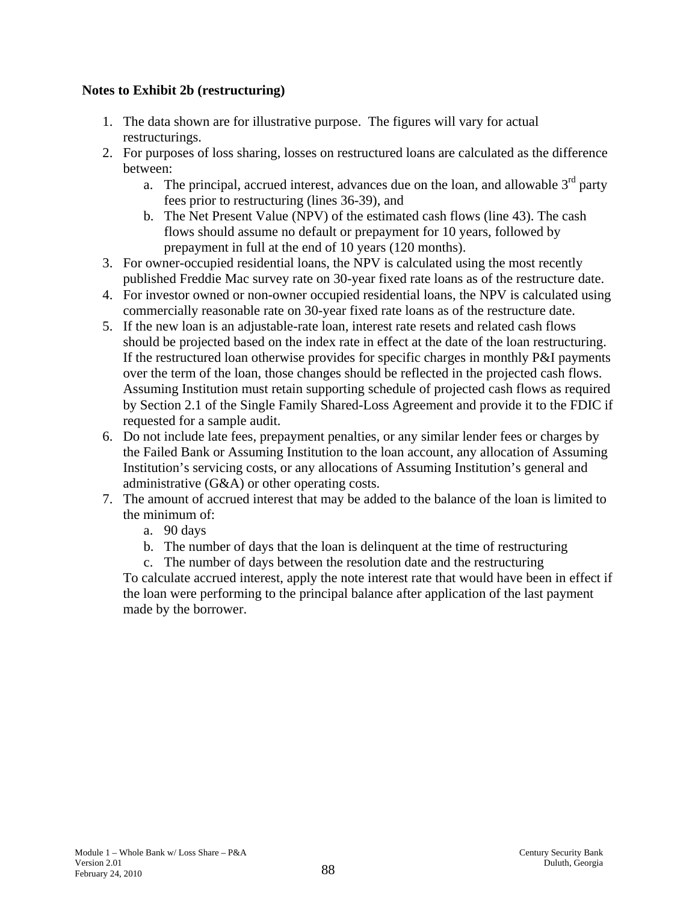**Notes to Exhibit 2b (restructuring)**

1. The data shown are for illustrative purpose. The figures will vary for actual restructurings.
2. For purposes of loss sharing, losses on restructured loans are calculated as the difference between:
   a. The principal, accrued interest, advances due on the loan, and allowable 3rd party fees prior to restructuring (lines 36-39), and
   b. The Net Present Value (NPV) of the estimated cash flows (line 43). The cash flows should assume no default or prepayment for 10 years, followed by prepayment in full at the end of 10 years (120 months).
3. For owner-occupied residential loans, the NPV is calculated using the most recently published Freddie Mac survey rate on 30-year fixed rate loans as of the restructure date.
4. For investor owned or non-owner occupied residential loans, the NPV is calculated using commercially reasonable rate on 30-year fixed rate loans as of the restructure date.
5. If the new loan is an adjustable-rate loan, interest rate resets and related cash flows should be projected based on the index rate in effect at the date of the loan restructuring. If the restructured loan otherwise provides for specific charges in monthly P&I payments over the term of the loan, those changes should be reflected in the projected cash flows. Assuming Institution must retain supporting schedule of projected cash flows as required by Section 2.1 of the Single Family Shared-Loss Agreement and provide it to the FDIC if requested for a sample audit.
6. Do not include late fees, prepayment penalties, or any similar lender fees or charges by the Failed Bank or Assuming Institution to the loan account, any allocation of Assuming Institution's servicing costs, or any allocations of Assuming Institution's general and administrative (G&A) or other operating costs.
7. The amount of accrued interest that may be added to the balance of the loan is limited to the minimum of:
   a. 90 days
   b. The number of days that the loan is delinquent at the time of restructuring
   c. The number of days between the resolution date and the restructuring

   To calculate accrued interest, apply the note interest rate that would have been in effect if the loan were performing to the principal balance after application of the last payment made by the borrower.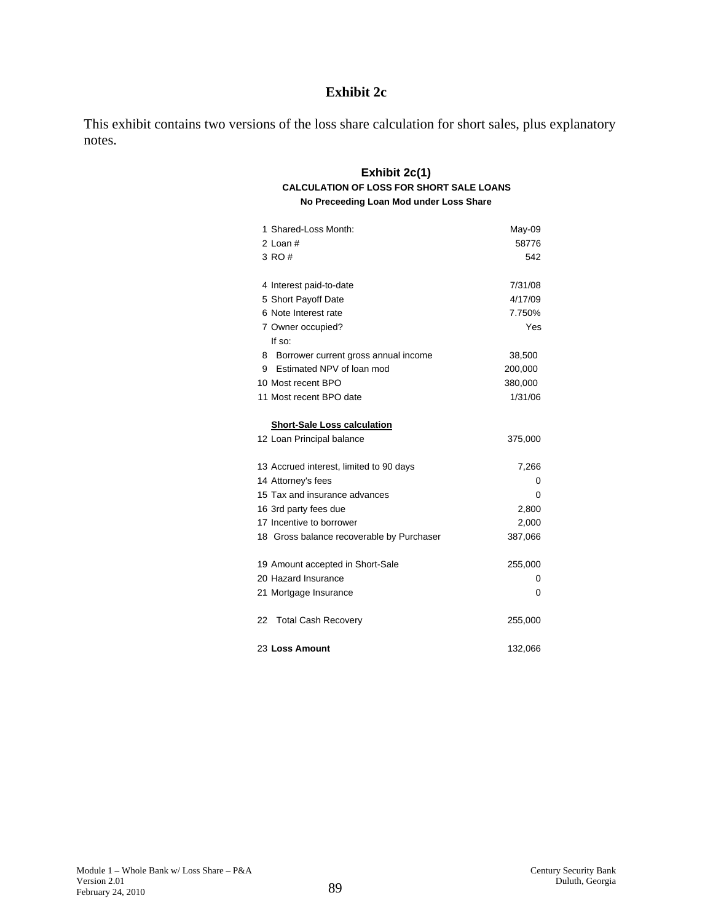# Exhibit 2c

This exhibit contains two versions of the loss share calculation for short sales, plus explanatory notes.

## Exhibit 2c(1)

### CALCULATION OF LOSS FOR SHORT SALE LOANS

**No Preceeding Loan Mod under Loss Share**

| | |
|---|---|
| 1 Shared-Loss Month: | May-09 |
| 2 Loan # | 58776 |
| 3 RO # | 542 |
| | |
| 4 Interest paid-to-date | 7/31/08 |
| 5 Short Payoff Date | 4/17/09 |
| 6 Note Interest rate | 7.750% |
| 7 Owner occupied? | Yes |
| If so: | |
| 8 Borrower current gross annual income | 38,500 |
| 9 Estimated NPV of loan mod | 200,000 |
| 10 Most recent BPO | 380,000 |
| 11 Most recent BPO date | 1/31/06 |
| | |
| **Short-Sale Loss calculation** | |
| 12 Loan Principal balance | 375,000 |
| | |
| 13 Accrued interest, limited to 90 days | 7,266 |
| 14 Attorney's fees | 0 |
| 15 Tax and insurance advances | 0 |
| 16 3rd party fees due | 2,800 |
| 17 Incentive to borrower | 2,000 |
| 18 Gross balance recoverable by Purchaser | 387,066 |
| | |
| 19 Amount accepted in Short-Sale | 255,000 |
| 20 Hazard Insurance | 0 |
| 21 Mortgage Insurance | 0 |
| | |
| 22 Total Cash Recovery | 255,000 |
| | |
| 23 **Loss Amount** | 132,066 |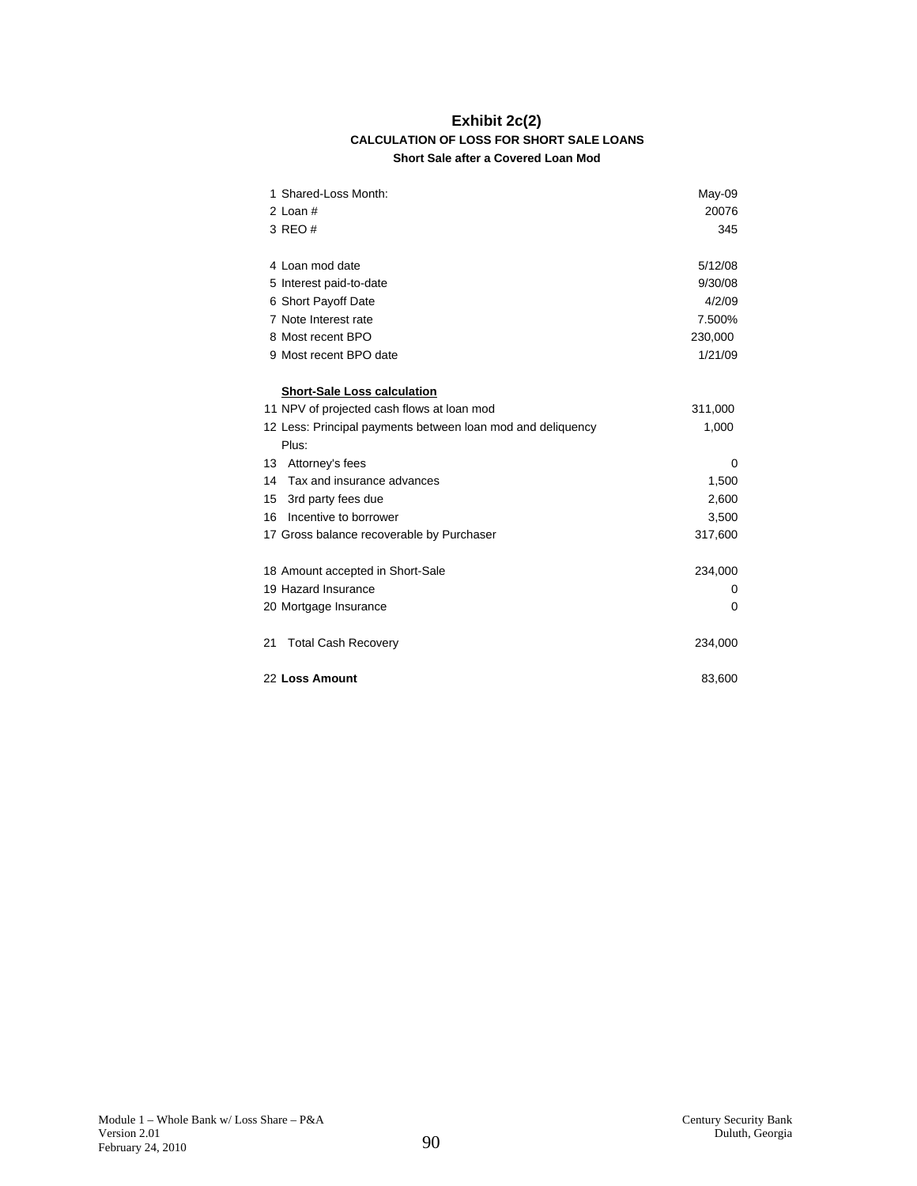# Exhibit 2c(2)

### CALCULATION OF LOSS FOR SHORT SALE LOANS

**Short Sale after a Covered Loan Mod**

| | |
|---|---|
| 1 Shared-Loss Month: | May-09 |
| 2 Loan # | 20076 |
| 3 REO # | 345 |
| | |
| 4 Loan mod date | 5/12/08 |
| 5 Interest paid-to-date | 9/30/08 |
| 6 Short Payoff Date | 4/2/09 |
| 7 Note Interest rate | 7.500% |
| 8 Most recent BPO | 230,000 |
| 9 Most recent BPO date | 1/21/09 |
| | |
| **Short-Sale Loss calculation** | |
| 11 NPV of projected cash flows at loan mod | 311,000 |
| 12 Less: Principal payments between loan mod and deliquency | 1,000 |
| Plus: | |
| 13 Attorney's fees | 0 |
| 14 Tax and insurance advances | 1,500 |
| 15 3rd party fees due | 2,600 |
| 16 Incentive to borrower | 3,500 |
| 17 Gross balance recoverable by Purchaser | 317,600 |
| | |
| 18 Amount accepted in Short-Sale | 234,000 |
| 19 Hazard Insurance | 0 |
| 20 Mortgage Insurance | 0 |
| | |
| 21 Total Cash Recovery | 234,000 |
| | |
| 22 **Loss Amount** | 83,600 |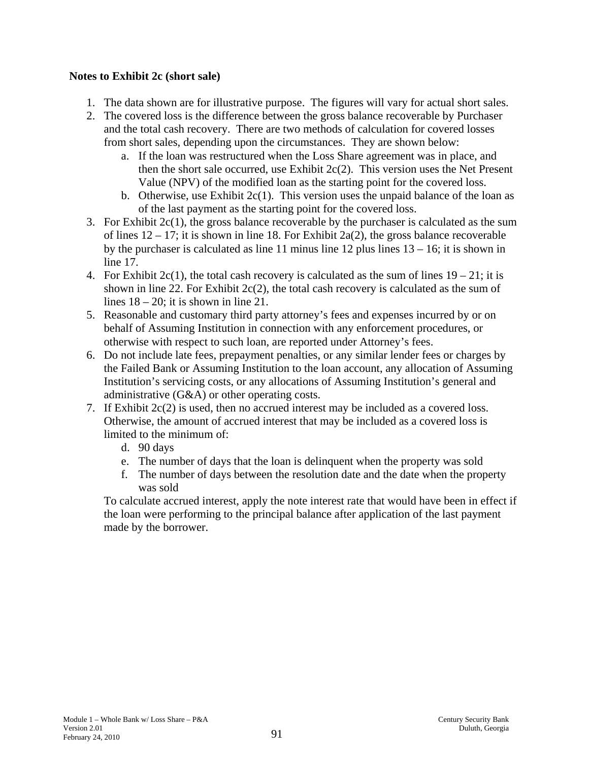**Notes to Exhibit 2c (short sale)**

1. The data shown are for illustrative purpose. The figures will vary for actual short sales.
2. The covered loss is the difference between the gross balance recoverable by Purchaser and the total cash recovery. There are two methods of calculation for covered losses from short sales, depending upon the circumstances. They are shown below:
   a. If the loan was restructured when the Loss Share agreement was in place, and then the short sale occurred, use Exhibit 2c(2). This version uses the Net Present Value (NPV) of the modified loan as the starting point for the covered loss.
   b. Otherwise, use Exhibit 2c(1). This version uses the unpaid balance of the loan as of the last payment as the starting point for the covered loss.
3. For Exhibit 2c(1), the gross balance recoverable by the purchaser is calculated as the sum of lines 12 – 17; it is shown in line 18. For Exhibit 2a(2), the gross balance recoverable by the purchaser is calculated as line 11 minus line 12 plus lines 13 – 16; it is shown in line 17.
4. For Exhibit 2c(1), the total cash recovery is calculated as the sum of lines 19 – 21; it is shown in line 22. For Exhibit 2c(2), the total cash recovery is calculated as the sum of lines 18 – 20; it is shown in line 21.
5. Reasonable and customary third party attorney's fees and expenses incurred by or on behalf of Assuming Institution in connection with any enforcement procedures, or otherwise with respect to such loan, are reported under Attorney's fees.
6. Do not include late fees, prepayment penalties, or any similar lender fees or charges by the Failed Bank or Assuming Institution to the loan account, any allocation of Assuming Institution's servicing costs, or any allocations of Assuming Institution's general and administrative (G&A) or other operating costs.
7. If Exhibit 2c(2) is used, then no accrued interest may be included as a covered loss. Otherwise, the amount of accrued interest that may be included as a covered loss is limited to the minimum of:
   d. 90 days
   e. The number of days that the loan is delinquent when the property was sold
   f. The number of days between the resolution date and the date when the property was sold

   To calculate accrued interest, apply the note interest rate that would have been in effect if the loan were performing to the principal balance after application of the last payment made by the borrower.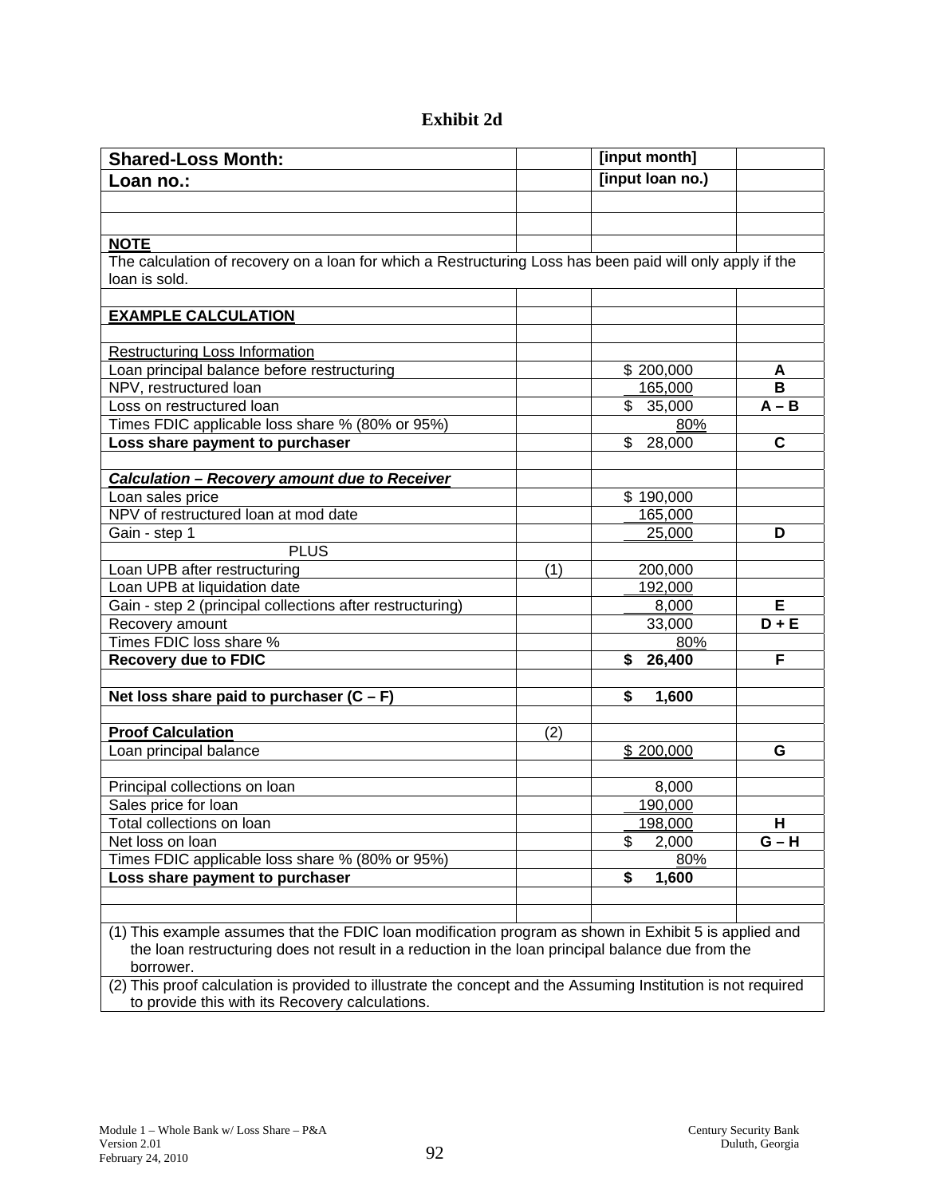# Exhibit 2d

| **Shared-Loss Month:** | | **[input month]** | |
|---|---|---|---|
| **Loan no.:** | | **[input loan no.)** | |
| | | | |
| | | | |
| **NOTE** | | | |
| The calculation of recovery on a loan for which a Restructuring Loss has been paid will only apply if the loan is sold. | | | |
| | | | |
| **EXAMPLE CALCULATION** | | | |
| | | | |
| Restructuring Loss Information | | | |
| Loan principal balance before restructuring | | $ 200,000 | **A** |
| NPV, restructured loan | | 165,000 | **B** |
| Loss on restructured loan | | $ 35,000 | **A – B** |
| Times FDIC applicable loss share % (80% or 95%) | | 80% | |
| **Loss share payment to purchaser** | | $ 28,000 | **C** |
| | | | |
| ***Calculation – Recovery amount due to Receiver*** | | | |
| Loan sales price | | $ 190,000 | |
| NPV of restructured loan at mod date | | 165,000 | |
| Gain - step 1 | | 25,000 | **D** |
| PLUS | | | |
| Loan UPB after restructuring | (1) | 200,000 | |
| Loan UPB at liquidation date | | 192,000 | |
| Gain - step 2 (principal collections after restructuring) | | 8,000 | **E** |
| Recovery amount | | 33,000 | **D + E** |
| Times FDIC loss share % | | 80% | |
| **Recovery due to FDIC** | | **$ 26,400** | **F** |
| | | | |
| **Net loss share paid to purchaser (C – F)** | | **$ 1,600** | |
| | | | |
| **Proof Calculation** | (2) | | |
| Loan principal balance | | $ 200,000 | **G** |
| | | | |
| Principal collections on loan | | 8,000 | |
| Sales price for loan | | 190,000 | |
| Total collections on loan | | 198,000 | **H** |
| Net loss on loan | | $ 2,000 | **G – H** |
| Times FDIC applicable loss share % (80% or 95%) | | 80% | |
| **Loss share payment to purchaser** | | **$ 1,600** | |
| | | | |
| | | | |
| (1) This example assumes that the FDIC loan modification program as shown in Exhibit 5 is applied and the loan restructuring does not result in a reduction in the loan principal balance due from the borrower. | | | |
| (2) This proof calculation is provided to illustrate the concept and the Assuming Institution is not required to provide this with its Recovery calculations. | | | |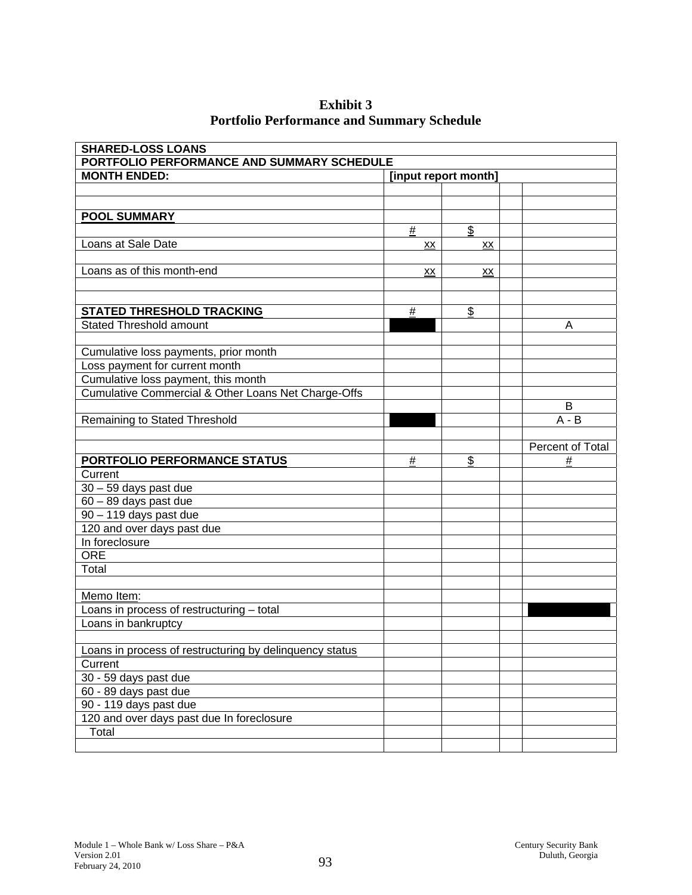**Exhibit 3**
**Portfolio Performance and Summary Schedule**

| **SHARED-LOSS LOANS** | | | | |
|---|---|---|---|---|
| **PORTFOLIO PERFORMANCE AND SUMMARY SCHEDULE** | | | | |
| **MONTH ENDED:** | **[input report month]** | | | |
| | | | | |
| | | | | |
| **POOL SUMMARY** | | | | |
| | # | $ | | |
| Loans at Sale Date | xx | xx | | |
| | | | | |
| Loans as of this month-end | xx | xx | | |
| | | | | |
| | | | | |
| **STATED THRESHOLD TRACKING** | # | $ | | |
| Stated Threshold amount | | | | A |
| | | | | |
| Cumulative loss payments, prior month | | | | |
| Loss payment for current month | | | | |
| Cumulative loss payment, this month | | | | |
| Cumulative Commercial & Other Loans Net Charge-Offs | | | | |
| | | | | B |
| Remaining to Stated Threshold | | | | A - B |
| | | | | |
| | | | | Percent of Total |
| **PORTFOLIO PERFORMANCE STATUS** | # | $ | | # |
| Current | | | | |
| 30 – 59 days past due | | | | |
| 60 – 89 days past due | | | | |
| 90 – 119 days past due | | | | |
| 120 and over days past due | | | | |
| In foreclosure | | | | |
| ORE | | | | |
| Total | | | | |
| | | | | |
| Memo Item: | | | | |
| Loans in process of restructuring – total | | | | |
| Loans in bankruptcy | | | | |
| | | | | |
| Loans in process of restructuring by delinquency status | | | | |
| Current | | | | |
| 30 - 59 days past due | | | | |
| 60 - 89 days past due | | | | |
| 90 - 119 days past due | | | | |
| 120 and over days past due In foreclosure | | | | |
| Total | | | | |
| | | | | |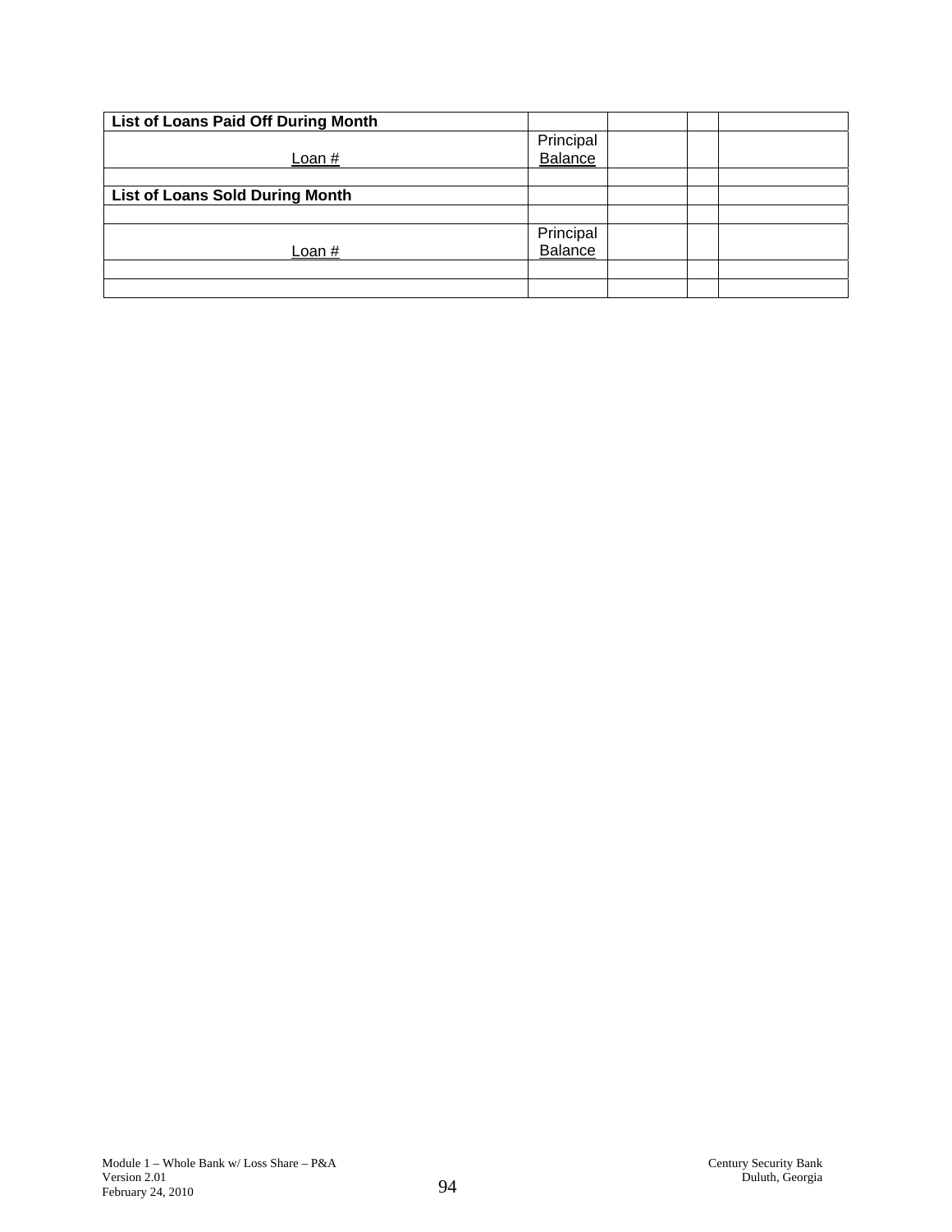| List of Loans Paid Off During Month | | | | |
|---|---|---|---|---|
| Loan # | Principal Balance | | | |
| | | | | |
| **List of Loans Sold During Month** | | | | |
| | | | | |
| Loan # | Principal Balance | | | |
| | | | | |
| | | | | |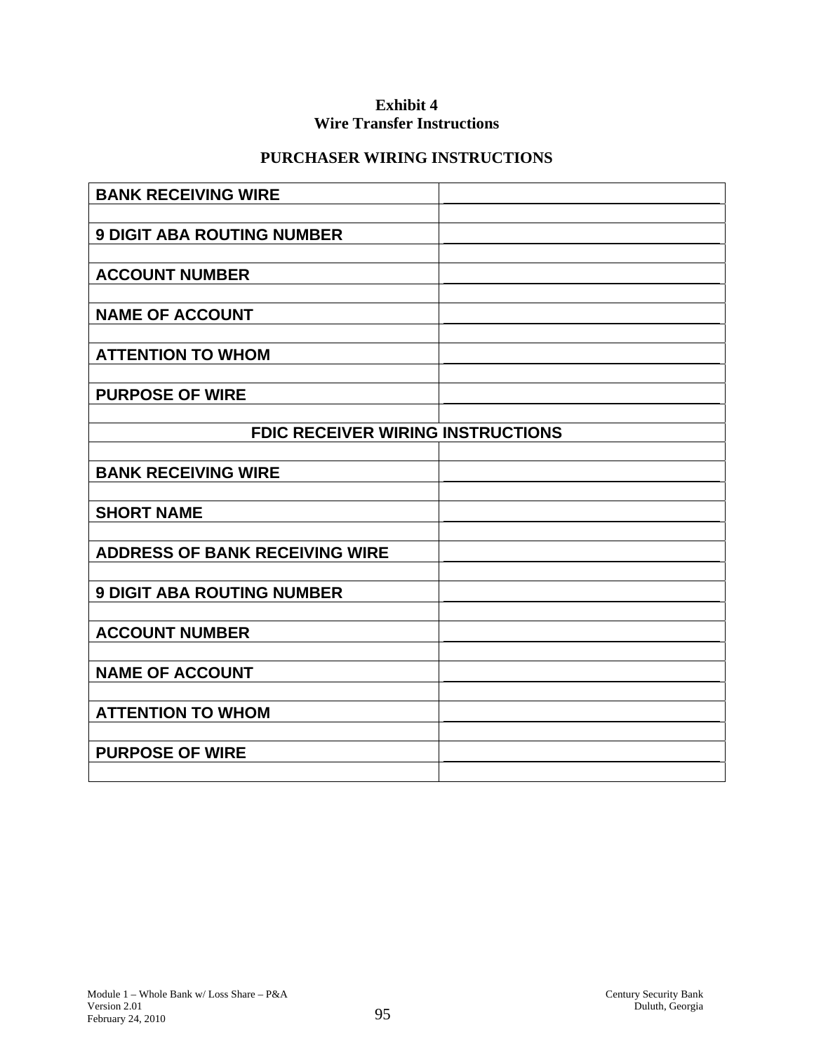**Exhibit 4**
**Wire Transfer Instructions**

**PURCHASER WIRING INSTRUCTIONS**

| | |
|---|---|
| **BANK RECEIVING WIRE** | |
| | |
| **9 DIGIT ABA ROUTING NUMBER** | |
| | |
| **ACCOUNT NUMBER** | |
| | |
| **NAME OF ACCOUNT** | |
| | |
| **ATTENTION TO WHOM** | |
| | |
| **PURPOSE OF WIRE** | |
| | |
| **FDIC RECEIVER WIRING INSTRUCTIONS** | |
| | |
| **BANK RECEIVING WIRE** | |
| | |
| **SHORT NAME** | |
| | |
| **ADDRESS OF BANK RECEIVING WIRE** | |
| | |
| **9 DIGIT ABA ROUTING NUMBER** | |
| | |
| **ACCOUNT NUMBER** | |
| | |
| **NAME OF ACCOUNT** | |
| | |
| **ATTENTION TO WHOM** | |
| | |
| **PURPOSE OF WIRE** | |
| | |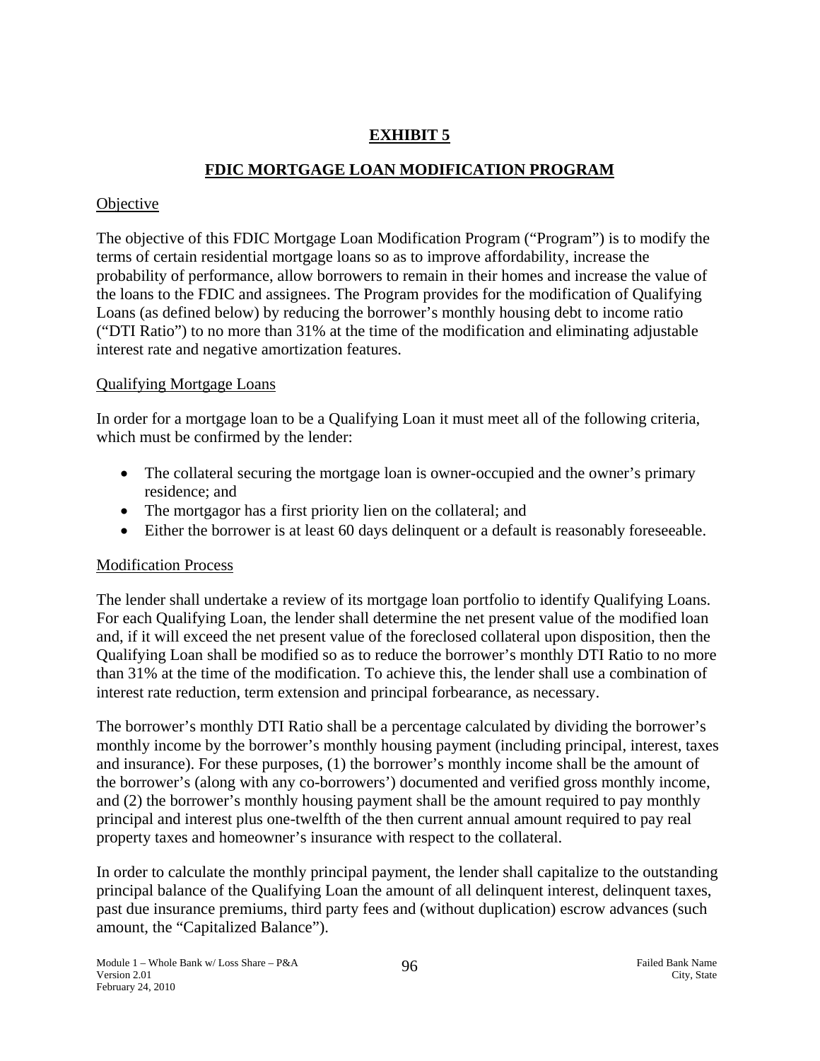# EXHIBIT 5

## FDIC MORTGAGE LOAN MODIFICATION PROGRAM

### Objective

The objective of this FDIC Mortgage Loan Modification Program ("Program") is to modify the terms of certain residential mortgage loans so as to improve affordability, increase the probability of performance, allow borrowers to remain in their homes and increase the value of the loans to the FDIC and assignees. The Program provides for the modification of Qualifying Loans (as defined below) by reducing the borrower's monthly housing debt to income ratio ("DTI Ratio") to no more than 31% at the time of the modification and eliminating adjustable interest rate and negative amortization features.

### Qualifying Mortgage Loans

In order for a mortgage loan to be a Qualifying Loan it must meet all of the following criteria, which must be confirmed by the lender:

- The collateral securing the mortgage loan is owner-occupied and the owner's primary residence; and
- The mortgagor has a first priority lien on the collateral; and
- Either the borrower is at least 60 days delinquent or a default is reasonably foreseeable.

### Modification Process

The lender shall undertake a review of its mortgage loan portfolio to identify Qualifying Loans. For each Qualifying Loan, the lender shall determine the net present value of the modified loan and, if it will exceed the net present value of the foreclosed collateral upon disposition, then the Qualifying Loan shall be modified so as to reduce the borrower's monthly DTI Ratio to no more than 31% at the time of the modification. To achieve this, the lender shall use a combination of interest rate reduction, term extension and principal forbearance, as necessary.

The borrower's monthly DTI Ratio shall be a percentage calculated by dividing the borrower's monthly income by the borrower's monthly housing payment (including principal, interest, taxes and insurance). For these purposes, (1) the borrower's monthly income shall be the amount of the borrower's (along with any co-borrowers') documented and verified gross monthly income, and (2) the borrower's monthly housing payment shall be the amount required to pay monthly principal and interest plus one-twelfth of the then current annual amount required to pay real property taxes and homeowner's insurance with respect to the collateral.

In order to calculate the monthly principal payment, the lender shall capitalize to the outstanding principal balance of the Qualifying Loan the amount of all delinquent interest, delinquent taxes, past due insurance premiums, third party fees and (without duplication) escrow advances (such amount, the "Capitalized Balance").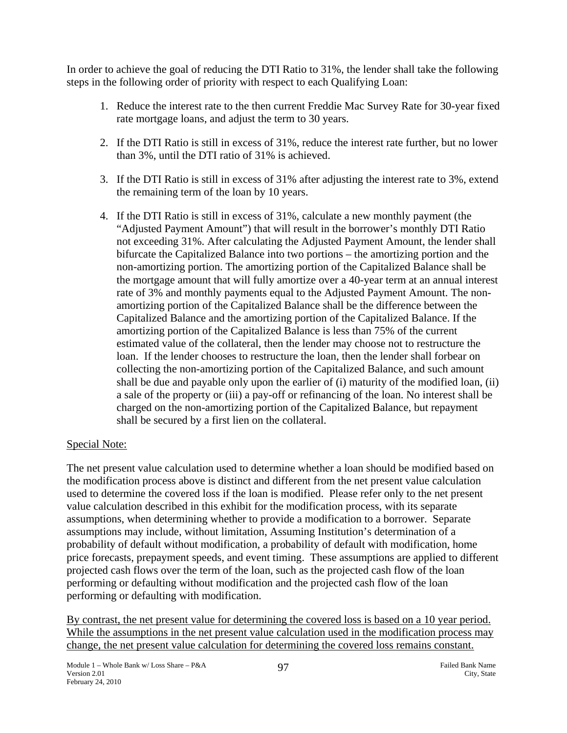In order to achieve the goal of reducing the DTI Ratio to 31%, the lender shall take the following steps in the following order of priority with respect to each Qualifying Loan:

1. Reduce the interest rate to the then current Freddie Mac Survey Rate for 30-year fixed rate mortgage loans, and adjust the term to 30 years.

2. If the DTI Ratio is still in excess of 31%, reduce the interest rate further, but no lower than 3%, until the DTI ratio of 31% is achieved.

3. If the DTI Ratio is still in excess of 31% after adjusting the interest rate to 3%, extend the remaining term of the loan by 10 years.

4. If the DTI Ratio is still in excess of 31%, calculate a new monthly payment (the "Adjusted Payment Amount") that will result in the borrower's monthly DTI Ratio not exceeding 31%. After calculating the Adjusted Payment Amount, the lender shall bifurcate the Capitalized Balance into two portions – the amortizing portion and the non-amortizing portion. The amortizing portion of the Capitalized Balance shall be the mortgage amount that will fully amortize over a 40-year term at an annual interest rate of 3% and monthly payments equal to the Adjusted Payment Amount. The non-amortizing portion of the Capitalized Balance shall be the difference between the Capitalized Balance and the amortizing portion of the Capitalized Balance. If the amortizing portion of the Capitalized Balance is less than 75% of the current estimated value of the collateral, then the lender may choose not to restructure the loan. If the lender chooses to restructure the loan, then the lender shall forbear on collecting the non-amortizing portion of the Capitalized Balance, and such amount shall be due and payable only upon the earlier of (i) maturity of the modified loan, (ii) a sale of the property or (iii) a pay-off or refinancing of the loan. No interest shall be charged on the non-amortizing portion of the Capitalized Balance, but repayment shall be secured by a first lien on the collateral.

Special Note:

The net present value calculation used to determine whether a loan should be modified based on the modification process above is distinct and different from the net present value calculation used to determine the covered loss if the loan is modified. Please refer only to the net present value calculation described in this exhibit for the modification process, with its separate assumptions, when determining whether to provide a modification to a borrower. Separate assumptions may include, without limitation, Assuming Institution's determination of a probability of default without modification, a probability of default with modification, home price forecasts, prepayment speeds, and event timing. These assumptions are applied to different projected cash flows over the term of the loan, such as the projected cash flow of the loan performing or defaulting without modification and the projected cash flow of the loan performing or defaulting with modification.

By contrast, the net present value for determining the covered loss is based on a 10 year period. While the assumptions in the net present value calculation used in the modification process may change, the net present value calculation for determining the covered loss remains constant.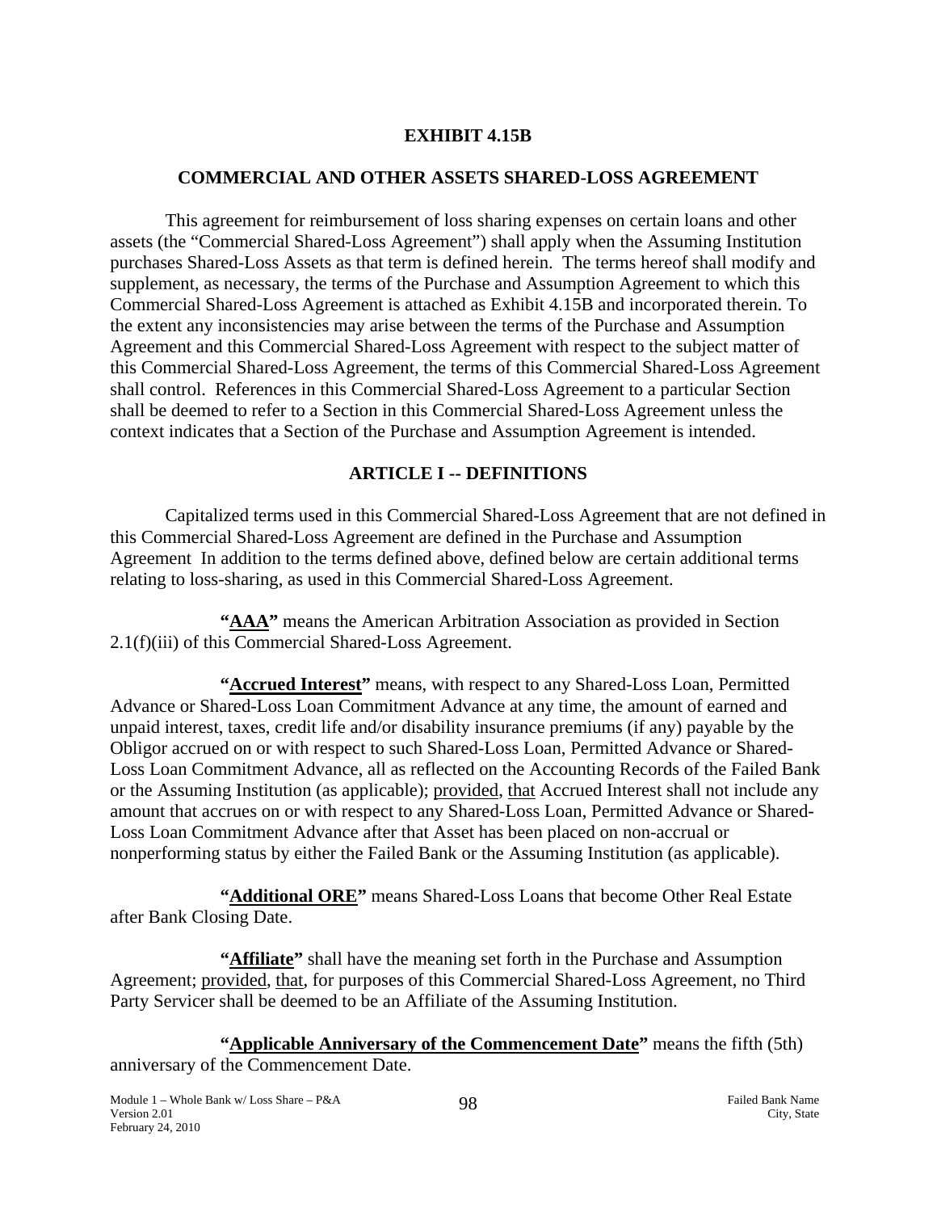# EXHIBIT 4.15B

## COMMERCIAL AND OTHER ASSETS SHARED-LOSS AGREEMENT

This agreement for reimbursement of loss sharing expenses on certain loans and other assets (the "Commercial Shared-Loss Agreement") shall apply when the Assuming Institution purchases Shared-Loss Assets as that term is defined herein. The terms hereof shall modify and supplement, as necessary, the terms of the Purchase and Assumption Agreement to which this Commercial Shared-Loss Agreement is attached as Exhibit 4.15B and incorporated therein. To the extent any inconsistencies may arise between the terms of the Purchase and Assumption Agreement and this Commercial Shared-Loss Agreement with respect to the subject matter of this Commercial Shared-Loss Agreement, the terms of this Commercial Shared-Loss Agreement shall control. References in this Commercial Shared-Loss Agreement to a particular Section shall be deemed to refer to a Section in this Commercial Shared-Loss Agreement unless the context indicates that a Section of the Purchase and Assumption Agreement is intended.

## ARTICLE I -- DEFINITIONS

Capitalized terms used in this Commercial Shared-Loss Agreement that are not defined in this Commercial Shared-Loss Agreement are defined in the Purchase and Assumption Agreement In addition to the terms defined above, defined below are certain additional terms relating to loss-sharing, as used in this Commercial Shared-Loss Agreement.

**"AAA"** means the American Arbitration Association as provided in Section 2.1(f)(iii) of this Commercial Shared-Loss Agreement.

**"Accrued Interest"** means, with respect to any Shared-Loss Loan, Permitted Advance or Shared-Loss Loan Commitment Advance at any time, the amount of earned and unpaid interest, taxes, credit life and/or disability insurance premiums (if any) payable by the Obligor accrued on or with respect to such Shared-Loss Loan, Permitted Advance or Shared-Loss Loan Commitment Advance, all as reflected on the Accounting Records of the Failed Bank or the Assuming Institution (as applicable); provided, that Accrued Interest shall not include any amount that accrues on or with respect to any Shared-Loss Loan, Permitted Advance or Shared-Loss Loan Commitment Advance after that Asset has been placed on non-accrual or nonperforming status by either the Failed Bank or the Assuming Institution (as applicable).

**"Additional ORE"** means Shared-Loss Loans that become Other Real Estate after Bank Closing Date.

**"Affiliate"** shall have the meaning set forth in the Purchase and Assumption Agreement; provided, that, for purposes of this Commercial Shared-Loss Agreement, no Third Party Servicer shall be deemed to be an Affiliate of the Assuming Institution.

**"Applicable Anniversary of the Commencement Date"** means the fifth (5th) anniversary of the Commencement Date.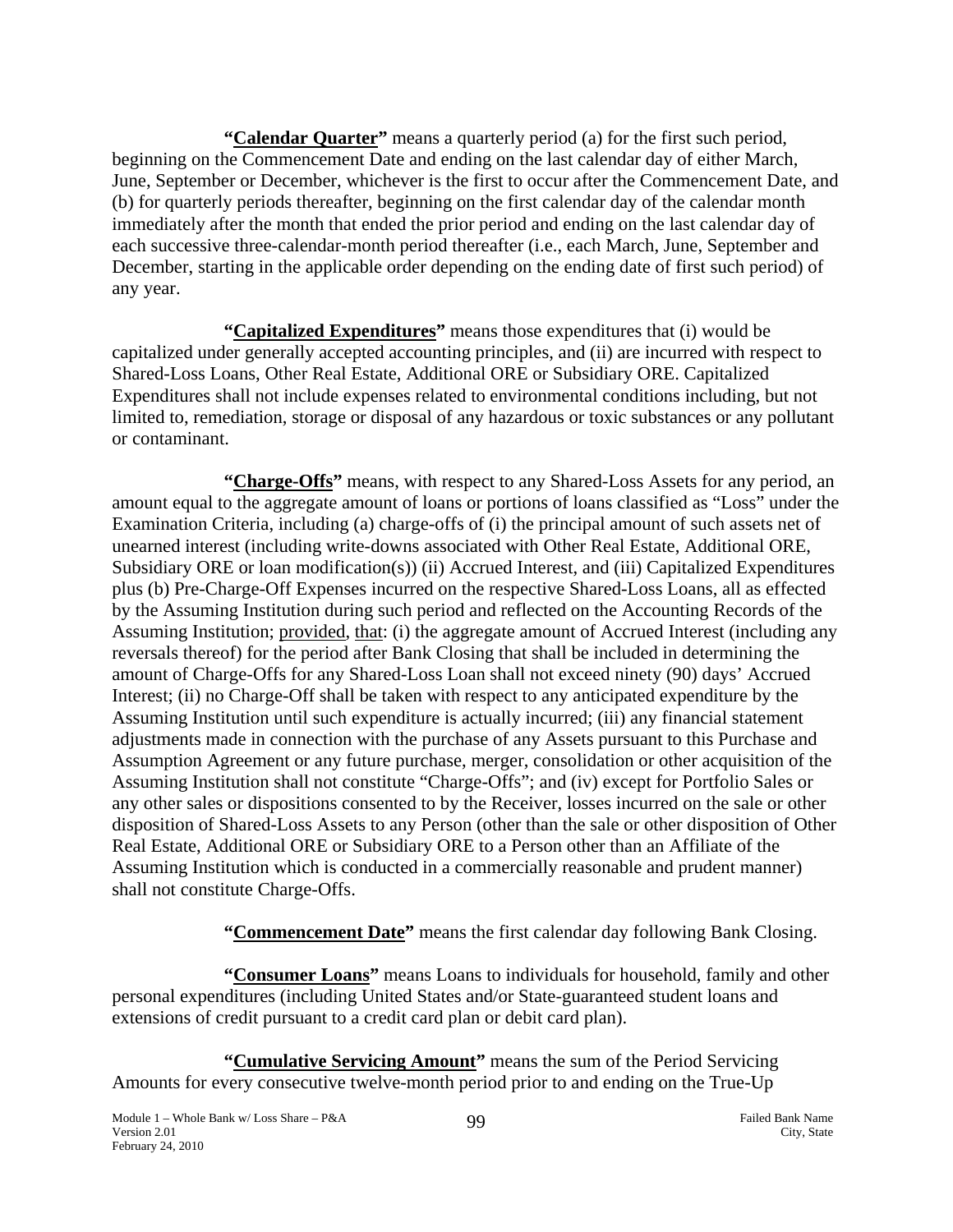**"Calendar Quarter"** means a quarterly period (a) for the first such period, beginning on the Commencement Date and ending on the last calendar day of either March, June, September or December, whichever is the first to occur after the Commencement Date, and (b) for quarterly periods thereafter, beginning on the first calendar day of the calendar month immediately after the month that ended the prior period and ending on the last calendar day of each successive three-calendar-month period thereafter (i.e., each March, June, September and December, starting in the applicable order depending on the ending date of first such period) of any year.

**"Capitalized Expenditures"** means those expenditures that (i) would be capitalized under generally accepted accounting principles, and (ii) are incurred with respect to Shared-Loss Loans, Other Real Estate, Additional ORE or Subsidiary ORE. Capitalized Expenditures shall not include expenses related to environmental conditions including, but not limited to, remediation, storage or disposal of any hazardous or toxic substances or any pollutant or contaminant.

**"Charge-Offs"** means, with respect to any Shared-Loss Assets for any period, an amount equal to the aggregate amount of loans or portions of loans classified as "Loss" under the Examination Criteria, including (a) charge-offs of (i) the principal amount of such assets net of unearned interest (including write-downs associated with Other Real Estate, Additional ORE, Subsidiary ORE or loan modification(s)) (ii) Accrued Interest, and (iii) Capitalized Expenditures plus (b) Pre-Charge-Off Expenses incurred on the respective Shared-Loss Loans, all as effected by the Assuming Institution during such period and reflected on the Accounting Records of the Assuming Institution; provided, that: (i) the aggregate amount of Accrued Interest (including any reversals thereof) for the period after Bank Closing that shall be included in determining the amount of Charge-Offs for any Shared-Loss Loan shall not exceed ninety (90) days' Accrued Interest; (ii) no Charge-Off shall be taken with respect to any anticipated expenditure by the Assuming Institution until such expenditure is actually incurred; (iii) any financial statement adjustments made in connection with the purchase of any Assets pursuant to this Purchase and Assumption Agreement or any future purchase, merger, consolidation or other acquisition of the Assuming Institution shall not constitute "Charge-Offs"; and (iv) except for Portfolio Sales or any other sales or dispositions consented to by the Receiver, losses incurred on the sale or other disposition of Shared-Loss Assets to any Person (other than the sale or other disposition of Other Real Estate, Additional ORE or Subsidiary ORE to a Person other than an Affiliate of the Assuming Institution which is conducted in a commercially reasonable and prudent manner) shall not constitute Charge-Offs.

**"Commencement Date"** means the first calendar day following Bank Closing.

**"Consumer Loans"** means Loans to individuals for household, family and other personal expenditures (including United States and/or State-guaranteed student loans and extensions of credit pursuant to a credit card plan or debit card plan).

**"Cumulative Servicing Amount"** means the sum of the Period Servicing Amounts for every consecutive twelve-month period prior to and ending on the True-Up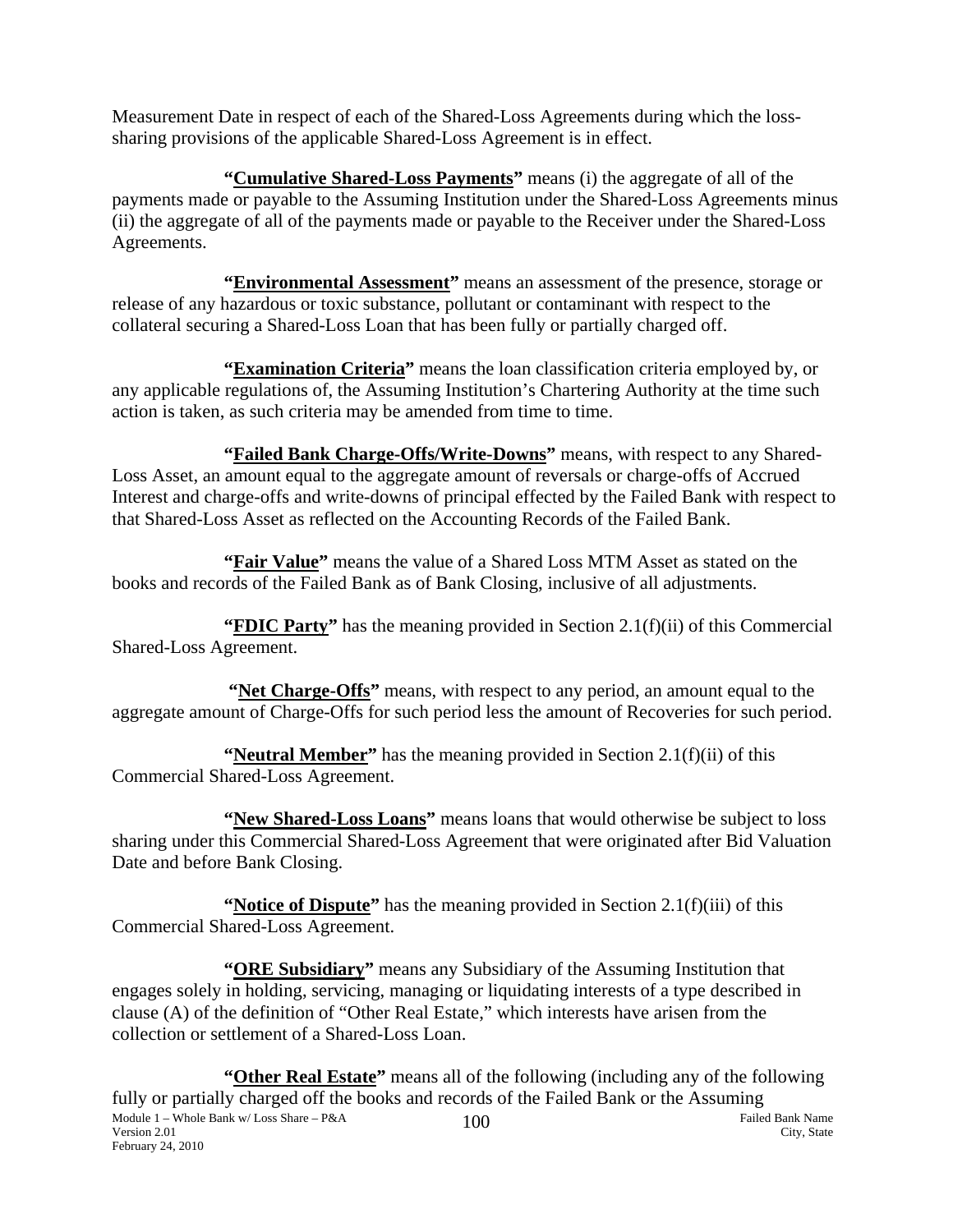Measurement Date in respect of each of the Shared-Loss Agreements during which the loss-sharing provisions of the applicable Shared-Loss Agreement is in effect.

**"Cumulative Shared-Loss Payments"** means (i) the aggregate of all of the payments made or payable to the Assuming Institution under the Shared-Loss Agreements minus (ii) the aggregate of all of the payments made or payable to the Receiver under the Shared-Loss Agreements.

**"Environmental Assessment"** means an assessment of the presence, storage or release of any hazardous or toxic substance, pollutant or contaminant with respect to the collateral securing a Shared-Loss Loan that has been fully or partially charged off.

**"Examination Criteria"** means the loan classification criteria employed by, or any applicable regulations of, the Assuming Institution's Chartering Authority at the time such action is taken, as such criteria may be amended from time to time.

**"Failed Bank Charge-Offs/Write-Downs"** means, with respect to any Shared-Loss Asset, an amount equal to the aggregate amount of reversals or charge-offs of Accrued Interest and charge-offs and write-downs of principal effected by the Failed Bank with respect to that Shared-Loss Asset as reflected on the Accounting Records of the Failed Bank.

**"Fair Value"** means the value of a Shared Loss MTM Asset as stated on the books and records of the Failed Bank as of Bank Closing, inclusive of all adjustments.

**"FDIC Party"** has the meaning provided in Section 2.1(f)(ii) of this Commercial Shared-Loss Agreement.

**"Net Charge-Offs"** means, with respect to any period, an amount equal to the aggregate amount of Charge-Offs for such period less the amount of Recoveries for such period.

**"Neutral Member"** has the meaning provided in Section 2.1(f)(ii) of this Commercial Shared-Loss Agreement.

**"New Shared-Loss Loans"** means loans that would otherwise be subject to loss sharing under this Commercial Shared-Loss Agreement that were originated after Bid Valuation Date and before Bank Closing.

**"Notice of Dispute"** has the meaning provided in Section 2.1(f)(iii) of this Commercial Shared-Loss Agreement.

**"ORE Subsidiary"** means any Subsidiary of the Assuming Institution that engages solely in holding, servicing, managing or liquidating interests of a type described in clause (A) of the definition of "Other Real Estate," which interests have arisen from the collection or settlement of a Shared-Loss Loan.

**"Other Real Estate"** means all of the following (including any of the following fully or partially charged off the books and records of the Failed Bank or the Assuming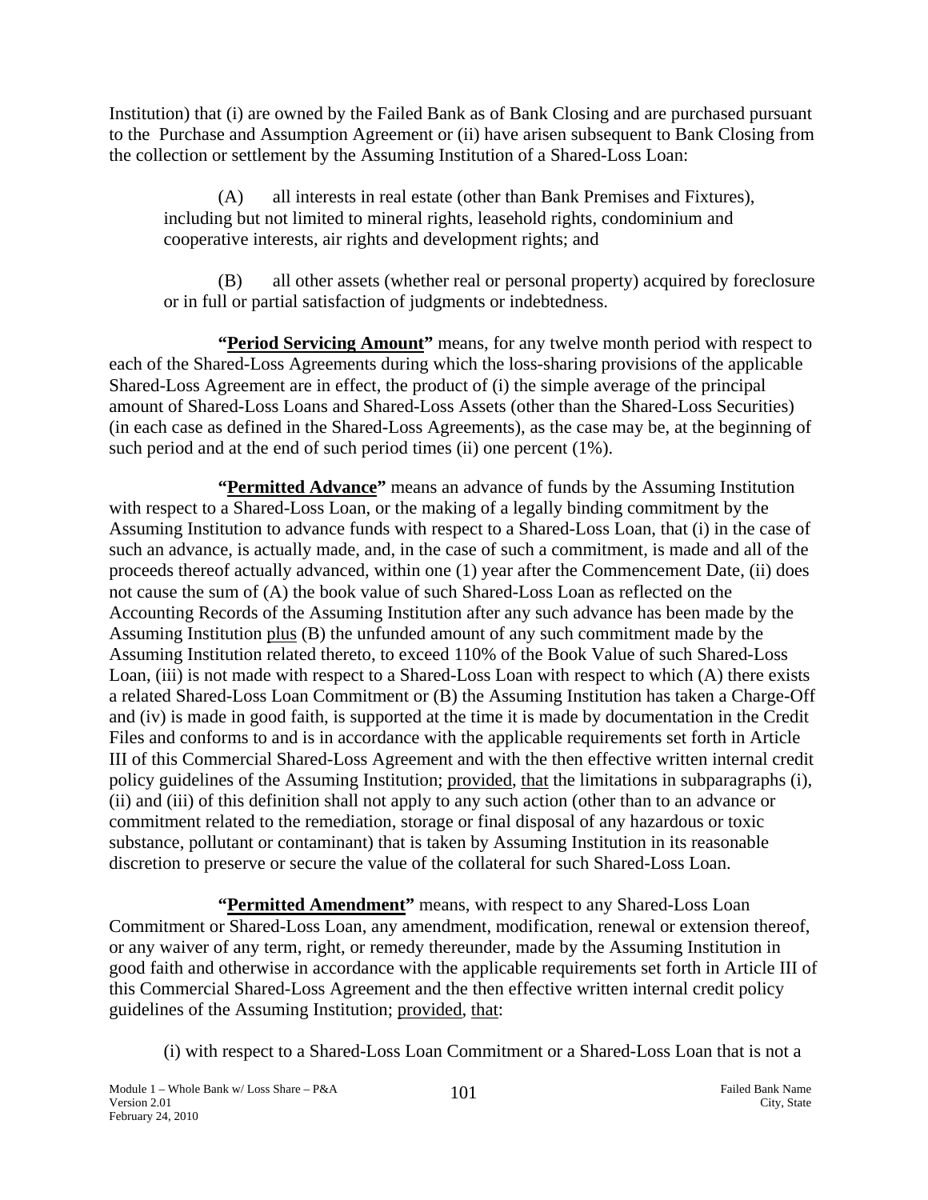Institution) that (i) are owned by the Failed Bank as of Bank Closing and are purchased pursuant to the Purchase and Assumption Agreement or (ii) have arisen subsequent to Bank Closing from the collection or settlement by the Assuming Institution of a Shared-Loss Loan:

(A) all interests in real estate (other than Bank Premises and Fixtures), including but not limited to mineral rights, leasehold rights, condominium and cooperative interests, air rights and development rights; and

(B) all other assets (whether real or personal property) acquired by foreclosure or in full or partial satisfaction of judgments or indebtedness.

**"Period Servicing Amount"** means, for any twelve month period with respect to each of the Shared-Loss Agreements during which the loss-sharing provisions of the applicable Shared-Loss Agreement are in effect, the product of (i) the simple average of the principal amount of Shared-Loss Loans and Shared-Loss Assets (other than the Shared-Loss Securities) (in each case as defined in the Shared-Loss Agreements), as the case may be, at the beginning of such period and at the end of such period times (ii) one percent (1%).

**"Permitted Advance"** means an advance of funds by the Assuming Institution with respect to a Shared-Loss Loan, or the making of a legally binding commitment by the Assuming Institution to advance funds with respect to a Shared-Loss Loan, that (i) in the case of such an advance, is actually made, and, in the case of such a commitment, is made and all of the proceeds thereof actually advanced, within one (1) year after the Commencement Date, (ii) does not cause the sum of (A) the book value of such Shared-Loss Loan as reflected on the Accounting Records of the Assuming Institution after any such advance has been made by the Assuming Institution plus (B) the unfunded amount of any such commitment made by the Assuming Institution related thereto, to exceed 110% of the Book Value of such Shared-Loss Loan, (iii) is not made with respect to a Shared-Loss Loan with respect to which (A) there exists a related Shared-Loss Loan Commitment or (B) the Assuming Institution has taken a Charge-Off and (iv) is made in good faith, is supported at the time it is made by documentation in the Credit Files and conforms to and is in accordance with the applicable requirements set forth in Article III of this Commercial Shared-Loss Agreement and with the then effective written internal credit policy guidelines of the Assuming Institution; provided, that the limitations in subparagraphs (i), (ii) and (iii) of this definition shall not apply to any such action (other than to an advance or commitment related to the remediation, storage or final disposal of any hazardous or toxic substance, pollutant or contaminant) that is taken by Assuming Institution in its reasonable discretion to preserve or secure the value of the collateral for such Shared-Loss Loan.

**"Permitted Amendment"** means, with respect to any Shared-Loss Loan Commitment or Shared-Loss Loan, any amendment, modification, renewal or extension thereof, or any waiver of any term, right, or remedy thereunder, made by the Assuming Institution in good faith and otherwise in accordance with the applicable requirements set forth in Article III of this Commercial Shared-Loss Agreement and the then effective written internal credit policy guidelines of the Assuming Institution; provided, that:

(i) with respect to a Shared-Loss Loan Commitment or a Shared-Loss Loan that is not a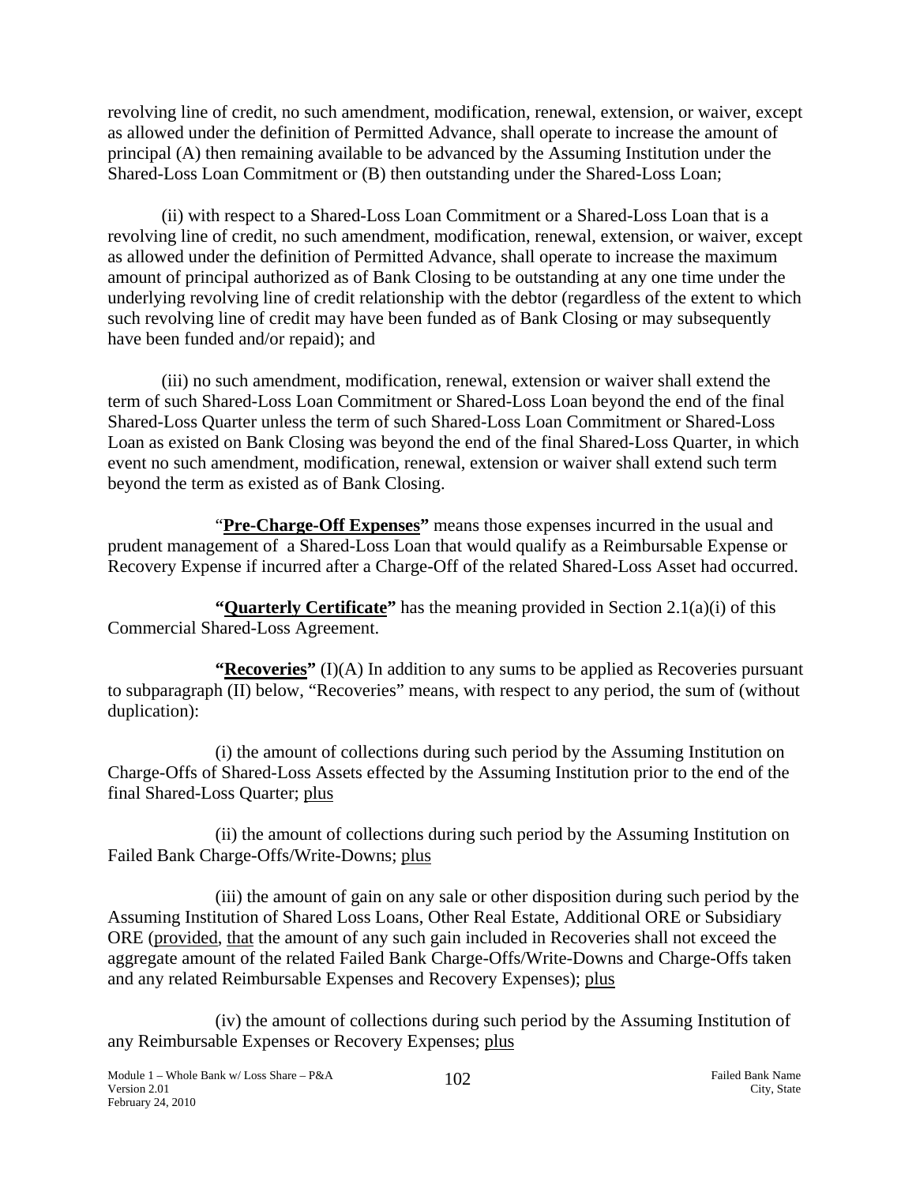revolving line of credit, no such amendment, modification, renewal, extension, or waiver, except as allowed under the definition of Permitted Advance, shall operate to increase the amount of principal (A) then remaining available to be advanced by the Assuming Institution under the Shared-Loss Loan Commitment or (B) then outstanding under the Shared-Loss Loan;

(ii) with respect to a Shared-Loss Loan Commitment or a Shared-Loss Loan that is a revolving line of credit, no such amendment, modification, renewal, extension, or waiver, except as allowed under the definition of Permitted Advance, shall operate to increase the maximum amount of principal authorized as of Bank Closing to be outstanding at any one time under the underlying revolving line of credit relationship with the debtor (regardless of the extent to which such revolving line of credit may have been funded as of Bank Closing or may subsequently have been funded and/or repaid); and

(iii) no such amendment, modification, renewal, extension or waiver shall extend the term of such Shared-Loss Loan Commitment or Shared-Loss Loan beyond the end of the final Shared-Loss Quarter unless the term of such Shared-Loss Loan Commitment or Shared-Loss Loan as existed on Bank Closing was beyond the end of the final Shared-Loss Quarter, in which event no such amendment, modification, renewal, extension or waiver shall extend such term beyond the term as existed as of Bank Closing.

"**Pre-Charge-Off Expenses"** means those expenses incurred in the usual and prudent management of a Shared-Loss Loan that would qualify as a Reimbursable Expense or Recovery Expense if incurred after a Charge-Off of the related Shared-Loss Asset had occurred.

**"Quarterly Certificate"** has the meaning provided in Section 2.1(a)(i) of this Commercial Shared-Loss Agreement.

**"Recoveries"** (I)(A) In addition to any sums to be applied as Recoveries pursuant to subparagraph (II) below, "Recoveries" means, with respect to any period, the sum of (without duplication):

(i) the amount of collections during such period by the Assuming Institution on Charge-Offs of Shared-Loss Assets effected by the Assuming Institution prior to the end of the final Shared-Loss Quarter; plus

(ii) the amount of collections during such period by the Assuming Institution on Failed Bank Charge-Offs/Write-Downs; plus

(iii) the amount of gain on any sale or other disposition during such period by the Assuming Institution of Shared Loss Loans, Other Real Estate, Additional ORE or Subsidiary ORE (provided, that the amount of any such gain included in Recoveries shall not exceed the aggregate amount of the related Failed Bank Charge-Offs/Write-Downs and Charge-Offs taken and any related Reimbursable Expenses and Recovery Expenses); plus

(iv) the amount of collections during such period by the Assuming Institution of any Reimbursable Expenses or Recovery Expenses; plus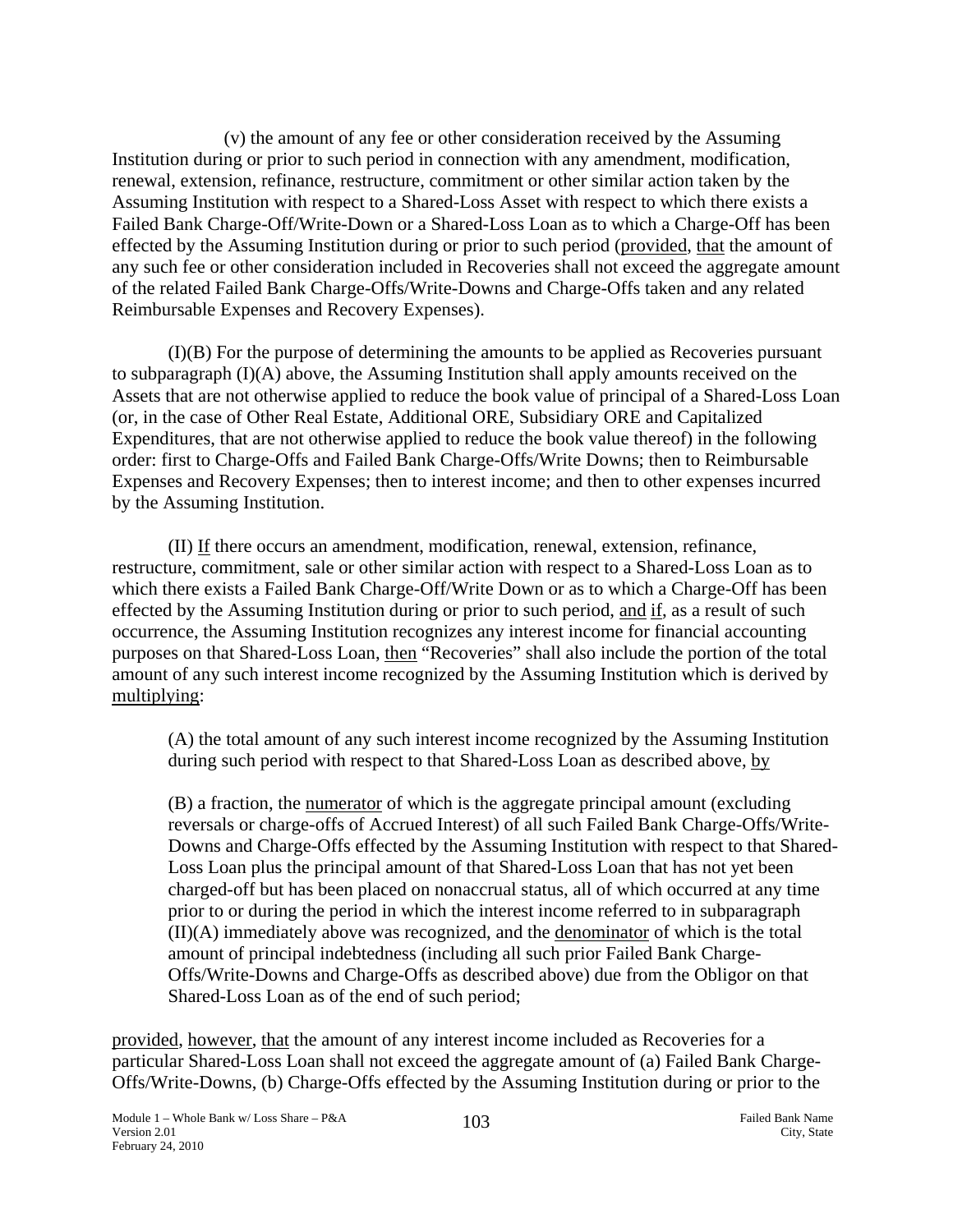(v) the amount of any fee or other consideration received by the Assuming Institution during or prior to such period in connection with any amendment, modification, renewal, extension, refinance, restructure, commitment or other similar action taken by the Assuming Institution with respect to a Shared-Loss Asset with respect to which there exists a Failed Bank Charge-Off/Write-Down or a Shared-Loss Loan as to which a Charge-Off has been effected by the Assuming Institution during or prior to such period (provided, that the amount of any such fee or other consideration included in Recoveries shall not exceed the aggregate amount of the related Failed Bank Charge-Offs/Write-Downs and Charge-Offs taken and any related Reimbursable Expenses and Recovery Expenses).

(I)(B) For the purpose of determining the amounts to be applied as Recoveries pursuant to subparagraph (I)(A) above, the Assuming Institution shall apply amounts received on the Assets that are not otherwise applied to reduce the book value of principal of a Shared-Loss Loan (or, in the case of Other Real Estate, Additional ORE, Subsidiary ORE and Capitalized Expenditures, that are not otherwise applied to reduce the book value thereof) in the following order: first to Charge-Offs and Failed Bank Charge-Offs/Write Downs; then to Reimbursable Expenses and Recovery Expenses; then to interest income; and then to other expenses incurred by the Assuming Institution.

(II) If there occurs an amendment, modification, renewal, extension, refinance, restructure, commitment, sale or other similar action with respect to a Shared-Loss Loan as to which there exists a Failed Bank Charge-Off/Write Down or as to which a Charge-Off has been effected by the Assuming Institution during or prior to such period, and if, as a result of such occurrence, the Assuming Institution recognizes any interest income for financial accounting purposes on that Shared-Loss Loan, then "Recoveries" shall also include the portion of the total amount of any such interest income recognized by the Assuming Institution which is derived by multiplying:

> (A) the total amount of any such interest income recognized by the Assuming Institution during such period with respect to that Shared-Loss Loan as described above, by
>
> (B) a fraction, the numerator of which is the aggregate principal amount (excluding reversals or charge-offs of Accrued Interest) of all such Failed Bank Charge-Offs/Write-Downs and Charge-Offs effected by the Assuming Institution with respect to that Shared-Loss Loan plus the principal amount of that Shared-Loss Loan that has not yet been charged-off but has been placed on nonaccrual status, all of which occurred at any time prior to or during the period in which the interest income referred to in subparagraph (II)(A) immediately above was recognized, and the denominator of which is the total amount of principal indebtedness (including all such prior Failed Bank Charge-Offs/Write-Downs and Charge-Offs as described above) due from the Obligor on that Shared-Loss Loan as of the end of such period;

provided, however, that the amount of any interest income included as Recoveries for a particular Shared-Loss Loan shall not exceed the aggregate amount of (a) Failed Bank Charge-Offs/Write-Downs, (b) Charge-Offs effected by the Assuming Institution during or prior to the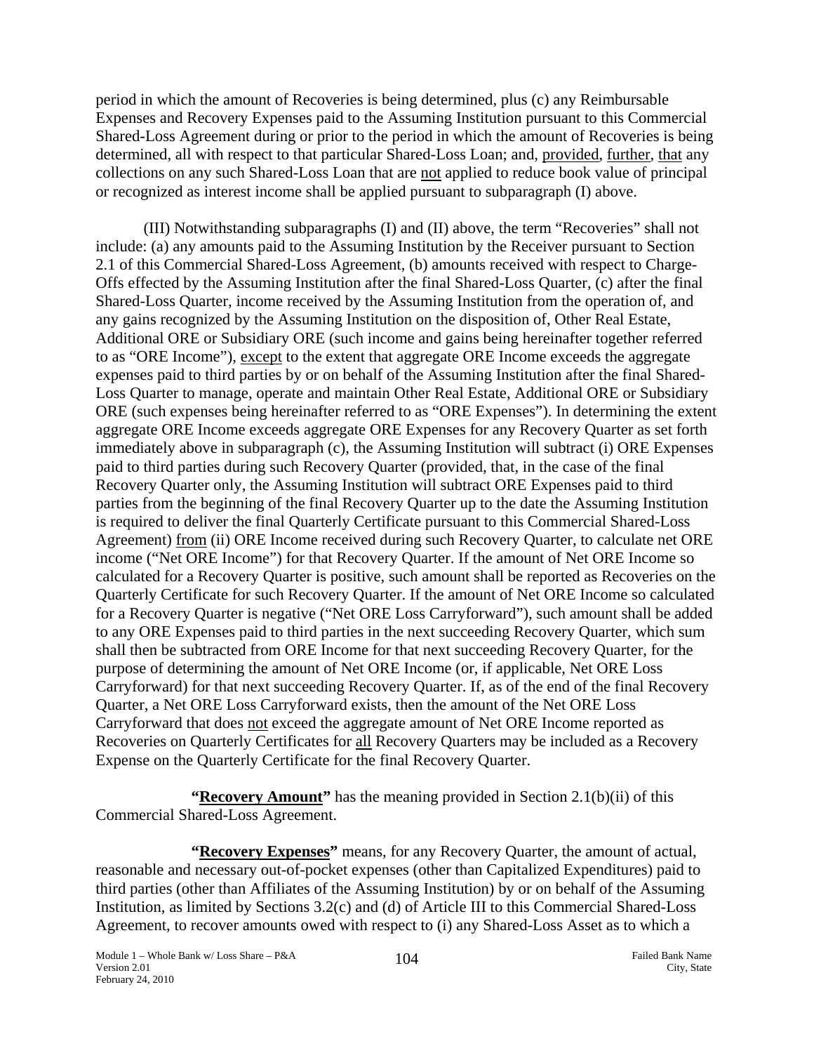period in which the amount of Recoveries is being determined, plus (c) any Reimbursable Expenses and Recovery Expenses paid to the Assuming Institution pursuant to this Commercial Shared-Loss Agreement during or prior to the period in which the amount of Recoveries is being determined, all with respect to that particular Shared-Loss Loan; and, provided, further, that any collections on any such Shared-Loss Loan that are not applied to reduce book value of principal or recognized as interest income shall be applied pursuant to subparagraph (I) above.

(III) Notwithstanding subparagraphs (I) and (II) above, the term "Recoveries" shall not include: (a) any amounts paid to the Assuming Institution by the Receiver pursuant to Section 2.1 of this Commercial Shared-Loss Agreement, (b) amounts received with respect to Charge-Offs effected by the Assuming Institution after the final Shared-Loss Quarter, (c) after the final Shared-Loss Quarter, income received by the Assuming Institution from the operation of, and any gains recognized by the Assuming Institution on the disposition of, Other Real Estate, Additional ORE or Subsidiary ORE (such income and gains being hereinafter together referred to as "ORE Income"), except to the extent that aggregate ORE Income exceeds the aggregate expenses paid to third parties by or on behalf of the Assuming Institution after the final Shared-Loss Quarter to manage, operate and maintain Other Real Estate, Additional ORE or Subsidiary ORE (such expenses being hereinafter referred to as "ORE Expenses"). In determining the extent aggregate ORE Income exceeds aggregate ORE Expenses for any Recovery Quarter as set forth immediately above in subparagraph (c), the Assuming Institution will subtract (i) ORE Expenses paid to third parties during such Recovery Quarter (provided, that, in the case of the final Recovery Quarter only, the Assuming Institution will subtract ORE Expenses paid to third parties from the beginning of the final Recovery Quarter up to the date the Assuming Institution is required to deliver the final Quarterly Certificate pursuant to this Commercial Shared-Loss Agreement) from (ii) ORE Income received during such Recovery Quarter, to calculate net ORE income ("Net ORE Income") for that Recovery Quarter. If the amount of Net ORE Income so calculated for a Recovery Quarter is positive, such amount shall be reported as Recoveries on the Quarterly Certificate for such Recovery Quarter. If the amount of Net ORE Income so calculated for a Recovery Quarter is negative ("Net ORE Loss Carryforward"), such amount shall be added to any ORE Expenses paid to third parties in the next succeeding Recovery Quarter, which sum shall then be subtracted from ORE Income for that next succeeding Recovery Quarter, for the purpose of determining the amount of Net ORE Income (or, if applicable, Net ORE Loss Carryforward) for that next succeeding Recovery Quarter. If, as of the end of the final Recovery Quarter, a Net ORE Loss Carryforward exists, then the amount of the Net ORE Loss Carryforward that does not exceed the aggregate amount of Net ORE Income reported as Recoveries on Quarterly Certificates for all Recovery Quarters may be included as a Recovery Expense on the Quarterly Certificate for the final Recovery Quarter.

**"Recovery Amount"** has the meaning provided in Section 2.1(b)(ii) of this Commercial Shared-Loss Agreement.

**"Recovery Expenses"** means, for any Recovery Quarter, the amount of actual, reasonable and necessary out-of-pocket expenses (other than Capitalized Expenditures) paid to third parties (other than Affiliates of the Assuming Institution) by or on behalf of the Assuming Institution, as limited by Sections 3.2(c) and (d) of Article III to this Commercial Shared-Loss Agreement, to recover amounts owed with respect to (i) any Shared-Loss Asset as to which a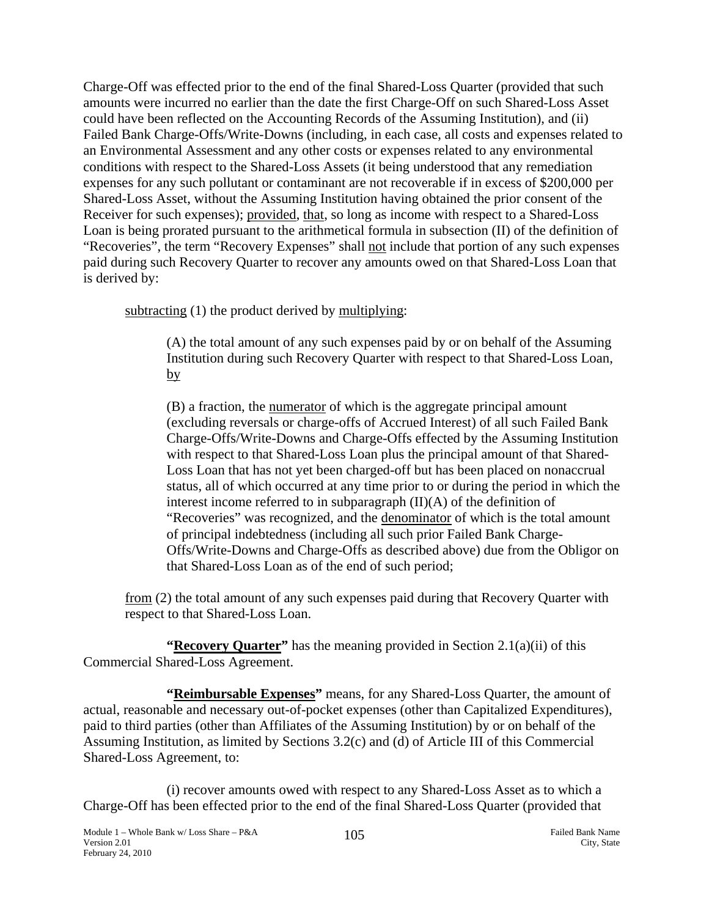Charge-Off was effected prior to the end of the final Shared-Loss Quarter (provided that such amounts were incurred no earlier than the date the first Charge-Off on such Shared-Loss Asset could have been reflected on the Accounting Records of the Assuming Institution), and (ii) Failed Bank Charge-Offs/Write-Downs (including, in each case, all costs and expenses related to an Environmental Assessment and any other costs or expenses related to any environmental conditions with respect to the Shared-Loss Assets (it being understood that any remediation expenses for any such pollutant or contaminant are not recoverable if in excess of $200,000 per Shared-Loss Asset, without the Assuming Institution having obtained the prior consent of the Receiver for such expenses); provided, that, so long as income with respect to a Shared-Loss Loan is being prorated pursuant to the arithmetical formula in subsection (II) of the definition of "Recoveries", the term "Recovery Expenses" shall not include that portion of any such expenses paid during such Recovery Quarter to recover any amounts owed on that Shared-Loss Loan that is derived by:

subtracting (1) the product derived by multiplying:

> (A) the total amount of any such expenses paid by or on behalf of the Assuming Institution during such Recovery Quarter with respect to that Shared-Loss Loan, by
>
> (B) a fraction, the numerator of which is the aggregate principal amount (excluding reversals or charge-offs of Accrued Interest) of all such Failed Bank Charge-Offs/Write-Downs and Charge-Offs effected by the Assuming Institution with respect to that Shared-Loss Loan plus the principal amount of that Shared-Loss Loan that has not yet been charged-off but has been placed on nonaccrual status, all of which occurred at any time prior to or during the period in which the interest income referred to in subparagraph (II)(A) of the definition of "Recoveries" was recognized, and the denominator of which is the total amount of principal indebtedness (including all such prior Failed Bank Charge-Offs/Write-Downs and Charge-Offs as described above) due from the Obligor on that Shared-Loss Loan as of the end of such period;

from (2) the total amount of any such expenses paid during that Recovery Quarter with respect to that Shared-Loss Loan.

**"Recovery Quarter"** has the meaning provided in Section 2.1(a)(ii) of this Commercial Shared-Loss Agreement.

**"Reimbursable Expenses"** means, for any Shared-Loss Quarter, the amount of actual, reasonable and necessary out-of-pocket expenses (other than Capitalized Expenditures), paid to third parties (other than Affiliates of the Assuming Institution) by or on behalf of the Assuming Institution, as limited by Sections 3.2(c) and (d) of Article III of this Commercial Shared-Loss Agreement, to:

(i) recover amounts owed with respect to any Shared-Loss Asset as to which a Charge-Off has been effected prior to the end of the final Shared-Loss Quarter (provided that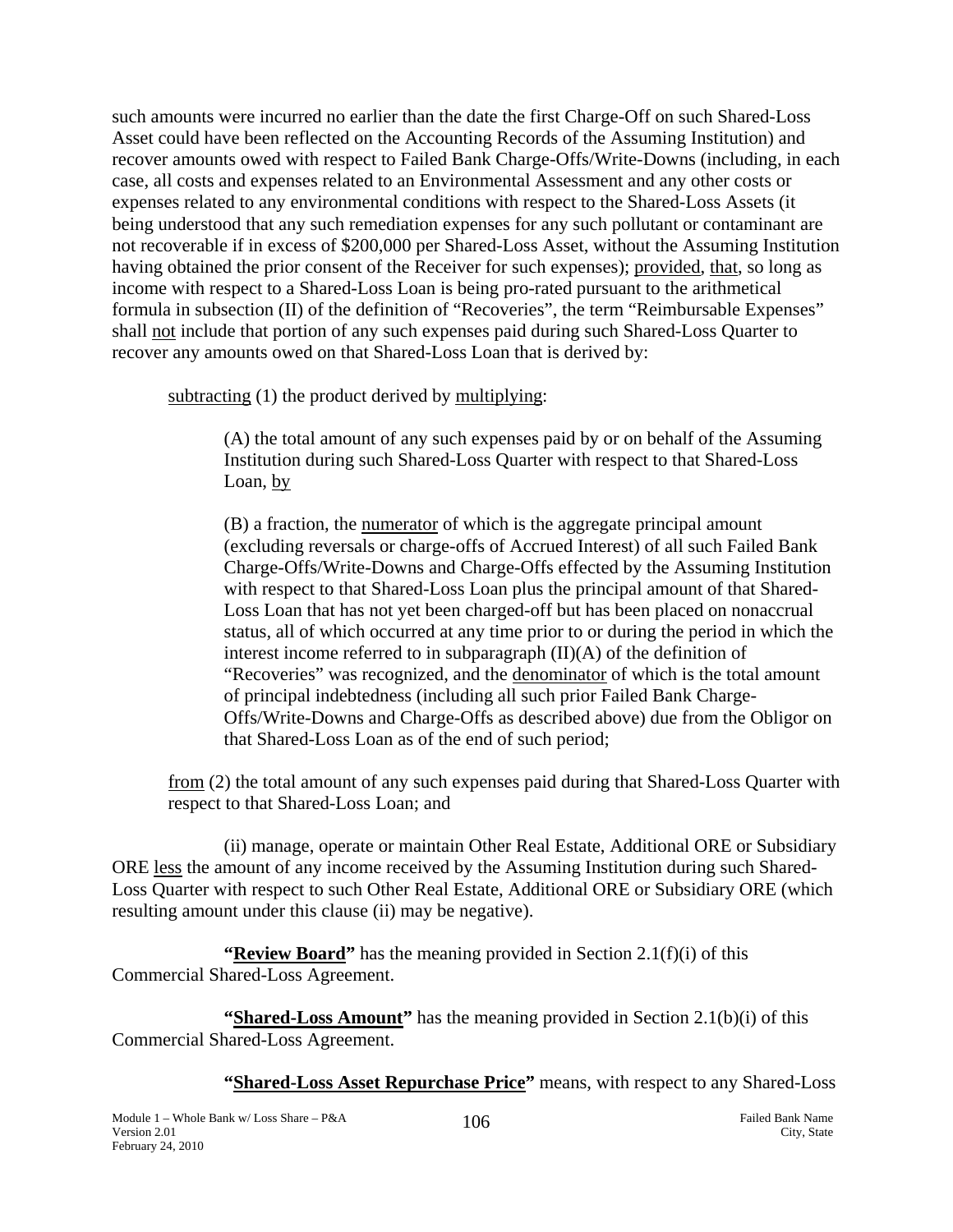such amounts were incurred no earlier than the date the first Charge-Off on such Shared-Loss Asset could have been reflected on the Accounting Records of the Assuming Institution) and recover amounts owed with respect to Failed Bank Charge-Offs/Write-Downs (including, in each case, all costs and expenses related to an Environmental Assessment and any other costs or expenses related to any environmental conditions with respect to the Shared-Loss Assets (it being understood that any such remediation expenses for any such pollutant or contaminant are not recoverable if in excess of $200,000 per Shared-Loss Asset, without the Assuming Institution having obtained the prior consent of the Receiver for such expenses); provided, that, so long as income with respect to a Shared-Loss Loan is being pro-rated pursuant to the arithmetical formula in subsection (II) of the definition of "Recoveries", the term "Reimbursable Expenses" shall not include that portion of any such expenses paid during such Shared-Loss Quarter to recover any amounts owed on that Shared-Loss Loan that is derived by:

subtracting (1) the product derived by multiplying:

(A) the total amount of any such expenses paid by or on behalf of the Assuming Institution during such Shared-Loss Quarter with respect to that Shared-Loss Loan, by

(B) a fraction, the numerator of which is the aggregate principal amount (excluding reversals or charge-offs of Accrued Interest) of all such Failed Bank Charge-Offs/Write-Downs and Charge-Offs effected by the Assuming Institution with respect to that Shared-Loss Loan plus the principal amount of that Shared-Loss Loan that has not yet been charged-off but has been placed on nonaccrual status, all of which occurred at any time prior to or during the period in which the interest income referred to in subparagraph (II)(A) of the definition of "Recoveries" was recognized, and the denominator of which is the total amount of principal indebtedness (including all such prior Failed Bank Charge-Offs/Write-Downs and Charge-Offs as described above) due from the Obligor on that Shared-Loss Loan as of the end of such period;

from (2) the total amount of any such expenses paid during that Shared-Loss Quarter with respect to that Shared-Loss Loan; and

(ii) manage, operate or maintain Other Real Estate, Additional ORE or Subsidiary ORE less the amount of any income received by the Assuming Institution during such Shared-Loss Quarter with respect to such Other Real Estate, Additional ORE or Subsidiary ORE (which resulting amount under this clause (ii) may be negative).

**"Review Board"** has the meaning provided in Section 2.1(f)(i) of this Commercial Shared-Loss Agreement.

**"Shared-Loss Amount"** has the meaning provided in Section 2.1(b)(i) of this Commercial Shared-Loss Agreement.

**"Shared-Loss Asset Repurchase Price"** means, with respect to any Shared-Loss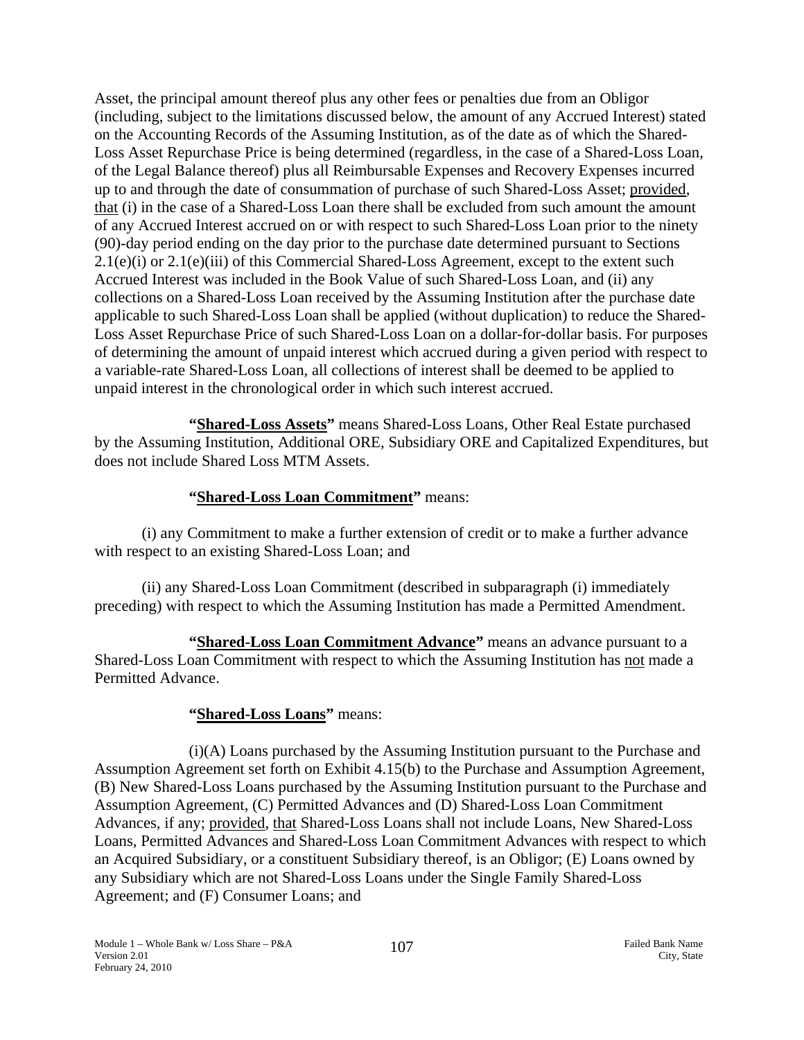Asset, the principal amount thereof plus any other fees or penalties due from an Obligor (including, subject to the limitations discussed below, the amount of any Accrued Interest) stated on the Accounting Records of the Assuming Institution, as of the date as of which the Shared-Loss Asset Repurchase Price is being determined (regardless, in the case of a Shared-Loss Loan, of the Legal Balance thereof) plus all Reimbursable Expenses and Recovery Expenses incurred up to and through the date of consummation of purchase of such Shared-Loss Asset; provided, that (i) in the case of a Shared-Loss Loan there shall be excluded from such amount the amount of any Accrued Interest accrued on or with respect to such Shared-Loss Loan prior to the ninety (90)-day period ending on the day prior to the purchase date determined pursuant to Sections 2.1(e)(i) or 2.1(e)(iii) of this Commercial Shared-Loss Agreement, except to the extent such Accrued Interest was included in the Book Value of such Shared-Loss Loan, and (ii) any collections on a Shared-Loss Loan received by the Assuming Institution after the purchase date applicable to such Shared-Loss Loan shall be applied (without duplication) to reduce the Shared-Loss Asset Repurchase Price of such Shared-Loss Loan on a dollar-for-dollar basis. For purposes of determining the amount of unpaid interest which accrued during a given period with respect to a variable-rate Shared-Loss Loan, all collections of interest shall be deemed to be applied to unpaid interest in the chronological order in which such interest accrued.

**"Shared-Loss Assets"** means Shared-Loss Loans, Other Real Estate purchased by the Assuming Institution, Additional ORE, Subsidiary ORE and Capitalized Expenditures, but does not include Shared Loss MTM Assets.

**"Shared-Loss Loan Commitment"** means:

(i) any Commitment to make a further extension of credit or to make a further advance with respect to an existing Shared-Loss Loan; and

(ii) any Shared-Loss Loan Commitment (described in subparagraph (i) immediately preceding) with respect to which the Assuming Institution has made a Permitted Amendment.

**"Shared-Loss Loan Commitment Advance"** means an advance pursuant to a Shared-Loss Loan Commitment with respect to which the Assuming Institution has not made a Permitted Advance.

**"Shared-Loss Loans"** means:

(i)(A) Loans purchased by the Assuming Institution pursuant to the Purchase and Assumption Agreement set forth on Exhibit 4.15(b) to the Purchase and Assumption Agreement, (B) New Shared-Loss Loans purchased by the Assuming Institution pursuant to the Purchase and Assumption Agreement, (C) Permitted Advances and (D) Shared-Loss Loan Commitment Advances, if any; provided, that Shared-Loss Loans shall not include Loans, New Shared-Loss Loans, Permitted Advances and Shared-Loss Loan Commitment Advances with respect to which an Acquired Subsidiary, or a constituent Subsidiary thereof, is an Obligor; (E) Loans owned by any Subsidiary which are not Shared-Loss Loans under the Single Family Shared-Loss Agreement; and (F) Consumer Loans; and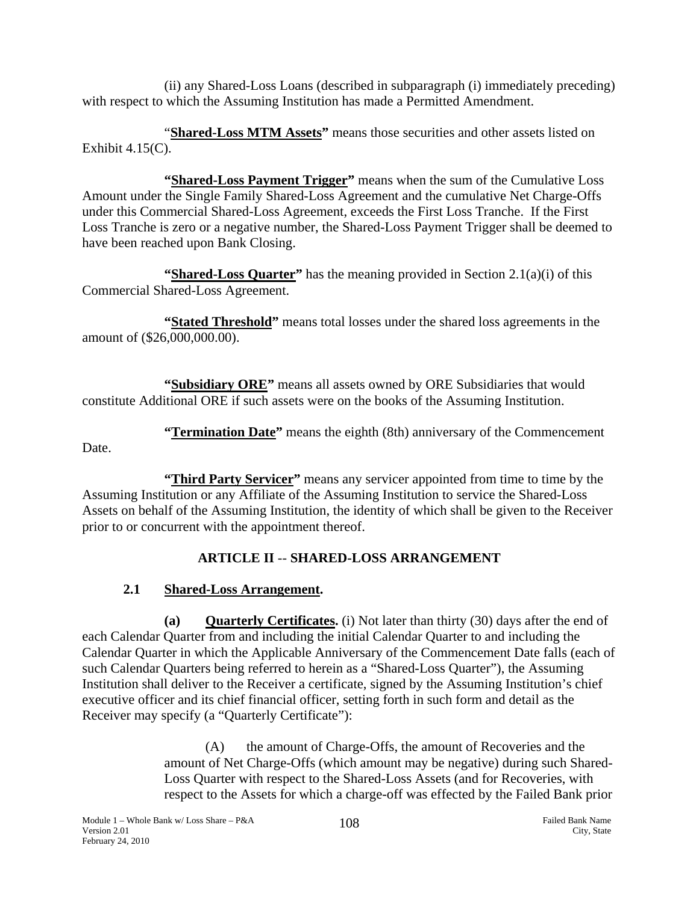(ii) any Shared-Loss Loans (described in subparagraph (i) immediately preceding) with respect to which the Assuming Institution has made a Permitted Amendment.

"**Shared-Loss MTM Assets"** means those securities and other assets listed on Exhibit 4.15(C).

**"Shared-Loss Payment Trigger"** means when the sum of the Cumulative Loss Amount under the Single Family Shared-Loss Agreement and the cumulative Net Charge-Offs under this Commercial Shared-Loss Agreement, exceeds the First Loss Tranche. If the First Loss Tranche is zero or a negative number, the Shared-Loss Payment Trigger shall be deemed to have been reached upon Bank Closing.

**"Shared-Loss Quarter"** has the meaning provided in Section 2.1(a)(i) of this Commercial Shared-Loss Agreement.

**"Stated Threshold"** means total losses under the shared loss agreements in the amount of ($26,000,000.00).

**"Subsidiary ORE"** means all assets owned by ORE Subsidiaries that would constitute Additional ORE if such assets were on the books of the Assuming Institution.

**"Termination Date"** means the eighth (8th) anniversary of the Commencement Date.

**"Third Party Servicer"** means any servicer appointed from time to time by the Assuming Institution or any Affiliate of the Assuming Institution to service the Shared-Loss Assets on behalf of the Assuming Institution, the identity of which shall be given to the Receiver prior to or concurrent with the appointment thereof.

## ARTICLE II -- SHARED-LOSS ARRANGEMENT

### 2.1 Shared-Loss Arrangement.

**(a) Quarterly Certificates.** (i) Not later than thirty (30) days after the end of each Calendar Quarter from and including the initial Calendar Quarter to and including the Calendar Quarter in which the Applicable Anniversary of the Commencement Date falls (each of such Calendar Quarters being referred to herein as a "Shared-Loss Quarter"), the Assuming Institution shall deliver to the Receiver a certificate, signed by the Assuming Institution's chief executive officer and its chief financial officer, setting forth in such form and detail as the Receiver may specify (a "Quarterly Certificate"):

(A) the amount of Charge-Offs, the amount of Recoveries and the amount of Net Charge-Offs (which amount may be negative) during such Shared-Loss Quarter with respect to the Shared-Loss Assets (and for Recoveries, with respect to the Assets for which a charge-off was effected by the Failed Bank prior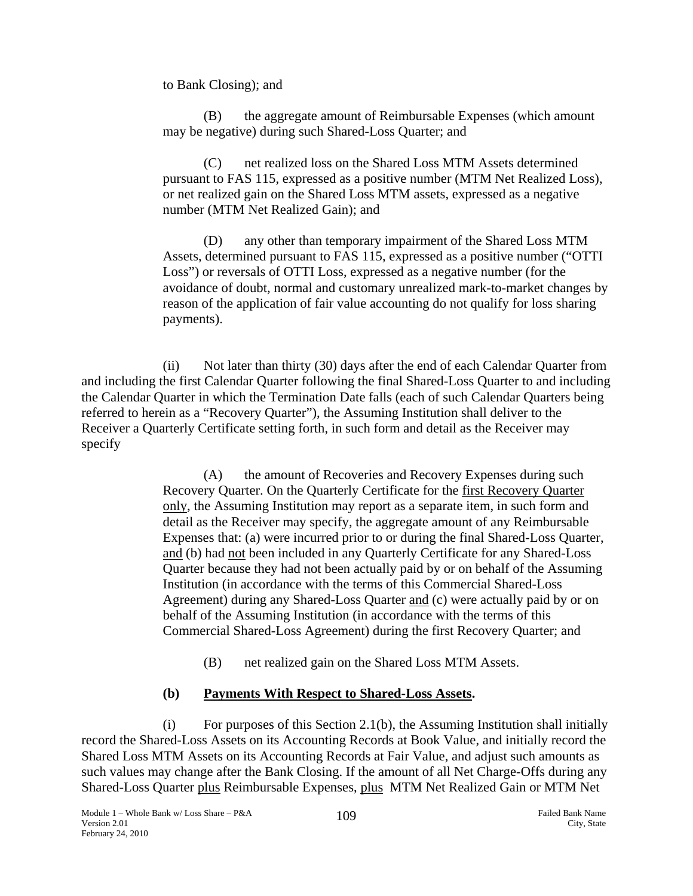to Bank Closing); and

(B) the aggregate amount of Reimbursable Expenses (which amount may be negative) during such Shared-Loss Quarter; and

(C) net realized loss on the Shared Loss MTM Assets determined pursuant to FAS 115, expressed as a positive number (MTM Net Realized Loss), or net realized gain on the Shared Loss MTM assets, expressed as a negative number (MTM Net Realized Gain); and

(D) any other than temporary impairment of the Shared Loss MTM Assets, determined pursuant to FAS 115, expressed as a positive number ("OTTI Loss") or reversals of OTTI Loss, expressed as a negative number (for the avoidance of doubt, normal and customary unrealized mark-to-market changes by reason of the application of fair value accounting do not qualify for loss sharing payments).

(ii) Not later than thirty (30) days after the end of each Calendar Quarter from and including the first Calendar Quarter following the final Shared-Loss Quarter to and including the Calendar Quarter in which the Termination Date falls (each of such Calendar Quarters being referred to herein as a "Recovery Quarter"), the Assuming Institution shall deliver to the Receiver a Quarterly Certificate setting forth, in such form and detail as the Receiver may specify

(A) the amount of Recoveries and Recovery Expenses during such Recovery Quarter. On the Quarterly Certificate for the first Recovery Quarter only, the Assuming Institution may report as a separate item, in such form and detail as the Receiver may specify, the aggregate amount of any Reimbursable Expenses that: (a) were incurred prior to or during the final Shared-Loss Quarter, and (b) had not been included in any Quarterly Certificate for any Shared-Loss Quarter because they had not been actually paid by or on behalf of the Assuming Institution (in accordance with the terms of this Commercial Shared-Loss Agreement) during any Shared-Loss Quarter and (c) were actually paid by or on behalf of the Assuming Institution (in accordance with the terms of this Commercial Shared-Loss Agreement) during the first Recovery Quarter; and

(B) net realized gain on the Shared Loss MTM Assets.

**(b) Payments With Respect to Shared-Loss Assets.**

(i) For purposes of this Section 2.1(b), the Assuming Institution shall initially record the Shared-Loss Assets on its Accounting Records at Book Value, and initially record the Shared Loss MTM Assets on its Accounting Records at Fair Value, and adjust such amounts as such values may change after the Bank Closing. If the amount of all Net Charge-Offs during any Shared-Loss Quarter plus Reimbursable Expenses, plus MTM Net Realized Gain or MTM Net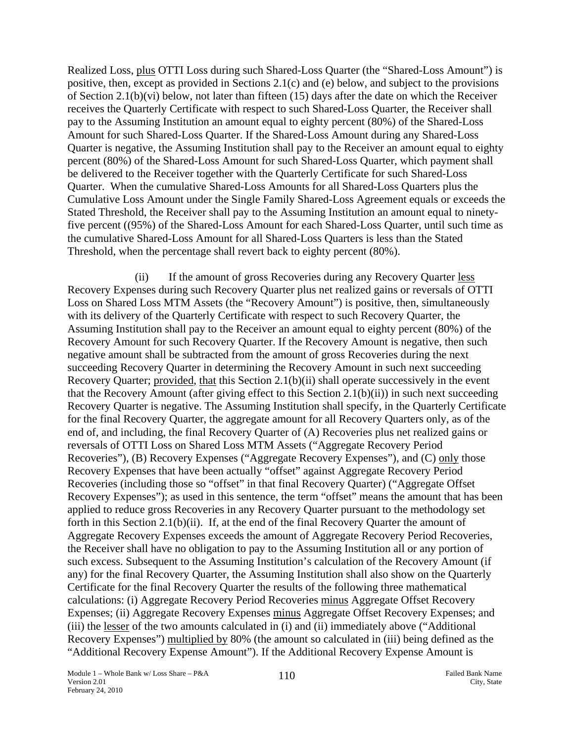Realized Loss, plus OTTI Loss during such Shared-Loss Quarter (the "Shared-Loss Amount") is positive, then, except as provided in Sections 2.1(c) and (e) below, and subject to the provisions of Section 2.1(b)(vi) below, not later than fifteen (15) days after the date on which the Receiver receives the Quarterly Certificate with respect to such Shared-Loss Quarter, the Receiver shall pay to the Assuming Institution an amount equal to eighty percent (80%) of the Shared-Loss Amount for such Shared-Loss Quarter. If the Shared-Loss Amount during any Shared-Loss Quarter is negative, the Assuming Institution shall pay to the Receiver an amount equal to eighty percent (80%) of the Shared-Loss Amount for such Shared-Loss Quarter, which payment shall be delivered to the Receiver together with the Quarterly Certificate for such Shared-Loss Quarter. When the cumulative Shared-Loss Amounts for all Shared-Loss Quarters plus the Cumulative Loss Amount under the Single Family Shared-Loss Agreement equals or exceeds the Stated Threshold, the Receiver shall pay to the Assuming Institution an amount equal to ninety-five percent ((95%) of the Shared-Loss Amount for each Shared-Loss Quarter, until such time as the cumulative Shared-Loss Amount for all Shared-Loss Quarters is less than the Stated Threshold, when the percentage shall revert back to eighty percent (80%).

(ii) If the amount of gross Recoveries during any Recovery Quarter less Recovery Expenses during such Recovery Quarter plus net realized gains or reversals of OTTI Loss on Shared Loss MTM Assets (the "Recovery Amount") is positive, then, simultaneously with its delivery of the Quarterly Certificate with respect to such Recovery Quarter, the Assuming Institution shall pay to the Receiver an amount equal to eighty percent (80%) of the Recovery Amount for such Recovery Quarter. If the Recovery Amount is negative, then such negative amount shall be subtracted from the amount of gross Recoveries during the next succeeding Recovery Quarter in determining the Recovery Amount in such next succeeding Recovery Quarter; provided, that this Section 2.1(b)(ii) shall operate successively in the event that the Recovery Amount (after giving effect to this Section 2.1(b)(ii)) in such next succeeding Recovery Quarter is negative. The Assuming Institution shall specify, in the Quarterly Certificate for the final Recovery Quarter, the aggregate amount for all Recovery Quarters only, as of the end of, and including, the final Recovery Quarter of (A) Recoveries plus net realized gains or reversals of OTTI Loss on Shared Loss MTM Assets ("Aggregate Recovery Period Recoveries"), (B) Recovery Expenses ("Aggregate Recovery Expenses"), and (C) only those Recovery Expenses that have been actually "offset" against Aggregate Recovery Period Recoveries (including those so "offset" in that final Recovery Quarter) ("Aggregate Offset Recovery Expenses"); as used in this sentence, the term "offset" means the amount that has been applied to reduce gross Recoveries in any Recovery Quarter pursuant to the methodology set forth in this Section 2.1(b)(ii). If, at the end of the final Recovery Quarter the amount of Aggregate Recovery Expenses exceeds the amount of Aggregate Recovery Period Recoveries, the Receiver shall have no obligation to pay to the Assuming Institution all or any portion of such excess. Subsequent to the Assuming Institution's calculation of the Recovery Amount (if any) for the final Recovery Quarter, the Assuming Institution shall also show on the Quarterly Certificate for the final Recovery Quarter the results of the following three mathematical calculations: (i) Aggregate Recovery Period Recoveries minus Aggregate Offset Recovery Expenses; (ii) Aggregate Recovery Expenses minus Aggregate Offset Recovery Expenses; and (iii) the lesser of the two amounts calculated in (i) and (ii) immediately above ("Additional Recovery Expenses") multiplied by 80% (the amount so calculated in (iii) being defined as the "Additional Recovery Expense Amount"). If the Additional Recovery Expense Amount is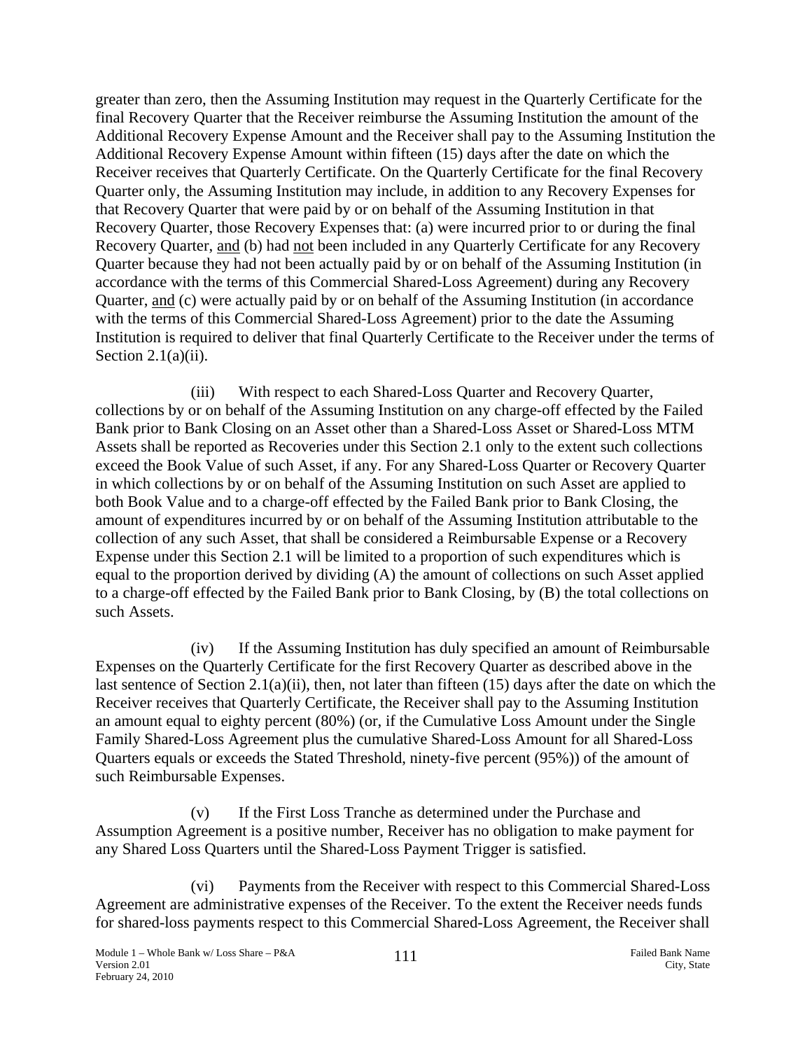greater than zero, then the Assuming Institution may request in the Quarterly Certificate for the final Recovery Quarter that the Receiver reimburse the Assuming Institution the amount of the Additional Recovery Expense Amount and the Receiver shall pay to the Assuming Institution the Additional Recovery Expense Amount within fifteen (15) days after the date on which the Receiver receives that Quarterly Certificate. On the Quarterly Certificate for the final Recovery Quarter only, the Assuming Institution may include, in addition to any Recovery Expenses for that Recovery Quarter that were paid by or on behalf of the Assuming Institution in that Recovery Quarter, those Recovery Expenses that: (a) were incurred prior to or during the final Recovery Quarter, and (b) had not been included in any Quarterly Certificate for any Recovery Quarter because they had not been actually paid by or on behalf of the Assuming Institution (in accordance with the terms of this Commercial Shared-Loss Agreement) during any Recovery Quarter, and (c) were actually paid by or on behalf of the Assuming Institution (in accordance with the terms of this Commercial Shared-Loss Agreement) prior to the date the Assuming Institution is required to deliver that final Quarterly Certificate to the Receiver under the terms of Section 2.1(a)(ii).

(iii) With respect to each Shared-Loss Quarter and Recovery Quarter, collections by or on behalf of the Assuming Institution on any charge-off effected by the Failed Bank prior to Bank Closing on an Asset other than a Shared-Loss Asset or Shared-Loss MTM Assets shall be reported as Recoveries under this Section 2.1 only to the extent such collections exceed the Book Value of such Asset, if any. For any Shared-Loss Quarter or Recovery Quarter in which collections by or on behalf of the Assuming Institution on such Asset are applied to both Book Value and to a charge-off effected by the Failed Bank prior to Bank Closing, the amount of expenditures incurred by or on behalf of the Assuming Institution attributable to the collection of any such Asset, that shall be considered a Reimbursable Expense or a Recovery Expense under this Section 2.1 will be limited to a proportion of such expenditures which is equal to the proportion derived by dividing (A) the amount of collections on such Asset applied to a charge-off effected by the Failed Bank prior to Bank Closing, by (B) the total collections on such Assets.

(iv) If the Assuming Institution has duly specified an amount of Reimbursable Expenses on the Quarterly Certificate for the first Recovery Quarter as described above in the last sentence of Section 2.1(a)(ii), then, not later than fifteen (15) days after the date on which the Receiver receives that Quarterly Certificate, the Receiver shall pay to the Assuming Institution an amount equal to eighty percent (80%) (or, if the Cumulative Loss Amount under the Single Family Shared-Loss Agreement plus the cumulative Shared-Loss Amount for all Shared-Loss Quarters equals or exceeds the Stated Threshold, ninety-five percent (95%)) of the amount of such Reimbursable Expenses.

(v) If the First Loss Tranche as determined under the Purchase and Assumption Agreement is a positive number, Receiver has no obligation to make payment for any Shared Loss Quarters until the Shared-Loss Payment Trigger is satisfied.

(vi) Payments from the Receiver with respect to this Commercial Shared-Loss Agreement are administrative expenses of the Receiver. To the extent the Receiver needs funds for shared-loss payments respect to this Commercial Shared-Loss Agreement, the Receiver shall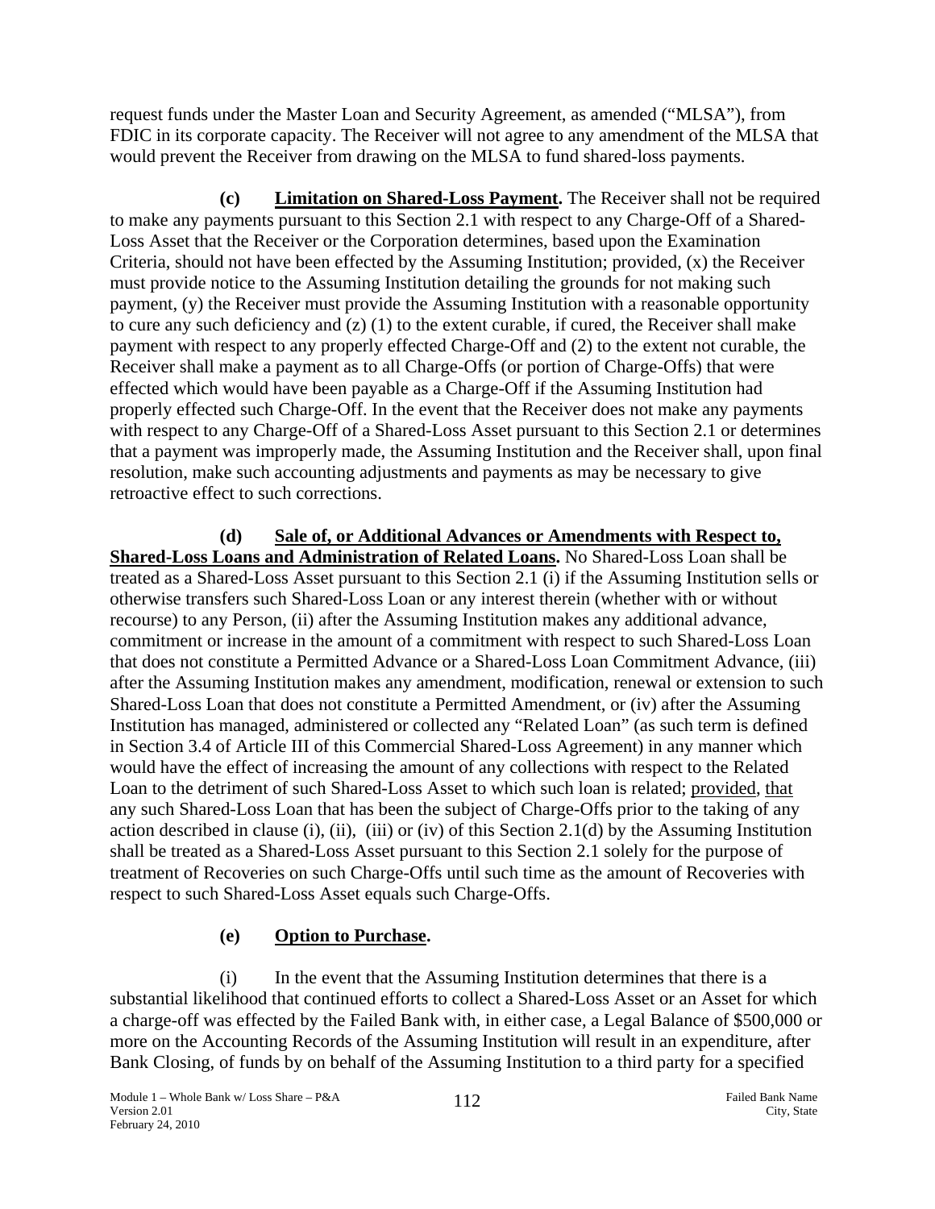request funds under the Master Loan and Security Agreement, as amended ("MLSA"), from FDIC in its corporate capacity. The Receiver will not agree to any amendment of the MLSA that would prevent the Receiver from drawing on the MLSA to fund shared-loss payments.

**(c) Limitation on Shared-Loss Payment.** The Receiver shall not be required to make any payments pursuant to this Section 2.1 with respect to any Charge-Off of a Shared-Loss Asset that the Receiver or the Corporation determines, based upon the Examination Criteria, should not have been effected by the Assuming Institution; provided, (x) the Receiver must provide notice to the Assuming Institution detailing the grounds for not making such payment, (y) the Receiver must provide the Assuming Institution with a reasonable opportunity to cure any such deficiency and (z) (1) to the extent curable, if cured, the Receiver shall make payment with respect to any properly effected Charge-Off and (2) to the extent not curable, the Receiver shall make a payment as to all Charge-Offs (or portion of Charge-Offs) that were effected which would have been payable as a Charge-Off if the Assuming Institution had properly effected such Charge-Off. In the event that the Receiver does not make any payments with respect to any Charge-Off of a Shared-Loss Asset pursuant to this Section 2.1 or determines that a payment was improperly made, the Assuming Institution and the Receiver shall, upon final resolution, make such accounting adjustments and payments as may be necessary to give retroactive effect to such corrections.

**(d) Sale of, or Additional Advances or Amendments with Respect to, Shared-Loss Loans and Administration of Related Loans.** No Shared-Loss Loan shall be treated as a Shared-Loss Asset pursuant to this Section 2.1 (i) if the Assuming Institution sells or otherwise transfers such Shared-Loss Loan or any interest therein (whether with or without recourse) to any Person, (ii) after the Assuming Institution makes any additional advance, commitment or increase in the amount of a commitment with respect to such Shared-Loss Loan that does not constitute a Permitted Advance or a Shared-Loss Loan Commitment Advance, (iii) after the Assuming Institution makes any amendment, modification, renewal or extension to such Shared-Loss Loan that does not constitute a Permitted Amendment, or (iv) after the Assuming Institution has managed, administered or collected any "Related Loan" (as such term is defined in Section 3.4 of Article III of this Commercial Shared-Loss Agreement) in any manner which would have the effect of increasing the amount of any collections with respect to the Related Loan to the detriment of such Shared-Loss Asset to which such loan is related; provided, that any such Shared-Loss Loan that has been the subject of Charge-Offs prior to the taking of any action described in clause (i), (ii), (iii) or (iv) of this Section 2.1(d) by the Assuming Institution shall be treated as a Shared-Loss Asset pursuant to this Section 2.1 solely for the purpose of treatment of Recoveries on such Charge-Offs until such time as the amount of Recoveries with respect to such Shared-Loss Asset equals such Charge-Offs.

**(e) Option to Purchase.**

(i) In the event that the Assuming Institution determines that there is a substantial likelihood that continued efforts to collect a Shared-Loss Asset or an Asset for which a charge-off was effected by the Failed Bank with, in either case, a Legal Balance of $500,000 or more on the Accounting Records of the Assuming Institution will result in an expenditure, after Bank Closing, of funds by on behalf of the Assuming Institution to a third party for a specified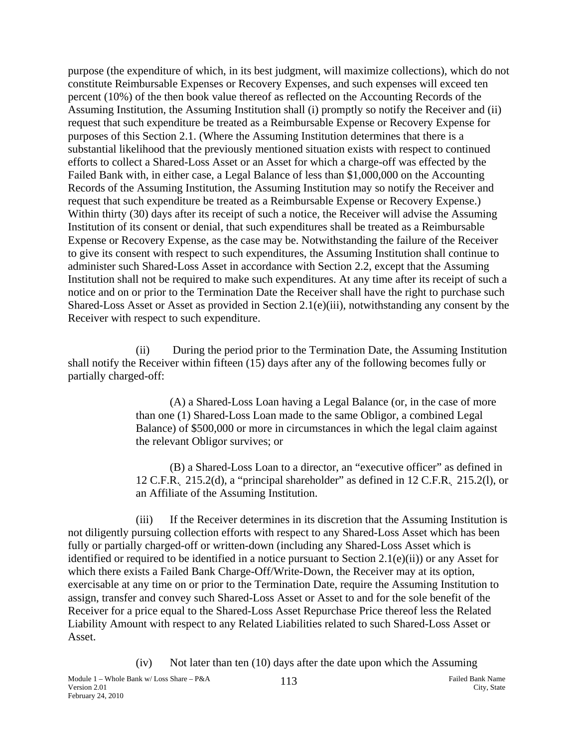purpose (the expenditure of which, in its best judgment, will maximize collections), which do not constitute Reimbursable Expenses or Recovery Expenses, and such expenses will exceed ten percent (10%) of the then book value thereof as reflected on the Accounting Records of the Assuming Institution, the Assuming Institution shall (i) promptly so notify the Receiver and (ii) request that such expenditure be treated as a Reimbursable Expense or Recovery Expense for purposes of this Section 2.1. (Where the Assuming Institution determines that there is a substantial likelihood that the previously mentioned situation exists with respect to continued efforts to collect a Shared-Loss Asset or an Asset for which a charge-off was effected by the Failed Bank with, in either case, a Legal Balance of less than $1,000,000 on the Accounting Records of the Assuming Institution, the Assuming Institution may so notify the Receiver and request that such expenditure be treated as a Reimbursable Expense or Recovery Expense.) Within thirty (30) days after its receipt of such a notice, the Receiver will advise the Assuming Institution of its consent or denial, that such expenditures shall be treated as a Reimbursable Expense or Recovery Expense, as the case may be. Notwithstanding the failure of the Receiver to give its consent with respect to such expenditures, the Assuming Institution shall continue to administer such Shared-Loss Asset in accordance with Section 2.2, except that the Assuming Institution shall not be required to make such expenditures. At any time after its receipt of such a notice and on or prior to the Termination Date the Receiver shall have the right to purchase such Shared-Loss Asset or Asset as provided in Section 2.1(e)(iii), notwithstanding any consent by the Receiver with respect to such expenditure.

(ii) During the period prior to the Termination Date, the Assuming Institution shall notify the Receiver within fifteen (15) days after any of the following becomes fully or partially charged-off:

(A) a Shared-Loss Loan having a Legal Balance (or, in the case of more than one (1) Shared-Loss Loan made to the same Obligor, a combined Legal Balance) of $500,000 or more in circumstances in which the legal claim against the relevant Obligor survives; or

(B) a Shared-Loss Loan to a director, an "executive officer" as defined in 12 C.F.R. 215.2(d), a "principal shareholder" as defined in 12 C.F.R. 215.2(l), or an Affiliate of the Assuming Institution.

(iii) If the Receiver determines in its discretion that the Assuming Institution is not diligently pursuing collection efforts with respect to any Shared-Loss Asset which has been fully or partially charged-off or written-down (including any Shared-Loss Asset which is identified or required to be identified in a notice pursuant to Section 2.1(e)(ii)) or any Asset for which there exists a Failed Bank Charge-Off/Write-Down, the Receiver may at its option, exercisable at any time on or prior to the Termination Date, require the Assuming Institution to assign, transfer and convey such Shared-Loss Asset or Asset to and for the sole benefit of the Receiver for a price equal to the Shared-Loss Asset Repurchase Price thereof less the Related Liability Amount with respect to any Related Liabilities related to such Shared-Loss Asset or Asset.

(iv) Not later than ten (10) days after the date upon which the Assuming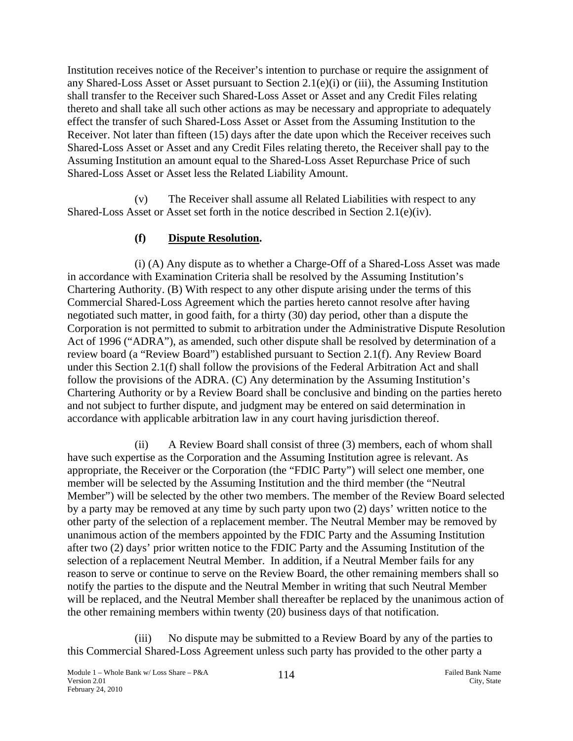Institution receives notice of the Receiver's intention to purchase or require the assignment of any Shared-Loss Asset or Asset pursuant to Section 2.1(e)(i) or (iii), the Assuming Institution shall transfer to the Receiver such Shared-Loss Asset or Asset and any Credit Files relating thereto and shall take all such other actions as may be necessary and appropriate to adequately effect the transfer of such Shared-Loss Asset or Asset from the Assuming Institution to the Receiver. Not later than fifteen (15) days after the date upon which the Receiver receives such Shared-Loss Asset or Asset and any Credit Files relating thereto, the Receiver shall pay to the Assuming Institution an amount equal to the Shared-Loss Asset Repurchase Price of such Shared-Loss Asset or Asset less the Related Liability Amount.

(v) The Receiver shall assume all Related Liabilities with respect to any Shared-Loss Asset or Asset set forth in the notice described in Section 2.1(e)(iv).

**(f) Dispute Resolution.**

(i) (A) Any dispute as to whether a Charge-Off of a Shared-Loss Asset was made in accordance with Examination Criteria shall be resolved by the Assuming Institution's Chartering Authority. (B) With respect to any other dispute arising under the terms of this Commercial Shared-Loss Agreement which the parties hereto cannot resolve after having negotiated such matter, in good faith, for a thirty (30) day period, other than a dispute the Corporation is not permitted to submit to arbitration under the Administrative Dispute Resolution Act of 1996 ("ADRA"), as amended, such other dispute shall be resolved by determination of a review board (a "Review Board") established pursuant to Section 2.1(f). Any Review Board under this Section 2.1(f) shall follow the provisions of the Federal Arbitration Act and shall follow the provisions of the ADRA. (C) Any determination by the Assuming Institution's Chartering Authority or by a Review Board shall be conclusive and binding on the parties hereto and not subject to further dispute, and judgment may be entered on said determination in accordance with applicable arbitration law in any court having jurisdiction thereof.

(ii) A Review Board shall consist of three (3) members, each of whom shall have such expertise as the Corporation and the Assuming Institution agree is relevant. As appropriate, the Receiver or the Corporation (the "FDIC Party") will select one member, one member will be selected by the Assuming Institution and the third member (the "Neutral Member") will be selected by the other two members. The member of the Review Board selected by a party may be removed at any time by such party upon two (2) days' written notice to the other party of the selection of a replacement member. The Neutral Member may be removed by unanimous action of the members appointed by the FDIC Party and the Assuming Institution after two (2) days' prior written notice to the FDIC Party and the Assuming Institution of the selection of a replacement Neutral Member. In addition, if a Neutral Member fails for any reason to serve or continue to serve on the Review Board, the other remaining members shall so notify the parties to the dispute and the Neutral Member in writing that such Neutral Member will be replaced, and the Neutral Member shall thereafter be replaced by the unanimous action of the other remaining members within twenty (20) business days of that notification.

(iii) No dispute may be submitted to a Review Board by any of the parties to this Commercial Shared-Loss Agreement unless such party has provided to the other party a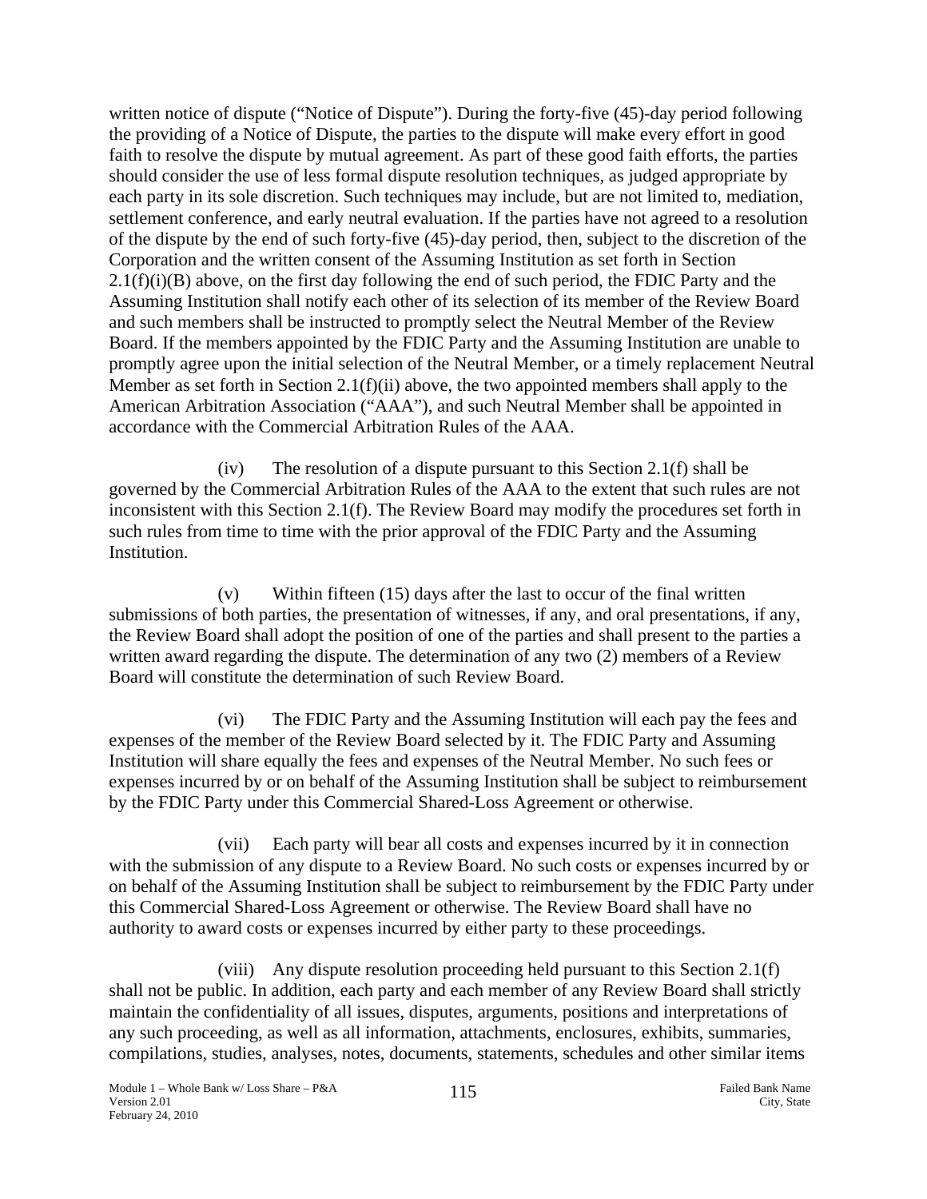written notice of dispute ("Notice of Dispute"). During the forty-five (45)-day period following the providing of a Notice of Dispute, the parties to the dispute will make every effort in good faith to resolve the dispute by mutual agreement. As part of these good faith efforts, the parties should consider the use of less formal dispute resolution techniques, as judged appropriate by each party in its sole discretion. Such techniques may include, but are not limited to, mediation, settlement conference, and early neutral evaluation. If the parties have not agreed to a resolution of the dispute by the end of such forty-five (45)-day period, then, subject to the discretion of the Corporation and the written consent of the Assuming Institution as set forth in Section 2.1(f)(i)(B) above, on the first day following the end of such period, the FDIC Party and the Assuming Institution shall notify each other of its selection of its member of the Review Board and such members shall be instructed to promptly select the Neutral Member of the Review Board. If the members appointed by the FDIC Party and the Assuming Institution are unable to promptly agree upon the initial selection of the Neutral Member, or a timely replacement Neutral Member as set forth in Section 2.1(f)(ii) above, the two appointed members shall apply to the American Arbitration Association ("AAA"), and such Neutral Member shall be appointed in accordance with the Commercial Arbitration Rules of the AAA.

(iv) The resolution of a dispute pursuant to this Section 2.1(f) shall be governed by the Commercial Arbitration Rules of the AAA to the extent that such rules are not inconsistent with this Section 2.1(f). The Review Board may modify the procedures set forth in such rules from time to time with the prior approval of the FDIC Party and the Assuming Institution.

(v) Within fifteen (15) days after the last to occur of the final written submissions of both parties, the presentation of witnesses, if any, and oral presentations, if any, the Review Board shall adopt the position of one of the parties and shall present to the parties a written award regarding the dispute. The determination of any two (2) members of a Review Board will constitute the determination of such Review Board.

(vi) The FDIC Party and the Assuming Institution will each pay the fees and expenses of the member of the Review Board selected by it. The FDIC Party and Assuming Institution will share equally the fees and expenses of the Neutral Member. No such fees or expenses incurred by or on behalf of the Assuming Institution shall be subject to reimbursement by the FDIC Party under this Commercial Shared-Loss Agreement or otherwise.

(vii) Each party will bear all costs and expenses incurred by it in connection with the submission of any dispute to a Review Board. No such costs or expenses incurred by or on behalf of the Assuming Institution shall be subject to reimbursement by the FDIC Party under this Commercial Shared-Loss Agreement or otherwise. The Review Board shall have no authority to award costs or expenses incurred by either party to these proceedings.

(viii) Any dispute resolution proceeding held pursuant to this Section 2.1(f) shall not be public. In addition, each party and each member of any Review Board shall strictly maintain the confidentiality of all issues, disputes, arguments, positions and interpretations of any such proceeding, as well as all information, attachments, enclosures, exhibits, summaries, compilations, studies, analyses, notes, documents, statements, schedules and other similar items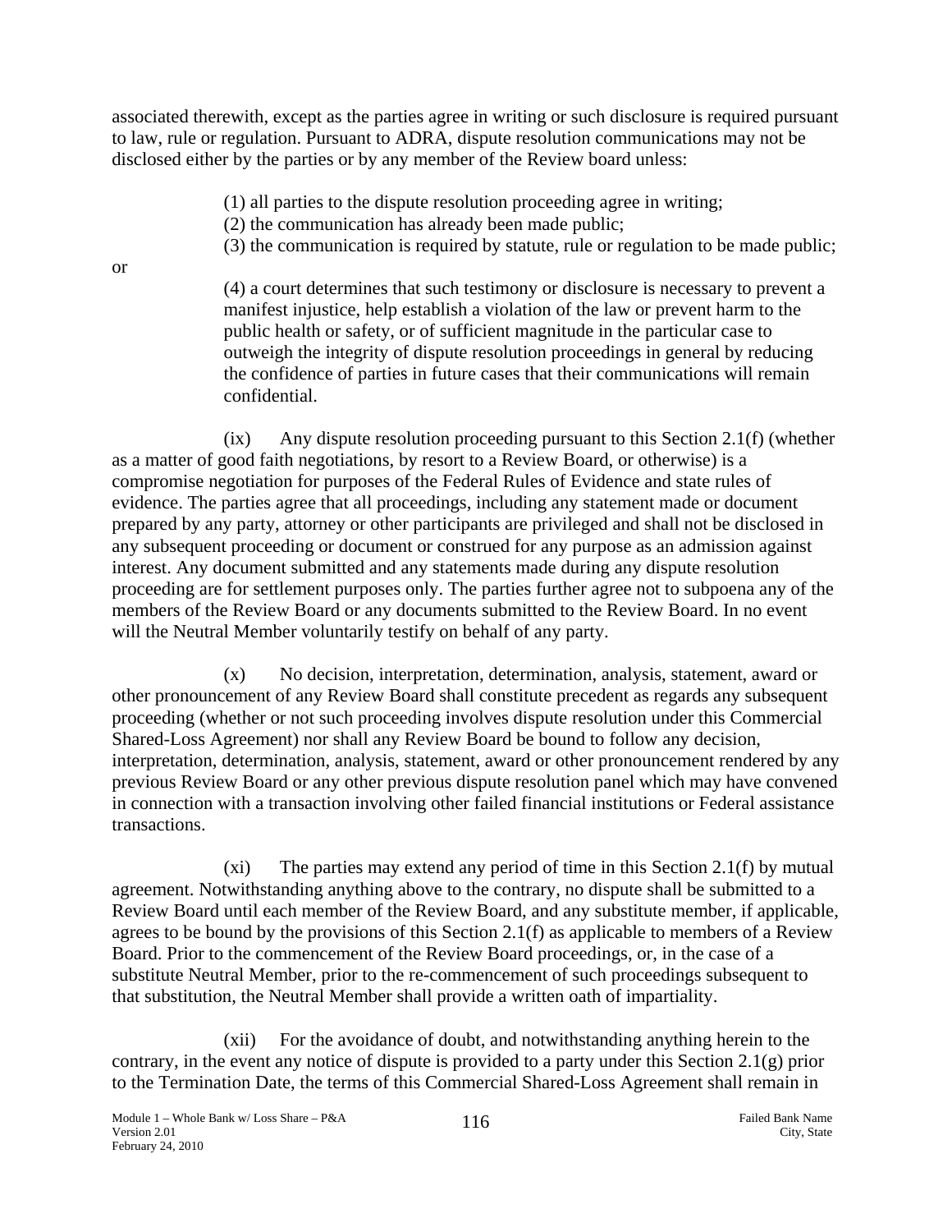associated therewith, except as the parties agree in writing or such disclosure is required pursuant to law, rule or regulation. Pursuant to ADRA, dispute resolution communications may not be disclosed either by the parties or by any member of the Review board unless:

(1) all parties to the dispute resolution proceeding agree in writing;
(2) the communication has already been made public;
(3) the communication is required by statute, rule or regulation to be made public;

or

(4) a court determines that such testimony or disclosure is necessary to prevent a manifest injustice, help establish a violation of the law or prevent harm to the public health or safety, or of sufficient magnitude in the particular case to outweigh the integrity of dispute resolution proceedings in general by reducing the confidence of parties in future cases that their communications will remain confidential.

(ix) Any dispute resolution proceeding pursuant to this Section 2.1(f) (whether as a matter of good faith negotiations, by resort to a Review Board, or otherwise) is a compromise negotiation for purposes of the Federal Rules of Evidence and state rules of evidence. The parties agree that all proceedings, including any statement made or document prepared by any party, attorney or other participants are privileged and shall not be disclosed in any subsequent proceeding or document or construed for any purpose as an admission against interest. Any document submitted and any statements made during any dispute resolution proceeding are for settlement purposes only. The parties further agree not to subpoena any of the members of the Review Board or any documents submitted to the Review Board. In no event will the Neutral Member voluntarily testify on behalf of any party.

(x) No decision, interpretation, determination, analysis, statement, award or other pronouncement of any Review Board shall constitute precedent as regards any subsequent proceeding (whether or not such proceeding involves dispute resolution under this Commercial Shared-Loss Agreement) nor shall any Review Board be bound to follow any decision, interpretation, determination, analysis, statement, award or other pronouncement rendered by any previous Review Board or any other previous dispute resolution panel which may have convened in connection with a transaction involving other failed financial institutions or Federal assistance transactions.

(xi) The parties may extend any period of time in this Section 2.1(f) by mutual agreement. Notwithstanding anything above to the contrary, no dispute shall be submitted to a Review Board until each member of the Review Board, and any substitute member, if applicable, agrees to be bound by the provisions of this Section 2.1(f) as applicable to members of a Review Board. Prior to the commencement of the Review Board proceedings, or, in the case of a substitute Neutral Member, prior to the re-commencement of such proceedings subsequent to that substitution, the Neutral Member shall provide a written oath of impartiality.

(xii) For the avoidance of doubt, and notwithstanding anything herein to the contrary, in the event any notice of dispute is provided to a party under this Section 2.1(g) prior to the Termination Date, the terms of this Commercial Shared-Loss Agreement shall remain in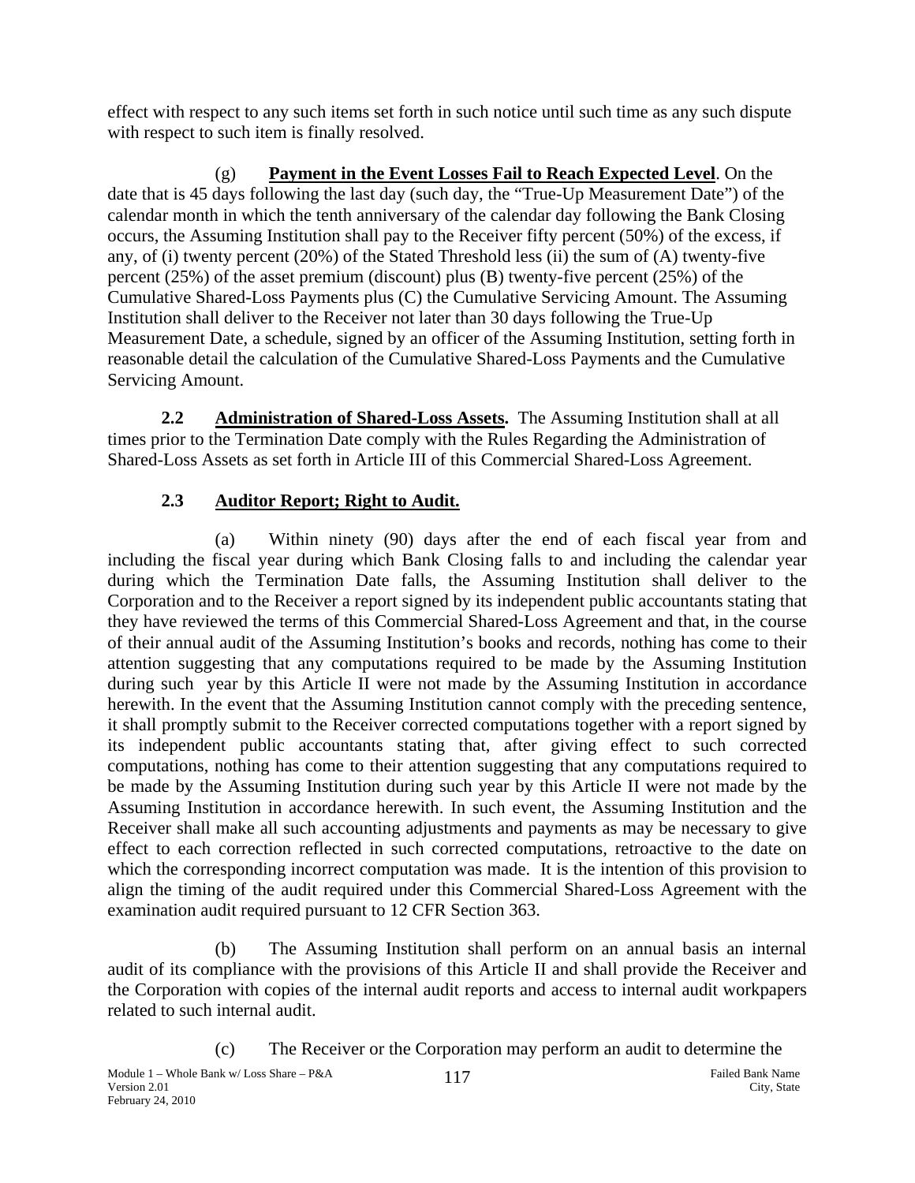effect with respect to any such items set forth in such notice until such time as any such dispute with respect to such item is finally resolved.

(g) **Payment in the Event Losses Fail to Reach Expected Level**. On the date that is 45 days following the last day (such day, the "True-Up Measurement Date") of the calendar month in which the tenth anniversary of the calendar day following the Bank Closing occurs, the Assuming Institution shall pay to the Receiver fifty percent (50%) of the excess, if any, of (i) twenty percent (20%) of the Stated Threshold less (ii) the sum of (A) twenty-five percent (25%) of the asset premium (discount) plus (B) twenty-five percent (25%) of the Cumulative Shared-Loss Payments plus (C) the Cumulative Servicing Amount. The Assuming Institution shall deliver to the Receiver not later than 30 days following the True-Up Measurement Date, a schedule, signed by an officer of the Assuming Institution, setting forth in reasonable detail the calculation of the Cumulative Shared-Loss Payments and the Cumulative Servicing Amount.

**2.2 Administration of Shared-Loss Assets.** The Assuming Institution shall at all times prior to the Termination Date comply with the Rules Regarding the Administration of Shared-Loss Assets as set forth in Article III of this Commercial Shared-Loss Agreement.

**2.3 Auditor Report; Right to Audit.**

(a) Within ninety (90) days after the end of each fiscal year from and including the fiscal year during which Bank Closing falls to and including the calendar year during which the Termination Date falls, the Assuming Institution shall deliver to the Corporation and to the Receiver a report signed by its independent public accountants stating that they have reviewed the terms of this Commercial Shared-Loss Agreement and that, in the course of their annual audit of the Assuming Institution's books and records, nothing has come to their attention suggesting that any computations required to be made by the Assuming Institution during such year by this Article II were not made by the Assuming Institution in accordance herewith. In the event that the Assuming Institution cannot comply with the preceding sentence, it shall promptly submit to the Receiver corrected computations together with a report signed by its independent public accountants stating that, after giving effect to such corrected computations, nothing has come to their attention suggesting that any computations required to be made by the Assuming Institution during such year by this Article II were not made by the Assuming Institution in accordance herewith. In such event, the Assuming Institution and the Receiver shall make all such accounting adjustments and payments as may be necessary to give effect to each correction reflected in such corrected computations, retroactive to the date on which the corresponding incorrect computation was made. It is the intention of this provision to align the timing of the audit required under this Commercial Shared-Loss Agreement with the examination audit required pursuant to 12 CFR Section 363.

(b) The Assuming Institution shall perform on an annual basis an internal audit of its compliance with the provisions of this Article II and shall provide the Receiver and the Corporation with copies of the internal audit reports and access to internal audit workpapers related to such internal audit.

(c) The Receiver or the Corporation may perform an audit to determine the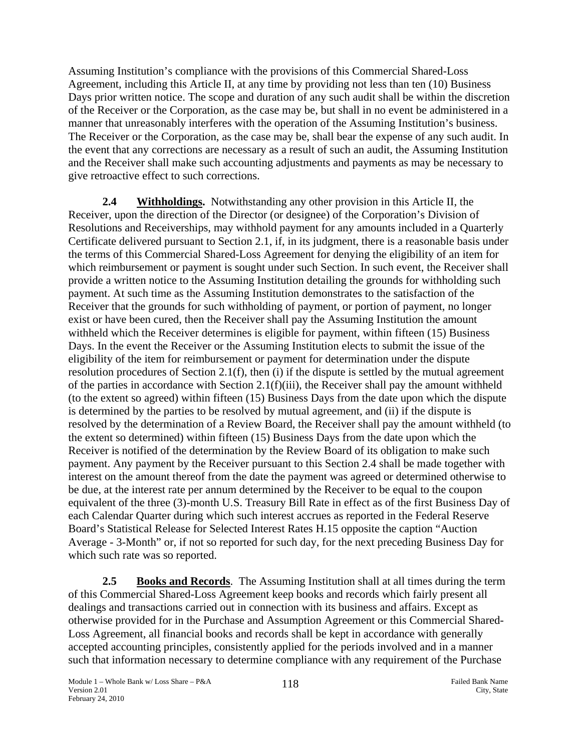Assuming Institution's compliance with the provisions of this Commercial Shared-Loss Agreement, including this Article II, at any time by providing not less than ten (10) Business Days prior written notice. The scope and duration of any such audit shall be within the discretion of the Receiver or the Corporation, as the case may be, but shall in no event be administered in a manner that unreasonably interferes with the operation of the Assuming Institution's business. The Receiver or the Corporation, as the case may be, shall bear the expense of any such audit. In the event that any corrections are necessary as a result of such an audit, the Assuming Institution and the Receiver shall make such accounting adjustments and payments as may be necessary to give retroactive effect to such corrections.

**2.4 Withholdings.** Notwithstanding any other provision in this Article II, the Receiver, upon the direction of the Director (or designee) of the Corporation's Division of Resolutions and Receiverships, may withhold payment for any amounts included in a Quarterly Certificate delivered pursuant to Section 2.1, if, in its judgment, there is a reasonable basis under the terms of this Commercial Shared-Loss Agreement for denying the eligibility of an item for which reimbursement or payment is sought under such Section. In such event, the Receiver shall provide a written notice to the Assuming Institution detailing the grounds for withholding such payment. At such time as the Assuming Institution demonstrates to the satisfaction of the Receiver that the grounds for such withholding of payment, or portion of payment, no longer exist or have been cured, then the Receiver shall pay the Assuming Institution the amount withheld which the Receiver determines is eligible for payment, within fifteen (15) Business Days. In the event the Receiver or the Assuming Institution elects to submit the issue of the eligibility of the item for reimbursement or payment for determination under the dispute resolution procedures of Section 2.1(f), then (i) if the dispute is settled by the mutual agreement of the parties in accordance with Section 2.1(f)(iii), the Receiver shall pay the amount withheld (to the extent so agreed) within fifteen (15) Business Days from the date upon which the dispute is determined by the parties to be resolved by mutual agreement, and (ii) if the dispute is resolved by the determination of a Review Board, the Receiver shall pay the amount withheld (to the extent so determined) within fifteen (15) Business Days from the date upon which the Receiver is notified of the determination by the Review Board of its obligation to make such payment. Any payment by the Receiver pursuant to this Section 2.4 shall be made together with interest on the amount thereof from the date the payment was agreed or determined otherwise to be due, at the interest rate per annum determined by the Receiver to be equal to the coupon equivalent of the three (3)-month U.S. Treasury Bill Rate in effect as of the first Business Day of each Calendar Quarter during which such interest accrues as reported in the Federal Reserve Board's Statistical Release for Selected Interest Rates H.15 opposite the caption "Auction Average - 3-Month" or, if not so reported for such day, for the next preceding Business Day for which such rate was so reported.

**2.5 Books and Records**. The Assuming Institution shall at all times during the term of this Commercial Shared-Loss Agreement keep books and records which fairly present all dealings and transactions carried out in connection with its business and affairs. Except as otherwise provided for in the Purchase and Assumption Agreement or this Commercial Shared-Loss Agreement, all financial books and records shall be kept in accordance with generally accepted accounting principles, consistently applied for the periods involved and in a manner such that information necessary to determine compliance with any requirement of the Purchase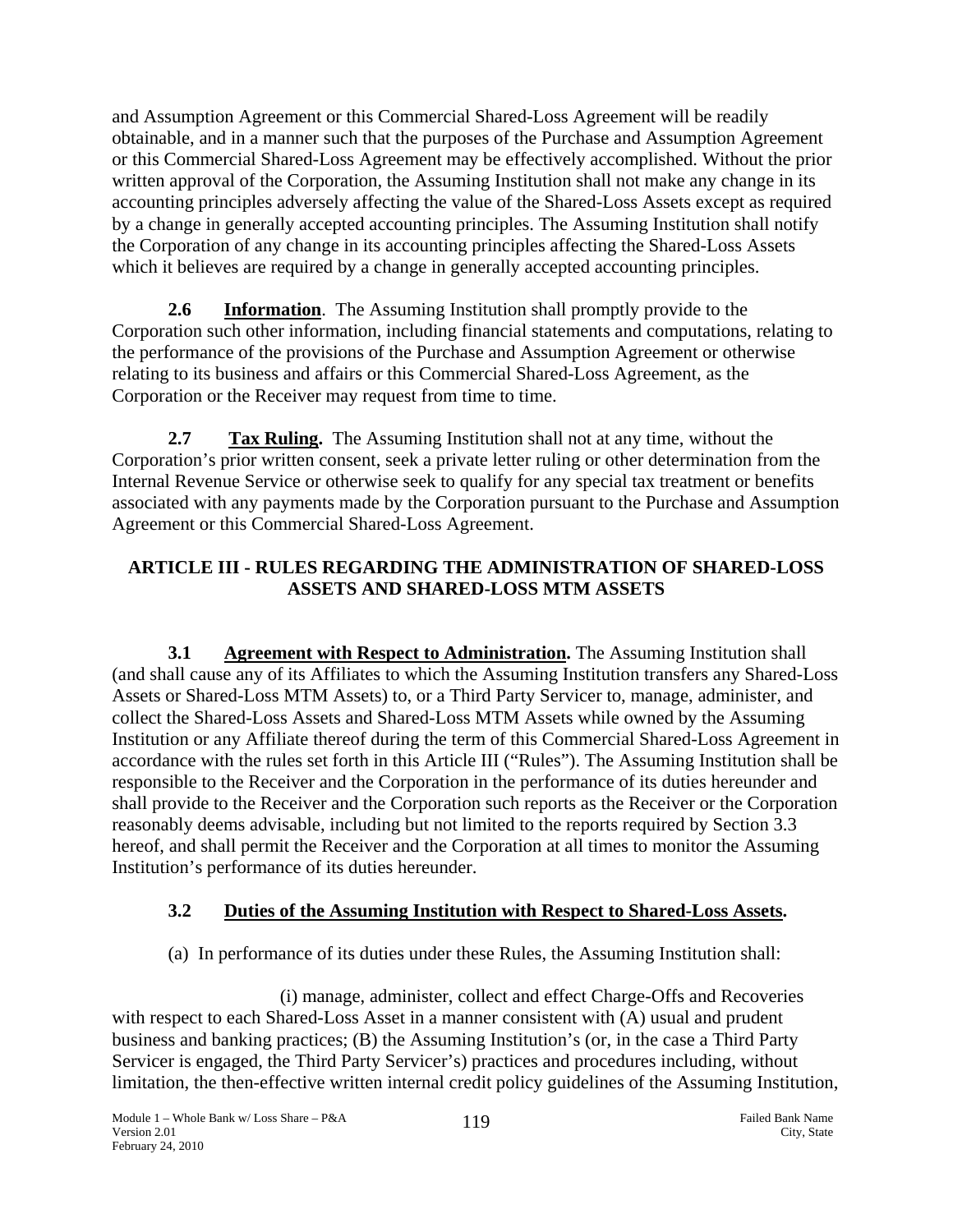and Assumption Agreement or this Commercial Shared-Loss Agreement will be readily obtainable, and in a manner such that the purposes of the Purchase and Assumption Agreement or this Commercial Shared-Loss Agreement may be effectively accomplished. Without the prior written approval of the Corporation, the Assuming Institution shall not make any change in its accounting principles adversely affecting the value of the Shared-Loss Assets except as required by a change in generally accepted accounting principles. The Assuming Institution shall notify the Corporation of any change in its accounting principles affecting the Shared-Loss Assets which it believes are required by a change in generally accepted accounting principles.

**2.6** **Information**. The Assuming Institution shall promptly provide to the Corporation such other information, including financial statements and computations, relating to the performance of the provisions of the Purchase and Assumption Agreement or otherwise relating to its business and affairs or this Commercial Shared-Loss Agreement, as the Corporation or the Receiver may request from time to time.

**2.7** **Tax Ruling.** The Assuming Institution shall not at any time, without the Corporation's prior written consent, seek a private letter ruling or other determination from the Internal Revenue Service or otherwise seek to qualify for any special tax treatment or benefits associated with any payments made by the Corporation pursuant to the Purchase and Assumption Agreement or this Commercial Shared-Loss Agreement.

## ARTICLE III - RULES REGARDING THE ADMINISTRATION OF SHARED-LOSS ASSETS AND SHARED-LOSS MTM ASSETS

**3.1** **Agreement with Respect to Administration.** The Assuming Institution shall (and shall cause any of its Affiliates to which the Assuming Institution transfers any Shared-Loss Assets or Shared-Loss MTM Assets) to, or a Third Party Servicer to, manage, administer, and collect the Shared-Loss Assets and Shared-Loss MTM Assets while owned by the Assuming Institution or any Affiliate thereof during the term of this Commercial Shared-Loss Agreement in accordance with the rules set forth in this Article III ("Rules"). The Assuming Institution shall be responsible to the Receiver and the Corporation in the performance of its duties hereunder and shall provide to the Receiver and the Corporation such reports as the Receiver or the Corporation reasonably deems advisable, including but not limited to the reports required by Section 3.3 hereof, and shall permit the Receiver and the Corporation at all times to monitor the Assuming Institution's performance of its duties hereunder.

### 3.2 Duties of the Assuming Institution with Respect to Shared-Loss Assets.

(a) In performance of its duties under these Rules, the Assuming Institution shall:

(i) manage, administer, collect and effect Charge-Offs and Recoveries with respect to each Shared-Loss Asset in a manner consistent with (A) usual and prudent business and banking practices; (B) the Assuming Institution's (or, in the case a Third Party Servicer is engaged, the Third Party Servicer's) practices and procedures including, without limitation, the then-effective written internal credit policy guidelines of the Assuming Institution,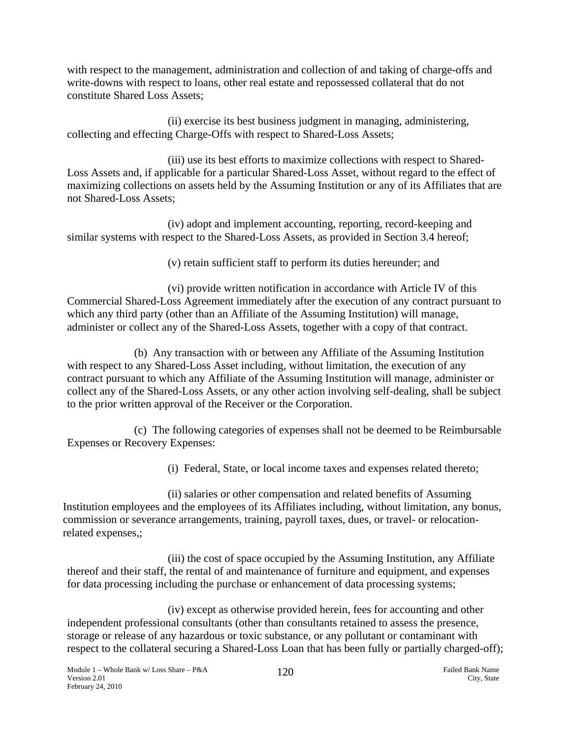with respect to the management, administration and collection of and taking of charge-offs and write-downs with respect to loans, other real estate and repossessed collateral that do not constitute Shared Loss Assets;

(ii) exercise its best business judgment in managing, administering, collecting and effecting Charge-Offs with respect to Shared-Loss Assets;

(iii) use its best efforts to maximize collections with respect to Shared-Loss Assets and, if applicable for a particular Shared-Loss Asset, without regard to the effect of maximizing collections on assets held by the Assuming Institution or any of its Affiliates that are not Shared-Loss Assets;

(iv) adopt and implement accounting, reporting, record-keeping and similar systems with respect to the Shared-Loss Assets, as provided in Section 3.4 hereof;

(v) retain sufficient staff to perform its duties hereunder; and

(vi) provide written notification in accordance with Article IV of this Commercial Shared-Loss Agreement immediately after the execution of any contract pursuant to which any third party (other than an Affiliate of the Assuming Institution) will manage, administer or collect any of the Shared-Loss Assets, together with a copy of that contract.

(b) Any transaction with or between any Affiliate of the Assuming Institution with respect to any Shared-Loss Asset including, without limitation, the execution of any contract pursuant to which any Affiliate of the Assuming Institution will manage, administer or collect any of the Shared-Loss Assets, or any other action involving self-dealing, shall be subject to the prior written approval of the Receiver or the Corporation.

(c) The following categories of expenses shall not be deemed to be Reimbursable Expenses or Recovery Expenses:

(i) Federal, State, or local income taxes and expenses related thereto;

(ii) salaries or other compensation and related benefits of Assuming Institution employees and the employees of its Affiliates including, without limitation, any bonus, commission or severance arrangements, training, payroll taxes, dues, or travel- or relocation-related expenses,;

(iii) the cost of space occupied by the Assuming Institution, any Affiliate thereof and their staff, the rental of and maintenance of furniture and equipment, and expenses for data processing including the purchase or enhancement of data processing systems;

(iv) except as otherwise provided herein, fees for accounting and other independent professional consultants (other than consultants retained to assess the presence, storage or release of any hazardous or toxic substance, or any pollutant or contaminant with respect to the collateral securing a Shared-Loss Loan that has been fully or partially charged-off);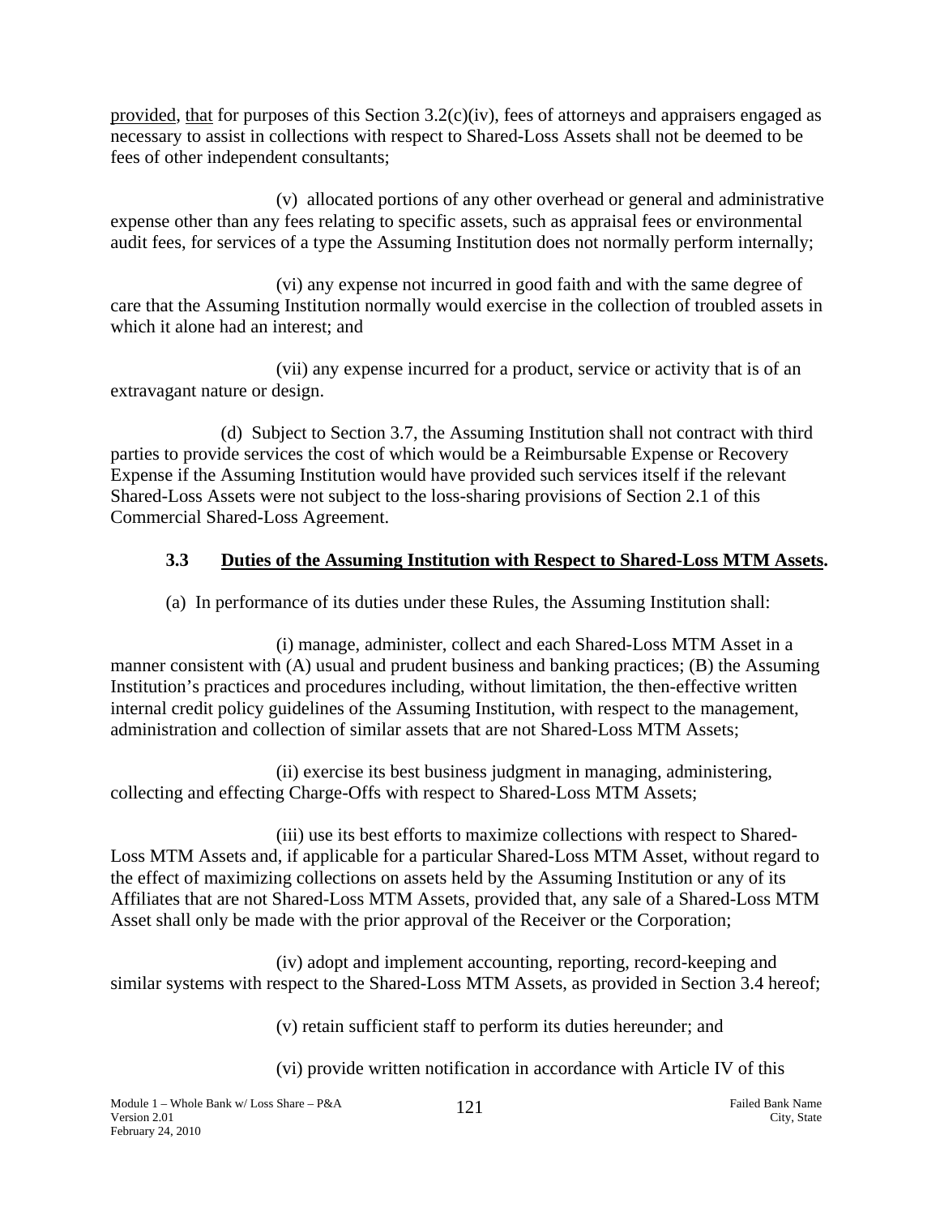provided, that for purposes of this Section 3.2(c)(iv), fees of attorneys and appraisers engaged as necessary to assist in collections with respect to Shared-Loss Assets shall not be deemed to be fees of other independent consultants;

(v) allocated portions of any other overhead or general and administrative expense other than any fees relating to specific assets, such as appraisal fees or environmental audit fees, for services of a type the Assuming Institution does not normally perform internally;

(vi) any expense not incurred in good faith and with the same degree of care that the Assuming Institution normally would exercise in the collection of troubled assets in which it alone had an interest; and

(vii) any expense incurred for a product, service or activity that is of an extravagant nature or design.

(d) Subject to Section 3.7, the Assuming Institution shall not contract with third parties to provide services the cost of which would be a Reimbursable Expense or Recovery Expense if the Assuming Institution would have provided such services itself if the relevant Shared-Loss Assets were not subject to the loss-sharing provisions of Section 2.1 of this Commercial Shared-Loss Agreement.

### **3.3 Duties of the Assuming Institution with Respect to Shared-Loss MTM Assets.**

(a) In performance of its duties under these Rules, the Assuming Institution shall:

(i) manage, administer, collect and each Shared-Loss MTM Asset in a manner consistent with (A) usual and prudent business and banking practices; (B) the Assuming Institution's practices and procedures including, without limitation, the then-effective written internal credit policy guidelines of the Assuming Institution, with respect to the management, administration and collection of similar assets that are not Shared-Loss MTM Assets;

(ii) exercise its best business judgment in managing, administering, collecting and effecting Charge-Offs with respect to Shared-Loss MTM Assets;

(iii) use its best efforts to maximize collections with respect to Shared-Loss MTM Assets and, if applicable for a particular Shared-Loss MTM Asset, without regard to the effect of maximizing collections on assets held by the Assuming Institution or any of its Affiliates that are not Shared-Loss MTM Assets, provided that, any sale of a Shared-Loss MTM Asset shall only be made with the prior approval of the Receiver or the Corporation;

(iv) adopt and implement accounting, reporting, record-keeping and similar systems with respect to the Shared-Loss MTM Assets, as provided in Section 3.4 hereof;

(v) retain sufficient staff to perform its duties hereunder; and

(vi) provide written notification in accordance with Article IV of this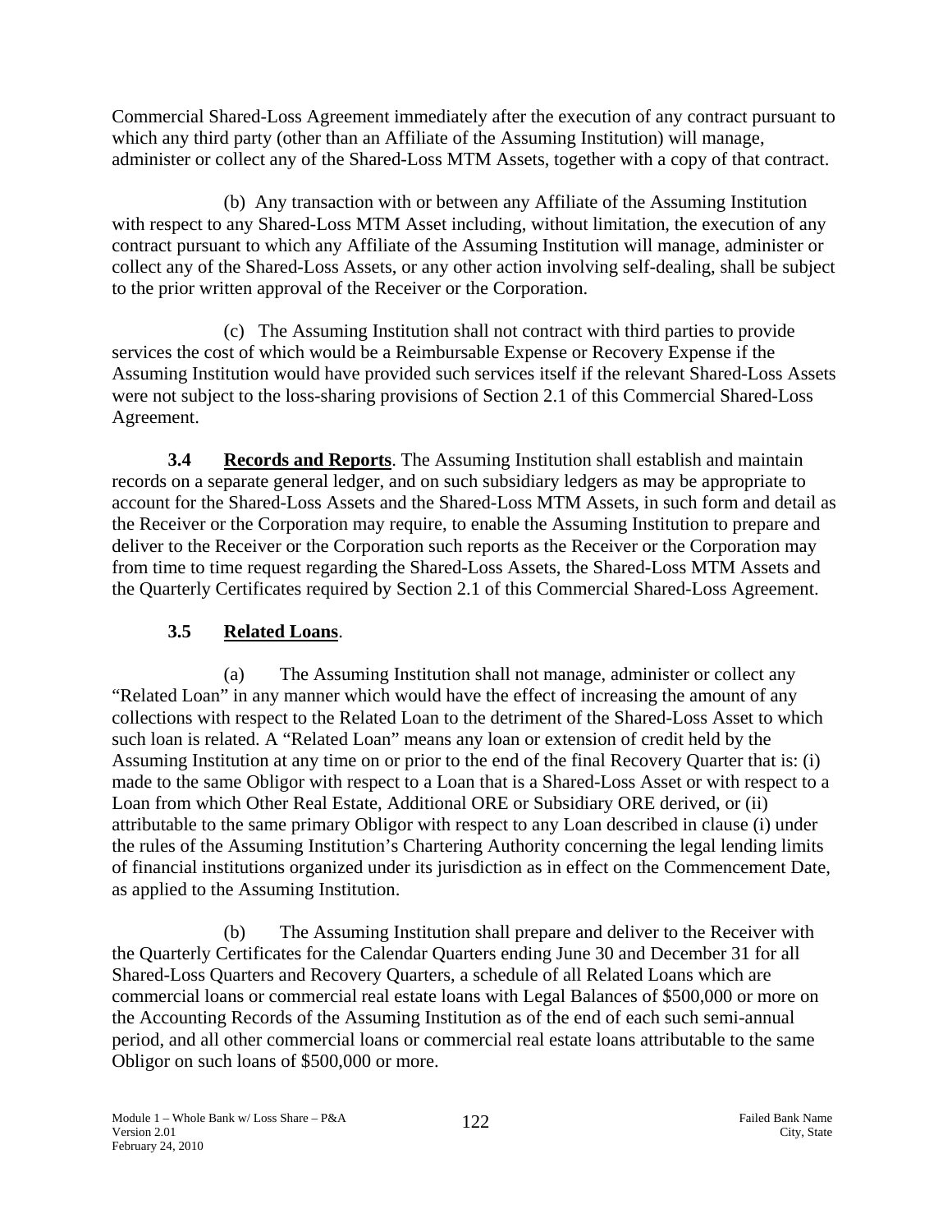Commercial Shared-Loss Agreement immediately after the execution of any contract pursuant to which any third party (other than an Affiliate of the Assuming Institution) will manage, administer or collect any of the Shared-Loss MTM Assets, together with a copy of that contract.

(b) Any transaction with or between any Affiliate of the Assuming Institution with respect to any Shared-Loss MTM Asset including, without limitation, the execution of any contract pursuant to which any Affiliate of the Assuming Institution will manage, administer or collect any of the Shared-Loss Assets, or any other action involving self-dealing, shall be subject to the prior written approval of the Receiver or the Corporation.

(c) The Assuming Institution shall not contract with third parties to provide services the cost of which would be a Reimbursable Expense or Recovery Expense if the Assuming Institution would have provided such services itself if the relevant Shared-Loss Assets were not subject to the loss-sharing provisions of Section 2.1 of this Commercial Shared-Loss Agreement.

**3.4 Records and Reports**. The Assuming Institution shall establish and maintain records on a separate general ledger, and on such subsidiary ledgers as may be appropriate to account for the Shared-Loss Assets and the Shared-Loss MTM Assets, in such form and detail as the Receiver or the Corporation may require, to enable the Assuming Institution to prepare and deliver to the Receiver or the Corporation such reports as the Receiver or the Corporation may from time to time request regarding the Shared-Loss Assets, the Shared-Loss MTM Assets and the Quarterly Certificates required by Section 2.1 of this Commercial Shared-Loss Agreement.

**3.5 Related Loans**.

(a) The Assuming Institution shall not manage, administer or collect any "Related Loan" in any manner which would have the effect of increasing the amount of any collections with respect to the Related Loan to the detriment of the Shared-Loss Asset to which such loan is related. A "Related Loan" means any loan or extension of credit held by the Assuming Institution at any time on or prior to the end of the final Recovery Quarter that is: (i) made to the same Obligor with respect to a Loan that is a Shared-Loss Asset or with respect to a Loan from which Other Real Estate, Additional ORE or Subsidiary ORE derived, or (ii) attributable to the same primary Obligor with respect to any Loan described in clause (i) under the rules of the Assuming Institution's Chartering Authority concerning the legal lending limits of financial institutions organized under its jurisdiction as in effect on the Commencement Date, as applied to the Assuming Institution.

(b) The Assuming Institution shall prepare and deliver to the Receiver with the Quarterly Certificates for the Calendar Quarters ending June 30 and December 31 for all Shared-Loss Quarters and Recovery Quarters, a schedule of all Related Loans which are commercial loans or commercial real estate loans with Legal Balances of $500,000 or more on the Accounting Records of the Assuming Institution as of the end of each such semi-annual period, and all other commercial loans or commercial real estate loans attributable to the same Obligor on such loans of $500,000 or more.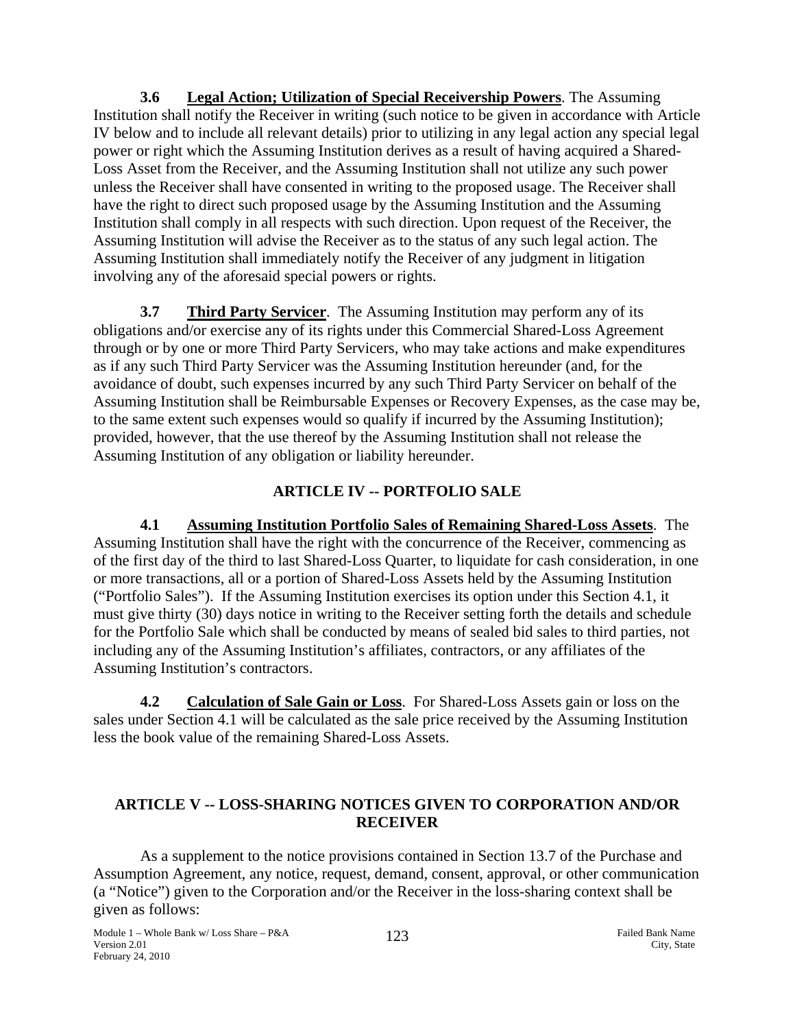**3.6 Legal Action; Utilization of Special Receivership Powers**. The Assuming Institution shall notify the Receiver in writing (such notice to be given in accordance with Article IV below and to include all relevant details) prior to utilizing in any legal action any special legal power or right which the Assuming Institution derives as a result of having acquired a Shared-Loss Asset from the Receiver, and the Assuming Institution shall not utilize any such power unless the Receiver shall have consented in writing to the proposed usage. The Receiver shall have the right to direct such proposed usage by the Assuming Institution and the Assuming Institution shall comply in all respects with such direction. Upon request of the Receiver, the Assuming Institution will advise the Receiver as to the status of any such legal action. The Assuming Institution shall immediately notify the Receiver of any judgment in litigation involving any of the aforesaid special powers or rights.

**3.7 Third Party Servicer**. The Assuming Institution may perform any of its obligations and/or exercise any of its rights under this Commercial Shared-Loss Agreement through or by one or more Third Party Servicers, who may take actions and make expenditures as if any such Third Party Servicer was the Assuming Institution hereunder (and, for the avoidance of doubt, such expenses incurred by any such Third Party Servicer on behalf of the Assuming Institution shall be Reimbursable Expenses or Recovery Expenses, as the case may be, to the same extent such expenses would so qualify if incurred by the Assuming Institution); provided, however, that the use thereof by the Assuming Institution shall not release the Assuming Institution of any obligation or liability hereunder.

## ARTICLE IV -- PORTFOLIO SALE

**4.1 Assuming Institution Portfolio Sales of Remaining Shared-Loss Assets**. The Assuming Institution shall have the right with the concurrence of the Receiver, commencing as of the first day of the third to last Shared-Loss Quarter, to liquidate for cash consideration, in one or more transactions, all or a portion of Shared-Loss Assets held by the Assuming Institution ("Portfolio Sales"). If the Assuming Institution exercises its option under this Section 4.1, it must give thirty (30) days notice in writing to the Receiver setting forth the details and schedule for the Portfolio Sale which shall be conducted by means of sealed bid sales to third parties, not including any of the Assuming Institution's affiliates, contractors, or any affiliates of the Assuming Institution's contractors.

**4.2 Calculation of Sale Gain or Loss**. For Shared-Loss Assets gain or loss on the sales under Section 4.1 will be calculated as the sale price received by the Assuming Institution less the book value of the remaining Shared-Loss Assets.

## ARTICLE V -- LOSS-SHARING NOTICES GIVEN TO CORPORATION AND/OR RECEIVER

As a supplement to the notice provisions contained in Section 13.7 of the Purchase and Assumption Agreement, any notice, request, demand, consent, approval, or other communication (a "Notice") given to the Corporation and/or the Receiver in the loss-sharing context shall be given as follows: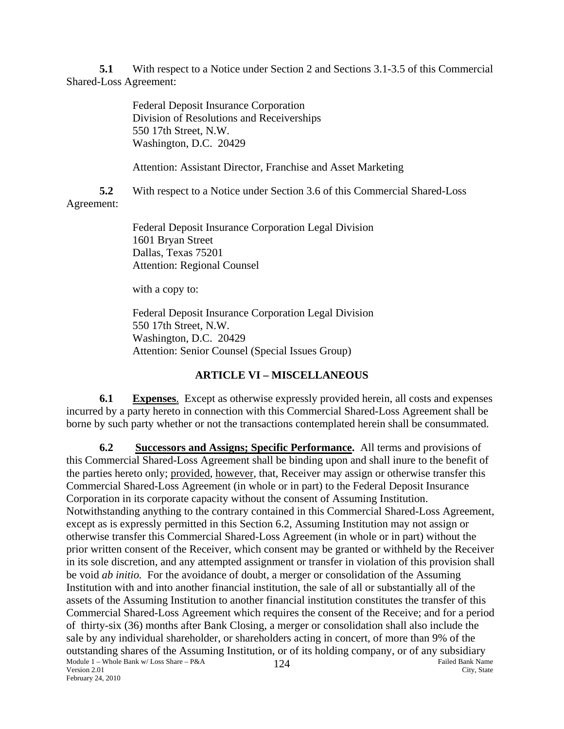**5.1** With respect to a Notice under Section 2 and Sections 3.1-3.5 of this Commercial Shared-Loss Agreement:

Federal Deposit Insurance Corporation
Division of Resolutions and Receiverships
550 17th Street, N.W.
Washington, D.C. 20429

Attention: Assistant Director, Franchise and Asset Marketing

**5.2** With respect to a Notice under Section 3.6 of this Commercial Shared-Loss Agreement:

Federal Deposit Insurance Corporation Legal Division
1601 Bryan Street
Dallas, Texas 75201
Attention: Regional Counsel

with a copy to:

Federal Deposit Insurance Corporation Legal Division
550 17th Street, N.W.
Washington, D.C. 20429
Attention: Senior Counsel (Special Issues Group)

## ARTICLE VI – MISCELLANEOUS

**6.1** **Expenses**. Except as otherwise expressly provided herein, all costs and expenses incurred by a party hereto in connection with this Commercial Shared-Loss Agreement shall be borne by such party whether or not the transactions contemplated herein shall be consummated.

**6.2** **Successors and Assigns; Specific Performance.** All terms and provisions of this Commercial Shared-Loss Agreement shall be binding upon and shall inure to the benefit of the parties hereto only; provided, however, that, Receiver may assign or otherwise transfer this Commercial Shared-Loss Agreement (in whole or in part) to the Federal Deposit Insurance Corporation in its corporate capacity without the consent of Assuming Institution. Notwithstanding anything to the contrary contained in this Commercial Shared-Loss Agreement, except as is expressly permitted in this Section 6.2, Assuming Institution may not assign or otherwise transfer this Commercial Shared-Loss Agreement (in whole or in part) without the prior written consent of the Receiver, which consent may be granted or withheld by the Receiver in its sole discretion, and any attempted assignment or transfer in violation of this provision shall be void *ab initio.* For the avoidance of doubt, a merger or consolidation of the Assuming Institution with and into another financial institution, the sale of all or substantially all of the assets of the Assuming Institution to another financial institution constitutes the transfer of this Commercial Shared-Loss Agreement which requires the consent of the Receive; and for a period of thirty-six (36) months after Bank Closing, a merger or consolidation shall also include the sale by any individual shareholder, or shareholders acting in concert, of more than 9% of the outstanding shares of the Assuming Institution, or of its holding company, or of any subsidiary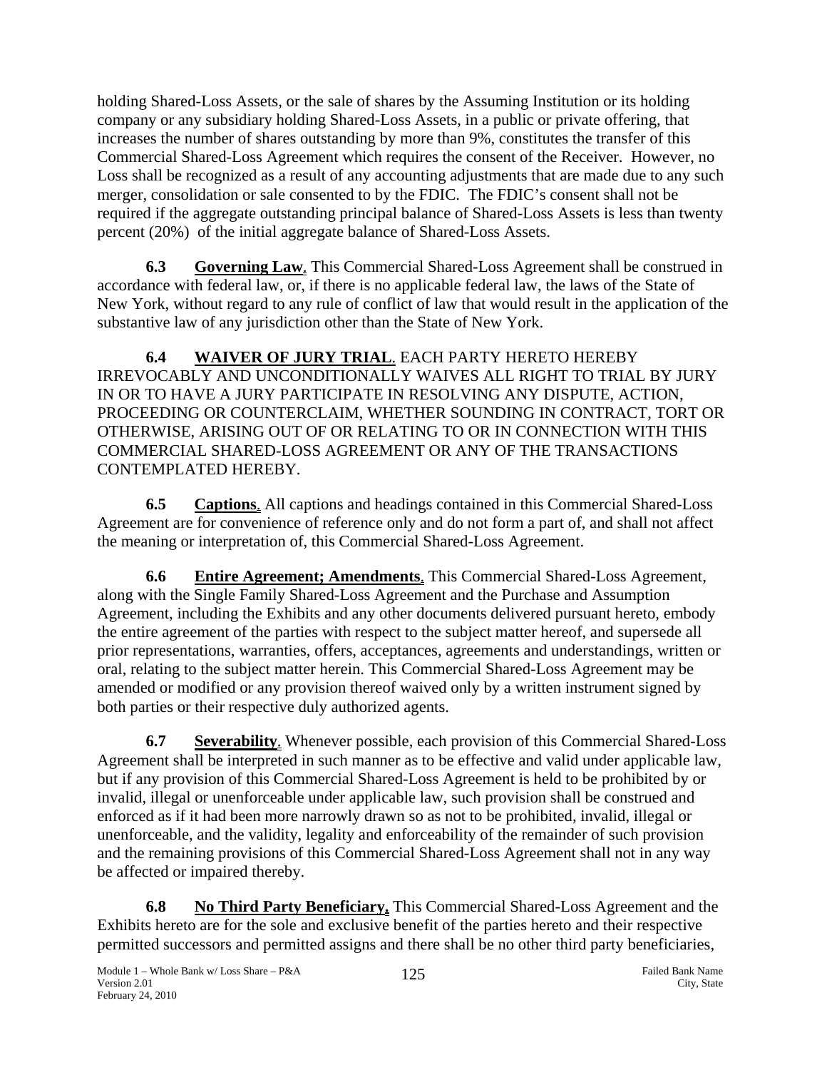holding Shared-Loss Assets, or the sale of shares by the Assuming Institution or its holding company or any subsidiary holding Shared-Loss Assets, in a public or private offering, that increases the number of shares outstanding by more than 9%, constitutes the transfer of this Commercial Shared-Loss Agreement which requires the consent of the Receiver. However, no Loss shall be recognized as a result of any accounting adjustments that are made due to any such merger, consolidation or sale consented to by the FDIC. The FDIC's consent shall not be required if the aggregate outstanding principal balance of Shared-Loss Assets is less than twenty percent (20%) of the initial aggregate balance of Shared-Loss Assets.

**6.3 Governing Law**. This Commercial Shared-Loss Agreement shall be construed in accordance with federal law, or, if there is no applicable federal law, the laws of the State of New York, without regard to any rule of conflict of law that would result in the application of the substantive law of any jurisdiction other than the State of New York.

**6.4 WAIVER OF JURY TRIAL**. EACH PARTY HERETO HEREBY IRREVOCABLY AND UNCONDITIONALLY WAIVES ALL RIGHT TO TRIAL BY JURY IN OR TO HAVE A JURY PARTICIPATE IN RESOLVING ANY DISPUTE, ACTION, PROCEEDING OR COUNTERCLAIM, WHETHER SOUNDING IN CONTRACT, TORT OR OTHERWISE, ARISING OUT OF OR RELATING TO OR IN CONNECTION WITH THIS COMMERCIAL SHARED-LOSS AGREEMENT OR ANY OF THE TRANSACTIONS CONTEMPLATED HEREBY.

**6.5 Captions**. All captions and headings contained in this Commercial Shared-Loss Agreement are for convenience of reference only and do not form a part of, and shall not affect the meaning or interpretation of, this Commercial Shared-Loss Agreement.

**6.6 Entire Agreement; Amendments**. This Commercial Shared-Loss Agreement, along with the Single Family Shared-Loss Agreement and the Purchase and Assumption Agreement, including the Exhibits and any other documents delivered pursuant hereto, embody the entire agreement of the parties with respect to the subject matter hereof, and supersede all prior representations, warranties, offers, acceptances, agreements and understandings, written or oral, relating to the subject matter herein. This Commercial Shared-Loss Agreement may be amended or modified or any provision thereof waived only by a written instrument signed by both parties or their respective duly authorized agents.

**6.7 Severability**. Whenever possible, each provision of this Commercial Shared-Loss Agreement shall be interpreted in such manner as to be effective and valid under applicable law, but if any provision of this Commercial Shared-Loss Agreement is held to be prohibited by or invalid, illegal or unenforceable under applicable law, such provision shall be construed and enforced as if it had been more narrowly drawn so as not to be prohibited, invalid, illegal or unenforceable, and the validity, legality and enforceability of the remainder of such provision and the remaining provisions of this Commercial Shared-Loss Agreement shall not in any way be affected or impaired thereby.

**6.8 No Third Party Beneficiary.** This Commercial Shared-Loss Agreement and the Exhibits hereto are for the sole and exclusive benefit of the parties hereto and their respective permitted successors and permitted assigns and there shall be no other third party beneficiaries,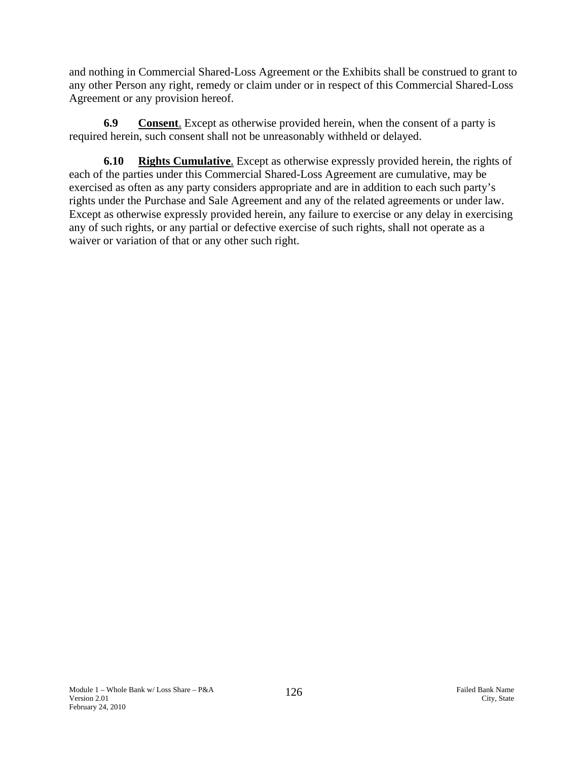and nothing in Commercial Shared-Loss Agreement or the Exhibits shall be construed to grant to any other Person any right, remedy or claim under or in respect of this Commercial Shared-Loss Agreement or any provision hereof.

**6.9 Consent**. Except as otherwise provided herein, when the consent of a party is required herein, such consent shall not be unreasonably withheld or delayed.

**6.10 Rights Cumulative**. Except as otherwise expressly provided herein, the rights of each of the parties under this Commercial Shared-Loss Agreement are cumulative, may be exercised as often as any party considers appropriate and are in addition to each such party's rights under the Purchase and Sale Agreement and any of the related agreements or under law. Except as otherwise expressly provided herein, any failure to exercise or any delay in exercising any of such rights, or any partial or defective exercise of such rights, shall not operate as a waiver or variation of that or any other such right.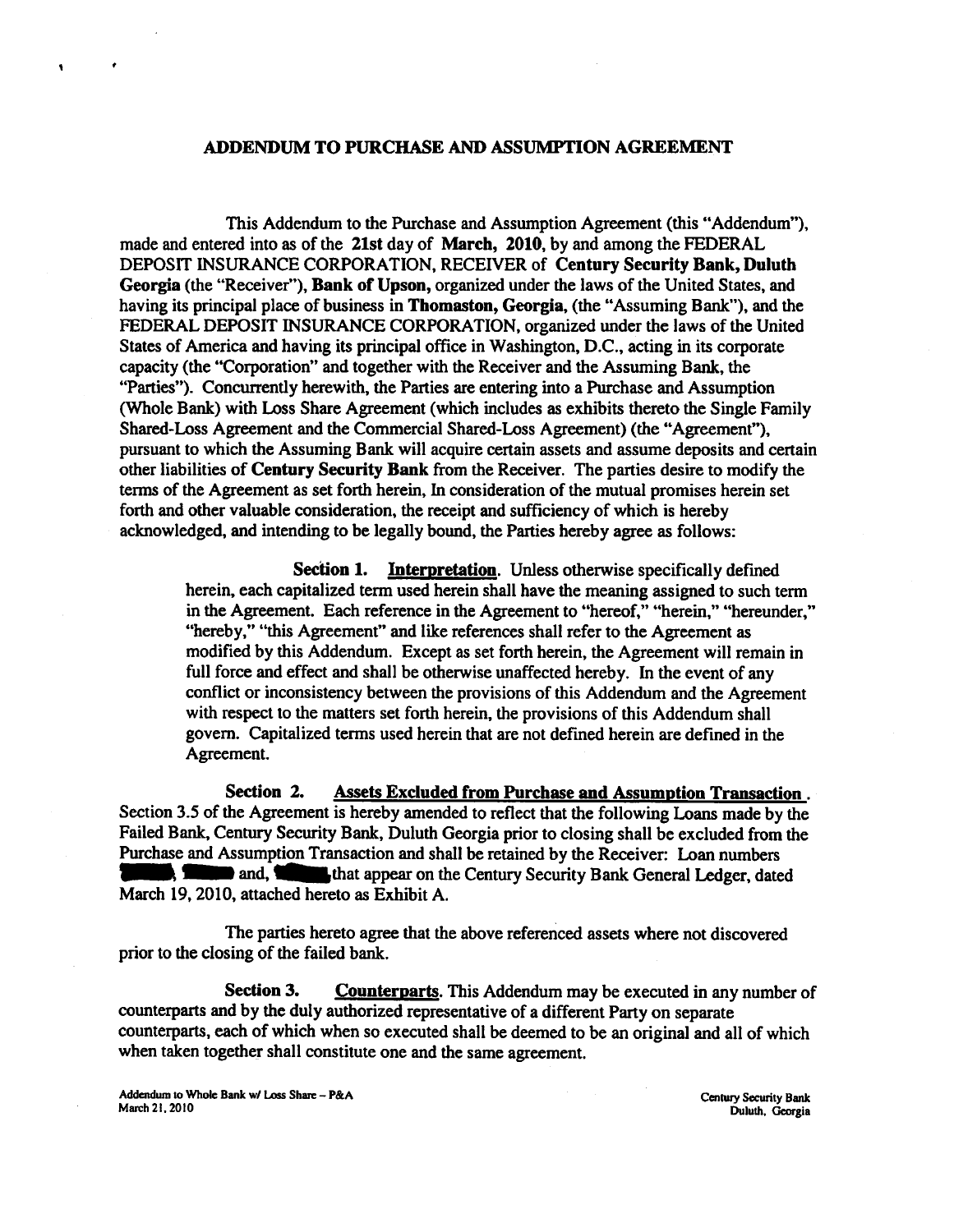## ADDENDUM TO PURCHASE AND ASSUMPTION AGREEMENT

This Addendum to the Purchase and Assumption Agreement (this "Addendum"), made and entered into as of the **21st** day of **March, 2010**, by and among the FEDERAL DEPOSIT INSURANCE CORPORATION, RECEIVER of **Century Security Bank, Duluth Georgia** (the "Receiver"), **Bank of Upson,** organized under the laws of the United States, and having its principal place of business in **Thomaston, Georgia,** (the "Assuming Bank"), and the FEDERAL DEPOSIT INSURANCE CORPORATION, organized under the laws of the United States of America and having its principal office in Washington, D.C., acting in its corporate capacity (the "Corporation" and together with the Receiver and the Assuming Bank, the "Parties"). Concurrently herewith, the Parties are entering into a Purchase and Assumption (Whole Bank) with Loss Share Agreement (which includes as exhibits thereto the Single Family Shared-Loss Agreement and the Commercial Shared-Loss Agreement) (the "Agreement"), pursuant to which the Assuming Bank will acquire certain assets and assume deposits and certain other liabilities of **Century Security Bank** from the Receiver. The parties desire to modify the terms of the Agreement as set forth herein, In consideration of the mutual promises herein set forth and other valuable consideration, the receipt and sufficiency of which is hereby acknowledged, and intending to be legally bound, the Parties hereby agree as follows:

**Section 1.** **Interpretation**. Unless otherwise specifically defined herein, each capitalized term used herein shall have the meaning assigned to such term in the Agreement. Each reference in the Agreement to "hereof," "herein," "hereunder," "hereby," "this Agreement" and like references shall refer to the Agreement as modified by this Addendum. Except as set forth herein, the Agreement will remain in full force and effect and shall be otherwise unaffected hereby. In the event of any conflict or inconsistency between the provisions of this Addendum and the Agreement with respect to the matters set forth herein, the provisions of this Addendum shall govern. Capitalized terms used herein that are not defined herein are defined in the Agreement.

**Section 2.** **Assets Excluded from Purchase and Assumption Transaction**. Section 3.5 of the Agreement is hereby amended to reflect that the following Loans made by the Failed Bank, Century Security Bank, Duluth Georgia prior to closing shall be excluded from the Purchase and Assumption Transaction and shall be retained by the Receiver: Loan numbers [REDACTED], [REDACTED] and, [REDACTED] that appear on the Century Security Bank General Ledger, dated March 19, 2010, attached hereto as Exhibit A.

The parties hereto agree that the above referenced assets where not discovered prior to the closing of the failed bank.

**Section 3.** **Counterparts**. This Addendum may be executed in any number of counterparts and by the duly authorized representative of a different Party on separate counterparts, each of which when so executed shall be deemed to be an original and all of which when taken together shall constitute one and the same agreement.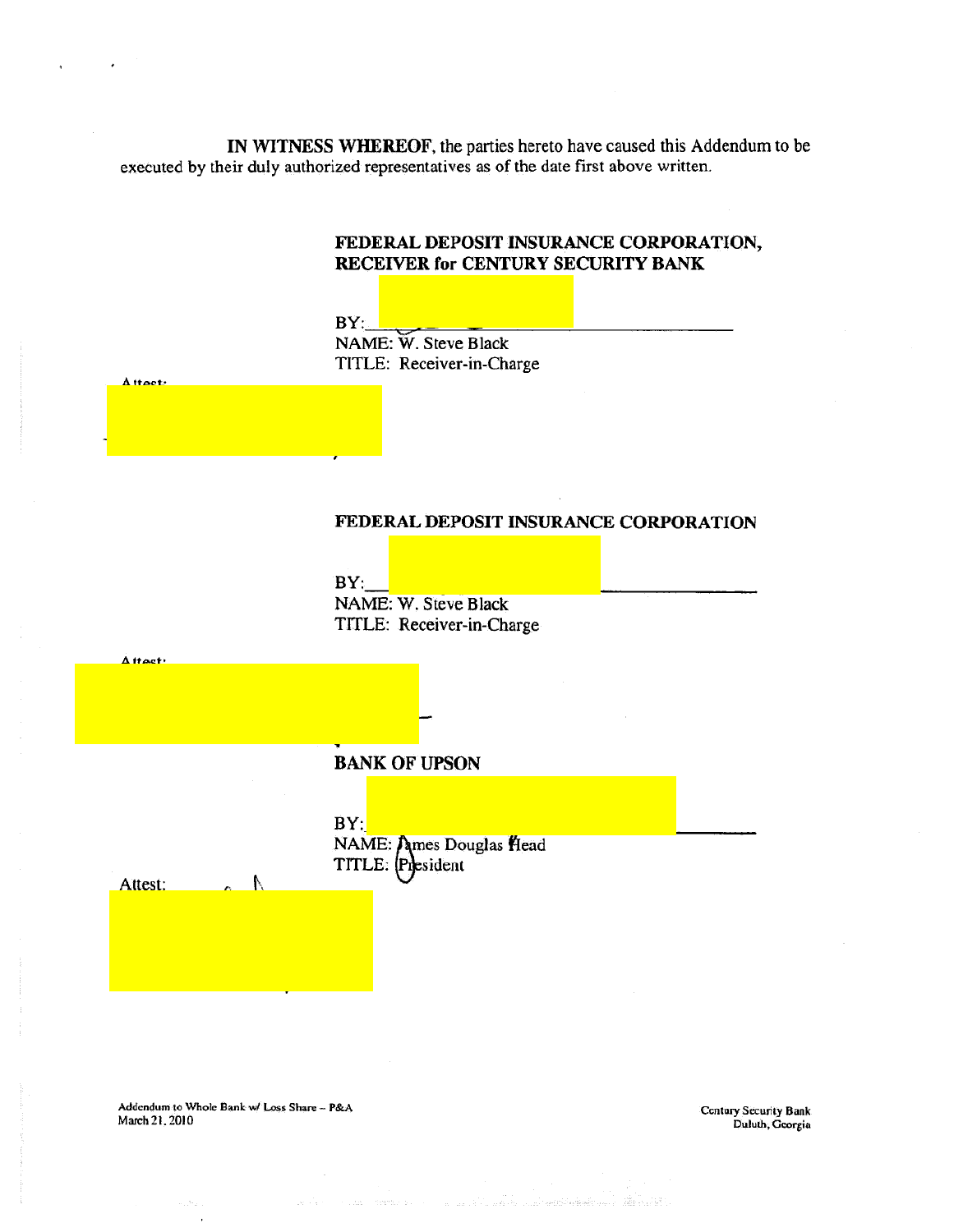**IN WITNESS WHEREOF**, the parties hereto have caused this Addendum to be executed by their duly authorized representatives as of the date first above written.

**FEDERAL DEPOSIT INSURANCE CORPORATION, RECEIVER for CENTURY SECURITY BANK**

BY:\_\_\_\_\_\_\_\_\_\_\_\_\_\_\_\_\_\_\_\_\_\_\_\_\_\_\_\_\_\_\_\_
NAME: W. Steve Black
TITLE: Receiver-in-Charge

Attest:

**FEDERAL DEPOSIT INSURANCE CORPORATION**

BY:\_\_\_\_\_\_\_\_\_\_\_\_\_\_\_\_\_\_\_\_\_\_\_\_\_\_\_\_\_\_\_\_
NAME: W. Steve Black
TITLE: Receiver-in-Charge

Attest:

**BANK OF UPSON**

BY:\_\_\_\_\_\_\_\_\_\_\_\_\_\_\_\_\_\_\_\_\_\_\_\_\_\_\_\_\_\_\_\_
NAME: James Douglas Head
TITLE: President

Attest:

Addendum to Whole Bank w/ Loss Share – P&A
March 21, 2010

Century Security Bank
Duluth, Georgia